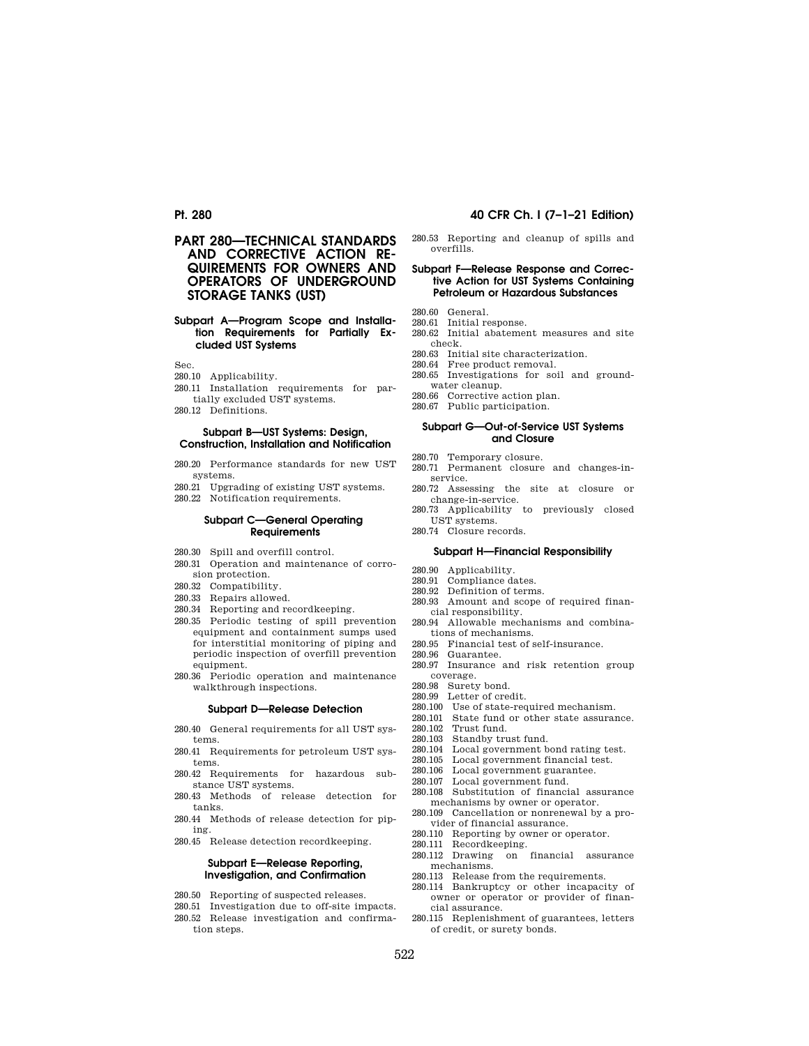# PART 280—TECHNICAL STANDARDS AND CORRECTIVE ACTION REQUIREMENTS FOR OWNERS AND OPERATORS OF UNDERGROUND STORAGE TANKS (UST)

### Subpart A—Program Scope and Installation Requirements for Partially Excluded UST Systems

Sec.

280.10 Applicability.

280.11 Installation requirements for partially excluded UST systems.

280.12 Definitions.

### Subpart B—UST Systems: Design, Construction, Installation and Notification

280.20 Performance standards for new UST systems.

280.21 Upgrading of existing UST systems.

280.22 Notification requirements.

### Subpart C—General Operating Requirements

280.30 Spill and overfill control.

280.31 Operation and maintenance of corrosion protection.

280.32 Compatibility.

280.33 Repairs allowed.

280.34 Reporting and recordkeeping.

280.35 Periodic testing of spill prevention equipment and containment sumps used for interstitial monitoring of piping and periodic inspection of overfill prevention equipment.

280.36 Periodic operation and maintenance walkthrough inspections.

### Subpart D—Release Detection

280.40 General requirements for all UST systems.

280.41 Requirements for petroleum UST systems.

280.42 Requirements for hazardous substance UST systems.

280.43 Methods of release detection for tanks.

280.44 Methods of release detection for piping.

280.45 Release detection recordkeeping.

### Subpart E—Release Reporting, Investigation, and Confirmation

280.50 Reporting of suspected releases.

280.51 Investigation due to off-site impacts.

280.52 Release investigation and confirmation steps.

280.53 Reporting and cleanup of spills and overfills.

### Subpart F—Release Response and Corrective Action for UST Systems Containing Petroleum or Hazardous Substances

280.60 General.

280.61 Initial response.

280.62 Initial abatement measures and site check.

280.63 Initial site characterization.

280.64 Free product removal.

280.65 Investigations for soil and groundwater cleanup.

280.66 Corrective action plan.

280.67 Public participation.

### Subpart G—Out-of-Service UST Systems and Closure

280.70 Temporary closure.

280.71 Permanent closure and changes-in-service.

280.72 Assessing the site at closure or change-in-service.

280.73 Applicability to previously closed UST systems.

280.74 Closure records.

### Subpart H—Financial Responsibility

280.90 Applicability.

280.91 Compliance dates.

280.92 Definition of terms.

280.93 Amount and scope of required financial responsibility.

280.94 Allowable mechanisms and combinations of mechanisms.

280.95 Financial test of self-insurance.

280.96 Guarantee.

280.97 Insurance and risk retention group coverage.

280.98 Surety bond.

280.99 Letter of credit.

280.100 Use of state-required mechanism.

280.101 State fund or other state assurance.

280.102 Trust fund.

280.103 Standby trust fund.

280.104 Local government bond rating test.

280.105 Local government financial test.

280.106 Local government guarantee.

280.107 Local government fund.

280.108 Substitution of financial assurance mechanisms by owner or operator.

280.109 Cancellation or nonrenewal by a provider of financial assurance.

280.110 Reporting by owner or operator.

280.111 Recordkeeping.

280.112 Drawing on financial assurance mechanisms.

280.113 Release from the requirements.

280.114 Bankruptcy or other incapacity of owner or operator or provider of financial assurance.

280.115 Replenishment of guarantees, letters of credit, or surety bonds.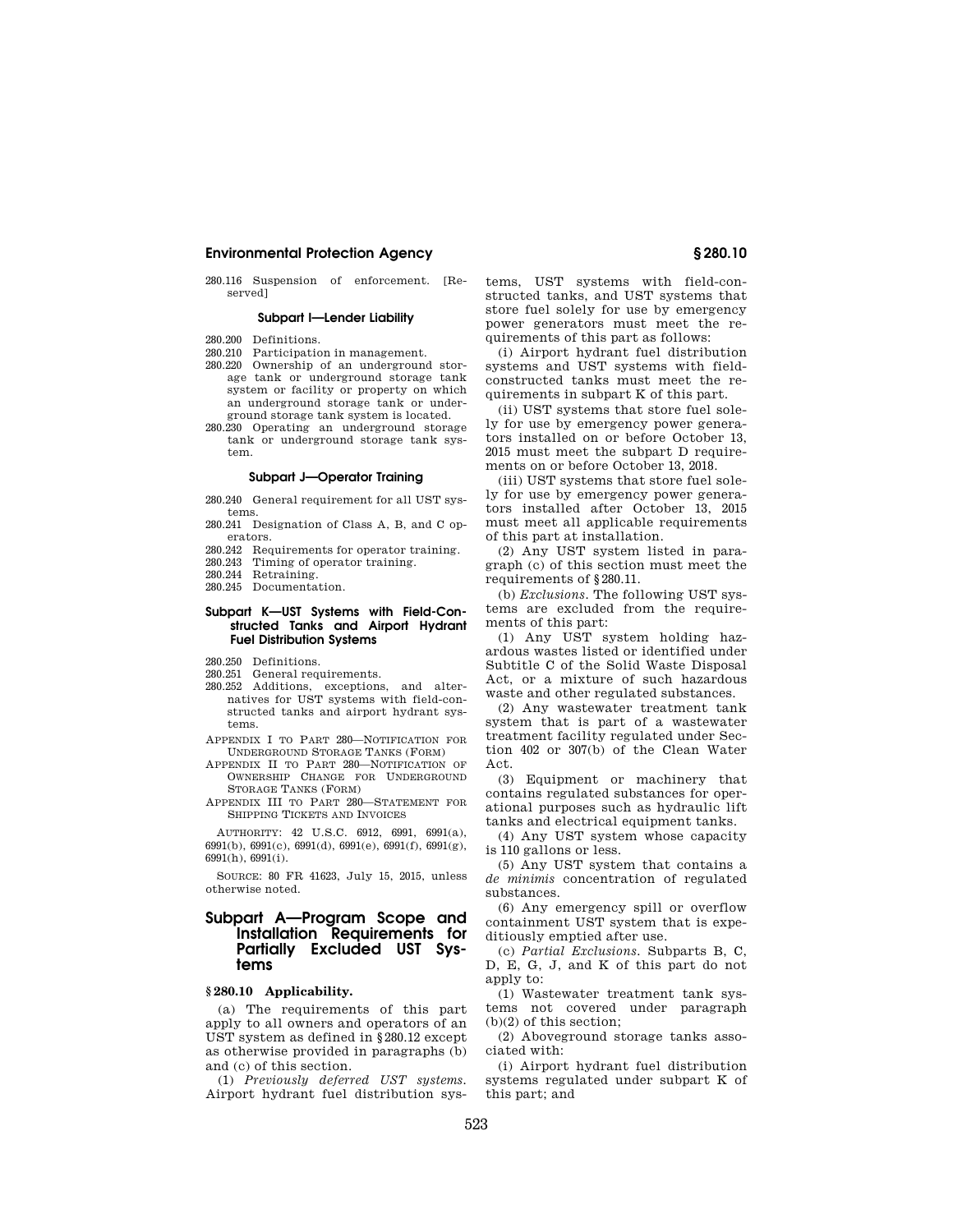280.116 Suspension of enforcement. [Reserved]

**Subpart I—Lender Liability**

280.200 Definitions.
280.210 Participation in management.
280.220 Ownership of an underground storage tank or underground storage tank system or facility or property on which an underground storage tank or underground storage tank system is located.
280.230 Operating an underground storage tank or underground storage tank system.

**Subpart J—Operator Training**

280.240 General requirement for all UST systems.
280.241 Designation of Class A, B, and C operators.
280.242 Requirements for operator training.
280.243 Timing of operator training.
280.244 Retraining.
280.245 Documentation.

**Subpart K—UST Systems with Field-Constructed Tanks and Airport Hydrant Fuel Distribution Systems**

280.250 Definitions.
280.251 General requirements.
280.252 Additions, exceptions, and alternatives for UST systems with field-constructed tanks and airport hydrant systems.

APPENDIX I TO PART 280—NOTIFICATION FOR UNDERGROUND STORAGE TANKS (FORM)
APPENDIX II TO PART 280—NOTIFICATION OF OWNERSHIP CHANGE FOR UNDERGROUND STORAGE TANKS (FORM)
APPENDIX III TO PART 280—STATEMENT FOR SHIPPING TICKETS AND INVOICES

AUTHORITY: 42 U.S.C. 6912, 6991, 6991(a), 6991(b), 6991(c), 6991(d), 6991(e), 6991(f), 6991(g), 6991(h), 6991(i).

SOURCE: 80 FR 41623, July 15, 2015, unless otherwise noted.

## Subpart A—Program Scope and Installation Requirements for Partially Excluded UST Systems

### § 280.10 Applicability.

(a) The requirements of this part apply to all owners and operators of an UST system as defined in § 280.12 except as otherwise provided in paragraphs (b) and (c) of this section.

(1) *Previously deferred UST systems.* Airport hydrant fuel distribution systems, UST systems with field-constructed tanks, and UST systems that store fuel solely for use by emergency power generators must meet the requirements of this part as follows:

(i) Airport hydrant fuel distribution systems and UST systems with field-constructed tanks must meet the requirements in subpart K of this part.

(ii) UST systems that store fuel solely for use by emergency power generators installed on or before October 13, 2015 must meet the subpart D requirements on or before October 13, 2018.

(iii) UST systems that store fuel solely for use by emergency power generators installed after October 13, 2015 must meet all applicable requirements of this part at installation.

(2) Any UST system listed in paragraph (c) of this section must meet the requirements of § 280.11.

(b) *Exclusions.* The following UST systems are excluded from the requirements of this part:

(1) Any UST system holding hazardous wastes listed or identified under Subtitle C of the Solid Waste Disposal Act, or a mixture of such hazardous waste and other regulated substances.

(2) Any wastewater treatment tank system that is part of a wastewater treatment facility regulated under Section 402 or 307(b) of the Clean Water Act.

(3) Equipment or machinery that contains regulated substances for operational purposes such as hydraulic lift tanks and electrical equipment tanks.

(4) Any UST system whose capacity is 110 gallons or less.

(5) Any UST system that contains a *de minimis* concentration of regulated substances.

(6) Any emergency spill or overflow containment UST system that is expeditiously emptied after use.

(c) *Partial Exclusions.* Subparts B, C, D, E, G, J, and K of this part do not apply to:

(1) Wastewater treatment tank systems not covered under paragraph (b)(2) of this section;

(2) Aboveground storage tanks associated with:

(i) Airport hydrant fuel distribution systems regulated under subpart K of this part; and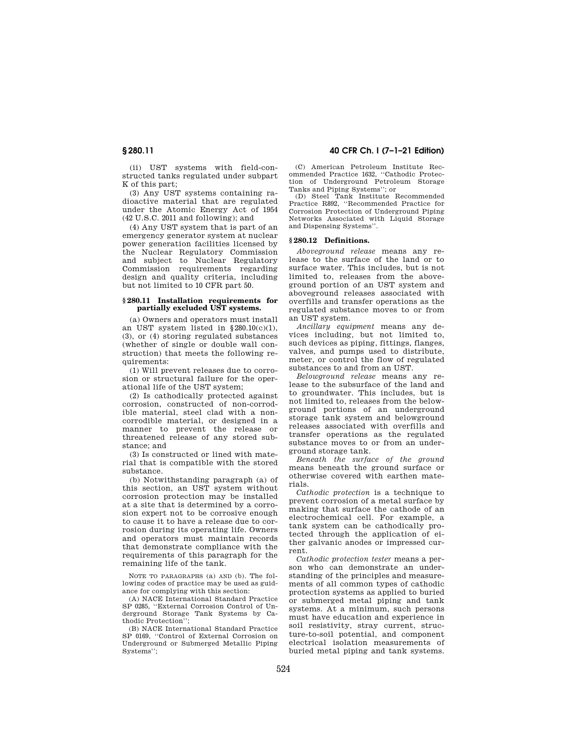(ii) UST systems with field-constructed tanks regulated under subpart K of this part;

(3) Any UST systems containing radioactive material that are regulated under the Atomic Energy Act of 1954 (42 U.S.C. 2011 and following); and

(4) Any UST system that is part of an emergency generator system at nuclear power generation facilities licensed by the Nuclear Regulatory Commission and subject to Nuclear Regulatory Commission requirements regarding design and quality criteria, including but not limited to 10 CFR part 50.

### § 280.11 Installation requirements for partially excluded UST systems.

(a) Owners and operators must install an UST system listed in § 280.10(c)(1), (3), or (4) storing regulated substances (whether of single or double wall construction) that meets the following requirements:

(1) Will prevent releases due to corrosion or structural failure for the operational life of the UST system;

(2) Is cathodically protected against corrosion, constructed of non-corrodible material, steel clad with a non-corrodible material, or designed in a manner to prevent the release or threatened release of any stored substance; and

(3) Is constructed or lined with material that is compatible with the stored substance.

(b) Notwithstanding paragraph (a) of this section, an UST system without corrosion protection may be installed at a site that is determined by a corrosion expert not to be corrosive enough to cause it to have a release due to corrosion during its operating life. Owners and operators must maintain records that demonstrate compliance with the requirements of this paragraph for the remaining life of the tank.

NOTE TO PARAGRAPHS (a) AND (b). The following codes of practice may be used as guidance for complying with this section:

(A) NACE International Standard Practice SP 0285, "External Corrosion Control of Underground Storage Tank Systems by Cathodic Protection";

(B) NACE International Standard Practice SP 0169, "Control of External Corrosion on Underground or Submerged Metallic Piping Systems";

(C) American Petroleum Institute Recommended Practice 1632, "Cathodic Protection of Underground Petroleum Storage Tanks and Piping Systems"; or

(D) Steel Tank Institute Recommended Practice R892, "Recommended Practice for Corrosion Protection of Underground Piping Networks Associated with Liquid Storage and Dispensing Systems".

### § 280.12 Definitions.

*Aboveground release* means any release to the surface of the land or to surface water. This includes, but is not limited to, releases from the aboveground portion of an UST system and aboveground releases associated with overfills and transfer operations as the regulated substance moves to or from an UST system.

*Ancillary equipment* means any devices including, but not limited to, such devices as piping, fittings, flanges, valves, and pumps used to distribute, meter, or control the flow of regulated substances to and from an UST.

*Belowground release* means any release to the subsurface of the land and to groundwater. This includes, but is not limited to, releases from the belowground portions of an underground storage tank system and belowground releases associated with overfills and transfer operations as the regulated substance moves to or from an underground storage tank.

*Beneath the surface of the ground* means beneath the ground surface or otherwise covered with earthen materials.

*Cathodic protection* is a technique to prevent corrosion of a metal surface by making that surface the cathode of an electrochemical cell. For example, a tank system can be cathodically protected through the application of either galvanic anodes or impressed current.

*Cathodic protection tester* means a person who can demonstrate an understanding of the principles and measurements of all common types of cathodic protection systems as applied to buried or submerged metal piping and tank systems. At a minimum, such persons must have education and experience in soil resistivity, stray current, structure-to-soil potential, and component electrical isolation measurements of buried metal piping and tank systems.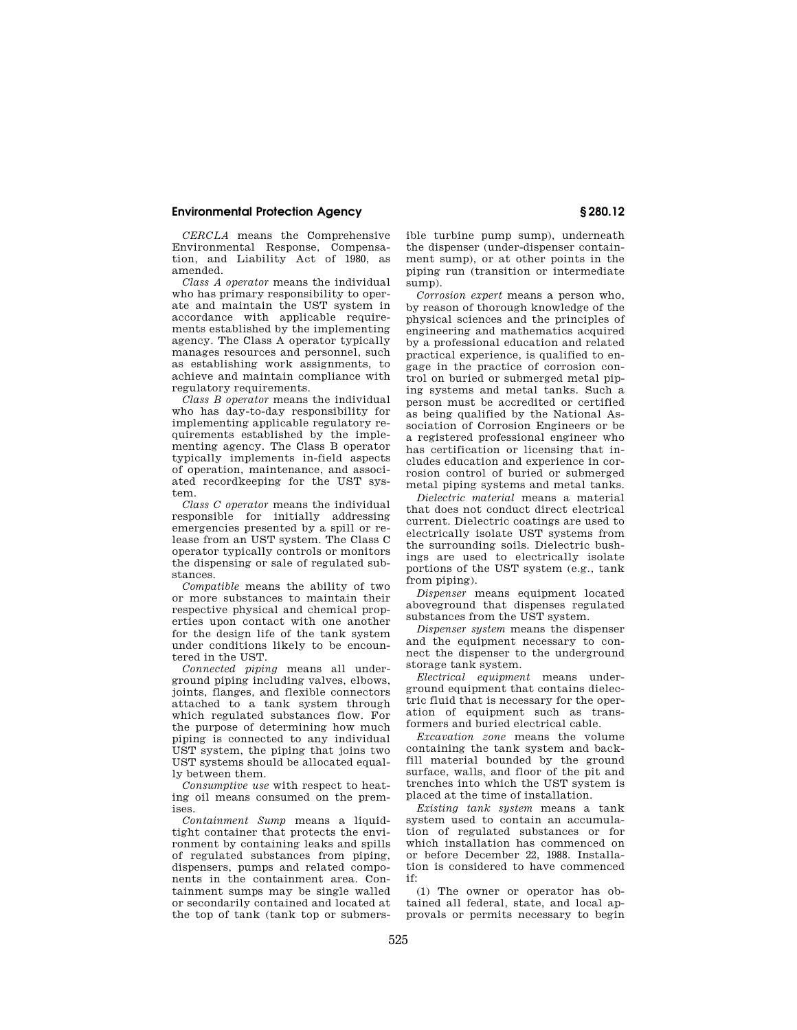*CERCLA* means the Comprehensive Environmental Response, Compensation, and Liability Act of 1980, as amended.

*Class A operator* means the individual who has primary responsibility to operate and maintain the UST system in accordance with applicable requirements established by the implementing agency. The Class A operator typically manages resources and personnel, such as establishing work assignments, to achieve and maintain compliance with regulatory requirements.

*Class B operator* means the individual who has day-to-day responsibility for implementing applicable regulatory requirements established by the implementing agency. The Class B operator typically implements in-field aspects of operation, maintenance, and associated recordkeeping for the UST system.

*Class C operator* means the individual responsible for initially addressing emergencies presented by a spill or release from an UST system. The Class C operator typically controls or monitors the dispensing or sale of regulated substances.

*Compatible* means the ability of two or more substances to maintain their respective physical and chemical properties upon contact with one another for the design life of the tank system under conditions likely to be encountered in the UST.

*Connected piping* means all underground piping including valves, elbows, joints, flanges, and flexible connectors attached to a tank system through which regulated substances flow. For the purpose of determining how much piping is connected to any individual UST system, the piping that joins two UST systems should be allocated equally between them.

*Consumptive use* with respect to heating oil means consumed on the premises.

*Containment Sump* means a liquid-tight container that protects the environment by containing leaks and spills of regulated substances from piping, dispensers, pumps and related components in the containment area. Containment sumps may be single walled or secondarily contained and located at the top of tank (tank top or submersible turbine pump sump), underneath the dispenser (under-dispenser containment sump), or at other points in the piping run (transition or intermediate sump).

*Corrosion expert* means a person who, by reason of thorough knowledge of the physical sciences and the principles of engineering and mathematics acquired by a professional education and related practical experience, is qualified to engage in the practice of corrosion control on buried or submerged metal piping systems and metal tanks. Such a person must be accredited or certified as being qualified by the National Association of Corrosion Engineers or be a registered professional engineer who has certification or licensing that includes education and experience in corrosion control of buried or submerged metal piping systems and metal tanks.

*Dielectric material* means a material that does not conduct direct electrical current. Dielectric coatings are used to electrically isolate UST systems from the surrounding soils. Dielectric bushings are used to electrically isolate portions of the UST system (e.g., tank from piping).

*Dispenser* means equipment located aboveground that dispenses regulated substances from the UST system.

*Dispenser system* means the dispenser and the equipment necessary to connect the dispenser to the underground storage tank system.

*Electrical equipment* means underground equipment that contains dielectric fluid that is necessary for the operation of equipment such as transformers and buried electrical cable.

*Excavation zone* means the volume containing the tank system and backfill material bounded by the ground surface, walls, and floor of the pit and trenches into which the UST system is placed at the time of installation.

*Existing tank system* means a tank system used to contain an accumulation of regulated substances or for which installation has commenced on or before December 22, 1988. Installation is considered to have commenced if:

(1) The owner or operator has obtained all federal, state, and local approvals or permits necessary to begin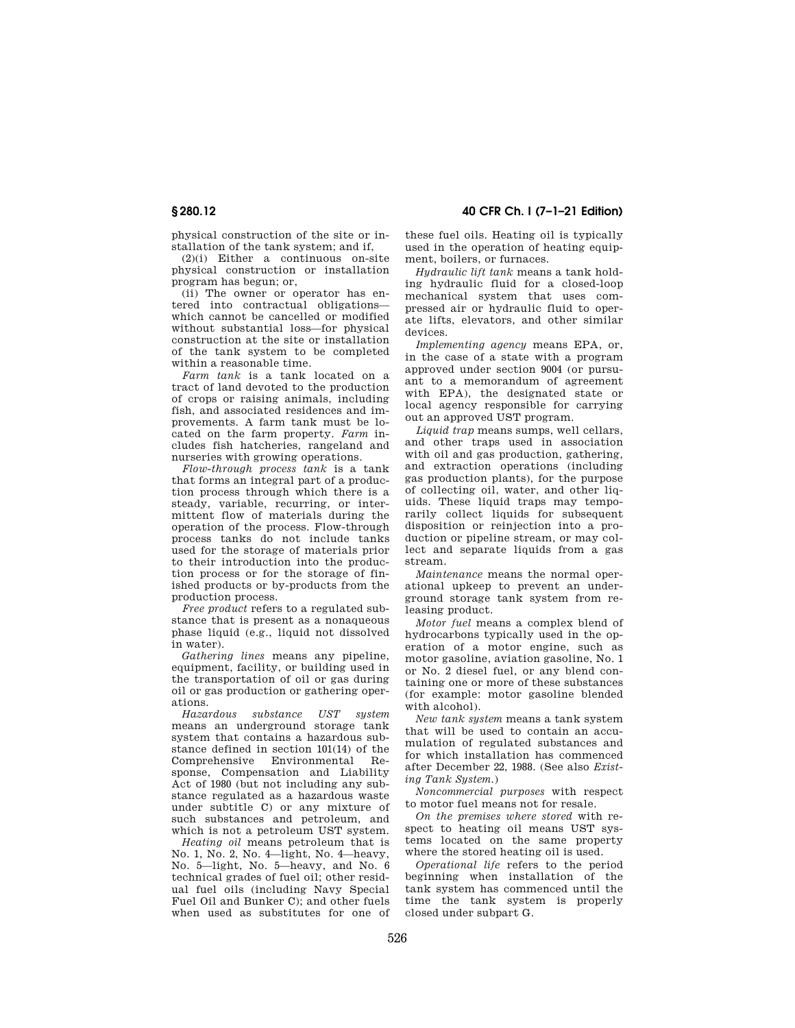physical construction of the site or installation of the tank system; and if,

(2)(i) Either a continuous on-site physical construction or installation program has begun; or,

(ii) The owner or operator has entered into contractual obligations—which cannot be cancelled or modified without substantial loss—for physical construction at the site or installation of the tank system to be completed within a reasonable time.

*Farm tank* is a tank located on a tract of land devoted to the production of crops or raising animals, including fish, and associated residences and improvements. A farm tank must be located on the farm property. *Farm* includes fish hatcheries, rangeland and nurseries with growing operations.

*Flow-through process tank* is a tank that forms an integral part of a production process through which there is a steady, variable, recurring, or intermittent flow of materials during the operation of the process. Flow-through process tanks do not include tanks used for the storage of materials prior to their introduction into the production process or for the storage of finished products or by-products from the production process.

*Free product* refers to a regulated substance that is present as a nonaqueous phase liquid (e.g., liquid not dissolved in water).

*Gathering lines* means any pipeline, equipment, facility, or building used in the transportation of oil or gas during oil or gas production or gathering operations.

*Hazardous substance UST system* means an underground storage tank system that contains a hazardous substance defined in section 101(14) of the Comprehensive Environmental Response, Compensation and Liability Act of 1980 (but not including any substance regulated as a hazardous waste under subtitle C) or any mixture of such substances and petroleum, and which is not a petroleum UST system.

*Heating oil* means petroleum that is No. 1, No. 2, No. 4—light, No. 4—heavy, No. 5—light, No. 5—heavy, and No. 6 technical grades of fuel oil; other residual fuel oils (including Navy Special Fuel Oil and Bunker C); and other fuels when used as substitutes for one of these fuel oils. Heating oil is typically used in the operation of heating equipment, boilers, or furnaces.

*Hydraulic lift tank* means a tank holding hydraulic fluid for a closed-loop mechanical system that uses compressed air or hydraulic fluid to operate lifts, elevators, and other similar devices.

*Implementing agency* means EPA, or, in the case of a state with a program approved under section 9004 (or pursuant to a memorandum of agreement with EPA), the designated state or local agency responsible for carrying out an approved UST program.

*Liquid trap* means sumps, well cellars, and other traps used in association with oil and gas production, gathering, and extraction operations (including gas production plants), for the purpose of collecting oil, water, and other liquids. These liquid traps may temporarily collect liquids for subsequent disposition or reinjection into a production or pipeline stream, or may collect and separate liquids from a gas stream.

*Maintenance* means the normal operational upkeep to prevent an underground storage tank system from releasing product.

*Motor fuel* means a complex blend of hydrocarbons typically used in the operation of a motor engine, such as motor gasoline, aviation gasoline, No. 1 or No. 2 diesel fuel, or any blend containing one or more of these substances (for example: motor gasoline blended with alcohol).

*New tank system* means a tank system that will be used to contain an accumulation of regulated substances and for which installation has commenced after December 22, 1988. (See also *Existing Tank System*.)

*Noncommercial purposes* with respect to motor fuel means not for resale.

*On the premises where stored* with respect to heating oil means UST systems located on the same property where the stored heating oil is used.

*Operational life* refers to the period beginning when installation of the tank system has commenced until the time the tank system is properly closed under subpart G.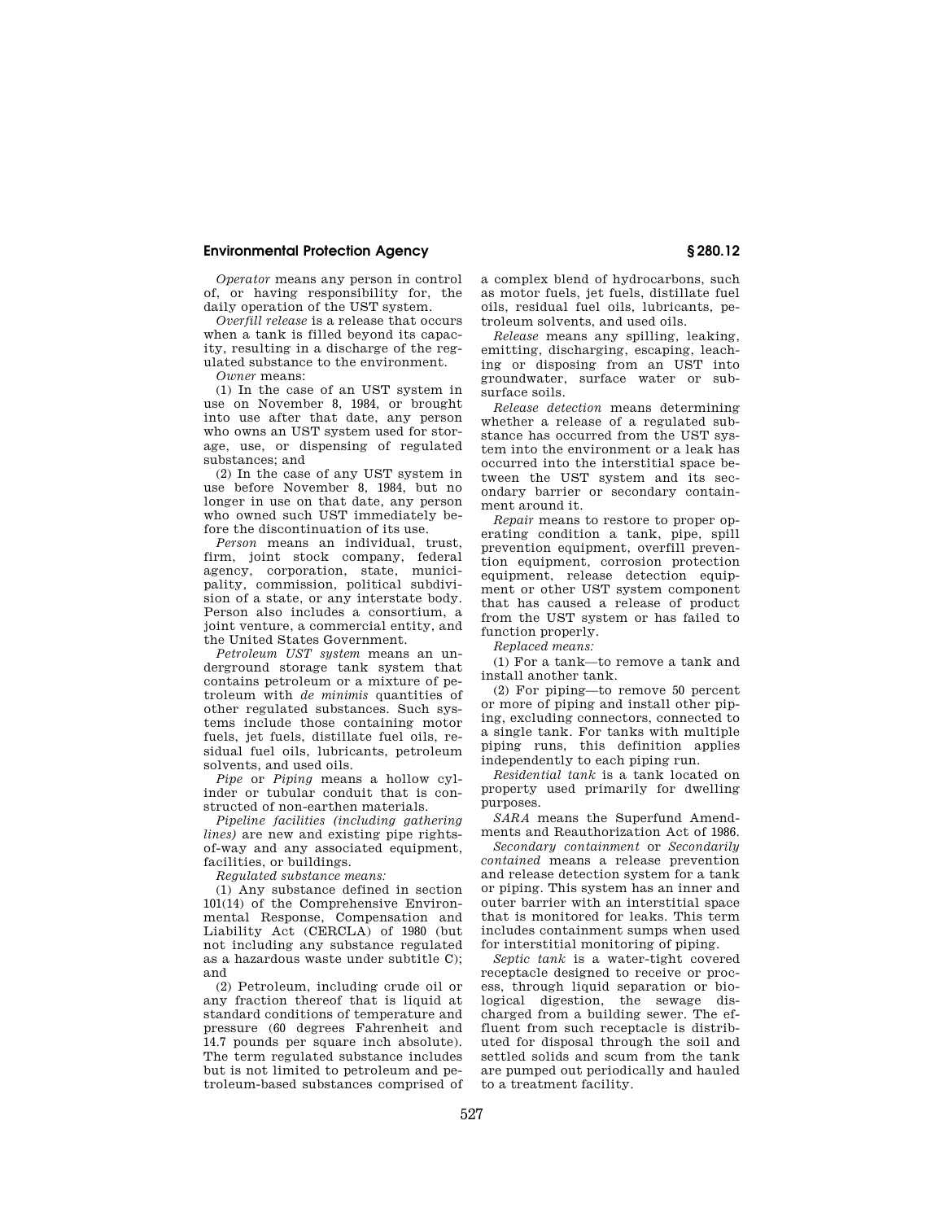*Operator* means any person in control of, or having responsibility for, the daily operation of the UST system.

*Overfill release* is a release that occurs when a tank is filled beyond its capacity, resulting in a discharge of the regulated substance to the environment.

*Owner* means:

(1) In the case of an UST system in use on November 8, 1984, or brought into use after that date, any person who owns an UST system used for storage, use, or dispensing of regulated substances; and

(2) In the case of any UST system in use before November 8, 1984, but no longer in use on that date, any person who owned such UST immediately before the discontinuation of its use.

*Person* means an individual, trust, firm, joint stock company, federal agency, corporation, state, municipality, commission, political subdivision of a state, or any interstate body. Person also includes a consortium, a joint venture, a commercial entity, and the United States Government.

*Petroleum UST system* means an underground storage tank system that contains petroleum or a mixture of petroleum with *de minimis* quantities of other regulated substances. Such systems include those containing motor fuels, jet fuels, distillate fuel oils, residual fuel oils, lubricants, petroleum solvents, and used oils.

*Pipe* or *Piping* means a hollow cylinder or tubular conduit that is constructed of non-earthen materials.

*Pipeline facilities (including gathering lines)* are new and existing pipe rights-of-way and any associated equipment, facilities, or buildings.

*Regulated substance means:*

(1) Any substance defined in section 101(14) of the Comprehensive Environmental Response, Compensation and Liability Act (CERCLA) of 1980 (but not including any substance regulated as a hazardous waste under subtitle C); and

(2) Petroleum, including crude oil or any fraction thereof that is liquid at standard conditions of temperature and pressure (60 degrees Fahrenheit and 14.7 pounds per square inch absolute). The term regulated substance includes but is not limited to petroleum and petroleum-based substances comprised of a complex blend of hydrocarbons, such as motor fuels, jet fuels, distillate fuel oils, residual fuel oils, lubricants, petroleum solvents, and used oils.

*Release* means any spilling, leaking, emitting, discharging, escaping, leaching or disposing from an UST into groundwater, surface water or subsurface soils.

*Release detection* means determining whether a release of a regulated substance has occurred from the UST system into the environment or a leak has occurred into the interstitial space between the UST system and its secondary barrier or secondary containment around it.

*Repair* means to restore to proper operating condition a tank, pipe, spill prevention equipment, overfill prevention equipment, corrosion protection equipment, release detection equipment or other UST system component that has caused a release of product from the UST system or has failed to function properly.

*Replaced means:*

(1) For a tank—to remove a tank and install another tank.

(2) For piping—to remove 50 percent or more of piping and install other piping, excluding connectors, connected to a single tank. For tanks with multiple piping runs, this definition applies independently to each piping run.

*Residential tank* is a tank located on property used primarily for dwelling purposes.

*SARA* means the Superfund Amendments and Reauthorization Act of 1986.

*Secondary containment* or *Secondarily contained* means a release prevention and release detection system for a tank or piping. This system has an inner and outer barrier with an interstitial space that is monitored for leaks. This term includes containment sumps when used for interstitial monitoring of piping.

*Septic tank* is a water-tight covered receptacle designed to receive or process, through liquid separation or biological digestion, the sewage discharged from a building sewer. The effluent from such receptacle is distributed for disposal through the soil and settled solids and scum from the tank are pumped out periodically and hauled to a treatment facility.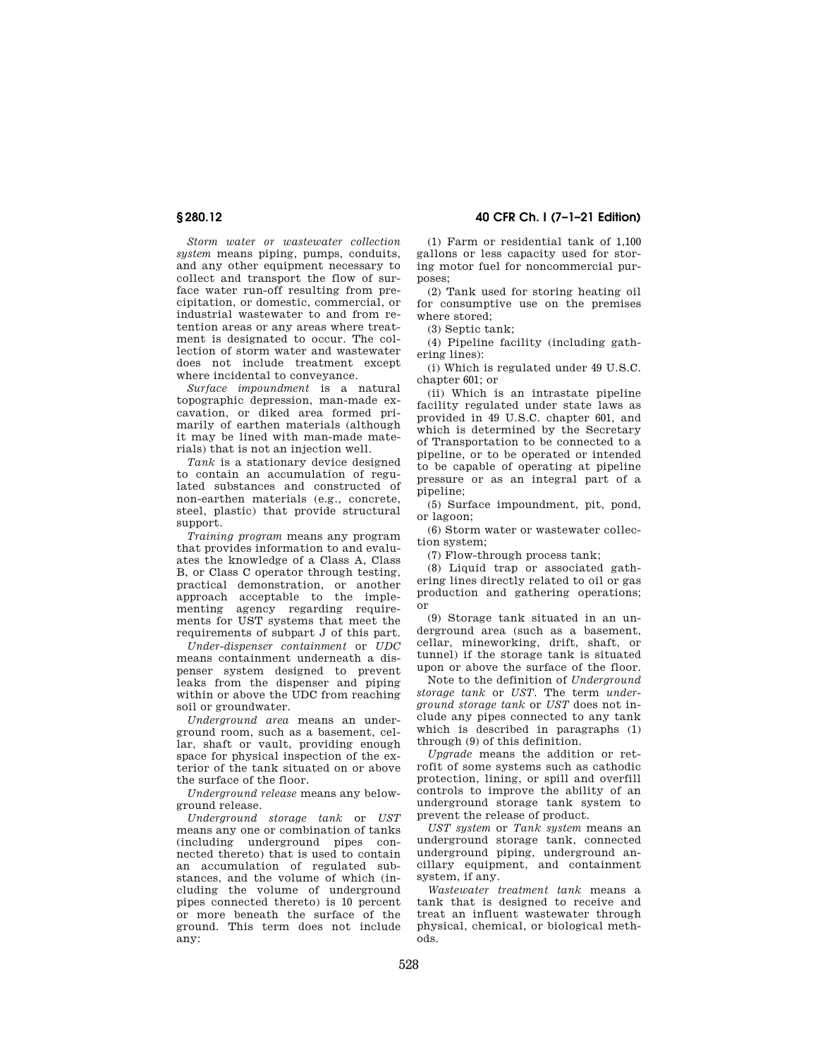*Storm water or wastewater collection system* means piping, pumps, conduits, and any other equipment necessary to collect and transport the flow of surface water run-off resulting from precipitation, or domestic, commercial, or industrial wastewater to and from retention areas or any areas where treatment is designated to occur. The collection of storm water and wastewater does not include treatment except where incidental to conveyance.

*Surface impoundment* is a natural topographic depression, man-made excavation, or diked area formed primarily of earthen materials (although it may be lined with man-made materials) that is not an injection well.

*Tank* is a stationary device designed to contain an accumulation of regulated substances and constructed of non-earthen materials (e.g., concrete, steel, plastic) that provide structural support.

*Training program* means any program that provides information to and evaluates the knowledge of a Class A, Class B, or Class C operator through testing, practical demonstration, or another approach acceptable to the implementing agency regarding requirements for UST systems that meet the requirements of subpart J of this part.

*Under-dispenser containment* or *UDC* means containment underneath a dispenser system designed to prevent leaks from the dispenser and piping within or above the UDC from reaching soil or groundwater.

*Underground area* means an underground room, such as a basement, cellar, shaft or vault, providing enough space for physical inspection of the exterior of the tank situated on or above the surface of the floor.

*Underground release* means any belowground release.

*Underground storage tank* or *UST* means any one or combination of tanks (including underground pipes connected thereto) that is used to contain an accumulation of regulated substances, and the volume of which (including the volume of underground pipes connected thereto) is 10 percent or more beneath the surface of the ground. This term does not include any:

(1) Farm or residential tank of 1,100 gallons or less capacity used for storing motor fuel for noncommercial purposes;

(2) Tank used for storing heating oil for consumptive use on the premises where stored;

(3) Septic tank;

(4) Pipeline facility (including gathering lines):

(i) Which is regulated under 49 U.S.C. chapter 601; or

(ii) Which is an intrastate pipeline facility regulated under state laws as provided in 49 U.S.C. chapter 601, and which is determined by the Secretary of Transportation to be connected to a pipeline, or to be operated or intended to be capable of operating at pipeline pressure or as an integral part of a pipeline;

(5) Surface impoundment, pit, pond, or lagoon;

(6) Storm water or wastewater collection system;

(7) Flow-through process tank;

(8) Liquid trap or associated gathering lines directly related to oil or gas production and gathering operations; or

(9) Storage tank situated in an underground area (such as a basement, cellar, mineworking, drift, shaft, or tunnel) if the storage tank is situated upon or above the surface of the floor.

Note to the definition of *Underground storage tank* or *UST*. The term *underground storage tank* or *UST* does not include any pipes connected to any tank which is described in paragraphs (1) through (9) of this definition.

*Upgrade* means the addition or retrofit of some systems such as cathodic protection, lining, or spill and overfill controls to improve the ability of an underground storage tank system to prevent the release of product.

*UST system* or *Tank system* means an underground storage tank, connected underground piping, underground ancillary equipment, and containment system, if any.

*Wastewater treatment tank* means a tank that is designed to receive and treat an influent wastewater through physical, chemical, or biological methods.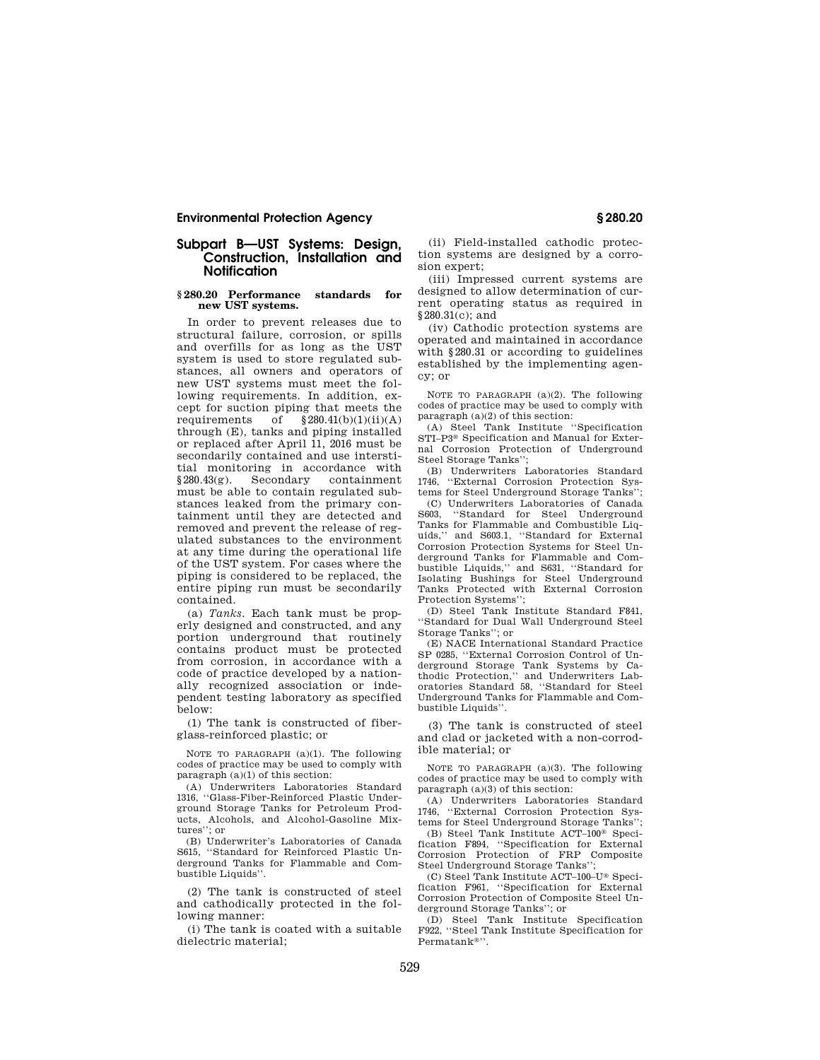## Subpart B—UST Systems: Design, Construction, Installation and Notification

### § 280.20 Performance standards for new UST systems.

In order to prevent releases due to structural failure, corrosion, or spills and overfills for as long as the UST system is used to store regulated substances, all owners and operators of new UST systems must meet the following requirements. In addition, except for suction piping that meets the requirements of §280.41(b)(1)(ii)(A) through (E), tanks and piping installed or replaced after April 11, 2016 must be secondarily contained and use interstitial monitoring in accordance with §280.43(g). Secondary containment must be able to contain regulated substances leaked from the primary containment until they are detected and removed and prevent the release of regulated substances to the environment at any time during the operational life of the UST system. For cases where the piping is considered to be replaced, the entire piping run must be secondarily contained.

(a) *Tanks.* Each tank must be properly designed and constructed, and any portion underground that routinely contains product must be protected from corrosion, in accordance with a code of practice developed by a nationally recognized association or independent testing laboratory as specified below:

(1) The tank is constructed of fiberglass-reinforced plastic; or

NOTE TO PARAGRAPH (a)(1). The following codes of practice may be used to comply with paragraph (a)(1) of this section:

(A) Underwriters Laboratories Standard 1316, ''Glass-Fiber-Reinforced Plastic Underground Storage Tanks for Petroleum Products, Alcohols, and Alcohol-Gasoline Mixtures''; or

(B) Underwriter's Laboratories of Canada S615, ''Standard for Reinforced Plastic Underground Tanks for Flammable and Combustible Liquids''.

(2) The tank is constructed of steel and cathodically protected in the following manner:

(i) The tank is coated with a suitable dielectric material;

(ii) Field-installed cathodic protection systems are designed by a corrosion expert;

(iii) Impressed current systems are designed to allow determination of current operating status as required in §280.31(c); and

(iv) Cathodic protection systems are operated and maintained in accordance with §280.31 or according to guidelines established by the implementing agency; or

NOTE TO PARAGRAPH (a)(2). The following codes of practice may be used to comply with paragraph (a)(2) of this section:

(A) Steel Tank Institute ''Specification STI–P3® Specification and Manual for External Corrosion Protection of Underground Steel Storage Tanks'';

(B) Underwriters Laboratories Standard 1746, ''External Corrosion Protection Systems for Steel Underground Storage Tanks'';

(C) Underwriters Laboratories of Canada S603, ''Standard for Steel Underground Tanks for Flammable and Combustible Liquids,'' and S603.1, ''Standard for External Corrosion Protection Systems for Steel Underground Tanks for Flammable and Combustible Liquids,'' and S631, ''Standard for Isolating Bushings for Steel Underground Tanks Protected with External Corrosion Protection Systems'';

(D) Steel Tank Institute Standard F841, ''Standard for Dual Wall Underground Steel Storage Tanks''; or

(E) NACE International Standard Practice SP 0285, ''External Corrosion Control of Underground Storage Tank Systems by Cathodic Protection,'' and Underwriters Laboratories Standard 58, ''Standard for Steel Underground Tanks for Flammable and Combustible Liquids''.

(3) The tank is constructed of steel and clad or jacketed with a non-corrodible material; or

NOTE TO PARAGRAPH (a)(3). The following codes of practice may be used to comply with paragraph (a)(3) of this section:

(A) Underwriters Laboratories Standard 1746, ''External Corrosion Protection Systems for Steel Underground Storage Tanks'';

(B) Steel Tank Institute ACT–100® Specification F894, ''Specification for External Corrosion Protection of FRP Composite Steel Underground Storage Tanks'';

(C) Steel Tank Institute ACT–100–U® Specification F961, ''Specification for External Corrosion Protection of Composite Steel Underground Storage Tanks''; or

(D) Steel Tank Institute Specification F922, ''Steel Tank Institute Specification for Permatank®''.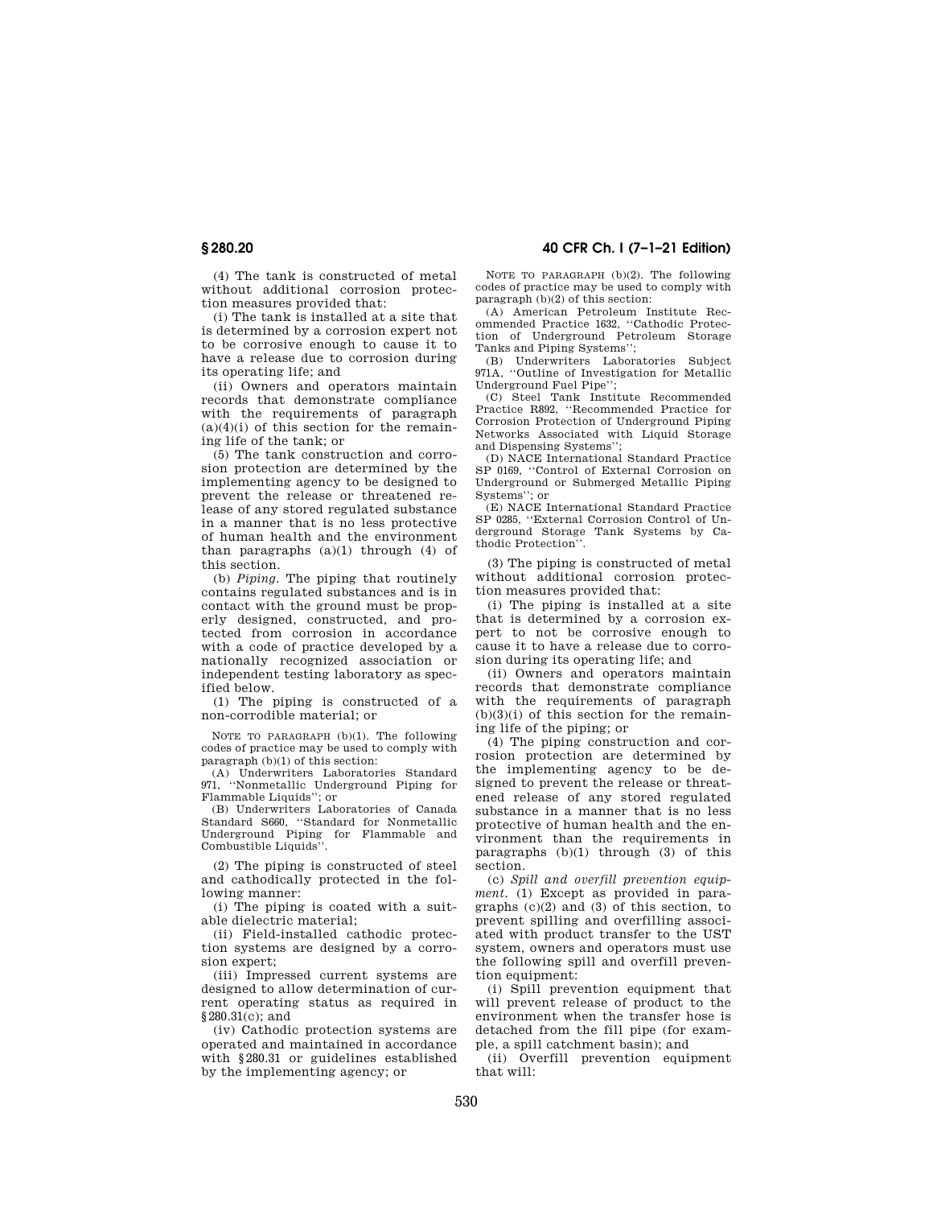(4) The tank is constructed of metal without additional corrosion protection measures provided that:

(i) The tank is installed at a site that is determined by a corrosion expert not to be corrosive enough to cause it to have a release due to corrosion during its operating life; and

(ii) Owners and operators maintain records that demonstrate compliance with the requirements of paragraph (a)(4)(i) of this section for the remaining life of the tank; or

(5) The tank construction and corrosion protection are determined by the implementing agency to be designed to prevent the release or threatened release of any stored regulated substance in a manner that is no less protective of human health and the environment than paragraphs (a)(1) through (4) of this section.

(b) *Piping.* The piping that routinely contains regulated substances and is in contact with the ground must be properly designed, constructed, and protected from corrosion in accordance with a code of practice developed by a nationally recognized association or independent testing laboratory as specified below.

(1) The piping is constructed of a non-corrodible material; or

NOTE TO PARAGRAPH (b)(1). The following codes of practice may be used to comply with paragraph (b)(1) of this section:

(A) Underwriters Laboratories Standard 971, ''Nonmetallic Underground Piping for Flammable Liquids''; or

(B) Underwriters Laboratories of Canada Standard S660, ''Standard for Nonmetallic Underground Piping for Flammable and Combustible Liquids''.

(2) The piping is constructed of steel and cathodically protected in the following manner:

(i) The piping is coated with a suitable dielectric material;

(ii) Field-installed cathodic protection systems are designed by a corrosion expert;

(iii) Impressed current systems are designed to allow determination of current operating status as required in §280.31(c); and

(iv) Cathodic protection systems are operated and maintained in accordance with §280.31 or guidelines established by the implementing agency; or

NOTE TO PARAGRAPH (b)(2). The following codes of practice may be used to comply with paragraph (b)(2) of this section:

(A) American Petroleum Institute Recommended Practice 1632, ''Cathodic Protection of Underground Petroleum Storage Tanks and Piping Systems'';

(B) Underwriters Laboratories Subject 971A, ''Outline of Investigation for Metallic Underground Fuel Pipe'';

(C) Steel Tank Institute Recommended Practice R892, ''Recommended Practice for Corrosion Protection of Underground Piping Networks Associated with Liquid Storage and Dispensing Systems'';

(D) NACE International Standard Practice SP 0169, ''Control of External Corrosion on Underground or Submerged Metallic Piping Systems''; or

(E) NACE International Standard Practice SP 0285, ''External Corrosion Control of Underground Storage Tank Systems by Cathodic Protection''.

(3) The piping is constructed of metal without additional corrosion protection measures provided that:

(i) The piping is installed at a site that is determined by a corrosion expert to not be corrosive enough to cause it to have a release due to corrosion during its operating life; and

(ii) Owners and operators maintain records that demonstrate compliance with the requirements of paragraph (b)(3)(i) of this section for the remaining life of the piping; or

(4) The piping construction and corrosion protection are determined by the implementing agency to be designed to prevent the release or threatened release of any stored regulated substance in a manner that is no less protective of human health and the environment than the requirements in paragraphs (b)(1) through (3) of this section.

(c) *Spill and overfill prevention equipment.* (1) Except as provided in paragraphs (c)(2) and (3) of this section, to prevent spilling and overfilling associated with product transfer to the UST system, owners and operators must use the following spill and overfill prevention equipment:

(i) Spill prevention equipment that will prevent release of product to the environment when the transfer hose is detached from the fill pipe (for example, a spill catchment basin); and

(ii) Overfill prevention equipment that will: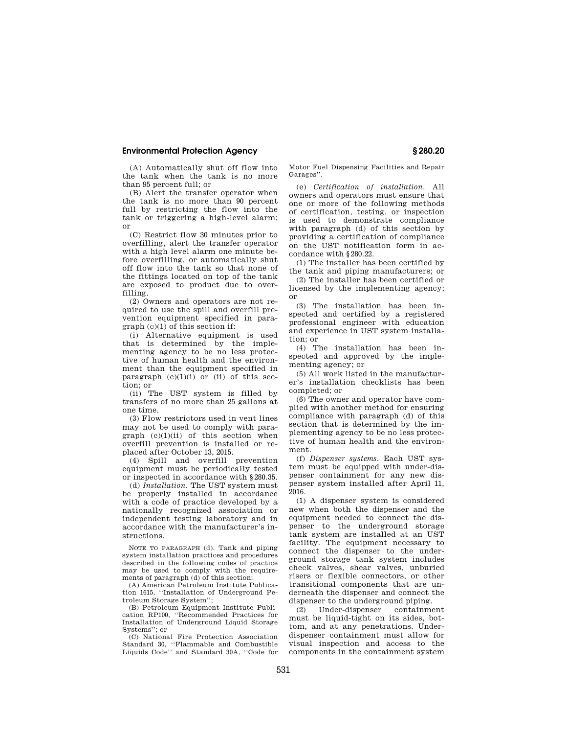(A) Automatically shut off flow into the tank when the tank is no more than 95 percent full; or

(B) Alert the transfer operator when the tank is no more than 90 percent full by restricting the flow into the tank or triggering a high-level alarm; or

(C) Restrict flow 30 minutes prior to overfilling, alert the transfer operator with a high level alarm one minute before overfilling, or automatically shut off flow into the tank so that none of the fittings located on top of the tank are exposed to product due to overfilling.

(2) Owners and operators are not required to use the spill and overfill prevention equipment specified in paragraph (c)(1) of this section if:

(i) Alternative equipment is used that is determined by the implementing agency to be no less protective of human health and the environment than the equipment specified in paragraph (c)(1)(i) or (ii) of this section; or

(ii) The UST system is filled by transfers of no more than 25 gallons at one time.

(3) Flow restrictors used in vent lines may not be used to comply with paragraph (c)(1)(ii) of this section when overfill prevention is installed or replaced after October 13, 2015.

(4) Spill and overfill prevention equipment must be periodically tested or inspected in accordance with §280.35.

(d) *Installation.* The UST system must be properly installed in accordance with a code of practice developed by a nationally recognized association or independent testing laboratory and in accordance with the manufacturer's instructions.

NOTE TO PARAGRAPH (d). Tank and piping system installation practices and procedures described in the following codes of practice may be used to comply with the requirements of paragraph (d) of this section:

(A) American Petroleum Institute Publication 1615, "Installation of Underground Petroleum Storage System";

(B) Petroleum Equipment Institute Publication RP100, "Recommended Practices for Installation of Underground Liquid Storage Systems"; or

(C) National Fire Protection Association Standard 30, "Flammable and Combustible Liquids Code" and Standard 30A, "Code for Motor Fuel Dispensing Facilities and Repair Garages".

(e) *Certification of installation.* All owners and operators must ensure that one or more of the following methods of certification, testing, or inspection is used to demonstrate compliance with paragraph (d) of this section by providing a certification of compliance on the UST notification form in accordance with §280.22.

(1) The installer has been certified by the tank and piping manufacturers; or

(2) The installer has been certified or licensed by the implementing agency; or

(3) The installation has been inspected and certified by a registered professional engineer with education and experience in UST system installation; or

(4) The installation has been inspected and approved by the implementing agency; or

(5) All work listed in the manufacturer's installation checklists has been completed; or

(6) The owner and operator have complied with another method for ensuring compliance with paragraph (d) of this section that is determined by the implementing agency to be no less protective of human health and the environment.

(f) *Dispenser systems.* Each UST system must be equipped with under-dispenser containment for any new dispenser system installed after April 11, 2016.

(1) A dispenser system is considered new when both the dispenser and the equipment needed to connect the dispenser to the underground storage tank system are installed at an UST facility. The equipment necessary to connect the dispenser to the underground storage tank system includes check valves, shear valves, unburied risers or flexible connectors, or other transitional components that are underneath the dispenser and connect the dispenser to the underground piping.

(2) Under-dispenser containment must be liquid-tight on its sides, bottom, and at any penetrations. Under-dispenser containment must allow for visual inspection and access to the components in the containment system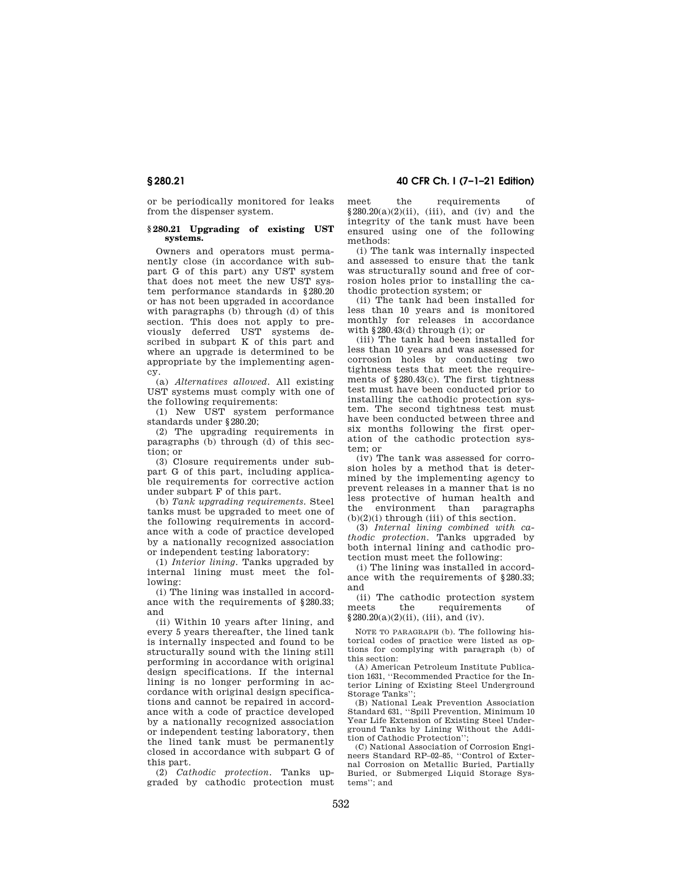or be periodically monitored for leaks from the dispenser system.

### § 280.21 Upgrading of existing UST systems.

Owners and operators must permanently close (in accordance with subpart G of this part) any UST system that does not meet the new UST system performance standards in § 280.20 or has not been upgraded in accordance with paragraphs (b) through (d) of this section. This does not apply to previously deferred UST systems described in subpart K of this part and where an upgrade is determined to be appropriate by the implementing agency.

(a) *Alternatives allowed.* All existing UST systems must comply with one of the following requirements:

(1) New UST system performance standards under § 280.20;

(2) The upgrading requirements in paragraphs (b) through (d) of this section; or

(3) Closure requirements under subpart G of this part, including applicable requirements for corrective action under subpart F of this part.

(b) *Tank upgrading requirements.* Steel tanks must be upgraded to meet one of the following requirements in accordance with a code of practice developed by a nationally recognized association or independent testing laboratory:

(1) *Interior lining.* Tanks upgraded by internal lining must meet the following:

(i) The lining was installed in accordance with the requirements of § 280.33; and

(ii) Within 10 years after lining, and every 5 years thereafter, the lined tank is internally inspected and found to be structurally sound with the lining still performing in accordance with original design specifications. If the internal lining is no longer performing in accordance with original design specifications and cannot be repaired in accordance with a code of practice developed by a nationally recognized association or independent testing laboratory, then the lined tank must be permanently closed in accordance with subpart G of this part.

(2) *Cathodic protection.* Tanks upgraded by cathodic protection must meet the requirements of § 280.20(a)(2)(ii), (iii), and (iv) and the integrity of the tank must have been ensured using one of the following methods:

(i) The tank was internally inspected and assessed to ensure that the tank was structurally sound and free of corrosion holes prior to installing the cathodic protection system; or

(ii) The tank had been installed for less than 10 years and is monitored monthly for releases in accordance with § 280.43(d) through (i); or

(iii) The tank had been installed for less than 10 years and was assessed for corrosion holes by conducting two tightness tests that meet the requirements of § 280.43(c). The first tightness test must have been conducted prior to installing the cathodic protection system. The second tightness test must have been conducted between three and six months following the first operation of the cathodic protection system; or

(iv) The tank was assessed for corrosion holes by a method that is determined by the implementing agency to prevent releases in a manner that is no less protective of human health and the environment than paragraphs (b)(2)(i) through (iii) of this section.

(3) *Internal lining combined with cathodic protection.* Tanks upgraded by both internal lining and cathodic protection must meet the following:

(i) The lining was installed in accordance with the requirements of § 280.33; and

(ii) The cathodic protection system meets the requirements of § 280.20(a)(2)(ii), (iii), and (iv).

NOTE TO PARAGRAPH (b). The following historical codes of practice were listed as options for complying with paragraph (b) of this section:

(A) American Petroleum Institute Publication 1631, "Recommended Practice for the Interior Lining of Existing Steel Underground Storage Tanks";

(B) National Leak Prevention Association Standard 631, "Spill Prevention, Minimum 10 Year Life Extension of Existing Steel Underground Tanks by Lining Without the Addition of Cathodic Protection";

(C) National Association of Corrosion Engineers Standard RP–02–85, "Control of External Corrosion on Metallic Buried, Partially Buried, or Submerged Liquid Storage Systems"; and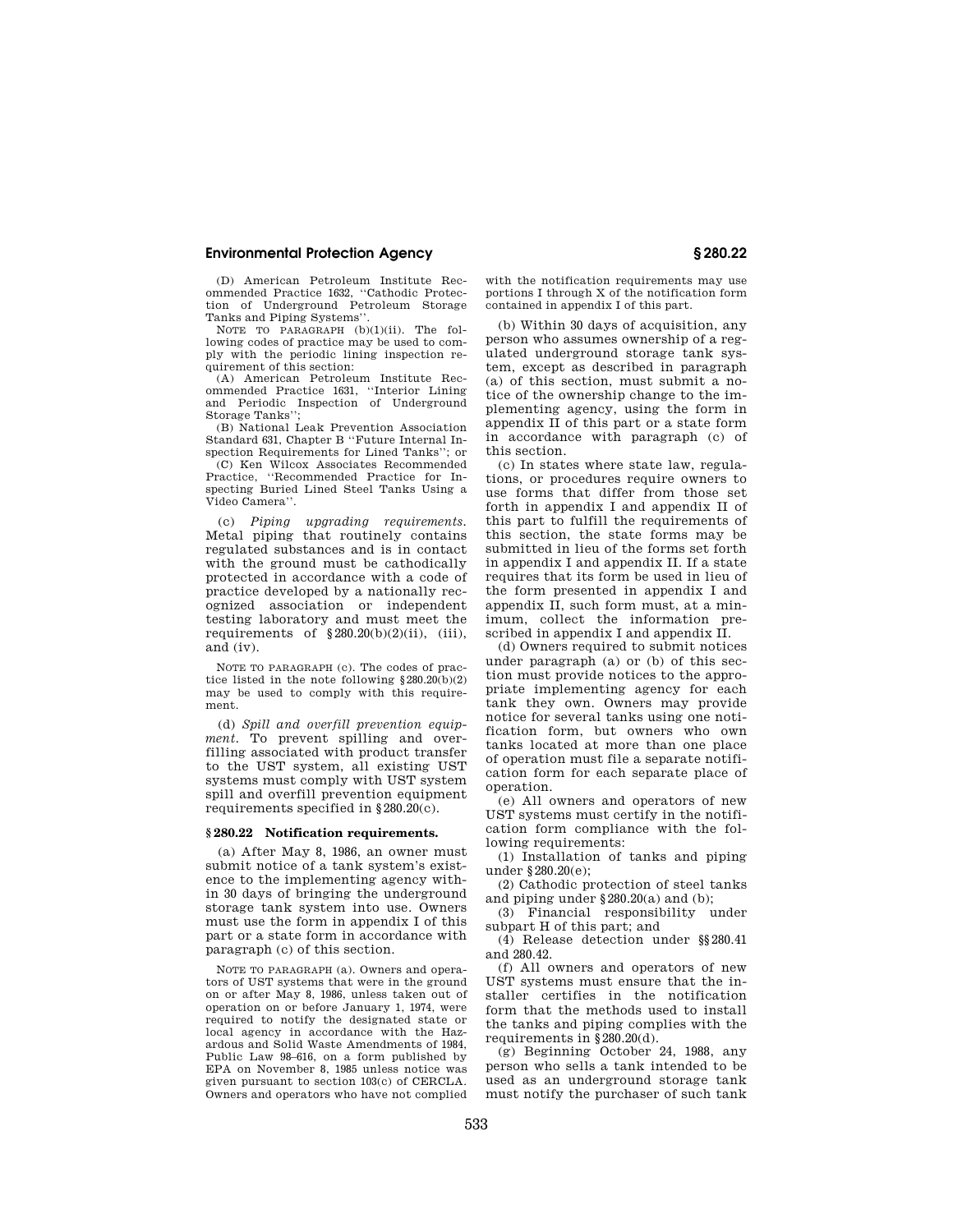(D) American Petroleum Institute Recommended Practice 1632, "Cathodic Protection of Underground Petroleum Storage Tanks and Piping Systems".

NOTE TO PARAGRAPH (b)(1)(ii). The following codes of practice may be used to comply with the periodic lining inspection requirement of this section:

(A) American Petroleum Institute Recommended Practice 1631, "Interior Lining and Periodic Inspection of Underground Storage Tanks";

(B) National Leak Prevention Association Standard 631, Chapter B "Future Internal Inspection Requirements for Lined Tanks"; or

(C) Ken Wilcox Associates Recommended Practice, "Recommended Practice for Inspecting Buried Lined Steel Tanks Using a Video Camera".

(c) *Piping upgrading requirements.* Metal piping that routinely contains regulated substances and is in contact with the ground must be cathodically protected in accordance with a code of practice developed by a nationally recognized association or independent testing laboratory and must meet the requirements of §280.20(b)(2)(ii), (iii), and (iv).

NOTE TO PARAGRAPH (c). The codes of practice listed in the note following §280.20(b)(2) may be used to comply with this requirement.

(d) *Spill and overfill prevention equipment.* To prevent spilling and overfilling associated with product transfer to the UST system, all existing UST systems must comply with UST system spill and overfill prevention equipment requirements specified in §280.20(c).

### §280.22 Notification requirements.

(a) After May 8, 1986, an owner must submit notice of a tank system's existence to the implementing agency within 30 days of bringing the underground storage tank system into use. Owners must use the form in appendix I of this part or a state form in accordance with paragraph (c) of this section.

NOTE TO PARAGRAPH (a). Owners and operators of UST systems that were in the ground on or after May 8, 1986, unless taken out of operation on or before January 1, 1974, were required to notify the designated state or local agency in accordance with the Hazardous and Solid Waste Amendments of 1984, Public Law 98–616, on a form published by EPA on November 8, 1985 unless notice was given pursuant to section 103(c) of CERCLA. Owners and operators who have not complied with the notification requirements may use portions I through X of the notification form contained in appendix I of this part.

(b) Within 30 days of acquisition, any person who assumes ownership of a regulated underground storage tank system, except as described in paragraph (a) of this section, must submit a notice of the ownership change to the implementing agency, using the form in appendix II of this part or a state form in accordance with paragraph (c) of this section.

(c) In states where state law, regulations, or procedures require owners to use forms that differ from those set forth in appendix I and appendix II of this part to fulfill the requirements of this section, the state forms may be submitted in lieu of the forms set forth in appendix I and appendix II. If a state requires that its form be used in lieu of the form presented in appendix I and appendix II, such form must, at a minimum, collect the information prescribed in appendix I and appendix II.

(d) Owners required to submit notices under paragraph (a) or (b) of this section must provide notices to the appropriate implementing agency for each tank they own. Owners may provide notice for several tanks using one notification form, but owners who own tanks located at more than one place of operation must file a separate notification form for each separate place of operation.

(e) All owners and operators of new UST systems must certify in the notification form compliance with the following requirements:

(1) Installation of tanks and piping under §280.20(e);

(2) Cathodic protection of steel tanks and piping under §280.20(a) and (b);

(3) Financial responsibility under subpart H of this part; and

(4) Release detection under §§280.41 and 280.42.

(f) All owners and operators of new UST systems must ensure that the installer certifies in the notification form that the methods used to install the tanks and piping complies with the requirements in §280.20(d).

(g) Beginning October 24, 1988, any person who sells a tank intended to be used as an underground storage tank must notify the purchaser of such tank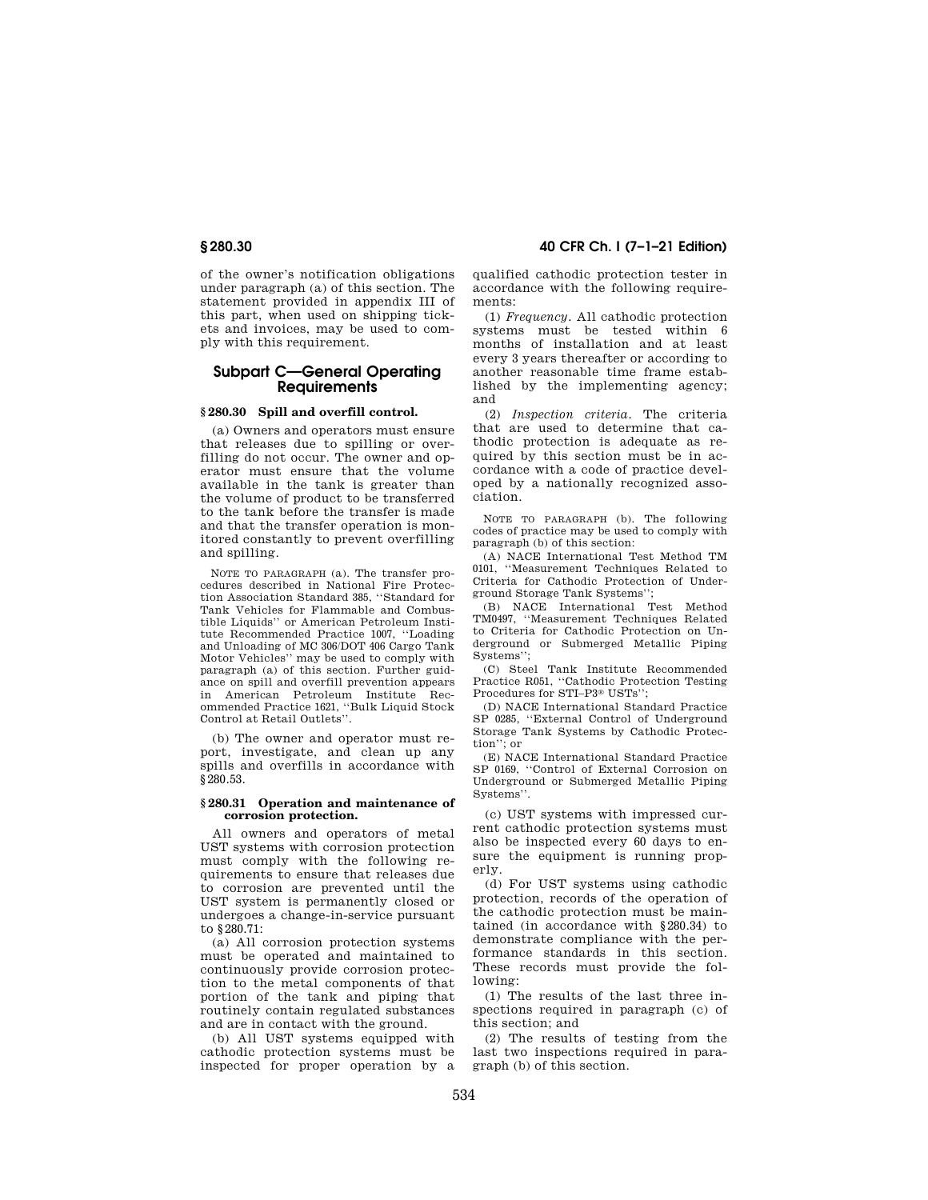of the owner's notification obligations under paragraph (a) of this section. The statement provided in appendix III of this part, when used on shipping tickets and invoices, may be used to comply with this requirement.

## Subpart C—General Operating Requirements

### § 280.30 Spill and overfill control.

(a) Owners and operators must ensure that releases due to spilling or overfilling do not occur. The owner and operator must ensure that the volume available in the tank is greater than the volume of product to be transferred to the tank before the transfer is made and that the transfer operation is monitored constantly to prevent overfilling and spilling.

NOTE TO PARAGRAPH (a). The transfer procedures described in National Fire Protection Association Standard 385, ''Standard for Tank Vehicles for Flammable and Combustible Liquids'' or American Petroleum Institute Recommended Practice 1007, ''Loading and Unloading of MC 306/DOT 406 Cargo Tank Motor Vehicles'' may be used to comply with paragraph (a) of this section. Further guidance on spill and overfill prevention appears in American Petroleum Institute Recommended Practice 1621, ''Bulk Liquid Stock Control at Retail Outlets''.

(b) The owner and operator must report, investigate, and clean up any spills and overfills in accordance with §280.53.

### § 280.31 Operation and maintenance of corrosion protection.

All owners and operators of metal UST systems with corrosion protection must comply with the following requirements to ensure that releases due to corrosion are prevented until the UST system is permanently closed or undergoes a change-in-service pursuant to §280.71:

(a) All corrosion protection systems must be operated and maintained to continuously provide corrosion protection to the metal components of that portion of the tank and piping that routinely contain regulated substances and are in contact with the ground.

(b) All UST systems equipped with cathodic protection systems must be inspected for proper operation by a qualified cathodic protection tester in accordance with the following requirements:

(1) *Frequency*. All cathodic protection systems must be tested within 6 months of installation and at least every 3 years thereafter or according to another reasonable time frame established by the implementing agency; and

(2) *Inspection criteria*. The criteria that are used to determine that cathodic protection is adequate as required by this section must be in accordance with a code of practice developed by a nationally recognized association.

NOTE TO PARAGRAPH (b). The following codes of practice may be used to comply with paragraph (b) of this section:

(A) NACE International Test Method TM 0101, ''Measurement Techniques Related to Criteria for Cathodic Protection of Underground Storage Tank Systems'';

(B) NACE International Test Method TM0497, ''Measurement Techniques Related to Criteria for Cathodic Protection on Underground or Submerged Metallic Piping Systems'';

(C) Steel Tank Institute Recommended Practice R051, ''Cathodic Protection Testing Procedures for STI–P3® USTs'';

(D) NACE International Standard Practice SP 0285, ''External Control of Underground Storage Tank Systems by Cathodic Protection''; or

(E) NACE International Standard Practice SP 0169, ''Control of External Corrosion on Underground or Submerged Metallic Piping Systems''.

(c) UST systems with impressed current cathodic protection systems must also be inspected every 60 days to ensure the equipment is running properly.

(d) For UST systems using cathodic protection, records of the operation of the cathodic protection must be maintained (in accordance with §280.34) to demonstrate compliance with the performance standards in this section. These records must provide the following:

(1) The results of the last three inspections required in paragraph (c) of this section; and

(2) The results of testing from the last two inspections required in paragraph (b) of this section.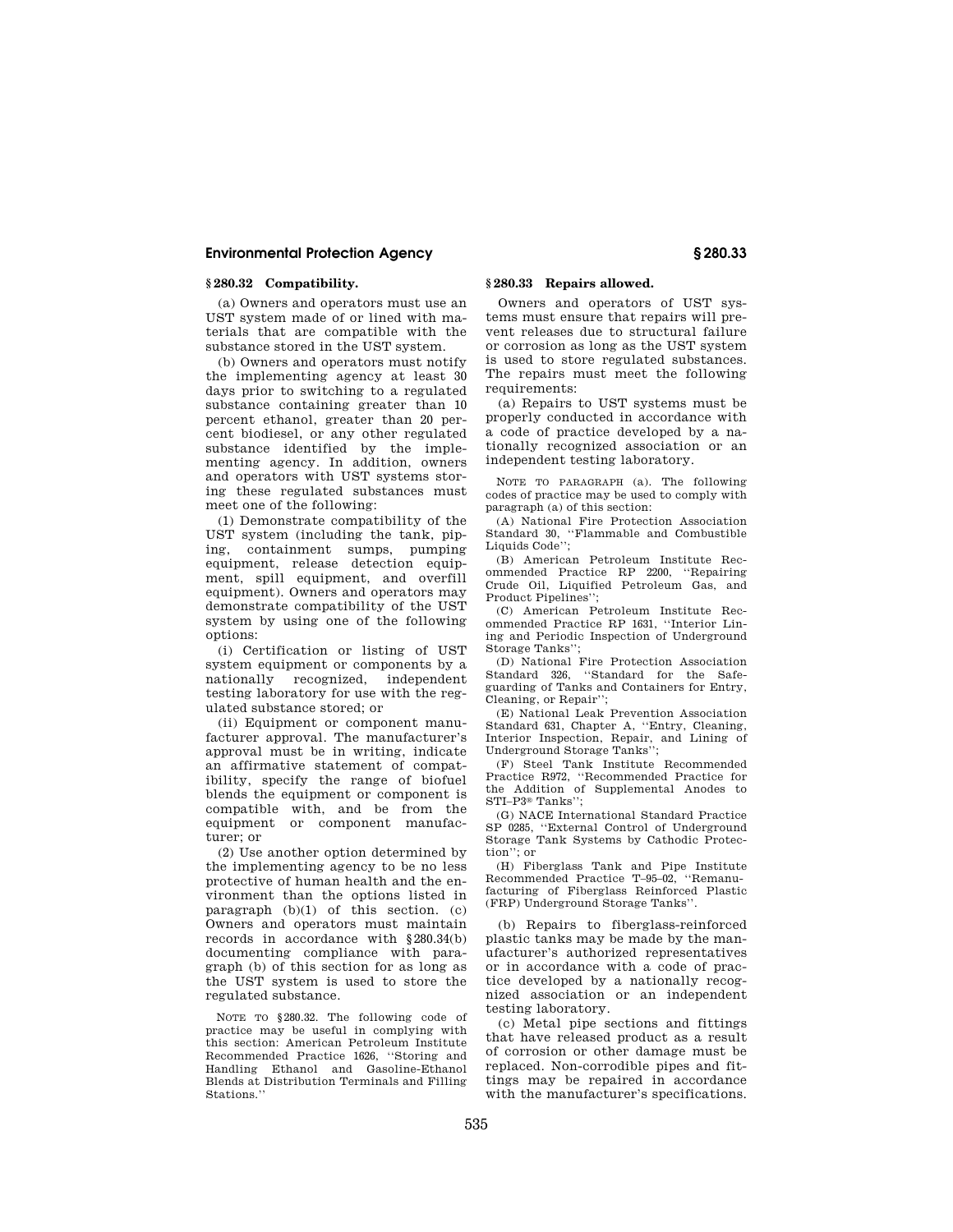### § 280.32 Compatibility.

(a) Owners and operators must use an UST system made of or lined with materials that are compatible with the substance stored in the UST system.

(b) Owners and operators must notify the implementing agency at least 30 days prior to switching to a regulated substance containing greater than 10 percent ethanol, greater than 20 percent biodiesel, or any other regulated substance identified by the implementing agency. In addition, owners and operators with UST systems storing these regulated substances must meet one of the following:

(1) Demonstrate compatibility of the UST system (including the tank, piping, containment sumps, pumping equipment, release detection equipment, spill equipment, and overfill equipment). Owners and operators may demonstrate compatibility of the UST system by using one of the following options:

(i) Certification or listing of UST system equipment or components by a nationally recognized, independent testing laboratory for use with the regulated substance stored; or

(ii) Equipment or component manufacturer approval. The manufacturer's approval must be in writing, indicate an affirmative statement of compatibility, specify the range of biofuel blends the equipment or component is compatible with, and be from the equipment or component manufacturer; or

(2) Use another option determined by the implementing agency to be no less protective of human health and the environment than the options listed in paragraph (b)(1) of this section. (c) Owners and operators must maintain records in accordance with §280.34(b) documenting compliance with paragraph (b) of this section for as long as the UST system is used to store the regulated substance.

NOTE TO §280.32. The following code of practice may be useful in complying with this section: American Petroleum Institute Recommended Practice 1626, ''Storing and Handling Ethanol and Gasoline-Ethanol Blends at Distribution Terminals and Filling Stations.''

### § 280.33 Repairs allowed.

Owners and operators of UST systems must ensure that repairs will prevent releases due to structural failure or corrosion as long as the UST system is used to store regulated substances. The repairs must meet the following requirements:

(a) Repairs to UST systems must be properly conducted in accordance with a code of practice developed by a nationally recognized association or an independent testing laboratory.

NOTE TO PARAGRAPH (a). The following codes of practice may be used to comply with paragraph (a) of this section:

(A) National Fire Protection Association Standard 30, ''Flammable and Combustible Liquids Code'';

(B) American Petroleum Institute Recommended Practice RP 2200, ''Repairing Crude Oil, Liquified Petroleum Gas, and Product Pipelines'';

(C) American Petroleum Institute Recommended Practice RP 1631, ''Interior Lining and Periodic Inspection of Underground Storage Tanks'';

(D) National Fire Protection Association Standard 326, ''Standard for the Safeguarding of Tanks and Containers for Entry, Cleaning, or Repair'';

(E) National Leak Prevention Association Standard 631, Chapter A, ''Entry, Cleaning, Interior Inspection, Repair, and Lining of Underground Storage Tanks'';

(F) Steel Tank Institute Recommended Practice R972, ''Recommended Practice for the Addition of Supplemental Anodes to STI–P3® Tanks'';

(G) NACE International Standard Practice SP 0285, ''External Control of Underground Storage Tank Systems by Cathodic Protection''; or

(H) Fiberglass Tank and Pipe Institute Recommended Practice T–95–02, ''Remanufacturing of Fiberglass Reinforced Plastic (FRP) Underground Storage Tanks''.

(b) Repairs to fiberglass-reinforced plastic tanks may be made by the manufacturer's authorized representatives or in accordance with a code of practice developed by a nationally recognized association or an independent testing laboratory.

(c) Metal pipe sections and fittings that have released product as a result of corrosion or other damage must be replaced. Non-corrodible pipes and fittings may be repaired in accordance with the manufacturer's specifications.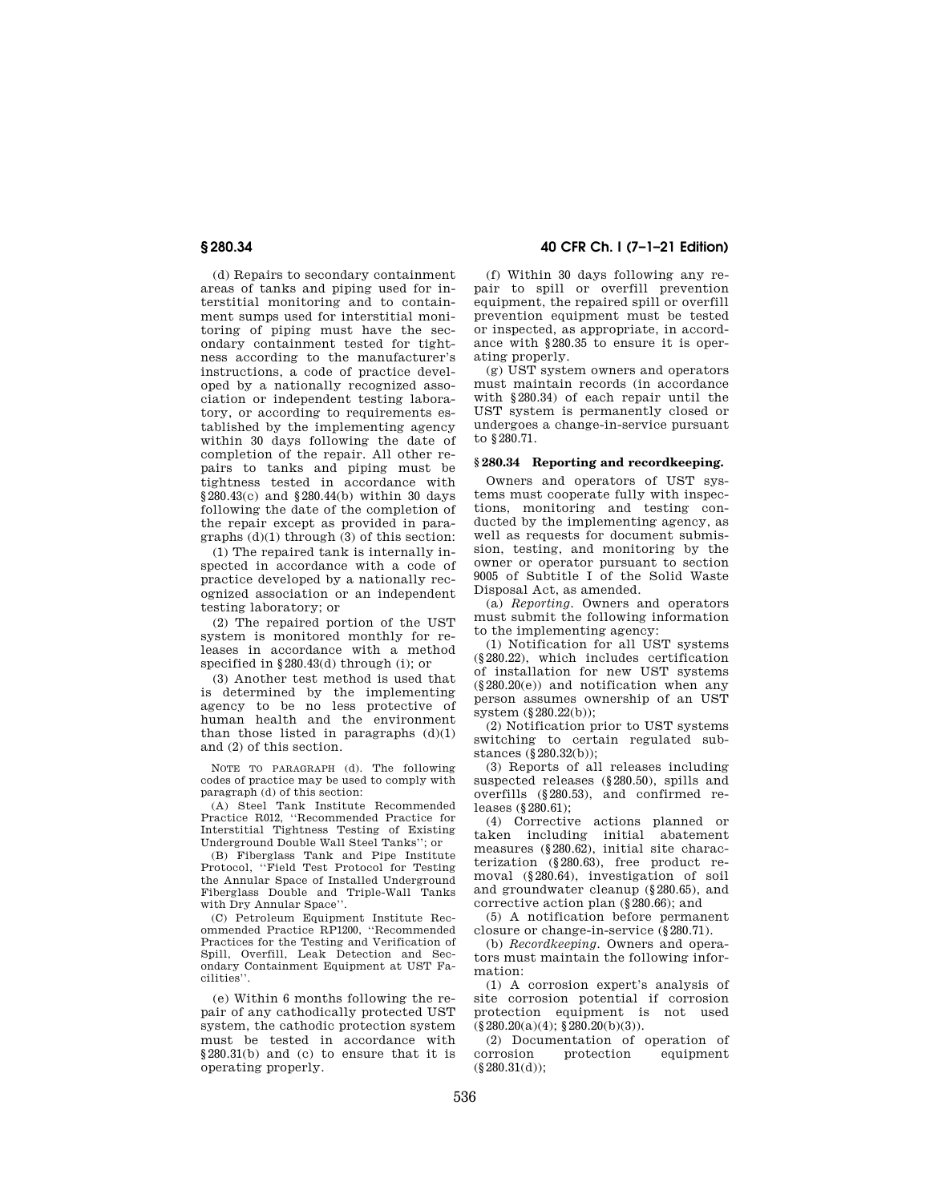(d) Repairs to secondary containment areas of tanks and piping used for interstitial monitoring and to containment sumps used for interstitial monitoring of piping must have the secondary containment tested for tightness according to the manufacturer's instructions, a code of practice developed by a nationally recognized association or independent testing laboratory, or according to requirements established by the implementing agency within 30 days following the date of completion of the repair. All other repairs to tanks and piping must be tightness tested in accordance with §280.43(c) and §280.44(b) within 30 days following the date of the completion of the repair except as provided in paragraphs (d)(1) through (3) of this section:

(1) The repaired tank is internally inspected in accordance with a code of practice developed by a nationally recognized association or an independent testing laboratory; or

(2) The repaired portion of the UST system is monitored monthly for releases in accordance with a method specified in §280.43(d) through (i); or

(3) Another test method is used that is determined by the implementing agency to be no less protective of human health and the environment than those listed in paragraphs (d)(1) and (2) of this section.

NOTE TO PARAGRAPH (d). The following codes of practice may be used to comply with paragraph (d) of this section:

(A) Steel Tank Institute Recommended Practice R012, "Recommended Practice for Interstitial Tightness Testing of Existing Underground Double Wall Steel Tanks"; or

(B) Fiberglass Tank and Pipe Institute Protocol, "Field Test Protocol for Testing the Annular Space of Installed Underground Fiberglass Double and Triple-Wall Tanks with Dry Annular Space".

(C) Petroleum Equipment Institute Recommended Practice RP1200, "Recommended Practices for the Testing and Verification of Spill, Overfill, Leak Detection and Secondary Containment Equipment at UST Facilities".

(e) Within 6 months following the repair of any cathodically protected UST system, the cathodic protection system must be tested in accordance with §280.31(b) and (c) to ensure that it is operating properly.

(f) Within 30 days following any repair to spill or overfill prevention equipment, the repaired spill or overfill prevention equipment must be tested or inspected, as appropriate, in accordance with §280.35 to ensure it is operating properly.

(g) UST system owners and operators must maintain records (in accordance with §280.34) of each repair until the UST system is permanently closed or undergoes a change-in-service pursuant to §280.71.

### §280.34 Reporting and recordkeeping.

Owners and operators of UST systems must cooperate fully with inspections, monitoring and testing conducted by the implementing agency, as well as requests for document submission, testing, and monitoring by the owner or operator pursuant to section 9005 of Subtitle I of the Solid Waste Disposal Act, as amended.

(a) *Reporting.* Owners and operators must submit the following information to the implementing agency:

(1) Notification for all UST systems (§280.22), which includes certification of installation for new UST systems (§280.20(e)) and notification when any person assumes ownership of an UST system (§280.22(b));

(2) Notification prior to UST systems switching to certain regulated substances (§280.32(b));

(3) Reports of all releases including suspected releases (§280.50), spills and overfills (§280.53), and confirmed releases (§280.61);

(4) Corrective actions planned or taken including initial abatement measures (§280.62), initial site characterization (§280.63), free product removal (§280.64), investigation of soil and groundwater cleanup (§280.65), and corrective action plan (§280.66); and

(5) A notification before permanent closure or change-in-service (§280.71).

(b) *Recordkeeping.* Owners and operators must maintain the following information:

(1) A corrosion expert's analysis of site corrosion potential if corrosion protection equipment is not used (§280.20(a)(4); §280.20(b)(3)).

(2) Documentation of operation of corrosion protection equipment (§280.31(d));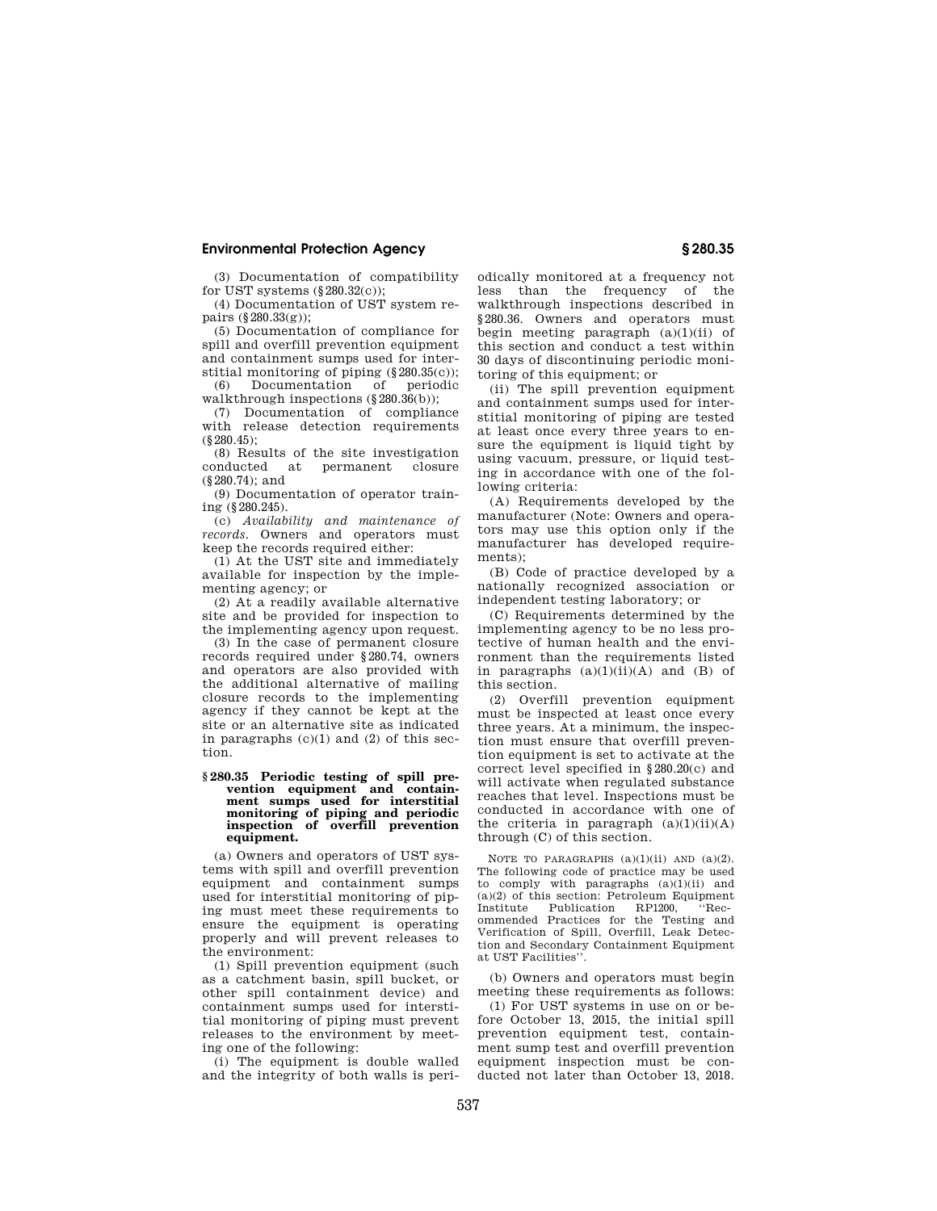(3) Documentation of compatibility for UST systems (§280.32(c));

(4) Documentation of UST system repairs (§280.33(g));

(5) Documentation of compliance for spill and overfill prevention equipment and containment sumps used for interstitial monitoring of piping (§280.35(c));

(6) Documentation of periodic walkthrough inspections (§280.36(b));

(7) Documentation of compliance with release detection requirements (§280.45);

(8) Results of the site investigation conducted at permanent closure (§280.74); and

(9) Documentation of operator training (§280.245).

(c) *Availability and maintenance of records.* Owners and operators must keep the records required either:

(1) At the UST site and immediately available for inspection by the implementing agency; or

(2) At a readily available alternative site and be provided for inspection to the implementing agency upon request.

(3) In the case of permanent closure records required under §280.74, owners and operators are also provided with the additional alternative of mailing closure records to the implementing agency if they cannot be kept at the site or an alternative site as indicated in paragraphs (c)(1) and (2) of this section.

### §280.35 Periodic testing of spill prevention equipment and containment sumps used for interstitial monitoring of piping and periodic inspection of overfill prevention equipment.

(a) Owners and operators of UST systems with spill and overfill prevention equipment and containment sumps used for interstitial monitoring of piping must meet these requirements to ensure the equipment is operating properly and will prevent releases to the environment:

(1) Spill prevention equipment (such as a catchment basin, spill bucket, or other spill containment device) and containment sumps used for interstitial monitoring of piping must prevent releases to the environment by meeting one of the following:

(i) The equipment is double walled and the integrity of both walls is periodically monitored at a frequency not less than the frequency of the walkthrough inspections described in §280.36. Owners and operators must begin meeting paragraph (a)(1)(ii) of this section and conduct a test within 30 days of discontinuing periodic monitoring of this equipment; or

(ii) The spill prevention equipment and containment sumps used for interstitial monitoring of piping are tested at least once every three years to ensure the equipment is liquid tight by using vacuum, pressure, or liquid testing in accordance with one of the following criteria:

(A) Requirements developed by the manufacturer (Note: Owners and operators may use this option only if the manufacturer has developed requirements);

(B) Code of practice developed by a nationally recognized association or independent testing laboratory; or

(C) Requirements determined by the implementing agency to be no less protective of human health and the environment than the requirements listed in paragraphs (a)(1)(ii)(A) and (B) of this section.

(2) Overfill prevention equipment must be inspected at least once every three years. At a minimum, the inspection must ensure that overfill prevention equipment is set to activate at the correct level specified in §280.20(c) and will activate when regulated substance reaches that level. Inspections must be conducted in accordance with one of the criteria in paragraph (a)(1)(ii)(A) through (C) of this section.

NOTE TO PARAGRAPHS (a)(1)(ii) AND (a)(2). The following code of practice may be used to comply with paragraphs (a)(1)(ii) and (a)(2) of this section: Petroleum Equipment Institute Publication RP1200, ''Recommended Practices for the Testing and Verification of Spill, Overfill, Leak Detection and Secondary Containment Equipment at UST Facilities''.

(b) Owners and operators must begin meeting these requirements as follows:

(1) For UST systems in use on or before October 13, 2015, the initial spill prevention equipment test, containment sump test and overfill prevention equipment inspection must be conducted not later than October 13, 2018.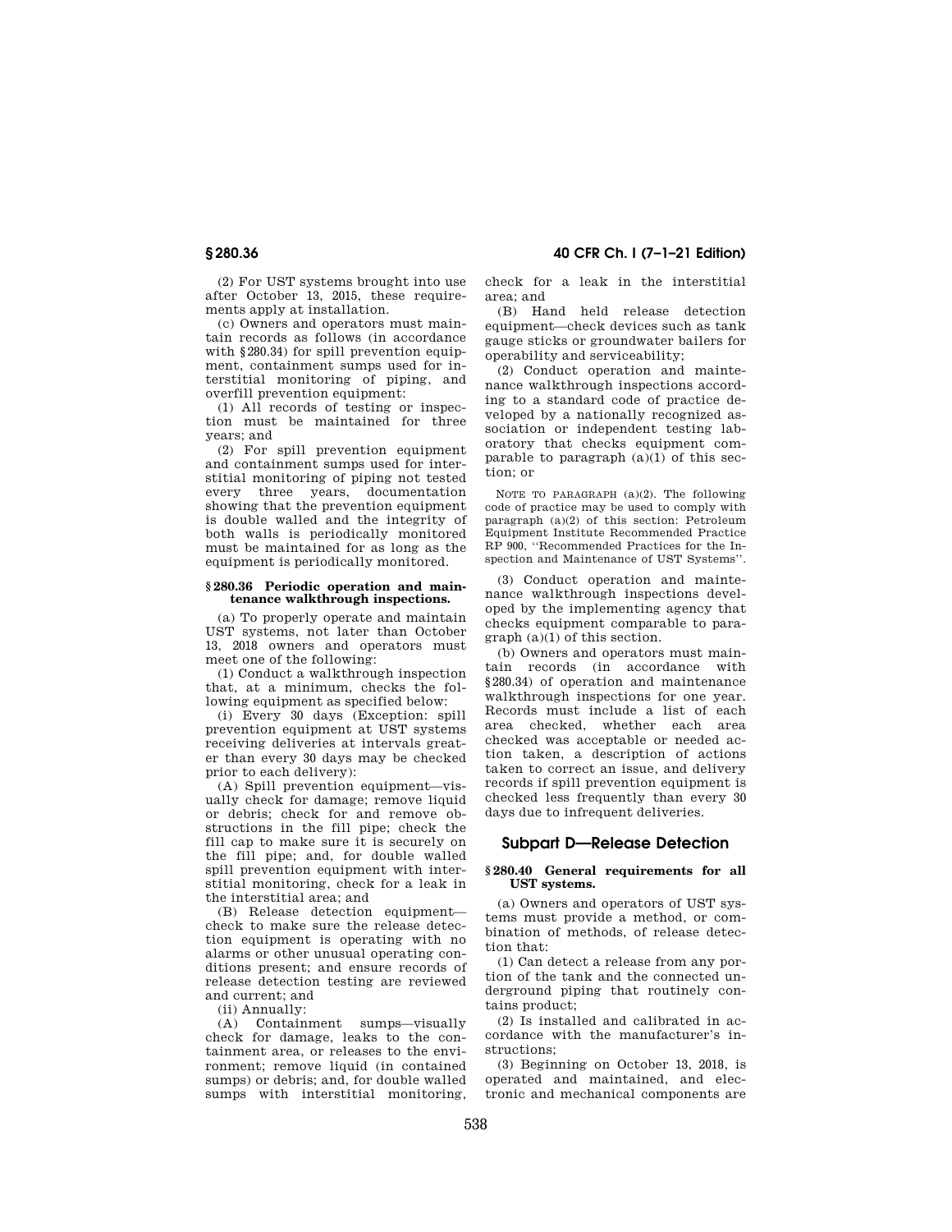(2) For UST systems brought into use after October 13, 2015, these requirements apply at installation.

(c) Owners and operators must maintain records as follows (in accordance with §280.34) for spill prevention equipment, containment sumps used for interstitial monitoring of piping, and overfill prevention equipment:

(1) All records of testing or inspection must be maintained for three years; and

(2) For spill prevention equipment and containment sumps used for interstitial monitoring of piping not tested every three years, documentation showing that the prevention equipment is double walled and the integrity of both walls is periodically monitored must be maintained for as long as the equipment is periodically monitored.

#### §280.36 Periodic operation and maintenance walkthrough inspections.

(a) To properly operate and maintain UST systems, not later than October 13, 2018 owners and operators must meet one of the following:

(1) Conduct a walkthrough inspection that, at a minimum, checks the following equipment as specified below:

(i) Every 30 days (Exception: spill prevention equipment at UST systems receiving deliveries at intervals greater than every 30 days may be checked prior to each delivery):

(A) Spill prevention equipment—visually check for damage; remove liquid or debris; check for and remove obstructions in the fill pipe; check the fill cap to make sure it is securely on the fill pipe; and, for double walled spill prevention equipment with interstitial monitoring, check for a leak in the interstitial area; and

(B) Release detection equipment—check to make sure the release detection equipment is operating with no alarms or other unusual operating conditions present; and ensure records of release detection testing are reviewed and current; and

(ii) Annually:

(A) Containment sumps—visually check for damage, leaks to the containment area, or releases to the environment; remove liquid (in contained sumps) or debris; and, for double walled sumps with interstitial monitoring, check for a leak in the interstitial area; and

(B) Hand held release detection equipment—check devices such as tank gauge sticks or groundwater bailers for operability and serviceability;

(2) Conduct operation and maintenance walkthrough inspections according to a standard code of practice developed by a nationally recognized association or independent testing laboratory that checks equipment comparable to paragraph (a)(1) of this section; or

NOTE TO PARAGRAPH (a)(2). The following code of practice may be used to comply with paragraph (a)(2) of this section: Petroleum Equipment Institute Recommended Practice RP 900, ''Recommended Practices for the Inspection and Maintenance of UST Systems''.

(3) Conduct operation and maintenance walkthrough inspections developed by the implementing agency that checks equipment comparable to paragraph (a)(1) of this section.

(b) Owners and operators must maintain records (in accordance with §280.34) of operation and maintenance walkthrough inspections for one year. Records must include a list of each area checked, whether each area checked was acceptable or needed action taken, a description of actions taken to correct an issue, and delivery records if spill prevention equipment is checked less frequently than every 30 days due to infrequent deliveries.

## Subpart D—Release Detection

#### §280.40 General requirements for all UST systems.

(a) Owners and operators of UST systems must provide a method, or combination of methods, of release detection that:

(1) Can detect a release from any portion of the tank and the connected underground piping that routinely contains product;

(2) Is installed and calibrated in accordance with the manufacturer's instructions;

(3) Beginning on October 13, 2018, is operated and maintained, and electronic and mechanical components are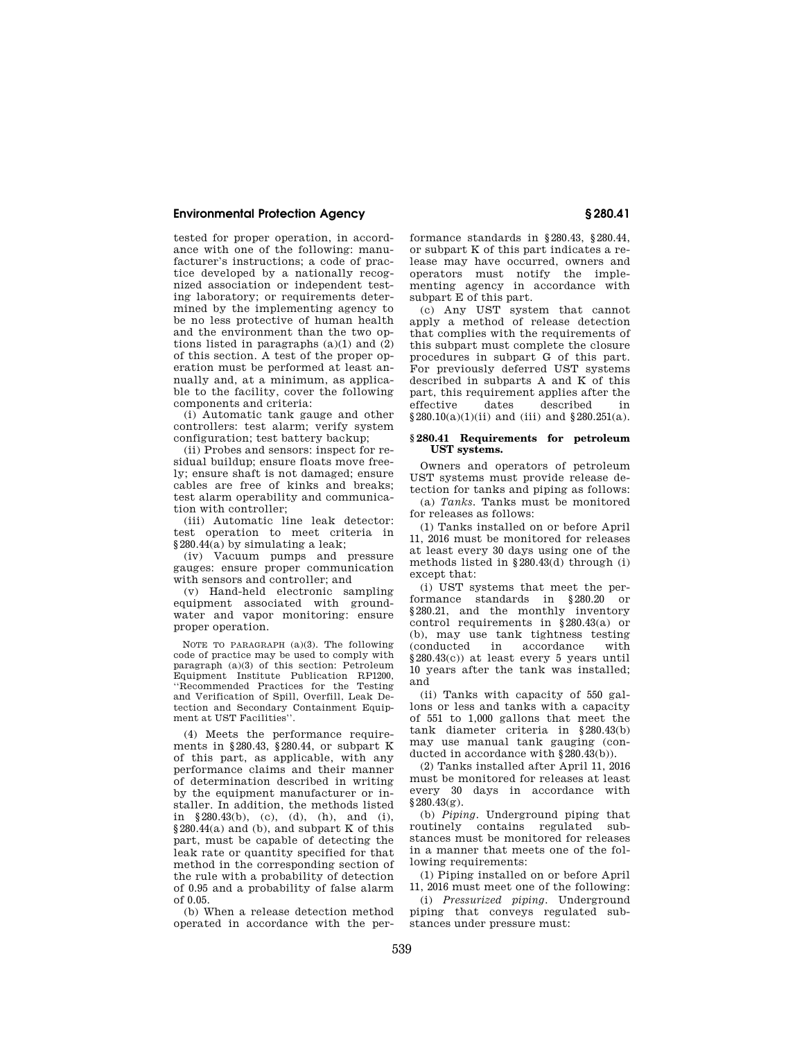tested for proper operation, in accordance with one of the following: manufacturer's instructions; a code of practice developed by a nationally recognized association or independent testing laboratory; or requirements determined by the implementing agency to be no less protective of human health and the environment than the two options listed in paragraphs (a)(1) and (2) of this section. A test of the proper operation must be performed at least annually and, at a minimum, as applicable to the facility, cover the following components and criteria:

(i) Automatic tank gauge and other controllers: test alarm; verify system configuration; test battery backup;

(ii) Probes and sensors: inspect for residual buildup; ensure floats move freely; ensure shaft is not damaged; ensure cables are free of kinks and breaks; test alarm operability and communication with controller;

(iii) Automatic line leak detector: test operation to meet criteria in §280.44(a) by simulating a leak;

(iv) Vacuum pumps and pressure gauges: ensure proper communication with sensors and controller; and

(v) Hand-held electronic sampling equipment associated with groundwater and vapor monitoring: ensure proper operation.

NOTE TO PARAGRAPH (a)(3). The following code of practice may be used to comply with paragraph (a)(3) of this section: Petroleum Equipment Institute Publication RP1200, "Recommended Practices for the Testing and Verification of Spill, Overfill, Leak Detection and Secondary Containment Equipment at UST Facilities".

(4) Meets the performance requirements in §280.43, §280.44, or subpart K of this part, as applicable, with any performance claims and their manner of determination described in writing by the equipment manufacturer or installer. In addition, the methods listed in §280.43(b), (c), (d), (h), and (i), §280.44(a) and (b), and subpart K of this part, must be capable of detecting the leak rate or quantity specified for that method in the corresponding section of the rule with a probability of detection of 0.95 and a probability of false alarm of 0.05.

(b) When a release detection method operated in accordance with the performance standards in §280.43, §280.44, or subpart K of this part indicates a release may have occurred, owners and operators must notify the implementing agency in accordance with subpart E of this part.

(c) Any UST system that cannot apply a method of release detection that complies with the requirements of this subpart must complete the closure procedures in subpart G of this part. For previously deferred UST systems described in subparts A and K of this part, this requirement applies after the effective dates described in §280.10(a)(1)(ii) and (iii) and §280.251(a).

## §280.41 Requirements for petroleum UST systems.

Owners and operators of petroleum UST systems must provide release detection for tanks and piping as follows:

(a) *Tanks.* Tanks must be monitored for releases as follows:

(1) Tanks installed on or before April 11, 2016 must be monitored for releases at least every 30 days using one of the methods listed in §280.43(d) through (i) except that:

(i) UST systems that meet the performance standards in §280.20 or §280.21, and the monthly inventory control requirements in §280.43(a) or (b), may use tank tightness testing (conducted in accordance with §280.43(c)) at least every 5 years until 10 years after the tank was installed; and

(ii) Tanks with capacity of 550 gallons or less and tanks with a capacity of 551 to 1,000 gallons that meet the tank diameter criteria in §280.43(b) may use manual tank gauging (conducted in accordance with §280.43(b)).

(2) Tanks installed after April 11, 2016 must be monitored for releases at least every 30 days in accordance with §280.43(g).

(b) *Piping.* Underground piping that routinely contains regulated substances must be monitored for releases in a manner that meets one of the following requirements:

(1) Piping installed on or before April 11, 2016 must meet one of the following:

(i) *Pressurized piping.* Underground piping that conveys regulated substances under pressure must: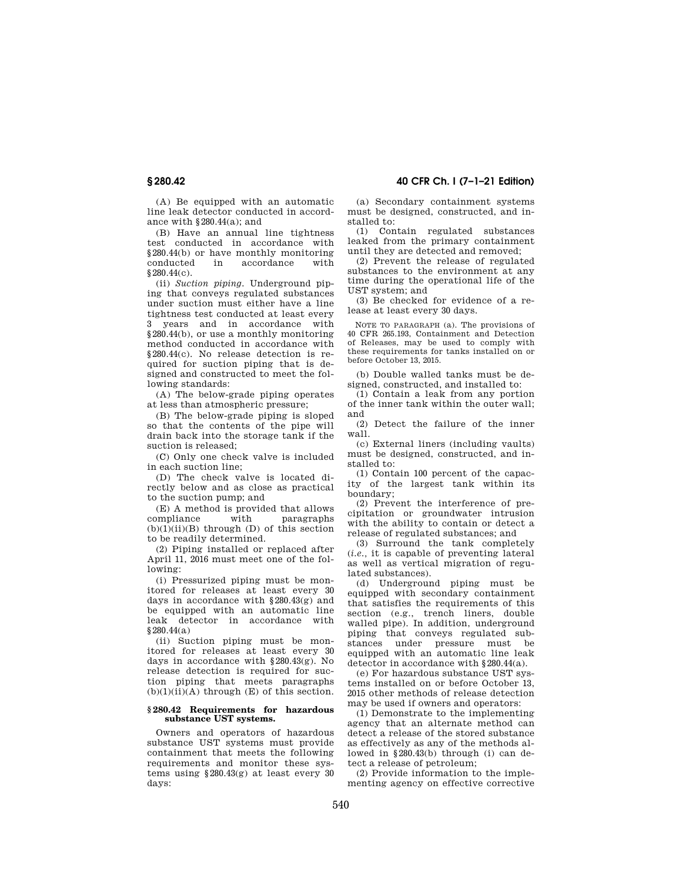(A) Be equipped with an automatic line leak detector conducted in accordance with §280.44(a); and

(B) Have an annual line tightness test conducted in accordance with §280.44(b) or have monthly monitoring conducted in accordance with §280.44(c).

(ii) *Suction piping*. Underground piping that conveys regulated substances under suction must either have a line tightness test conducted at least every 3 years and in accordance with §280.44(b), or use a monthly monitoring method conducted in accordance with §280.44(c). No release detection is required for suction piping that is designed and constructed to meet the following standards:

(A) The below-grade piping operates at less than atmospheric pressure;

(B) The below-grade piping is sloped so that the contents of the pipe will drain back into the storage tank if the suction is released;

(C) Only one check valve is included in each suction line;

(D) The check valve is located directly below and as close as practical to the suction pump; and

(E) A method is provided that allows compliance with paragraphs (b)(1)(ii)(B) through (D) of this section to be readily determined.

(2) Piping installed or replaced after April 11, 2016 must meet one of the following:

(i) Pressurized piping must be monitored for releases at least every 30 days in accordance with §280.43(g) and be equipped with an automatic line leak detector in accordance with §280.44(a)

(ii) Suction piping must be monitored for releases at least every 30 days in accordance with §280.43(g). No release detection is required for suction piping that meets paragraphs (b)(1)(ii)(A) through (E) of this section.

### §280.42 Requirements for hazardous substance UST systems.

Owners and operators of hazardous substance UST systems must provide containment that meets the following requirements and monitor these systems using §280.43(g) at least every 30 days:

(a) Secondary containment systems must be designed, constructed, and installed to:

(1) Contain regulated substances leaked from the primary containment until they are detected and removed;

(2) Prevent the release of regulated substances to the environment at any time during the operational life of the UST system; and

(3) Be checked for evidence of a release at least every 30 days.

NOTE TO PARAGRAPH (a). The provisions of 40 CFR 265.193, Containment and Detection of Releases, may be used to comply with these requirements for tanks installed on or before October 13, 2015.

(b) Double walled tanks must be designed, constructed, and installed to:

(1) Contain a leak from any portion of the inner tank within the outer wall; and

(2) Detect the failure of the inner wall.

(c) External liners (including vaults) must be designed, constructed, and installed to:

(1) Contain 100 percent of the capacity of the largest tank within its boundary;

(2) Prevent the interference of precipitation or groundwater intrusion with the ability to contain or detect a release of regulated substances; and

(3) Surround the tank completely (*i.e.*, it is capable of preventing lateral as well as vertical migration of regulated substances).

(d) Underground piping must be equipped with secondary containment that satisfies the requirements of this section (e.g., trench liners, double walled pipe). In addition, underground piping that conveys regulated substances under pressure must be equipped with an automatic line leak detector in accordance with §280.44(a).

(e) For hazardous substance UST systems installed on or before October 13, 2015 other methods of release detection may be used if owners and operators:

(1) Demonstrate to the implementing agency that an alternate method can detect a release of the stored substance as effectively as any of the methods allowed in §280.43(b) through (i) can detect a release of petroleum;

(2) Provide information to the implementing agency on effective corrective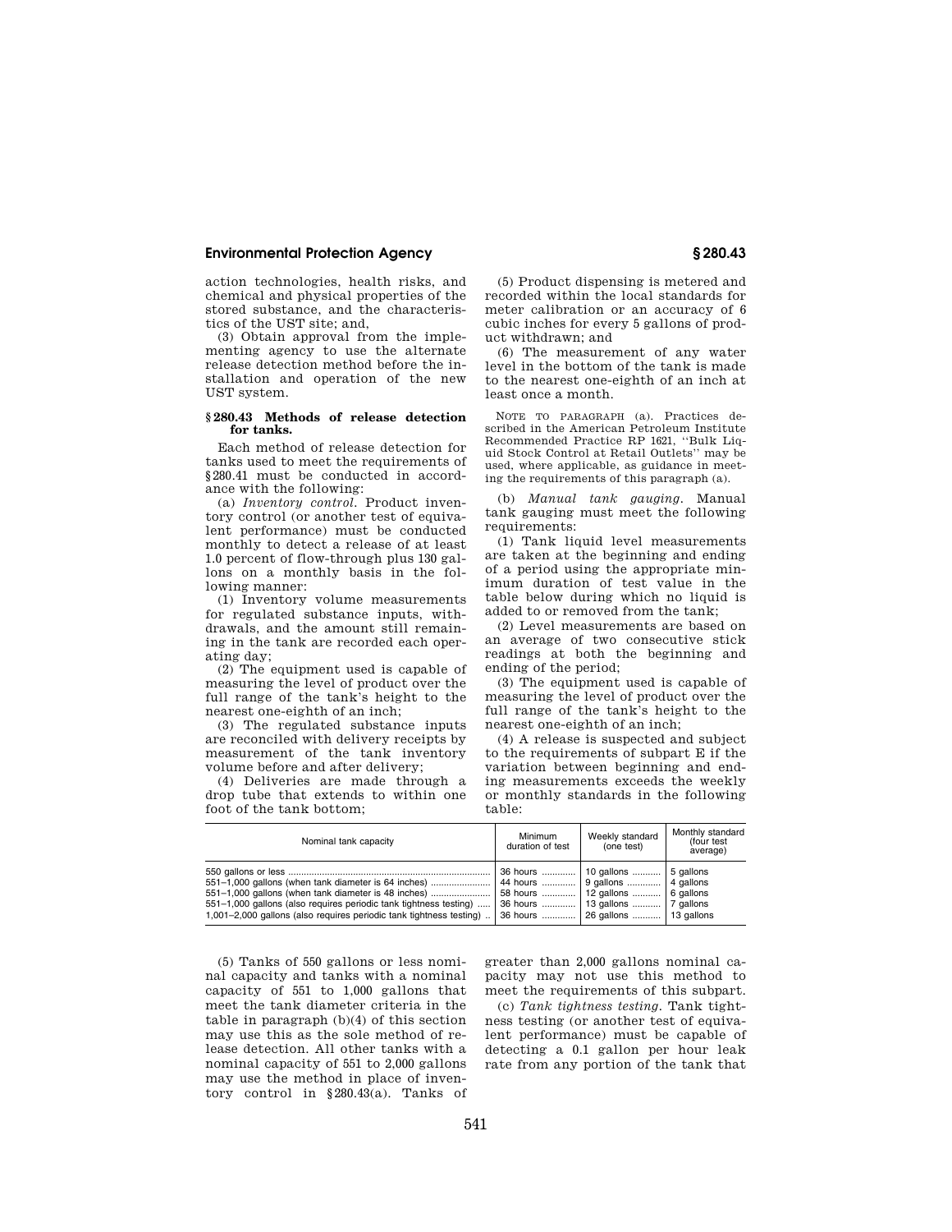action technologies, health risks, and chemical and physical properties of the stored substance, and the characteristics of the UST site; and,

(3) Obtain approval from the implementing agency to use the alternate release detection method before the installation and operation of the new UST system.

### § 280.43 Methods of release detection for tanks.

Each method of release detection for tanks used to meet the requirements of § 280.41 must be conducted in accordance with the following:

(a) *Inventory control.* Product inventory control (or another test of equivalent performance) must be conducted monthly to detect a release of at least 1.0 percent of flow-through plus 130 gallons on a monthly basis in the following manner:

(1) Inventory volume measurements for regulated substance inputs, withdrawals, and the amount still remaining in the tank are recorded each operating day;

(2) The equipment used is capable of measuring the level of product over the full range of the tank's height to the nearest one-eighth of an inch;

(3) The regulated substance inputs are reconciled with delivery receipts by measurement of the tank inventory volume before and after delivery;

(4) Deliveries are made through a drop tube that extends to within one foot of the tank bottom;

(5) Product dispensing is metered and recorded within the local standards for meter calibration or an accuracy of 6 cubic inches for every 5 gallons of product withdrawn; and

(6) The measurement of any water level in the bottom of the tank is made to the nearest one-eighth of an inch at least once a month.

NOTE TO PARAGRAPH (a). Practices described in the American Petroleum Institute Recommended Practice RP 1621, "Bulk Liquid Stock Control at Retail Outlets" may be used, where applicable, as guidance in meeting the requirements of this paragraph (a).

(b) *Manual tank gauging.* Manual tank gauging must meet the following requirements:

(1) Tank liquid level measurements are taken at the beginning and ending of a period using the appropriate minimum duration of test value in the table below during which no liquid is added to or removed from the tank;

(2) Level measurements are based on an average of two consecutive stick readings at both the beginning and ending of the period;

(3) The equipment used is capable of measuring the level of product over the full range of the tank's height to the nearest one-eighth of an inch;

(4) A release is suspected and subject to the requirements of subpart E if the variation between beginning and ending measurements exceeds the weekly or monthly standards in the following table:

| Nominal tank capacity | Minimum duration of test | Weekly standard (one test) | Monthly standard (four test average) |
|---|---|---|---|
| 550 gallons or less | 36 hours | 10 gallons | 5 gallons |
| 551–1,000 gallons (when tank diameter is 64 inches) | 44 hours | 9 gallons | 4 gallons |
| 551–1,000 gallons (when tank diameter is 48 inches) | 58 hours | 12 gallons | 6 gallons |
| 551–1,000 gallons (also requires periodic tank tightness testing) | 36 hours | 13 gallons | 7 gallons |
| 1,001–2,000 gallons (also requires periodic tank tightness testing) | 36 hours | 26 gallons | 13 gallons |

(5) Tanks of 550 gallons or less nominal capacity and tanks with a nominal capacity of 551 to 1,000 gallons that meet the tank diameter criteria in the table in paragraph (b)(4) of this section may use this as the sole method of release detection. All other tanks with a nominal capacity of 551 to 2,000 gallons may use the method in place of inventory control in § 280.43(a). Tanks of greater than 2,000 gallons nominal capacity may not use this method to meet the requirements of this subpart.

(c) *Tank tightness testing.* Tank tightness testing (or another test of equivalent performance) must be capable of detecting a 0.1 gallon per hour leak rate from any portion of the tank that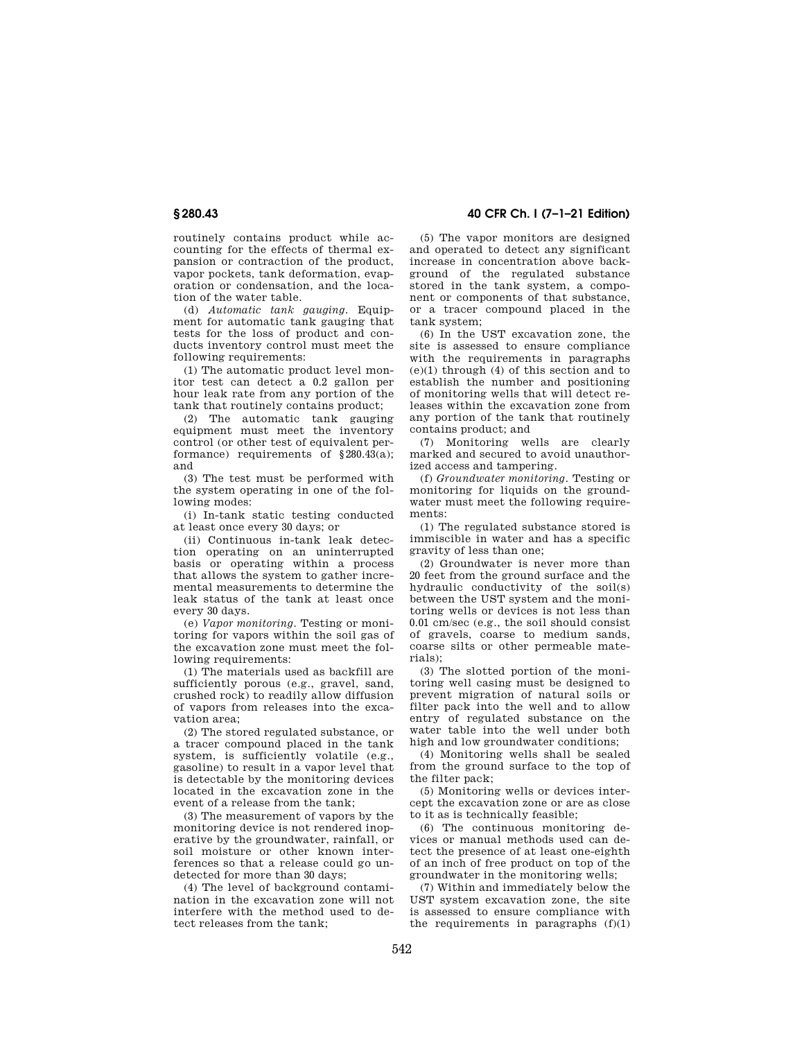routinely contains product while accounting for the effects of thermal expansion or contraction of the product, vapor pockets, tank deformation, evaporation or condensation, and the location of the water table.

(d) *Automatic tank gauging.* Equipment for automatic tank gauging that tests for the loss of product and conducts inventory control must meet the following requirements:

(1) The automatic product level monitor test can detect a 0.2 gallon per hour leak rate from any portion of the tank that routinely contains product;

(2) The automatic tank gauging equipment must meet the inventory control (or other test of equivalent performance) requirements of §280.43(a); and

(3) The test must be performed with the system operating in one of the following modes:

(i) In-tank static testing conducted at least once every 30 days; or

(ii) Continuous in-tank leak detection operating on an uninterrupted basis or operating within a process that allows the system to gather incremental measurements to determine the leak status of the tank at least once every 30 days.

(e) *Vapor monitoring.* Testing or monitoring for vapors within the soil gas of the excavation zone must meet the following requirements:

(1) The materials used as backfill are sufficiently porous (e.g., gravel, sand, crushed rock) to readily allow diffusion of vapors from releases into the excavation area;

(2) The stored regulated substance, or a tracer compound placed in the tank system, is sufficiently volatile (e.g., gasoline) to result in a vapor level that is detectable by the monitoring devices located in the excavation zone in the event of a release from the tank;

(3) The measurement of vapors by the monitoring device is not rendered inoperative by the groundwater, rainfall, or soil moisture or other known interferences so that a release could go undetected for more than 30 days;

(4) The level of background contamination in the excavation zone will not interfere with the method used to detect releases from the tank;

(5) The vapor monitors are designed and operated to detect any significant increase in concentration above background of the regulated substance stored in the tank system, a component or components of that substance, or a tracer compound placed in the tank system;

(6) In the UST excavation zone, the site is assessed to ensure compliance with the requirements in paragraphs (e)(1) through (4) of this section and to establish the number and positioning of monitoring wells that will detect releases within the excavation zone from any portion of the tank that routinely contains product; and

(7) Monitoring wells are clearly marked and secured to avoid unauthorized access and tampering.

(f) *Groundwater monitoring.* Testing or monitoring for liquids on the groundwater must meet the following requirements:

(1) The regulated substance stored is immiscible in water and has a specific gravity of less than one;

(2) Groundwater is never more than 20 feet from the ground surface and the hydraulic conductivity of the soil(s) between the UST system and the monitoring wells or devices is not less than 0.01 cm/sec (e.g., the soil should consist of gravels, coarse to medium sands, coarse silts or other permeable materials);

(3) The slotted portion of the monitoring well casing must be designed to prevent migration of natural soils or filter pack into the well and to allow entry of regulated substance on the water table into the well under both high and low groundwater conditions;

(4) Monitoring wells shall be sealed from the ground surface to the top of the filter pack;

(5) Monitoring wells or devices intercept the excavation zone or are as close to it as is technically feasible;

(6) The continuous monitoring devices or manual methods used can detect the presence of at least one-eighth of an inch of free product on top of the groundwater in the monitoring wells;

(7) Within and immediately below the UST system excavation zone, the site is assessed to ensure compliance with the requirements in paragraphs (f)(1)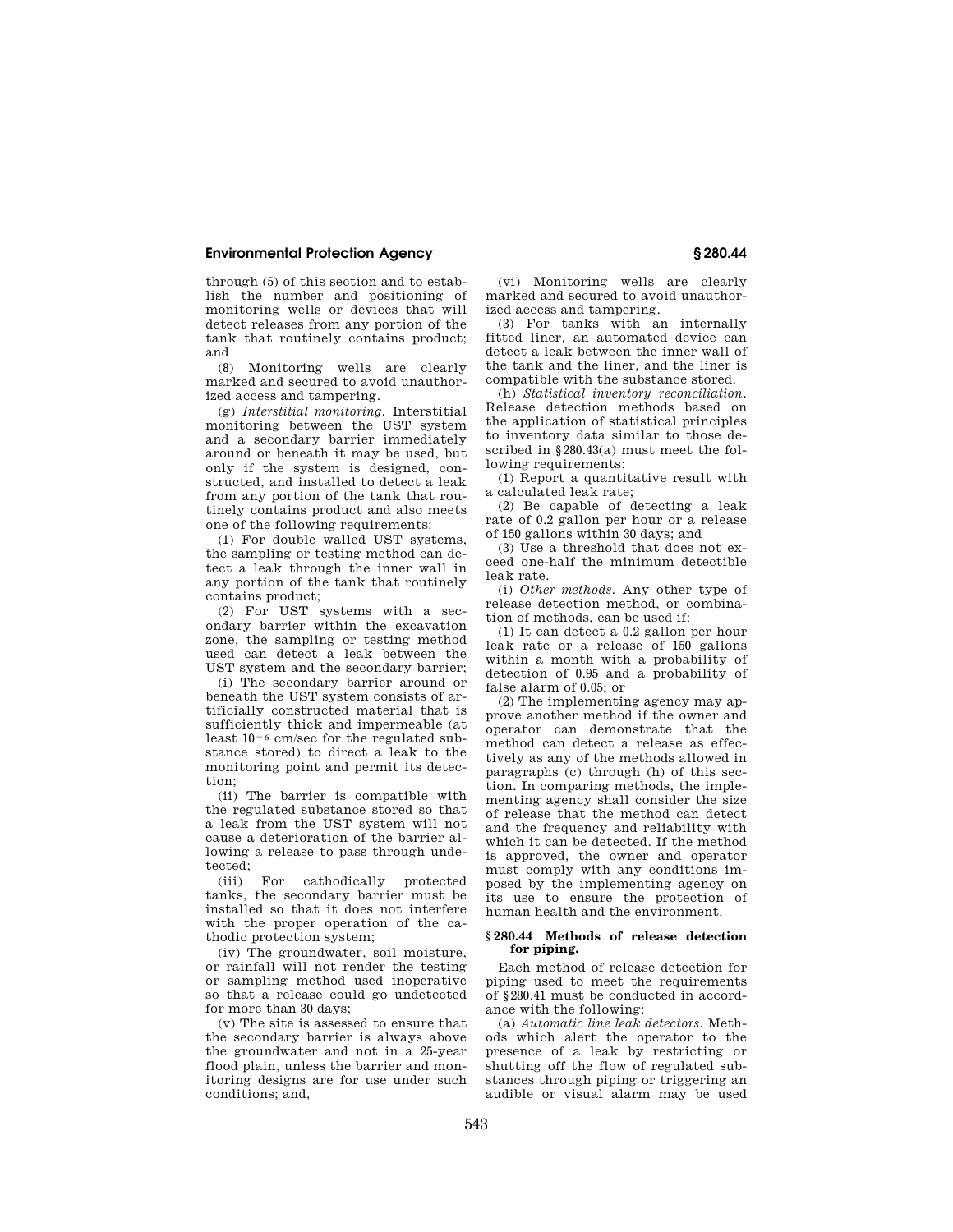through (5) of this section and to establish the number and positioning of monitoring wells or devices that will detect releases from any portion of the tank that routinely contains product; and

(8) Monitoring wells are clearly marked and secured to avoid unauthorized access and tampering.

(g) *Interstitial monitoring.* Interstitial monitoring between the UST system and a secondary barrier immediately around or beneath it may be used, but only if the system is designed, constructed, and installed to detect a leak from any portion of the tank that routinely contains product and also meets one of the following requirements:

(1) For double walled UST systems, the sampling or testing method can detect a leak through the inner wall in any portion of the tank that routinely contains product;

(2) For UST systems with a secondary barrier within the excavation zone, the sampling or testing method used can detect a leak between the UST system and the secondary barrier;

(i) The secondary barrier around or beneath the UST system consists of artificially constructed material that is sufficiently thick and impermeable (at least $10^{-6}$ cm/sec for the regulated substance stored) to direct a leak to the monitoring point and permit its detection;

(ii) The barrier is compatible with the regulated substance stored so that a leak from the UST system will not cause a deterioration of the barrier allowing a release to pass through undetected;

(iii) For cathodically protected tanks, the secondary barrier must be installed so that it does not interfere with the proper operation of the cathodic protection system;

(iv) The groundwater, soil moisture, or rainfall will not render the testing or sampling method used inoperative so that a release could go undetected for more than 30 days;

(v) The site is assessed to ensure that the secondary barrier is always above the groundwater and not in a 25-year flood plain, unless the barrier and monitoring designs are for use under such conditions; and,

(vi) Monitoring wells are clearly marked and secured to avoid unauthorized access and tampering.

(3) For tanks with an internally fitted liner, an automated device can detect a leak between the inner wall of the tank and the liner, and the liner is compatible with the substance stored.

(h) *Statistical inventory reconciliation.* Release detection methods based on the application of statistical principles to inventory data similar to those described in §280.43(a) must meet the following requirements:

(1) Report a quantitative result with a calculated leak rate;

(2) Be capable of detecting a leak rate of 0.2 gallon per hour or a release of 150 gallons within 30 days; and

(3) Use a threshold that does not exceed one-half the minimum detectible leak rate.

(i) *Other methods.* Any other type of release detection method, or combination of methods, can be used if:

(1) It can detect a 0.2 gallon per hour leak rate or a release of 150 gallons within a month with a probability of detection of 0.95 and a probability of false alarm of 0.05; or

(2) The implementing agency may approve another method if the owner and operator can demonstrate that the method can detect a release as effectively as any of the methods allowed in paragraphs (c) through (h) of this section. In comparing methods, the implementing agency shall consider the size of release that the method can detect and the frequency and reliability with which it can be detected. If the method is approved, the owner and operator must comply with any conditions imposed by the implementing agency on its use to ensure the protection of human health and the environment.

## §280.44 Methods of release detection for piping.

Each method of release detection for piping used to meet the requirements of §280.41 must be conducted in accordance with the following:

(a) *Automatic line leak detectors.* Methods which alert the operator to the presence of a leak by restricting or shutting off the flow of regulated substances through piping or triggering an audible or visual alarm may be used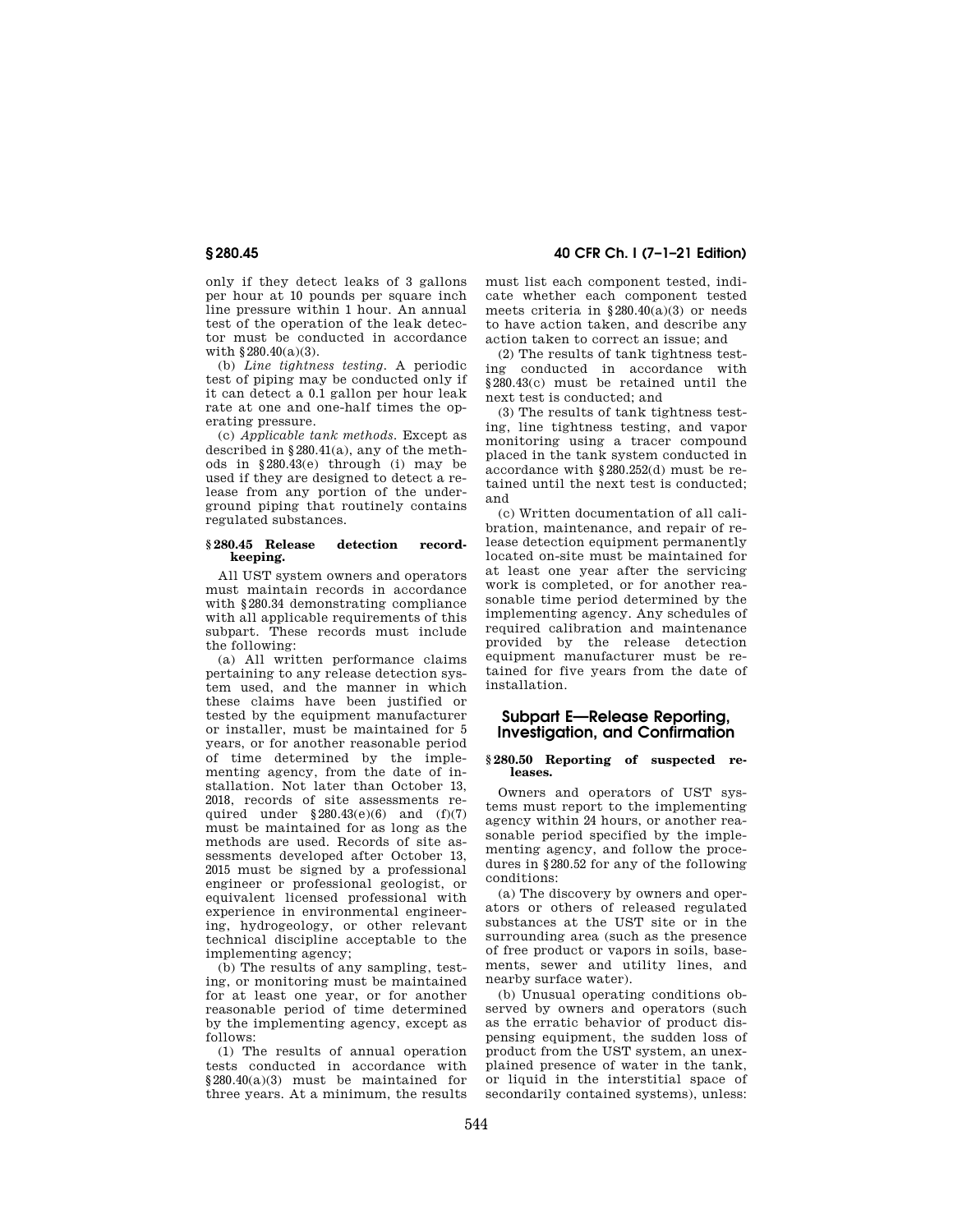only if they detect leaks of 3 gallons per hour at 10 pounds per square inch line pressure within 1 hour. An annual test of the operation of the leak detector must be conducted in accordance with §280.40(a)(3).

(b) *Line tightness testing.* A periodic test of piping may be conducted only if it can detect a 0.1 gallon per hour leak rate at one and one-half times the operating pressure.

(c) *Applicable tank methods.* Except as described in §280.41(a), any of the methods in §280.43(e) through (i) may be used if they are designed to detect a release from any portion of the underground piping that routinely contains regulated substances.

### §280.45 Release detection recordkeeping.

All UST system owners and operators must maintain records in accordance with §280.34 demonstrating compliance with all applicable requirements of this subpart. These records must include the following:

(a) All written performance claims pertaining to any release detection system used, and the manner in which these claims have been justified or tested by the equipment manufacturer or installer, must be maintained for 5 years, or for another reasonable period of time determined by the implementing agency, from the date of installation. Not later than October 13, 2018, records of site assessments required under §280.43(e)(6) and (f)(7) must be maintained for as long as the methods are used. Records of site assessments developed after October 13, 2015 must be signed by a professional engineer or professional geologist, or equivalent licensed professional with experience in environmental engineering, hydrogeology, or other relevant technical discipline acceptable to the implementing agency;

(b) The results of any sampling, testing, or monitoring must be maintained for at least one year, or for another reasonable period of time determined by the implementing agency, except as follows:

(1) The results of annual operation tests conducted in accordance with §280.40(a)(3) must be maintained for three years. At a minimum, the results must list each component tested, indicate whether each component tested meets criteria in §280.40(a)(3) or needs to have action taken, and describe any action taken to correct an issue; and

(2) The results of tank tightness testing conducted in accordance with §280.43(c) must be retained until the next test is conducted; and

(3) The results of tank tightness testing, line tightness testing, and vapor monitoring using a tracer compound placed in the tank system conducted in accordance with §280.252(d) must be retained until the next test is conducted; and

(c) Written documentation of all calibration, maintenance, and repair of release detection equipment permanently located on-site must be maintained for at least one year after the servicing work is completed, or for another reasonable time period determined by the implementing agency. Any schedules of required calibration and maintenance provided by the release detection equipment manufacturer must be retained for five years from the date of installation.

## Subpart E—Release Reporting, Investigation, and Confirmation

### §280.50 Reporting of suspected releases.

Owners and operators of UST systems must report to the implementing agency within 24 hours, or another reasonable period specified by the implementing agency, and follow the procedures in §280.52 for any of the following conditions:

(a) The discovery by owners and operators or others of released regulated substances at the UST site or in the surrounding area (such as the presence of free product or vapors in soils, basements, sewer and utility lines, and nearby surface water).

(b) Unusual operating conditions observed by owners and operators (such as the erratic behavior of product dispensing equipment, the sudden loss of product from the UST system, an unexplained presence of water in the tank, or liquid in the interstitial space of secondarily contained systems), unless: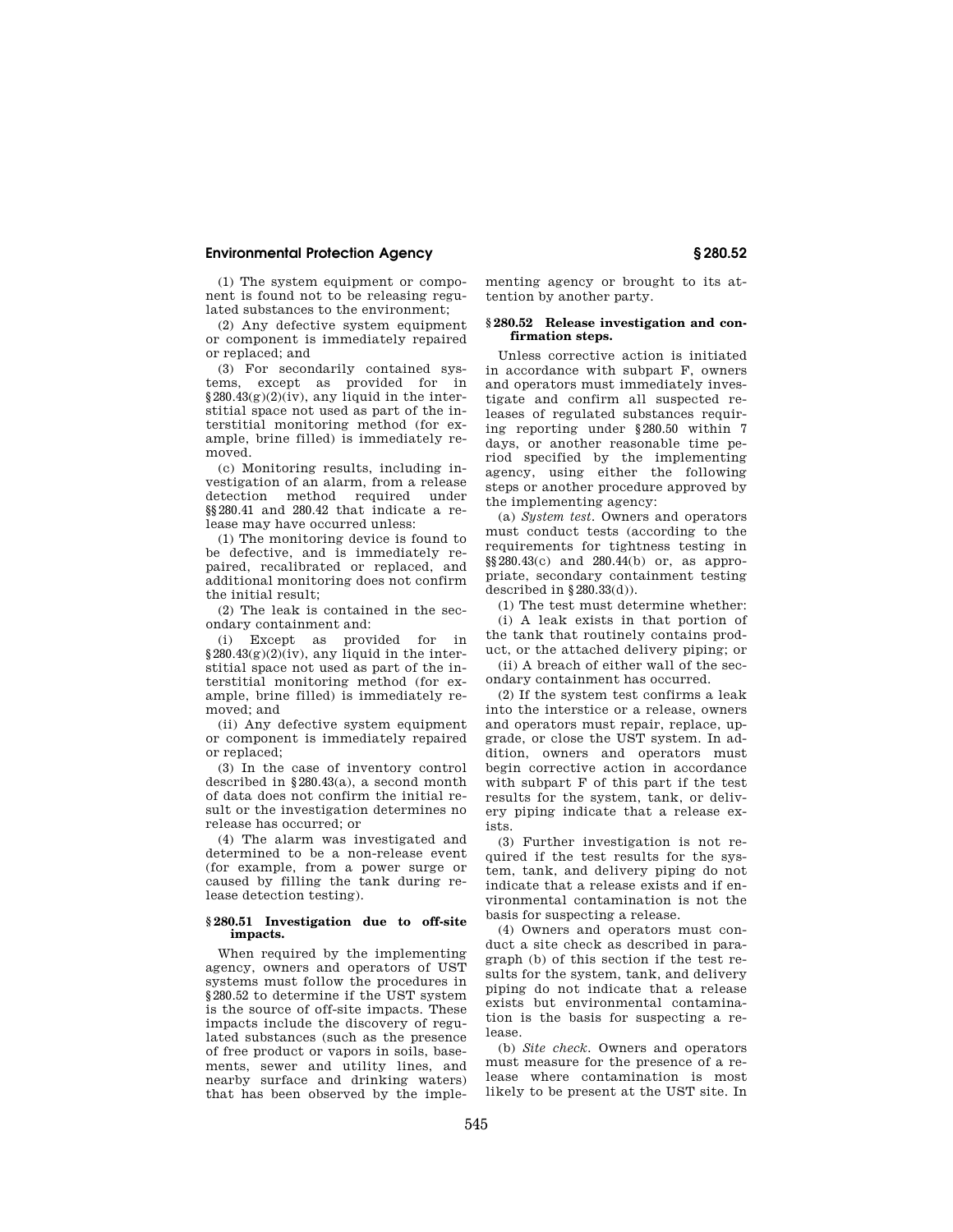(1) The system equipment or component is found not to be releasing regulated substances to the environment;

(2) Any defective system equipment or component is immediately repaired or replaced; and

(3) For secondarily contained systems, except as provided for in §280.43(g)(2)(iv), any liquid in the interstitial space not used as part of the interstitial monitoring method (for example, brine filled) is immediately removed.

(c) Monitoring results, including investigation of an alarm, from a release detection method required under §§280.41 and 280.42 that indicate a release may have occurred unless:

(1) The monitoring device is found to be defective, and is immediately repaired, recalibrated or replaced, and additional monitoring does not confirm the initial result;

(2) The leak is contained in the secondary containment and:

(i) Except as provided for in §280.43(g)(2)(iv), any liquid in the interstitial space not used as part of the interstitial monitoring method (for example, brine filled) is immediately removed; and

(ii) Any defective system equipment or component is immediately repaired or replaced;

(3) In the case of inventory control described in §280.43(a), a second month of data does not confirm the initial result or the investigation determines no release has occurred; or

(4) The alarm was investigated and determined to be a non-release event (for example, from a power surge or caused by filling the tank during release detection testing).

## §280.51 Investigation due to off-site impacts.

When required by the implementing agency, owners and operators of UST systems must follow the procedures in §280.52 to determine if the UST system is the source of off-site impacts. These impacts include the discovery of regulated substances (such as the presence of free product or vapors in soils, basements, sewer and utility lines, and nearby surface and drinking waters) that has been observed by the implementing agency or brought to its attention by another party.

## §280.52 Release investigation and confirmation steps.

Unless corrective action is initiated in accordance with subpart F, owners and operators must immediately investigate and confirm all suspected releases of regulated substances requiring reporting under §280.50 within 7 days, or another reasonable time period specified by the implementing agency, using either the following steps or another procedure approved by the implementing agency:

(a) *System test*. Owners and operators must conduct tests (according to the requirements for tightness testing in §§280.43(c) and 280.44(b) or, as appropriate, secondary containment testing described in §280.33(d)).

(1) The test must determine whether:

(i) A leak exists in that portion of the tank that routinely contains product, or the attached delivery piping; or

(ii) A breach of either wall of the secondary containment has occurred.

(2) If the system test confirms a leak into the interstice or a release, owners and operators must repair, replace, upgrade, or close the UST system. In addition, owners and operators must begin corrective action in accordance with subpart F of this part if the test results for the system, tank, or delivery piping indicate that a release exists.

(3) Further investigation is not required if the test results for the system, tank, and delivery piping do not indicate that a release exists and if environmental contamination is not the basis for suspecting a release.

(4) Owners and operators must conduct a site check as described in paragraph (b) of this section if the test results for the system, tank, and delivery piping do not indicate that a release exists but environmental contamination is the basis for suspecting a release.

(b) *Site check*. Owners and operators must measure for the presence of a release where contamination is most likely to be present at the UST site. In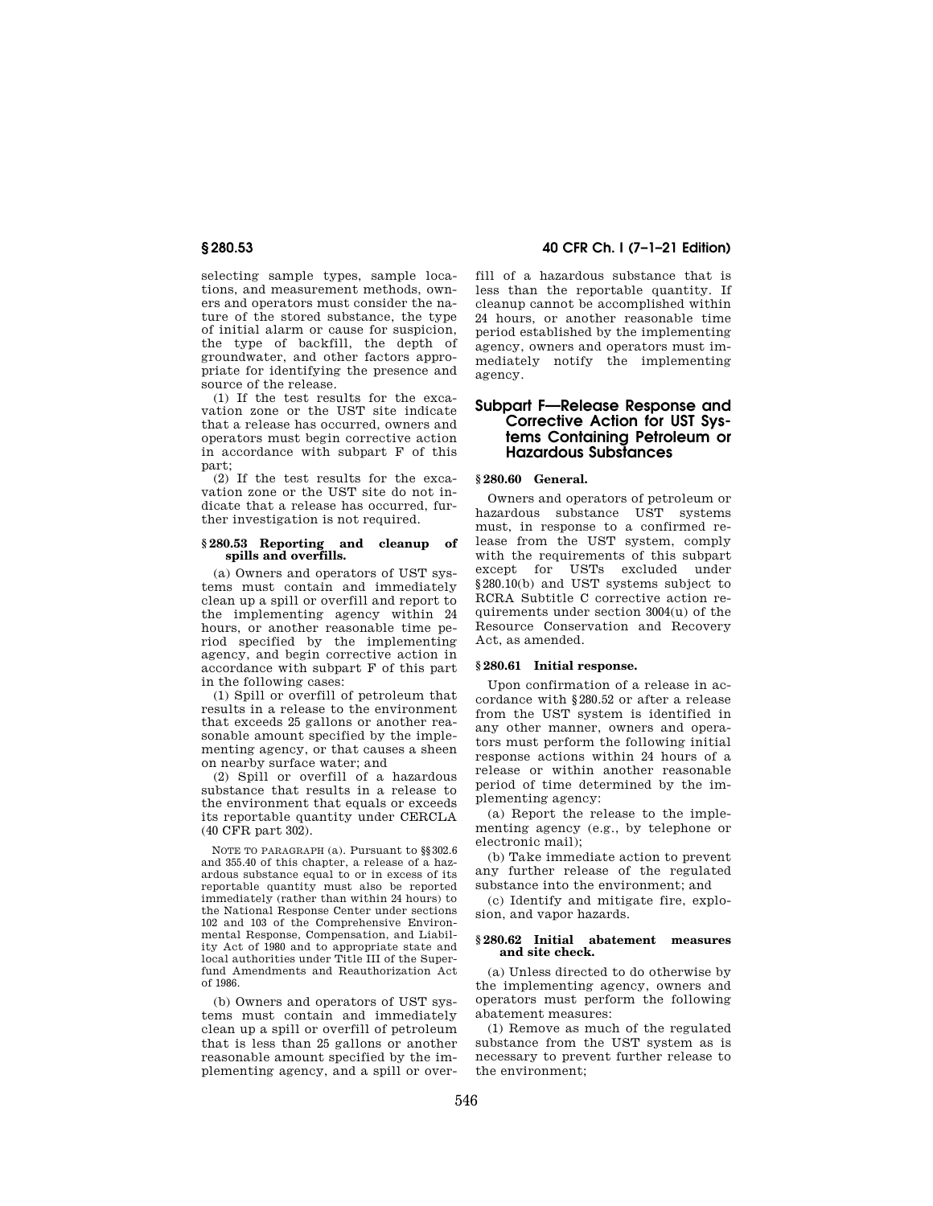selecting sample types, sample locations, and measurement methods, owners and operators must consider the nature of the stored substance, the type of initial alarm or cause for suspicion, the type of backfill, the depth of groundwater, and other factors appropriate for identifying the presence and source of the release.

(1) If the test results for the excavation zone or the UST site indicate that a release has occurred, owners and operators must begin corrective action in accordance with subpart F of this part;

(2) If the test results for the excavation zone or the UST site do not indicate that a release has occurred, further investigation is not required.

### § 280.53 Reporting and cleanup of spills and overfills.

(a) Owners and operators of UST systems must contain and immediately clean up a spill or overfill and report to the implementing agency within 24 hours, or another reasonable time period specified by the implementing agency, and begin corrective action in accordance with subpart F of this part in the following cases:

(1) Spill or overfill of petroleum that results in a release to the environment that exceeds 25 gallons or another reasonable amount specified by the implementing agency, or that causes a sheen on nearby surface water; and

(2) Spill or overfill of a hazardous substance that results in a release to the environment that equals or exceeds its reportable quantity under CERCLA (40 CFR part 302).

NOTE TO PARAGRAPH (a). Pursuant to §§ 302.6 and 355.40 of this chapter, a release of a hazardous substance equal to or in excess of its reportable quantity must also be reported immediately (rather than within 24 hours) to the National Response Center under sections 102 and 103 of the Comprehensive Environmental Response, Compensation, and Liability Act of 1980 and to appropriate state and local authorities under Title III of the Superfund Amendments and Reauthorization Act of 1986.

(b) Owners and operators of UST systems must contain and immediately clean up a spill or overfill of petroleum that is less than 25 gallons or another reasonable amount specified by the implementing agency, and a spill or overfill of a hazardous substance that is less than the reportable quantity. If cleanup cannot be accomplished within 24 hours, or another reasonable time period established by the implementing agency, owners and operators must immediately notify the implementing agency.

## Subpart F—Release Response and Corrective Action for UST Systems Containing Petroleum or Hazardous Substances

### § 280.60 General.

Owners and operators of petroleum or hazardous substance UST systems must, in response to a confirmed release from the UST system, comply with the requirements of this subpart except for USTs excluded under § 280.10(b) and UST systems subject to RCRA Subtitle C corrective action requirements under section 3004(u) of the Resource Conservation and Recovery Act, as amended.

### § 280.61 Initial response.

Upon confirmation of a release in accordance with § 280.52 or after a release from the UST system is identified in any other manner, owners and operators must perform the following initial response actions within 24 hours of a release or within another reasonable period of time determined by the implementing agency:

(a) Report the release to the implementing agency (e.g., by telephone or electronic mail);

(b) Take immediate action to prevent any further release of the regulated substance into the environment; and

(c) Identify and mitigate fire, explosion, and vapor hazards.

### § 280.62 Initial abatement measures and site check.

(a) Unless directed to do otherwise by the implementing agency, owners and operators must perform the following abatement measures:

(1) Remove as much of the regulated substance from the UST system as is necessary to prevent further release to the environment;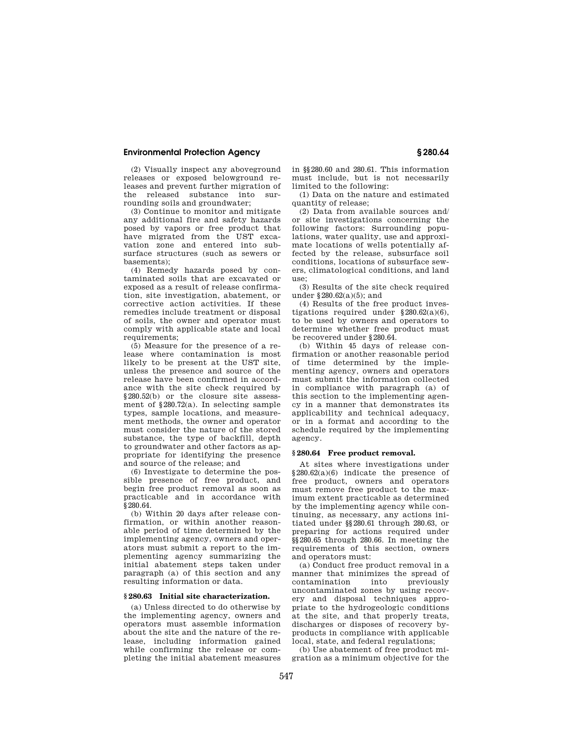(2) Visually inspect any aboveground releases or exposed belowground releases and prevent further migration of the released substance into surrounding soils and groundwater;

(3) Continue to monitor and mitigate any additional fire and safety hazards posed by vapors or free product that have migrated from the UST excavation zone and entered into subsurface structures (such as sewers or basements);

(4) Remedy hazards posed by contaminated soils that are excavated or exposed as a result of release confirmation, site investigation, abatement, or corrective action activities. If these remedies include treatment or disposal of soils, the owner and operator must comply with applicable state and local requirements;

(5) Measure for the presence of a release where contamination is most likely to be present at the UST site, unless the presence and source of the release have been confirmed in accordance with the site check required by §280.52(b) or the closure site assessment of §280.72(a). In selecting sample types, sample locations, and measurement methods, the owner and operator must consider the nature of the stored substance, the type of backfill, depth to groundwater and other factors as appropriate for identifying the presence and source of the release; and

(6) Investigate to determine the possible presence of free product, and begin free product removal as soon as practicable and in accordance with §280.64.

(b) Within 20 days after release confirmation, or within another reasonable period of time determined by the implementing agency, owners and operators must submit a report to the implementing agency summarizing the initial abatement steps taken under paragraph (a) of this section and any resulting information or data.

### §280.63 Initial site characterization.

(a) Unless directed to do otherwise by the implementing agency, owners and operators must assemble information about the site and the nature of the release, including information gained while confirming the release or completing the initial abatement measures in §§280.60 and 280.61. This information must include, but is not necessarily limited to the following:

(1) Data on the nature and estimated quantity of release;

(2) Data from available sources and/or site investigations concerning the following factors: Surrounding populations, water quality, use and approximate locations of wells potentially affected by the release, subsurface soil conditions, locations of subsurface sewers, climatological conditions, and land use;

(3) Results of the site check required under §280.62(a)(5); and

(4) Results of the free product investigations required under §280.62(a)(6), to be used by owners and operators to determine whether free product must be recovered under §280.64.

(b) Within 45 days of release confirmation or another reasonable period of time determined by the implementing agency, owners and operators must submit the information collected in compliance with paragraph (a) of this section to the implementing agency in a manner that demonstrates its applicability and technical adequacy, or in a format and according to the schedule required by the implementing agency.

### §280.64 Free product removal.

At sites where investigations under §280.62(a)(6) indicate the presence of free product, owners and operators must remove free product to the maximum extent practicable as determined by the implementing agency while continuing, as necessary, any actions initiated under §§280.61 through 280.63, or preparing for actions required under §§280.65 through 280.66. In meeting the requirements of this section, owners and operators must:

(a) Conduct free product removal in a manner that minimizes the spread of contamination into previously uncontaminated zones by using recovery and disposal techniques appropriate to the hydrogeologic conditions at the site, and that properly treats, discharges or disposes of recovery byproducts in compliance with applicable local, state, and federal regulations;

(b) Use abatement of free product migration as a minimum objective for the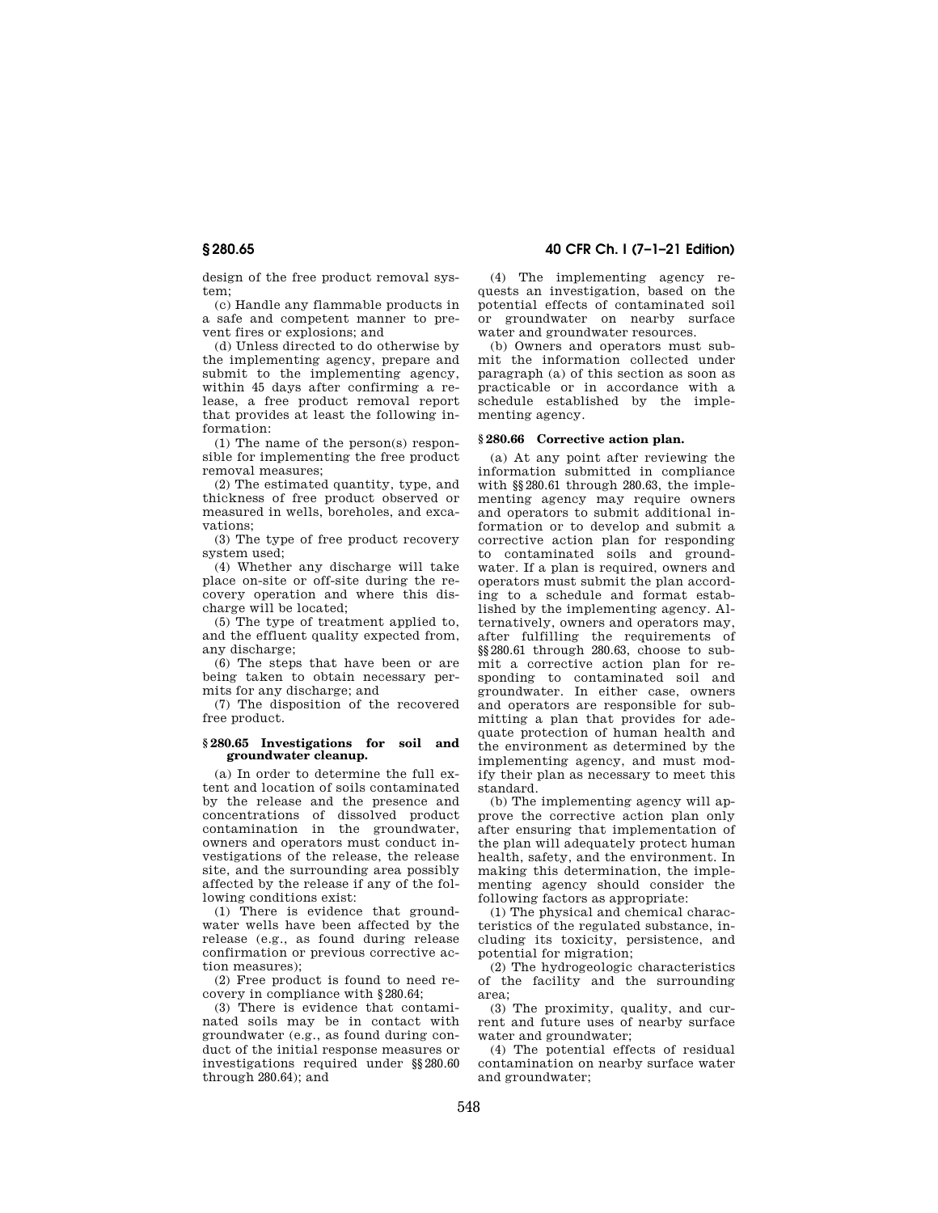design of the free product removal system;

(c) Handle any flammable products in a safe and competent manner to prevent fires or explosions; and

(d) Unless directed to do otherwise by the implementing agency, prepare and submit to the implementing agency, within 45 days after confirming a release, a free product removal report that provides at least the following information:

(1) The name of the person(s) responsible for implementing the free product removal measures;

(2) The estimated quantity, type, and thickness of free product observed or measured in wells, boreholes, and excavations;

(3) The type of free product recovery system used;

(4) Whether any discharge will take place on-site or off-site during the recovery operation and where this discharge will be located;

(5) The type of treatment applied to, and the effluent quality expected from, any discharge;

(6) The steps that have been or are being taken to obtain necessary permits for any discharge; and

(7) The disposition of the recovered free product.

### § 280.65 Investigations for soil and groundwater cleanup.

(a) In order to determine the full extent and location of soils contaminated by the release and the presence and concentrations of dissolved product contamination in the groundwater, owners and operators must conduct investigations of the release, the release site, and the surrounding area possibly affected by the release if any of the following conditions exist:

(1) There is evidence that groundwater wells have been affected by the release (e.g., as found during release confirmation or previous corrective action measures);

(2) Free product is found to need recovery in compliance with § 280.64;

(3) There is evidence that contaminated soils may be in contact with groundwater (e.g., as found during conduct of the initial response measures or investigations required under §§ 280.60 through 280.64); and

(4) The implementing agency requests an investigation, based on the potential effects of contaminated soil or groundwater on nearby surface water and groundwater resources.

(b) Owners and operators must submit the information collected under paragraph (a) of this section as soon as practicable or in accordance with a schedule established by the implementing agency.

### § 280.66 Corrective action plan.

(a) At any point after reviewing the information submitted in compliance with §§ 280.61 through 280.63, the implementing agency may require owners and operators to submit additional information or to develop and submit a corrective action plan for responding to contaminated soils and groundwater. If a plan is required, owners and operators must submit the plan according to a schedule and format established by the implementing agency. Alternatively, owners and operators may, after fulfilling the requirements of §§ 280.61 through 280.63, choose to submit a corrective action plan for responding to contaminated soil and groundwater. In either case, owners and operators are responsible for submitting a plan that provides for adequate protection of human health and the environment as determined by the implementing agency, and must modify their plan as necessary to meet this standard.

(b) The implementing agency will approve the corrective action plan only after ensuring that implementation of the plan will adequately protect human health, safety, and the environment. In making this determination, the implementing agency should consider the following factors as appropriate:

(1) The physical and chemical characteristics of the regulated substance, including its toxicity, persistence, and potential for migration;

(2) The hydrogeologic characteristics of the facility and the surrounding area;

(3) The proximity, quality, and current and future uses of nearby surface water and groundwater;

(4) The potential effects of residual contamination on nearby surface water and groundwater;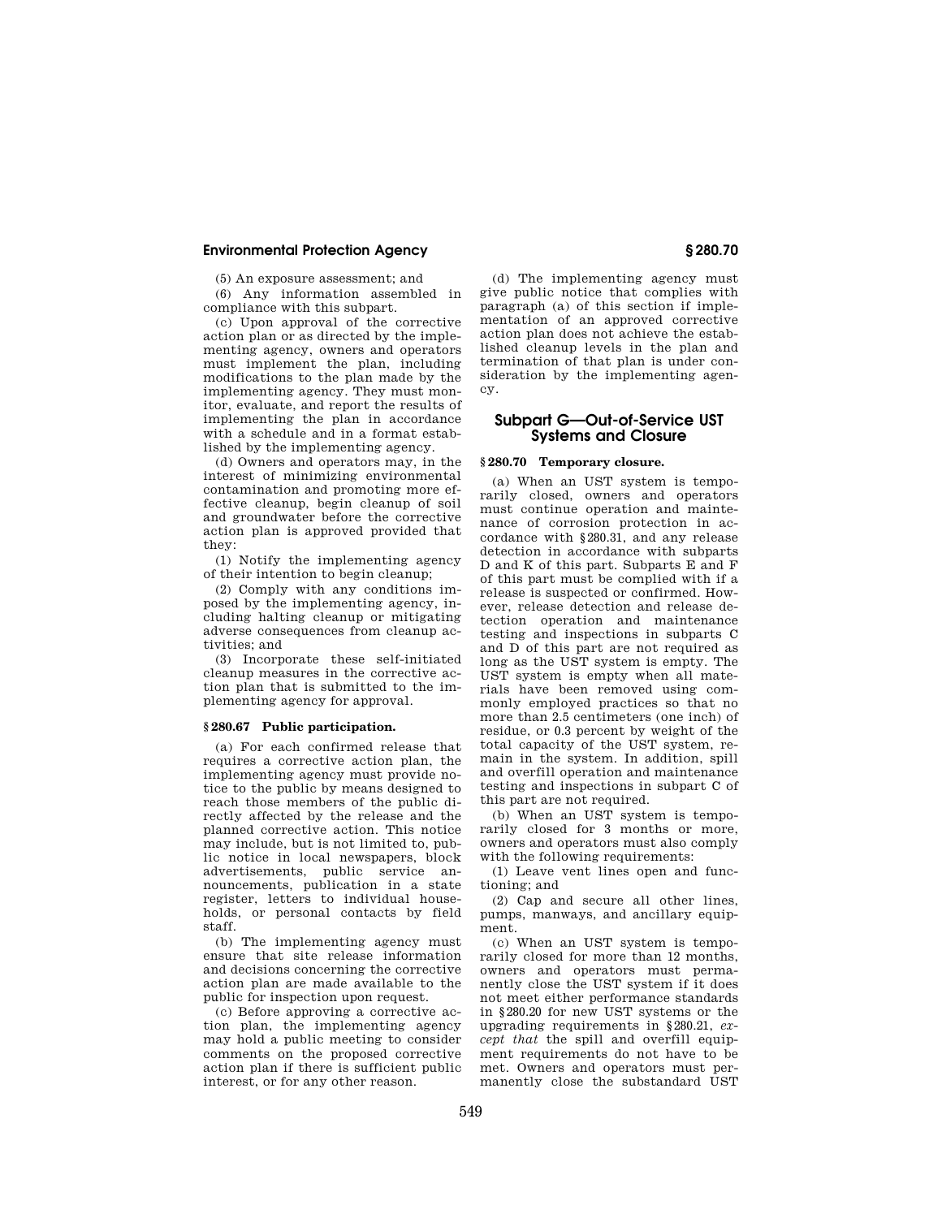(5) An exposure assessment; and

(6) Any information assembled in compliance with this subpart.

(c) Upon approval of the corrective action plan or as directed by the implementing agency, owners and operators must implement the plan, including modifications to the plan made by the implementing agency. They must monitor, evaluate, and report the results of implementing the plan in accordance with a schedule and in a format established by the implementing agency.

(d) Owners and operators may, in the interest of minimizing environmental contamination and promoting more effective cleanup, begin cleanup of soil and groundwater before the corrective action plan is approved provided that they:

(1) Notify the implementing agency of their intention to begin cleanup;

(2) Comply with any conditions imposed by the implementing agency, including halting cleanup or mitigating adverse consequences from cleanup activities; and

(3) Incorporate these self-initiated cleanup measures in the corrective action plan that is submitted to the implementing agency for approval.

### § 280.67 Public participation.

(a) For each confirmed release that requires a corrective action plan, the implementing agency must provide notice to the public by means designed to reach those members of the public directly affected by the release and the planned corrective action. This notice may include, but is not limited to, public notice in local newspapers, block advertisements, public service announcements, publication in a state register, letters to individual households, or personal contacts by field staff.

(b) The implementing agency must ensure that site release information and decisions concerning the corrective action plan are made available to the public for inspection upon request.

(c) Before approving a corrective action plan, the implementing agency may hold a public meeting to consider comments on the proposed corrective action plan if there is sufficient public interest, or for any other reason.

(d) The implementing agency must give public notice that complies with paragraph (a) of this section if implementation of an approved corrective action plan does not achieve the established cleanup levels in the plan and termination of that plan is under consideration by the implementing agency.

## Subpart G—Out-of-Service UST Systems and Closure

### § 280.70 Temporary closure.

(a) When an UST system is temporarily closed, owners and operators must continue operation and maintenance of corrosion protection in accordance with §280.31, and any release detection in accordance with subparts D and K of this part. Subparts E and F of this part must be complied with if a release is suspected or confirmed. However, release detection and release detection operation and maintenance testing and inspections in subparts C and D of this part are not required as long as the UST system is empty. The UST system is empty when all materials have been removed using commonly employed practices so that no more than 2.5 centimeters (one inch) of residue, or 0.3 percent by weight of the total capacity of the UST system, remain in the system. In addition, spill and overfill operation and maintenance testing and inspections in subpart C of this part are not required.

(b) When an UST system is temporarily closed for 3 months or more, owners and operators must also comply with the following requirements:

(1) Leave vent lines open and functioning; and

(2) Cap and secure all other lines, pumps, manways, and ancillary equipment.

(c) When an UST system is temporarily closed for more than 12 months, owners and operators must permanently close the UST system if it does not meet either performance standards in §280.20 for new UST systems or the upgrading requirements in §280.21, *except that* the spill and overfill equipment requirements do not have to be met. Owners and operators must permanently close the substandard UST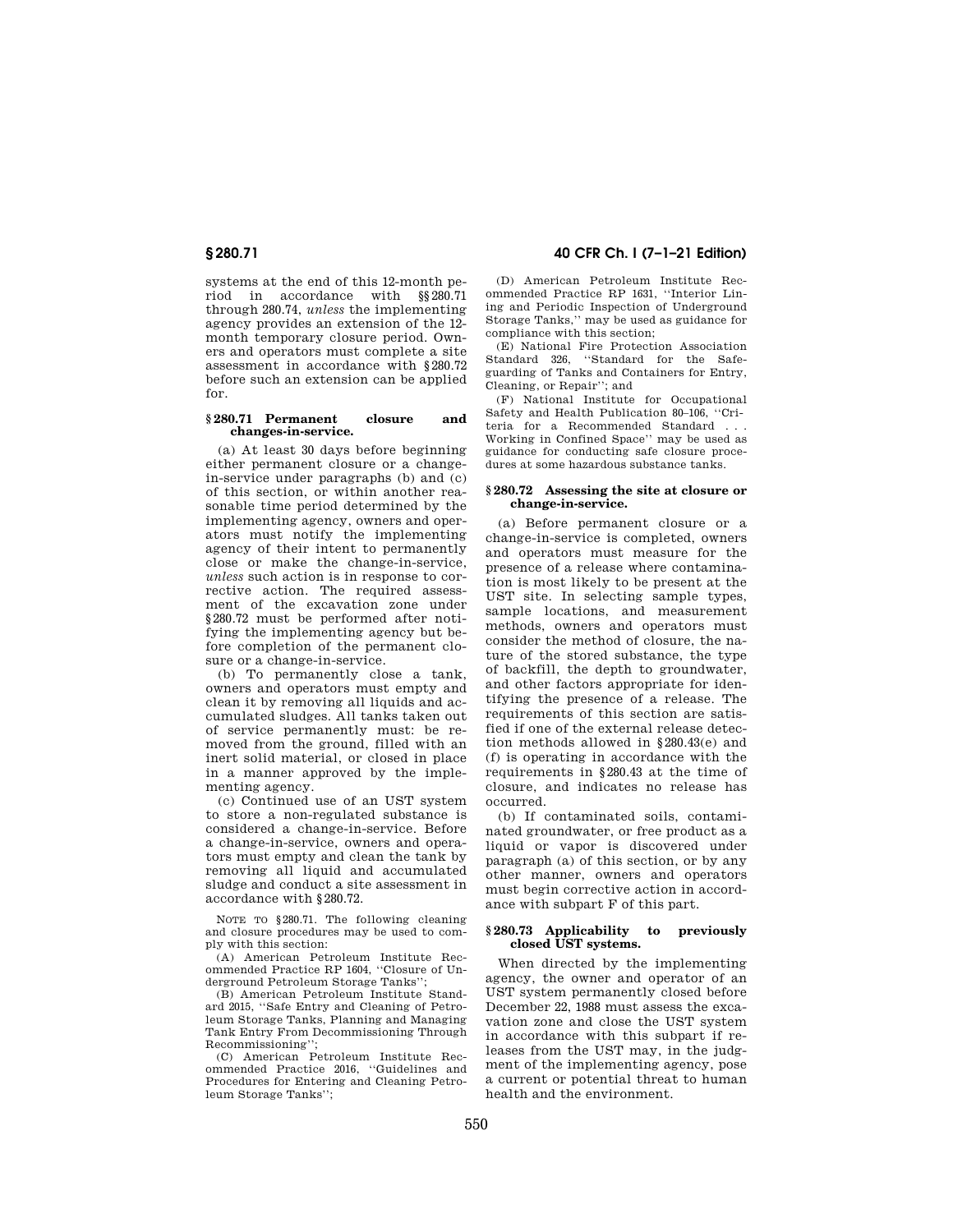systems at the end of this 12-month period in accordance with §§280.71 through 280.74, *unless* the implementing agency provides an extension of the 12-month temporary closure period. Owners and operators must complete a site assessment in accordance with §280.72 before such an extension can be applied for.

### §280.71 Permanent closure and changes-in-service.

(a) At least 30 days before beginning either permanent closure or a change-in-service under paragraphs (b) and (c) of this section, or within another reasonable time period determined by the implementing agency, owners and operators must notify the implementing agency of their intent to permanently close or make the change-in-service, *unless* such action is in response to corrective action. The required assessment of the excavation zone under §280.72 must be performed after notifying the implementing agency but before completion of the permanent closure or a change-in-service.

(b) To permanently close a tank, owners and operators must empty and clean it by removing all liquids and accumulated sludges. All tanks taken out of service permanently must: be removed from the ground, filled with an inert solid material, or closed in place in a manner approved by the implementing agency.

(c) Continued use of an UST system to store a non-regulated substance is considered a change-in-service. Before a change-in-service, owners and operators must empty and clean the tank by removing all liquid and accumulated sludge and conduct a site assessment in accordance with §280.72.

NOTE TO §280.71. The following cleaning and closure procedures may be used to comply with this section:

(A) American Petroleum Institute Recommended Practice RP 1604, ''Closure of Underground Petroleum Storage Tanks'';

(B) American Petroleum Institute Standard 2015, ''Safe Entry and Cleaning of Petroleum Storage Tanks, Planning and Managing Tank Entry From Decommissioning Through Recommissioning'';

(C) American Petroleum Institute Recommended Practice 2016, ''Guidelines and Procedures for Entering and Cleaning Petroleum Storage Tanks'';

(D) American Petroleum Institute Recommended Practice RP 1631, ''Interior Lining and Periodic Inspection of Underground Storage Tanks,'' may be used as guidance for compliance with this section;

(E) National Fire Protection Association Standard 326, ''Standard for the Safeguarding of Tanks and Containers for Entry, Cleaning, or Repair''; and

(F) National Institute for Occupational Safety and Health Publication 80–106, ''Criteria for a Recommended Standard . . . Working in Confined Space'' may be used as guidance for conducting safe closure procedures at some hazardous substance tanks.

### §280.72 Assessing the site at closure or change-in-service.

(a) Before permanent closure or a change-in-service is completed, owners and operators must measure for the presence of a release where contamination is most likely to be present at the UST site. In selecting sample types, sample locations, and measurement methods, owners and operators must consider the method of closure, the nature of the stored substance, the type of backfill, the depth to groundwater, and other factors appropriate for identifying the presence of a release. The requirements of this section are satisfied if one of the external release detection methods allowed in §280.43(e) and (f) is operating in accordance with the requirements in §280.43 at the time of closure, and indicates no release has occurred.

(b) If contaminated soils, contaminated groundwater, or free product as a liquid or vapor is discovered under paragraph (a) of this section, or by any other manner, owners and operators must begin corrective action in accordance with subpart F of this part.

### §280.73 Applicability to previously closed UST systems.

When directed by the implementing agency, the owner and operator of an UST system permanently closed before December 22, 1988 must assess the excavation zone and close the UST system in accordance with this subpart if releases from the UST may, in the judgment of the implementing agency, pose a current or potential threat to human health and the environment.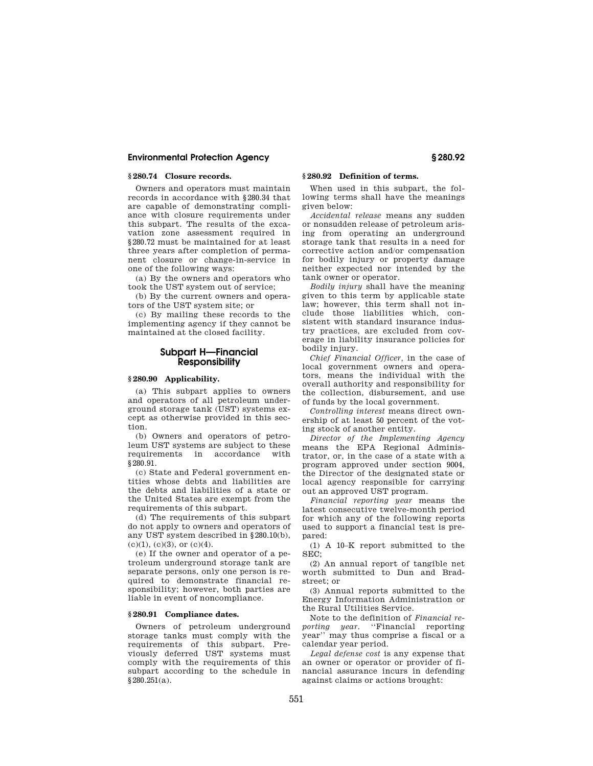### § 280.74 Closure records.

Owners and operators must maintain records in accordance with § 280.34 that are capable of demonstrating compliance with closure requirements under this subpart. The results of the excavation zone assessment required in § 280.72 must be maintained for at least three years after completion of permanent closure or change-in-service in one of the following ways:

(a) By the owners and operators who took the UST system out of service;

(b) By the current owners and operators of the UST system site; or

(c) By mailing these records to the implementing agency if they cannot be maintained at the closed facility.

## Subpart H—Financial Responsibility

### § 280.90 Applicability.

(a) This subpart applies to owners and operators of all petroleum underground storage tank (UST) systems except as otherwise provided in this section.

(b) Owners and operators of petroleum UST systems are subject to these requirements in accordance with § 280.91.

(c) State and Federal government entities whose debts and liabilities are the debts and liabilities of a state or the United States are exempt from the requirements of this subpart.

(d) The requirements of this subpart do not apply to owners and operators of any UST system described in § 280.10(b), (c)(1), (c)(3), or (c)(4).

(e) If the owner and operator of a petroleum underground storage tank are separate persons, only one person is required to demonstrate financial responsibility; however, both parties are liable in event of noncompliance.

### § 280.91 Compliance dates.

Owners of petroleum underground storage tanks must comply with the requirements of this subpart. Previously deferred UST systems must comply with the requirements of this subpart according to the schedule in § 280.251(a).

### § 280.92 Definition of terms.

When used in this subpart, the following terms shall have the meanings given below:

*Accidental release* means any sudden or nonsudden release of petroleum arising from operating an underground storage tank that results in a need for corrective action and/or compensation for bodily injury or property damage neither expected nor intended by the tank owner or operator.

*Bodily injury* shall have the meaning given to this term by applicable state law; however, this term shall not include those liabilities which, consistent with standard insurance industry practices, are excluded from coverage in liability insurance policies for bodily injury.

*Chief Financial Officer*, in the case of local government owners and operators, means the individual with the overall authority and responsibility for the collection, disbursement, and use of funds by the local government.

*Controlling interest* means direct ownership of at least 50 percent of the voting stock of another entity.

*Director of the Implementing Agency* means the EPA Regional Administrator, or, in the case of a state with a program approved under section 9004, the Director of the designated state or local agency responsible for carrying out an approved UST program.

*Financial reporting year* means the latest consecutive twelve-month period for which any of the following reports used to support a financial test is prepared:

(1) A 10–K report submitted to the SEC;

(2) An annual report of tangible net worth submitted to Dun and Bradstreet; or

(3) Annual reports submitted to the Energy Information Administration or the Rural Utilities Service.

Note to the definition of *Financial reporting year*. "Financial reporting year" may thus comprise a fiscal or a calendar year period.

*Legal defense cost* is any expense that an owner or operator or provider of financial assurance incurs in defending against claims or actions brought: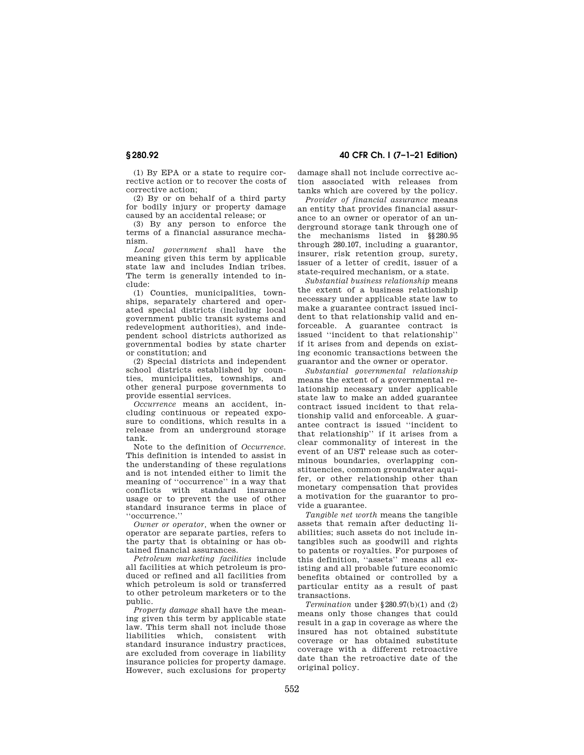(1) By EPA or a state to require corrective action or to recover the costs of corrective action;

(2) By or on behalf of a third party for bodily injury or property damage caused by an accidental release; or

(3) By any person to enforce the terms of a financial assurance mechanism.

*Local government* shall have the meaning given this term by applicable state law and includes Indian tribes. The term is generally intended to include:

(1) Counties, municipalities, townships, separately chartered and operated special districts (including local government public transit systems and redevelopment authorities), and independent school districts authorized as governmental bodies by state charter or constitution; and

(2) Special districts and independent school districts established by counties, municipalities, townships, and other general purpose governments to provide essential services.

*Occurrence* means an accident, including continuous or repeated exposure to conditions, which results in a release from an underground storage tank.

Note to the definition of *Occurrence*. This definition is intended to assist in the understanding of these regulations and is not intended either to limit the meaning of "occurrence" in a way that conflicts with standard insurance usage or to prevent the use of other standard insurance terms in place of "occurrence."

*Owner or operator*, when the owner or operator are separate parties, refers to the party that is obtaining or has obtained financial assurances.

*Petroleum marketing facilities* include all facilities at which petroleum is produced or refined and all facilities from which petroleum is sold or transferred to other petroleum marketers or to the public.

*Property damage* shall have the meaning given this term by applicable state law. This term shall not include those liabilities which, consistent with standard insurance industry practices, are excluded from coverage in liability insurance policies for property damage. However, such exclusions for property damage shall not include corrective action associated with releases from tanks which are covered by the policy.

*Provider of financial assurance* means an entity that provides financial assurance to an owner or operator of an underground storage tank through one of the mechanisms listed in §§280.95 through 280.107, including a guarantor, insurer, risk retention group, surety, issuer of a letter of credit, issuer of a state-required mechanism, or a state.

*Substantial business relationship* means the extent of a business relationship necessary under applicable state law to make a guarantee contract issued incident to that relationship valid and enforceable. A guarantee contract is issued "incident to that relationship" if it arises from and depends on existing economic transactions between the guarantor and the owner or operator.

*Substantial governmental relationship* means the extent of a governmental relationship necessary under applicable state law to make an added guarantee contract issued incident to that relationship valid and enforceable. A guarantee contract is issued "incident to that relationship" if it arises from a clear commonality of interest in the event of an UST release such as coterminous boundaries, overlapping constituencies, common groundwater aquifer, or other relationship other than monetary compensation that provides a motivation for the guarantor to provide a guarantee.

*Tangible net worth* means the tangible assets that remain after deducting liabilities; such assets do not include intangibles such as goodwill and rights to patents or royalties. For purposes of this definition, "assets" means all existing and all probable future economic benefits obtained or controlled by a particular entity as a result of past transactions.

*Termination* under §280.97(b)(1) and (2) means only those changes that could result in a gap in coverage as where the insured has not obtained substitute coverage or has obtained substitute coverage with a different retroactive date than the retroactive date of the original policy.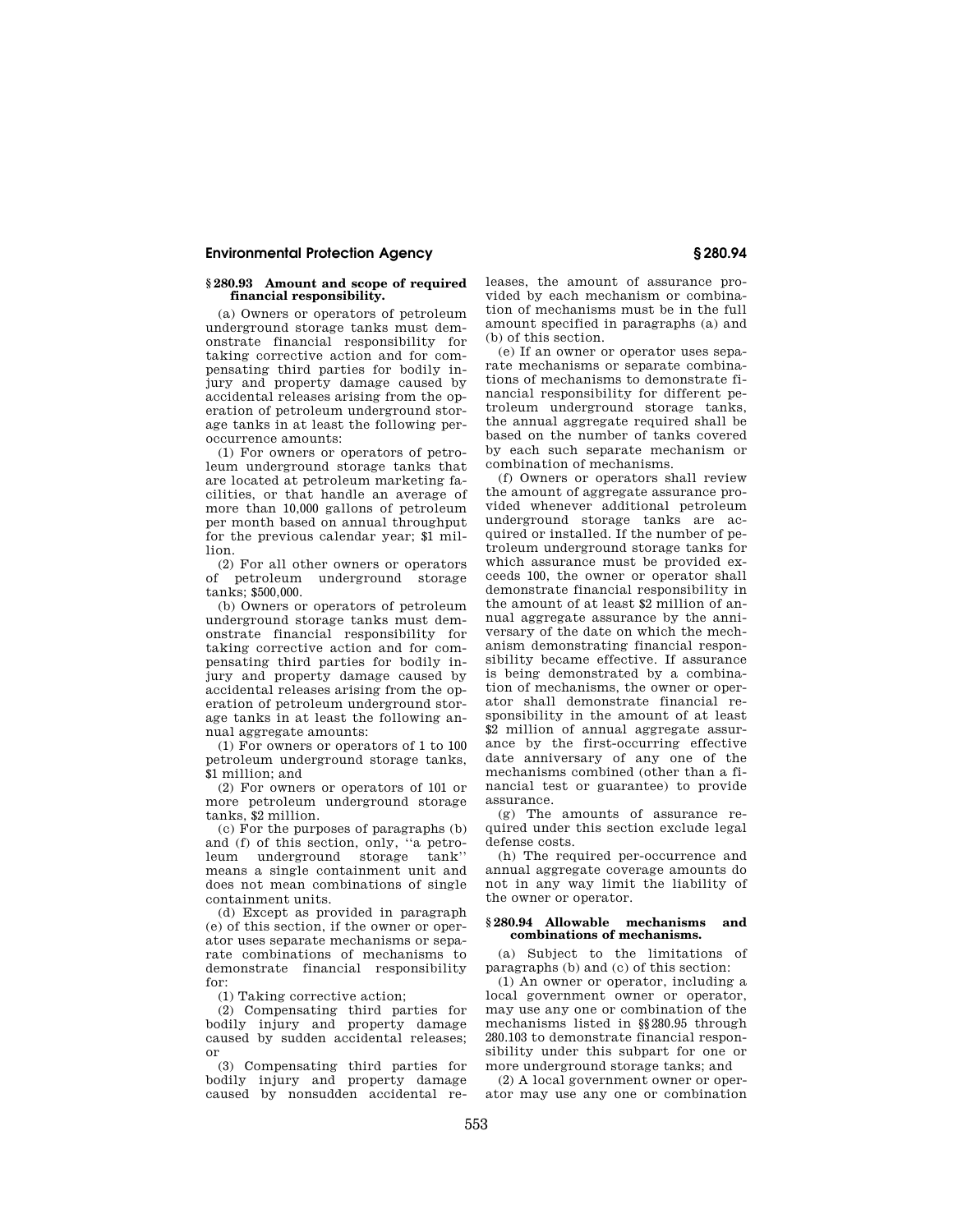### § 280.93 Amount and scope of required financial responsibility.

(a) Owners or operators of petroleum underground storage tanks must demonstrate financial responsibility for taking corrective action and for compensating third parties for bodily injury and property damage caused by accidental releases arising from the operation of petroleum underground storage tanks in at least the following per-occurrence amounts:

(1) For owners or operators of petroleum underground storage tanks that are located at petroleum marketing facilities, or that handle an average of more than 10,000 gallons of petroleum per month based on annual throughput for the previous calendar year; $1 million.

(2) For all other owners or operators of petroleum underground storage tanks; $500,000.

(b) Owners or operators of petroleum underground storage tanks must demonstrate financial responsibility for taking corrective action and for compensating third parties for bodily injury and property damage caused by accidental releases arising from the operation of petroleum underground storage tanks in at least the following annual aggregate amounts:

(1) For owners or operators of 1 to 100 petroleum underground storage tanks, $1 million; and

(2) For owners or operators of 101 or more petroleum underground storage tanks, $2 million.

(c) For the purposes of paragraphs (b) and (f) of this section, only, "a petroleum underground storage tank" means a single containment unit and does not mean combinations of single containment units.

(d) Except as provided in paragraph (e) of this section, if the owner or operator uses separate mechanisms or separate combinations of mechanisms to demonstrate financial responsibility for:

(1) Taking corrective action;

(2) Compensating third parties for bodily injury and property damage caused by sudden accidental releases; or

(3) Compensating third parties for bodily injury and property damage caused by nonsudden accidental releases, the amount of assurance provided by each mechanism or combination of mechanisms must be in the full amount specified in paragraphs (a) and (b) of this section.

(e) If an owner or operator uses separate mechanisms or separate combinations of mechanisms to demonstrate financial responsibility for different petroleum underground storage tanks, the annual aggregate required shall be based on the number of tanks covered by each such separate mechanism or combination of mechanisms.

(f) Owners or operators shall review the amount of aggregate assurance provided whenever additional petroleum underground storage tanks are acquired or installed. If the number of petroleum underground storage tanks for which assurance must be provided exceeds 100, the owner or operator shall demonstrate financial responsibility in the amount of at least $2 million of annual aggregate assurance by the anniversary of the date on which the mechanism demonstrating financial responsibility became effective. If assurance is being demonstrated by a combination of mechanisms, the owner or operator shall demonstrate financial responsibility in the amount of at least $2 million of annual aggregate assurance by the first-occurring effective date anniversary of any one of the mechanisms combined (other than a financial test or guarantee) to provide assurance.

(g) The amounts of assurance required under this section exclude legal defense costs.

(h) The required per-occurrence and annual aggregate coverage amounts do not in any way limit the liability of the owner or operator.

### § 280.94 Allowable mechanisms and combinations of mechanisms.

(a) Subject to the limitations of paragraphs (b) and (c) of this section:

(1) An owner or operator, including a local government owner or operator, may use any one or combination of the mechanisms listed in §§ 280.95 through 280.103 to demonstrate financial responsibility under this subpart for one or more underground storage tanks; and

(2) A local government owner or operator may use any one or combination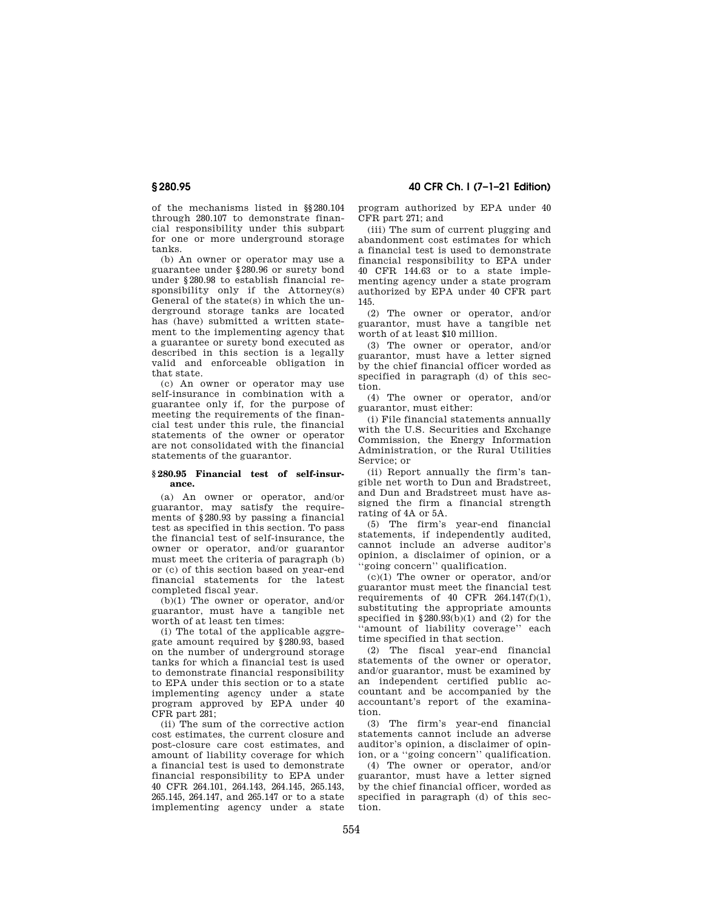of the mechanisms listed in §§280.104 through 280.107 to demonstrate financial responsibility under this subpart for one or more underground storage tanks.

(b) An owner or operator may use a guarantee under §280.96 or surety bond under §280.98 to establish financial responsibility only if the Attorney(s) General of the state(s) in which the underground storage tanks are located has (have) submitted a written statement to the implementing agency that a guarantee or surety bond executed as described in this section is a legally valid and enforceable obligation in that state.

(c) An owner or operator may use self-insurance in combination with a guarantee only if, for the purpose of meeting the requirements of the financial test under this rule, the financial statements of the owner or operator are not consolidated with the financial statements of the guarantor.

### §280.95 Financial test of self-insurance.

(a) An owner or operator, and/or guarantor, may satisfy the requirements of §280.93 by passing a financial test as specified in this section. To pass the financial test of self-insurance, the owner or operator, and/or guarantor must meet the criteria of paragraph (b) or (c) of this section based on year-end financial statements for the latest completed fiscal year.

(b)(1) The owner or operator, and/or guarantor, must have a tangible net worth of at least ten times:

(i) The total of the applicable aggregate amount required by §280.93, based on the number of underground storage tanks for which a financial test is used to demonstrate financial responsibility to EPA under this section or to a state implementing agency under a state program approved by EPA under 40 CFR part 281;

(ii) The sum of the corrective action cost estimates, the current closure and post-closure care cost estimates, and amount of liability coverage for which a financial test is used to demonstrate financial responsibility to EPA under 40 CFR 264.101, 264.143, 264.145, 265.143, 265.145, 264.147, and 265.147 or to a state implementing agency under a state program authorized by EPA under 40 CFR part 271; and

(iii) The sum of current plugging and abandonment cost estimates for which a financial test is used to demonstrate financial responsibility to EPA under 40 CFR 144.63 or to a state implementing agency under a state program authorized by EPA under 40 CFR part 145.

(2) The owner or operator, and/or guarantor, must have a tangible net worth of at least $10 million.

(3) The owner or operator, and/or guarantor, must have a letter signed by the chief financial officer worded as specified in paragraph (d) of this section.

(4) The owner or operator, and/or guarantor, must either:

(i) File financial statements annually with the U.S. Securities and Exchange Commission, the Energy Information Administration, or the Rural Utilities Service; or

(ii) Report annually the firm's tangible net worth to Dun and Bradstreet, and Dun and Bradstreet must have assigned the firm a financial strength rating of 4A or 5A.

(5) The firm's year-end financial statements, if independently audited, cannot include an adverse auditor's opinion, a disclaimer of opinion, or a ''going concern'' qualification.

(c)(1) The owner or operator, and/or guarantor must meet the financial test requirements of 40 CFR 264.147(f)(1), substituting the appropriate amounts specified in §280.93(b)(1) and (2) for the ''amount of liability coverage'' each time specified in that section.

(2) The fiscal year-end financial statements of the owner or operator, and/or guarantor, must be examined by an independent certified public accountant and be accompanied by the accountant's report of the examination.

(3) The firm's year-end financial statements cannot include an adverse auditor's opinion, a disclaimer of opinion, or a ''going concern'' qualification.

(4) The owner or operator, and/or guarantor, must have a letter signed by the chief financial officer, worded as specified in paragraph (d) of this section.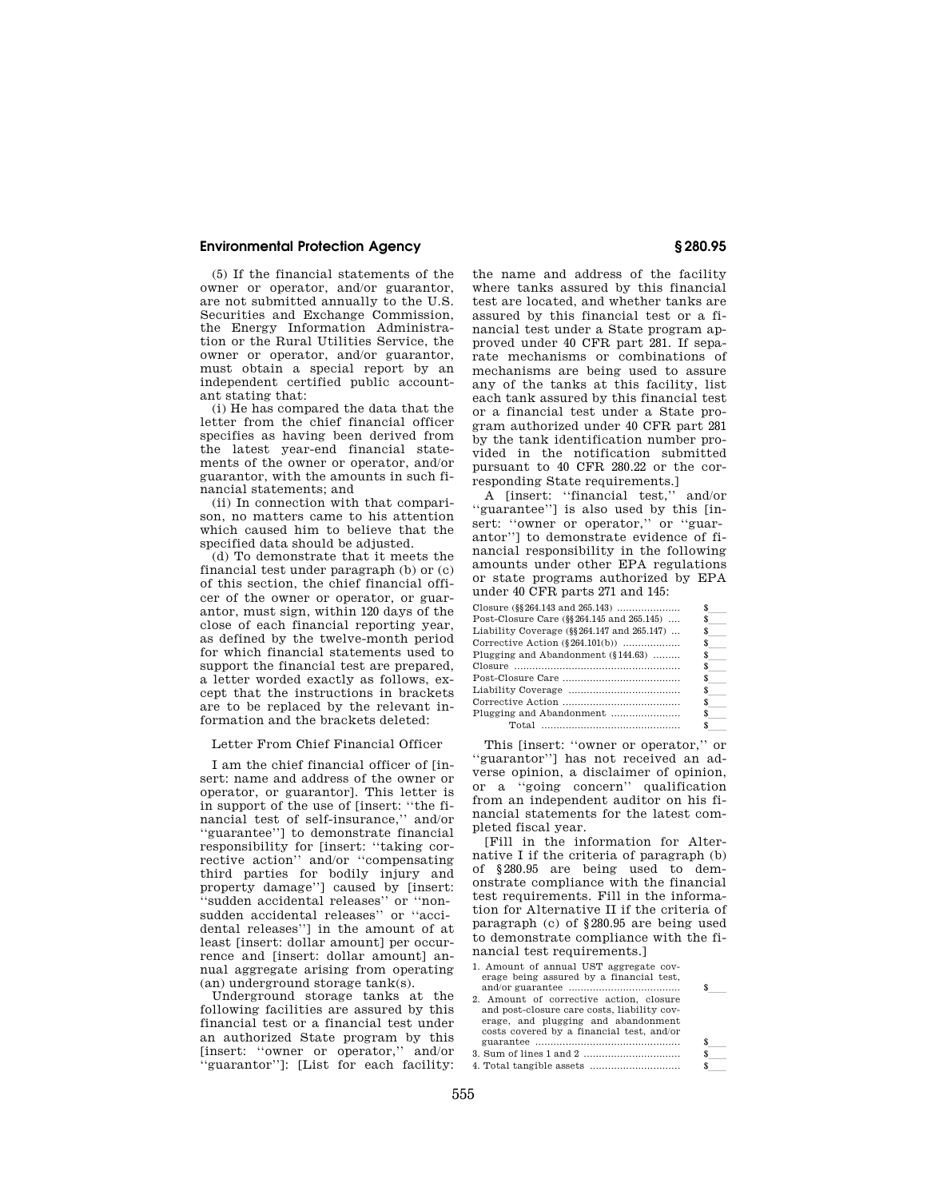(5) If the financial statements of the owner or operator, and/or guarantor, are not submitted annually to the U.S. Securities and Exchange Commission, the Energy Information Administration or the Rural Utilities Service, the owner or operator, and/or guarantor, must obtain a special report by an independent certified public accountant stating that:

(i) He has compared the data that the letter from the chief financial officer specifies as having been derived from the latest year-end financial statements of the owner or operator, and/or guarantor, with the amounts in such financial statements; and

(ii) In connection with that comparison, no matters came to his attention which caused him to believe that the specified data should be adjusted.

(d) To demonstrate that it meets the financial test under paragraph (b) or (c) of this section, the chief financial officer of the owner or operator, or guarantor, must sign, within 120 days of the close of each financial reporting year, as defined by the twelve-month period for which financial statements used to support the financial test are prepared, a letter worded exactly as follows, except that the instructions in brackets are to be replaced by the relevant information and the brackets deleted:

Letter From Chief Financial Officer

I am the chief financial officer of [insert: name and address of the owner or operator, or guarantor]. This letter is in support of the use of [insert: ''the financial test of self-insurance,'' and/or ''guarantee''] to demonstrate financial responsibility for [insert: ''taking corrective action'' and/or ''compensating third parties for bodily injury and property damage''] caused by [insert: ''sudden accidental releases'' or ''nonsudden accidental releases'' or ''accidental releases''] in the amount of at least [insert: dollar amount] per occurrence and [insert: dollar amount] annual aggregate arising from operating (an) underground storage tank(s).

Underground storage tanks at the following facilities are assured by this financial test or a financial test under an authorized State program by this [insert: ''owner or operator,'' and/or ''guarantor'']: [List for each facility: the name and address of the facility where tanks assured by this financial test are located, and whether tanks are assured by this financial test or a financial test under a State program approved under 40 CFR part 281. If separate mechanisms or combinations of mechanisms are being used to assure any of the tanks at this facility, list each tank assured by this financial test or a financial test under a State program authorized under 40 CFR part 281 by the tank identification number provided in the notification submitted pursuant to 40 CFR 280.22 or the corresponding State requirements.]

A [insert: ''financial test,'' and/or ''guarantee''] is also used by this [insert: ''owner or operator,'' or ''guarantor''] to demonstrate evidence of financial responsibility in the following amounts under other EPA regulations or state programs authorized by EPA under 40 CFR parts 271 and 145:

| | |
|---|---|
| Closure (§§264.143 and 265.143) | $___ |
| Post-Closure Care (§§264.145 and 265.145) | $___ |
| Liability Coverage (§§264.147 and 265.147) | $___ |
| Corrective Action (§264.101(b)) | $___ |
| Plugging and Abandonment (§144.63) | $___ |
| Closure | $___ |
| Post-Closure Care | $___ |
| Liability Coverage | $___ |
| Corrective Action | $___ |
| Plugging and Abandonment | $___ |
| Total | $___ |

This [insert: ''owner or operator,'' or ''guarantor''] has not received an adverse opinion, a disclaimer of opinion, or a ''going concern'' qualification from an independent auditor on his financial statements for the latest completed fiscal year.

[Fill in the information for Alternative I if the criteria of paragraph (b) of §280.95 are being used to demonstrate compliance with the financial test requirements. Fill in the information for Alternative II if the criteria of paragraph (c) of §280.95 are being used to demonstrate compliance with the financial test requirements.]

| | |
|---|---|
| 1. Amount of annual UST aggregate coverage being assured by a financial test, and/or guarantee | $___ |
| 2. Amount of corrective action, closure and post-closure care costs, liability coverage, and plugging and abandonment costs covered by a financial test, and/or guarantee | $___ |
| 3. Sum of lines 1 and 2 | $___ |
| 4. Total tangible assets | $___ |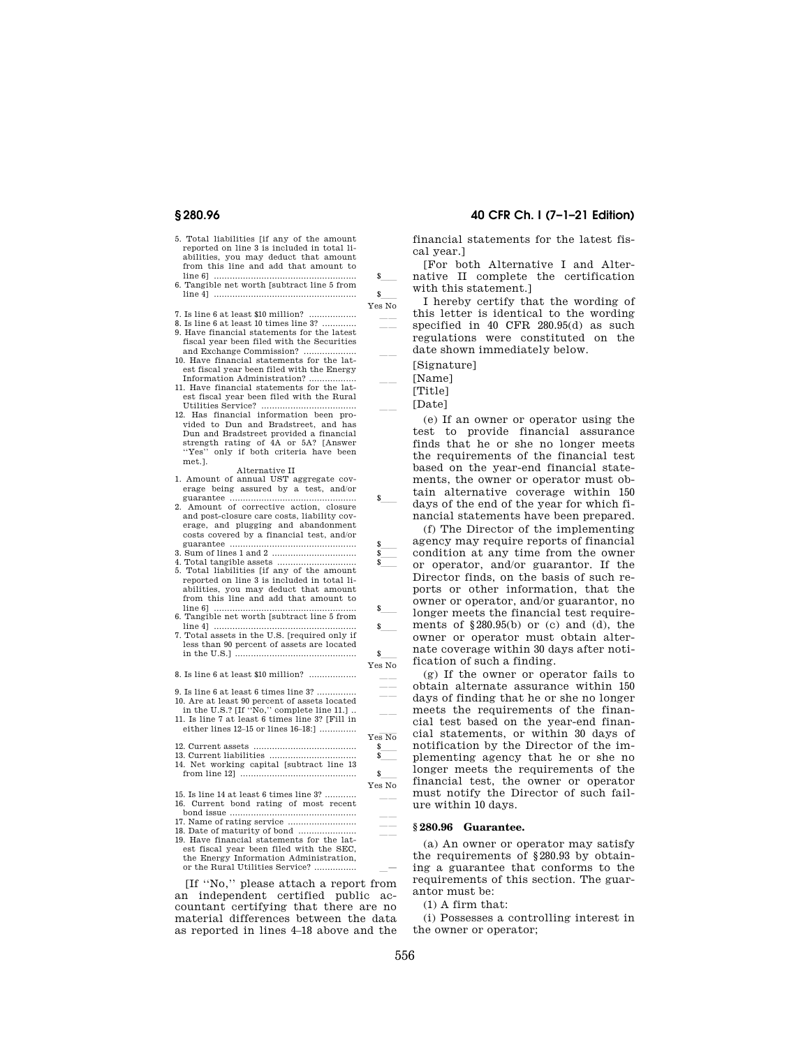5. Total liabilities [if any of the amount reported on line 3 is included in total liabilities, you may deduct that amount from this line and add that amount to line 6] ..... $___
6. Tangible net worth [subtract line 5 from line 4] ..... $___

| | Yes | No |
|---|---|---|
| 7. Is line 6 at least $10 million? | ___ | ___ |
| 8. Is line 6 at least 10 times line 3? | ___ | ___ |
| 9. Have financial statements for the latest fiscal year been filed with the Securities and Exchange Commission? | ___ | ___ |
| 10. Have financial statements for the latest fiscal year been filed with the Energy Information Administration? | ___ | ___ |
| 11. Have financial statements for the latest fiscal year been filed with the Rural Utilities Service? | ___ | ___ |
| 12. Has financial information been provided to Dun and Bradstreet, and has Dun and Bradstreet provided a financial strength rating of 4A or 5A? [Answer "Yes" only if both criteria have been met.]. | | |

Alternative II

1. Amount of annual UST aggregate coverage being assured by a test, and/or guarantee ..... $___
2. Amount of corrective action, closure and post-closure care costs, liability coverage, and plugging and abandonment costs covered by a financial test, and/or guarantee ..... $___
3. Sum of lines 1 and 2 ..... $___
4. Total tangible assets ..... $___
5. Total liabilities [if any of the amount reported on line 3 is included in total liabilities, you may deduct that amount from this line and add that amount to line 6] ..... $___
6. Tangible net worth [subtract line 5 from line 4] ..... $___
7. Total assets in the U.S. [required only if less than 90 percent of assets are located in the U.S.] ..... $___

| | Yes | No |
|---|---|---|
| 8. Is line 6 at least $10 million? | ___ | ___ |
| 9. Is line 6 at least 6 times line 3? | ___ | ___ |
| 10. Are at least 90 percent of assets located in the U.S.? [If "No," complete line 11.] | ___ | ___ |
| 11. Is line 7 at least 6 times line 3? [Fill in either lines 12–15 or lines 16–18:] | ___ | ___ |

12. Current assets ..... $___
13. Current liabilities ..... $___
14. Net working capital [subtract line 13 from line 12] ..... $___

| | Yes | No |
|---|---|---|
| 15. Is line 14 at least 6 times line 3? | ___ | ___ |
| 16. Current bond rating of most recent bond issue | ___ | |
| 17. Name of rating service | ___ | |
| 18. Date of maturity of bond | ___ | |
| 19. Have financial statements for the latest fiscal year been filed with the SEC, the Energy Information Administration, or the Rural Utilities Service? | ___ | ___ |

[If "No," please attach a report from an independent certified public accountant certifying that there are no material differences between the data as reported in lines 4–18 above and the financial statements for the latest fiscal year.]

[For both Alternative I and Alternative II complete the certification with this statement.]

I hereby certify that the wording of this letter is identical to the wording specified in 40 CFR 280.95(d) as such regulations were constituted on the date shown immediately below.

[Signature]
[Name]
[Title]
[Date]

(e) If an owner or operator using the test to provide financial assurance finds that he or she no longer meets the requirements of the financial test based on the year-end financial statements, the owner or operator must obtain alternative coverage within 150 days of the end of the year for which financial statements have been prepared.

(f) The Director of the implementing agency may require reports of financial condition at any time from the owner or operator, and/or guarantor. If the Director finds, on the basis of such reports or other information, that the owner or operator, and/or guarantor, no longer meets the financial test requirements of §280.95(b) or (c) and (d), the owner or operator must obtain alternate coverage within 30 days after notification of such a finding.

(g) If the owner or operator fails to obtain alternate assurance within 150 days of finding that he or she no longer meets the requirements of the financial test based on the year-end financial statements, or within 30 days of notification by the Director of the implementing agency that he or she no longer meets the requirements of the financial test, the owner or operator must notify the Director of such failure within 10 days.

## §280.96 Guarantee.

(a) An owner or operator may satisfy the requirements of §280.93 by obtaining a guarantee that conforms to the requirements of this section. The guarantor must be:

(1) A firm that:

(i) Possesses a controlling interest in the owner or operator;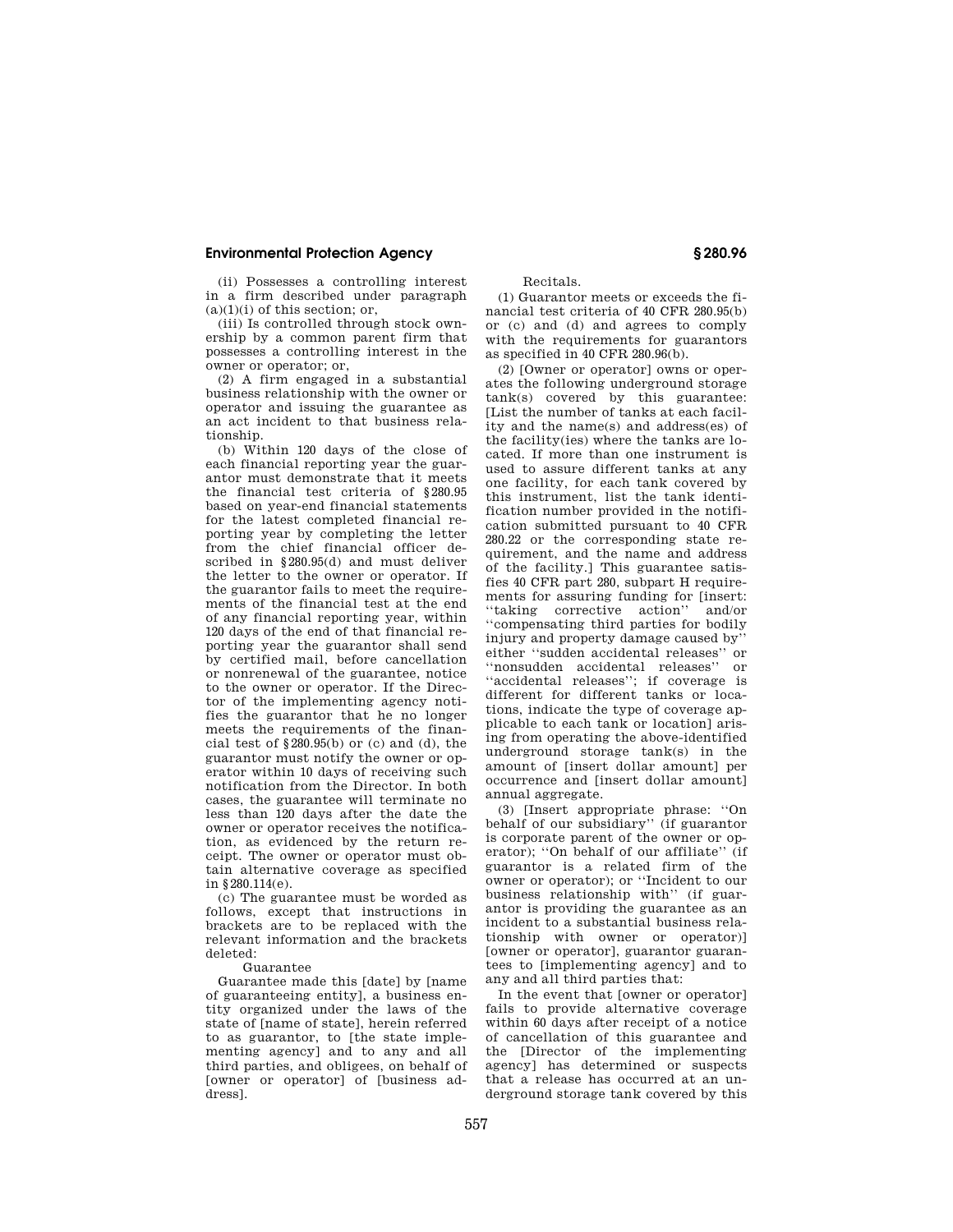(ii) Possesses a controlling interest in a firm described under paragraph (a)(1)(i) of this section; or,

(iii) Is controlled through stock ownership by a common parent firm that possesses a controlling interest in the owner or operator; or,

(2) A firm engaged in a substantial business relationship with the owner or operator and issuing the guarantee as an act incident to that business relationship.

(b) Within 120 days of the close of each financial reporting year the guarantor must demonstrate that it meets the financial test criteria of §280.95 based on year-end financial statements for the latest completed financial reporting year by completing the letter from the chief financial officer described in §280.95(d) and must deliver the letter to the owner or operator. If the guarantor fails to meet the requirements of the financial test at the end of any financial reporting year, within 120 days of the end of that financial reporting year the guarantor shall send by certified mail, before cancellation or nonrenewal of the guarantee, notice to the owner or operator. If the Director of the implementing agency notifies the guarantor that he no longer meets the requirements of the financial test of §280.95(b) or (c) and (d), the guarantor must notify the owner or operator within 10 days of receiving such notification from the Director. In both cases, the guarantee will terminate no less than 120 days after the date the owner or operator receives the notification, as evidenced by the return receipt. The owner or operator must obtain alternative coverage as specified in §280.114(e).

(c) The guarantee must be worded as follows, except that instructions in brackets are to be replaced with the relevant information and the brackets deleted:

Guarantee

Guarantee made this [date] by [name of guaranteeing entity], a business entity organized under the laws of the state of [name of state], herein referred to as guarantor, to [the state implementing agency] and to any and all third parties, and obligees, on behalf of [owner or operator] of [business address].

Recitals.

(1) Guarantor meets or exceeds the financial test criteria of 40 CFR 280.95(b) or (c) and (d) and agrees to comply with the requirements for guarantors as specified in 40 CFR 280.96(b).

(2) [Owner or operator] owns or operates the following underground storage tank(s) covered by this guarantee: [List the number of tanks at each facility and the name(s) and address(es) of the facility(ies) where the tanks are located. If more than one instrument is used to assure different tanks at any one facility, for each tank covered by this instrument, list the tank identification number provided in the notification submitted pursuant to 40 CFR 280.22 or the corresponding state requirement, and the name and address of the facility.] This guarantee satisfies 40 CFR part 280, subpart H requirements for assuring funding for [insert: ''taking corrective action'' and/or ''compensating third parties for bodily injury and property damage caused by'' either ''sudden accidental releases'' or ''nonsudden accidental releases'' or ''accidental releases''; if coverage is different for different tanks or locations, indicate the type of coverage applicable to each tank or location] arising from operating the above-identified underground storage tank(s) in the amount of [insert dollar amount] per occurrence and [insert dollar amount] annual aggregate.

(3) [Insert appropriate phrase: ''On behalf of our subsidiary'' (if guarantor is corporate parent of the owner or operator); ''On behalf of our affiliate'' (if guarantor is a related firm of the owner or operator); or ''Incident to our business relationship with'' (if guarantor is providing the guarantee as an incident to a substantial business relationship with owner or operator)] [owner or operator], guarantor guarantees to [implementing agency] and to any and all third parties that:

In the event that [owner or operator] fails to provide alternative coverage within 60 days after receipt of a notice of cancellation of this guarantee and the [Director of the implementing agency] has determined or suspects that a release has occurred at an underground storage tank covered by this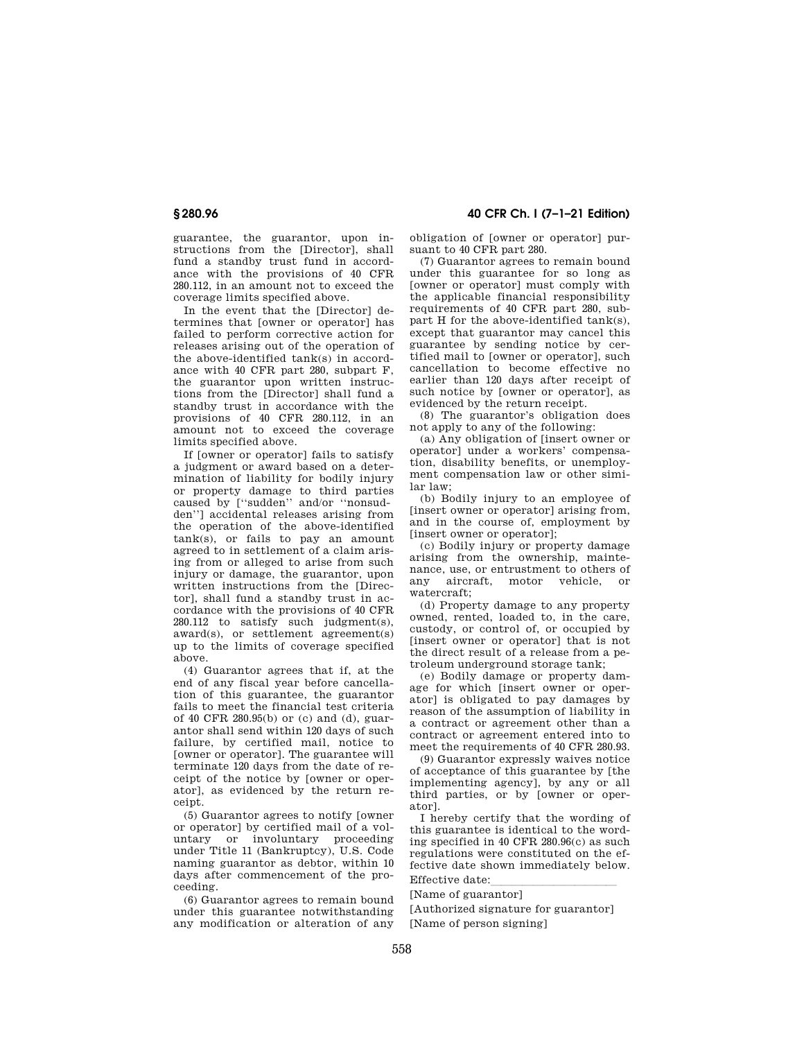guarantee, the guarantor, upon instructions from the [Director], shall fund a standby trust fund in accordance with the provisions of 40 CFR 280.112, in an amount not to exceed the coverage limits specified above.

In the event that the [Director] determines that [owner or operator] has failed to perform corrective action for releases arising out of the operation of the above-identified tank(s) in accordance with 40 CFR part 280, subpart F, the guarantor upon written instructions from the [Director] shall fund a standby trust in accordance with the provisions of 40 CFR 280.112, in an amount not to exceed the coverage limits specified above.

If [owner or operator] fails to satisfy a judgment or award based on a determination of liability for bodily injury or property damage to third parties caused by [''sudden'' and/or ''nonsudden''] accidental releases arising from the operation of the above-identified tank(s), or fails to pay an amount agreed to in settlement of a claim arising from or alleged to arise from such injury or damage, the guarantor, upon written instructions from the [Director], shall fund a standby trust in accordance with the provisions of 40 CFR 280.112 to satisfy such judgment(s), award(s), or settlement agreement(s) up to the limits of coverage specified above.

(4) Guarantor agrees that if, at the end of any fiscal year before cancellation of this guarantee, the guarantor fails to meet the financial test criteria of 40 CFR 280.95(b) or (c) and (d), guarantor shall send within 120 days of such failure, by certified mail, notice to [owner or operator]. The guarantee will terminate 120 days from the date of receipt of the notice by [owner or operator], as evidenced by the return receipt.

(5) Guarantor agrees to notify [owner or operator] by certified mail of a voluntary or involuntary proceeding under Title 11 (Bankruptcy), U.S. Code naming guarantor as debtor, within 10 days after commencement of the proceeding.

(6) Guarantor agrees to remain bound under this guarantee notwithstanding any modification or alteration of any obligation of [owner or operator] pursuant to 40 CFR part 280.

(7) Guarantor agrees to remain bound under this guarantee for so long as [owner or operator] must comply with the applicable financial responsibility requirements of 40 CFR part 280, subpart H for the above-identified tank(s), except that guarantor may cancel this guarantee by sending notice by certified mail to [owner or operator], such cancellation to become effective no earlier than 120 days after receipt of such notice by [owner or operator], as evidenced by the return receipt.

(8) The guarantor's obligation does not apply to any of the following:

(a) Any obligation of [insert owner or operator] under a workers' compensation, disability benefits, or unemployment compensation law or other similar law;

(b) Bodily injury to an employee of [insert owner or operator] arising from, and in the course of, employment by [insert owner or operator];

(c) Bodily injury or property damage arising from the ownership, maintenance, use, or entrustment to others of any aircraft, motor vehicle, or watercraft;

(d) Property damage to any property owned, rented, loaded to, in the care, custody, or control of, or occupied by [insert owner or operator] that is not the direct result of a release from a petroleum underground storage tank;

(e) Bodily damage or property damage for which [insert owner or operator] is obligated to pay damages by reason of the assumption of liability in a contract or agreement other than a contract or agreement entered into to meet the requirements of 40 CFR 280.93.

(9) Guarantor expressly waives notice of acceptance of this guarantee by [the implementing agency], by any or all third parties, or by [owner or operator].

I hereby certify that the wording of this guarantee is identical to the wording specified in 40 CFR 280.96(c) as such regulations were constituted on the effective date shown immediately below.

Effective date:\_\_\_\_\_\_\_\_\_\_\_\_\_\_\_\_\_\_\_\_

[Name of guarantor]

[Authorized signature for guarantor]

[Name of person signing]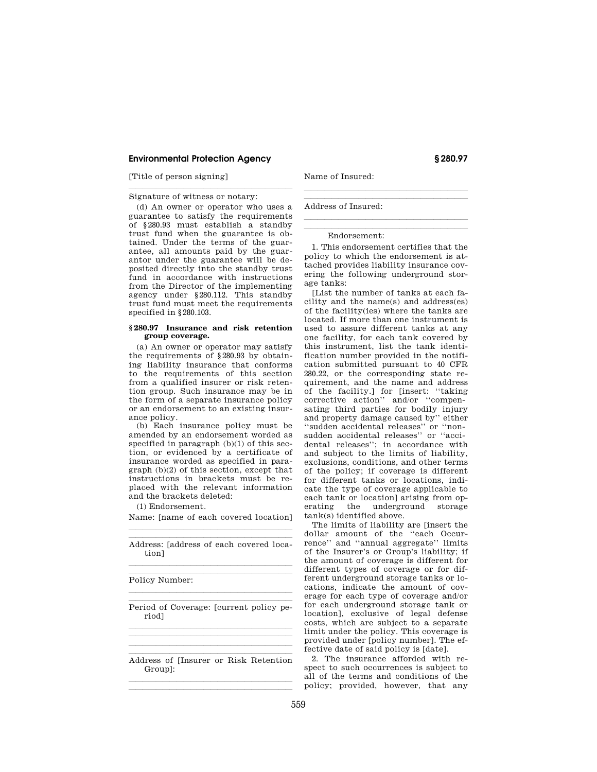[Title of person signing]

Signature of witness or notary:

(d) An owner or operator who uses a guarantee to satisfy the requirements of §280.93 must establish a standby trust fund when the guarantee is obtained. Under the terms of the guarantee, all amounts paid by the guarantor under the guarantee will be deposited directly into the standby trust fund in accordance with instructions from the Director of the implementing agency under §280.112. This standby trust fund must meet the requirements specified in §280.103.

### §280.97 Insurance and risk retention group coverage.

(a) An owner or operator may satisfy the requirements of §280.93 by obtaining liability insurance that conforms to the requirements of this section from a qualified insurer or risk retention group. Such insurance may be in the form of a separate insurance policy or an endorsement to an existing insurance policy.

(b) Each insurance policy must be amended by an endorsement worded as specified in paragraph (b)(1) of this section, or evidenced by a certificate of insurance worded as specified in paragraph (b)(2) of this section, except that instructions in brackets must be replaced with the relevant information and the brackets deleted:

(1) Endorsement.

Name: [name of each covered location]

Address: [address of each covered location]

Policy Number:

Period of Coverage: [current policy period]

Address of [Insurer or Risk Retention Group]:

Name of Insured:

Address of Insured:

Endorsement:

1. This endorsement certifies that the policy to which the endorsement is attached provides liability insurance covering the following underground storage tanks:

[List the number of tanks at each facility and the name(s) and address(es) of the facility(ies) where the tanks are located. If more than one instrument is used to assure different tanks at any one facility, for each tank covered by this instrument, list the tank identification number provided in the notification submitted pursuant to 40 CFR 280.22, or the corresponding state requirement, and the name and address of the facility.] for [insert: ''taking corrective action'' and/or ''compensating third parties for bodily injury and property damage caused by'' either ''sudden accidental releases'' or ''nonsudden accidental releases'' or ''accidental releases''; in accordance with and subject to the limits of liability, exclusions, conditions, and other terms of the policy; if coverage is different for different tanks or locations, indicate the type of coverage applicable to each tank or location] arising from operating the underground storage tank(s) identified above.

The limits of liability are [insert the dollar amount of the ''each Occurrence'' and ''annual aggregate'' limits of the Insurer's or Group's liability; if the amount of coverage is different for different types of coverage or for different underground storage tanks or locations, indicate the amount of coverage for each type of coverage and/or for each underground storage tank or location], exclusive of legal defense costs, which are subject to a separate limit under the policy. This coverage is provided under [policy number]. The effective date of said policy is [date].

2. The insurance afforded with respect to such occurrences is subject to all of the terms and conditions of the policy; provided, however, that any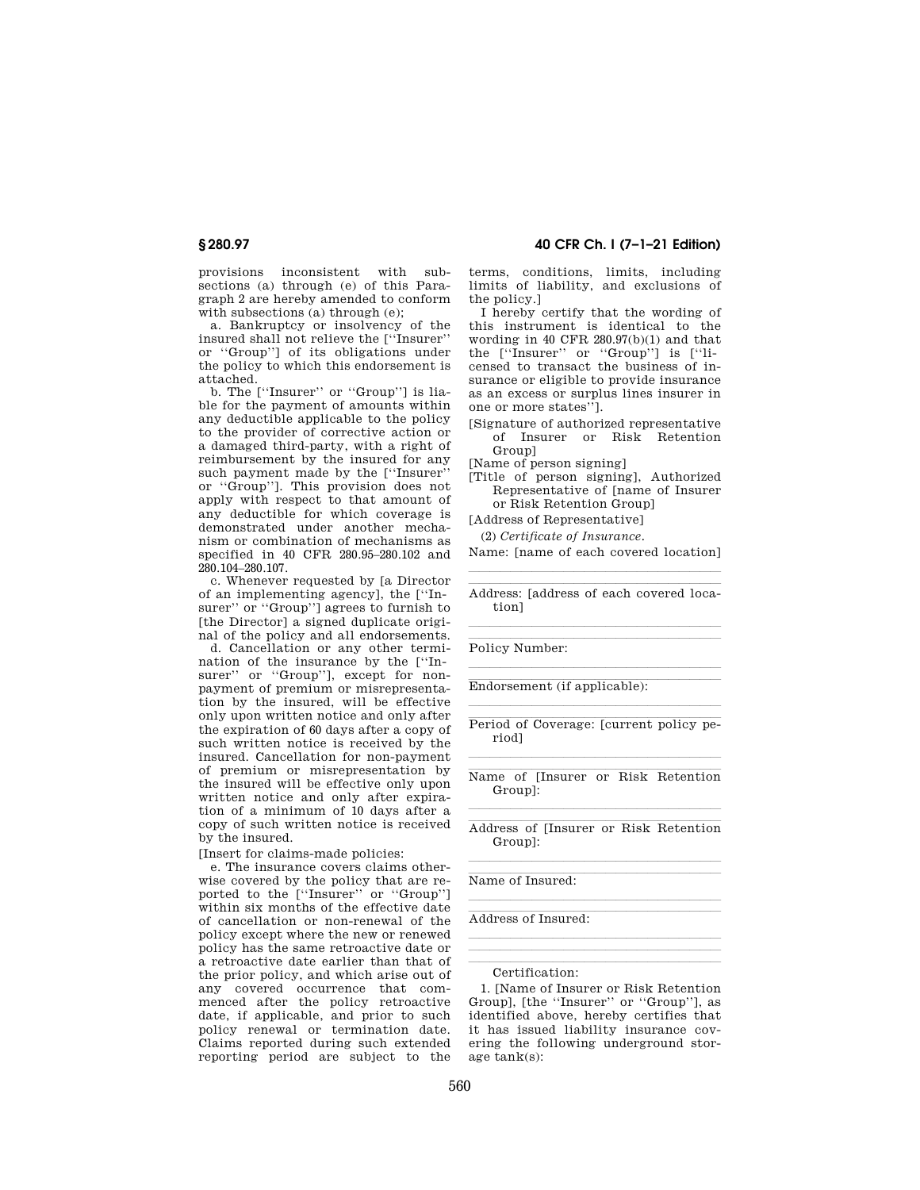provisions inconsistent with subsections (a) through (e) of this Paragraph 2 are hereby amended to conform with subsections (a) through (e);

a. Bankruptcy or insolvency of the insured shall not relieve the [''Insurer'' or ''Group''] of its obligations under the policy to which this endorsement is attached.

b. The [''Insurer'' or ''Group''] is liable for the payment of amounts within any deductible applicable to the policy to the provider of corrective action or a damaged third-party, with a right of reimbursement by the insured for any such payment made by the [''Insurer'' or ''Group'']. This provision does not apply with respect to that amount of any deductible for which coverage is demonstrated under another mechanism or combination of mechanisms as specified in 40 CFR 280.95–280.102 and 280.104–280.107.

c. Whenever requested by [a Director of an implementing agency], the [''Insurer'' or ''Group''] agrees to furnish to [the Director] a signed duplicate original of the policy and all endorsements.

d. Cancellation or any other termination of the insurance by the [''Insurer'' or ''Group''], except for non-payment of premium or misrepresentation by the insured, will be effective only upon written notice and only after the expiration of 60 days after a copy of such written notice is received by the insured. Cancellation for non-payment of premium or misrepresentation by the insured will be effective only upon written notice and only after expiration of a minimum of 10 days after a copy of such written notice is received by the insured.

[Insert for claims-made policies:

e. The insurance covers claims otherwise covered by the policy that are reported to the [''Insurer'' or ''Group''] within six months of the effective date of cancellation or non-renewal of the policy except where the new or renewed policy has the same retroactive date or a retroactive date earlier than that of the prior policy, and which arise out of any covered occurrence that commenced after the policy retroactive date, if applicable, and prior to such policy renewal or termination date. Claims reported during such extended reporting period are subject to the terms, conditions, limits, including limits of liability, and exclusions of the policy.]

I hereby certify that the wording of this instrument is identical to the wording in 40 CFR 280.97(b)(1) and that the [''Insurer'' or ''Group''] is [''licensed to transact the business of insurance or eligible to provide insurance as an excess or surplus lines insurer in one or more states''].

[Signature of authorized representative of Insurer or Risk Retention Group]

[Name of person signing]

[Title of person signing], Authorized Representative of [name of Insurer or Risk Retention Group]

[Address of Representative]

(2) *Certificate of Insurance.*

Name: [name of each covered location]

\_\_\_\_\_\_\_\_\_\_\_\_\_\_\_\_\_\_\_\_\_\_\_\_\_\_\_\_\_\_\_\_\_\_\_\_\_\_

Address: [address of each covered location]

\_\_\_\_\_\_\_\_\_\_\_\_\_\_\_\_\_\_\_\_\_\_\_\_\_\_\_\_\_\_\_\_\_\_\_\_\_\_

Policy Number:

\_\_\_\_\_\_\_\_\_\_\_\_\_\_\_\_\_\_\_\_\_\_\_\_\_\_\_\_\_\_\_\_\_\_\_\_\_\_

Endorsement (if applicable):

\_\_\_\_\_\_\_\_\_\_\_\_\_\_\_\_\_\_\_\_\_\_\_\_\_\_\_\_\_\_\_\_\_\_\_\_\_\_

Period of Coverage: [current policy period]

\_\_\_\_\_\_\_\_\_\_\_\_\_\_\_\_\_\_\_\_\_\_\_\_\_\_\_\_\_\_\_\_\_\_\_\_\_\_

Name of [Insurer or Risk Retention Group]:

\_\_\_\_\_\_\_\_\_\_\_\_\_\_\_\_\_\_\_\_\_\_\_\_\_\_\_\_\_\_\_\_\_\_\_\_\_\_

Address of [Insurer or Risk Retention Group]:

\_\_\_\_\_\_\_\_\_\_\_\_\_\_\_\_\_\_\_\_\_\_\_\_\_\_\_\_\_\_\_\_\_\_\_\_\_\_

Name of Insured:

\_\_\_\_\_\_\_\_\_\_\_\_\_\_\_\_\_\_\_\_\_\_\_\_\_\_\_\_\_\_\_\_\_\_\_\_\_\_

Address of Insured:

\_\_\_\_\_\_\_\_\_\_\_\_\_\_\_\_\_\_\_\_\_\_\_\_\_\_\_\_\_\_\_\_\_\_\_\_\_\_

Certification:

1. [Name of Insurer or Risk Retention Group], [the ''Insurer'' or ''Group''], as identified above, hereby certifies that it has issued liability insurance covering the following underground storage tank(s):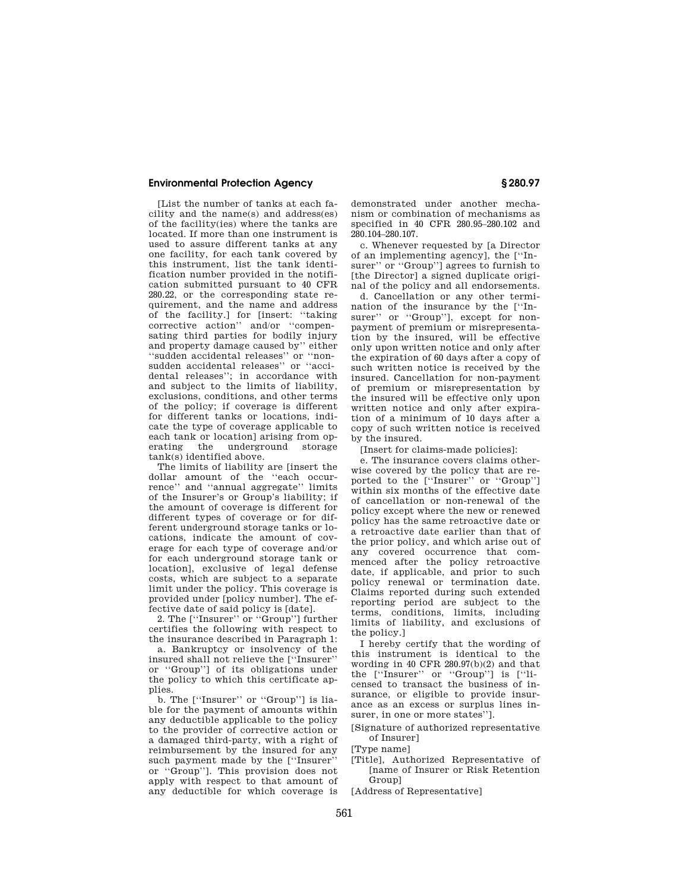[List the number of tanks at each facility and the name(s) and address(es) of the facility(ies) where the tanks are located. If more than one instrument is used to assure different tanks at any one facility, for each tank covered by this instrument, list the tank identification number provided in the notification submitted pursuant to 40 CFR 280.22, or the corresponding state requirement, and the name and address of the facility.] for [insert: ''taking corrective action'' and/or ''compensating third parties for bodily injury and property damage caused by'' either ''sudden accidental releases'' or ''nonsudden accidental releases'' or ''accidental releases''; in accordance with and subject to the limits of liability, exclusions, conditions, and other terms of the policy; if coverage is different for different tanks or locations, indicate the type of coverage applicable to each tank or location] arising from operating the underground storage tank(s) identified above.

The limits of liability are [insert the dollar amount of the ''each occurrence'' and ''annual aggregate'' limits of the Insurer's or Group's liability; if the amount of coverage is different for different types of coverage or for different underground storage tanks or locations, indicate the amount of coverage for each type of coverage and/or for each underground storage tank or location], exclusive of legal defense costs, which are subject to a separate limit under the policy. This coverage is provided under [policy number]. The effective date of said policy is [date].

2. The [''Insurer'' or ''Group''] further certifies the following with respect to the insurance described in Paragraph 1:

a. Bankruptcy or insolvency of the insured shall not relieve the [''Insurer'' or ''Group''] of its obligations under the policy to which this certificate applies.

b. The [''Insurer'' or ''Group''] is liable for the payment of amounts within any deductible applicable to the policy to the provider of corrective action or a damaged third-party, with a right of reimbursement by the insured for any such payment made by the [''Insurer'' or ''Group'']. This provision does not apply with respect to that amount of any deductible for which coverage is demonstrated under another mechanism or combination of mechanisms as specified in 40 CFR 280.95–280.102 and 280.104–280.107.

c. Whenever requested by [a Director of an implementing agency], the [''Insurer'' or ''Group''] agrees to furnish to [the Director] a signed duplicate original of the policy and all endorsements.

d. Cancellation or any other termination of the insurance by the [''Insurer'' or ''Group''], except for non-payment of premium or misrepresentation by the insured, will be effective only upon written notice and only after the expiration of 60 days after a copy of such written notice is received by the insured. Cancellation for non-payment of premium or misrepresentation by the insured will be effective only upon written notice and only after expiration of a minimum of 10 days after a copy of such written notice is received by the insured.

[Insert for claims-made policies]:

e. The insurance covers claims otherwise covered by the policy that are reported to the [''Insurer'' or ''Group''] within six months of the effective date of cancellation or non-renewal of the policy except where the new or renewed policy has the same retroactive date or a retroactive date earlier than that of the prior policy, and which arise out of any covered occurrence that commenced after the policy retroactive date, if applicable, and prior to such policy renewal or termination date. Claims reported during such extended reporting period are subject to the terms, conditions, limits, including limits of liability, and exclusions of the policy.]

I hereby certify that the wording of this instrument is identical to the wording in 40 CFR 280.97(b)(2) and that the [''Insurer'' or ''Group''] is [''licensed to transact the business of insurance, or eligible to provide insurance as an excess or surplus lines insurer, in one or more states''].

[Signature of authorized representative of Insurer]

[Type name]

[Title], Authorized Representative of [name of Insurer or Risk Retention Group]

[Address of Representative]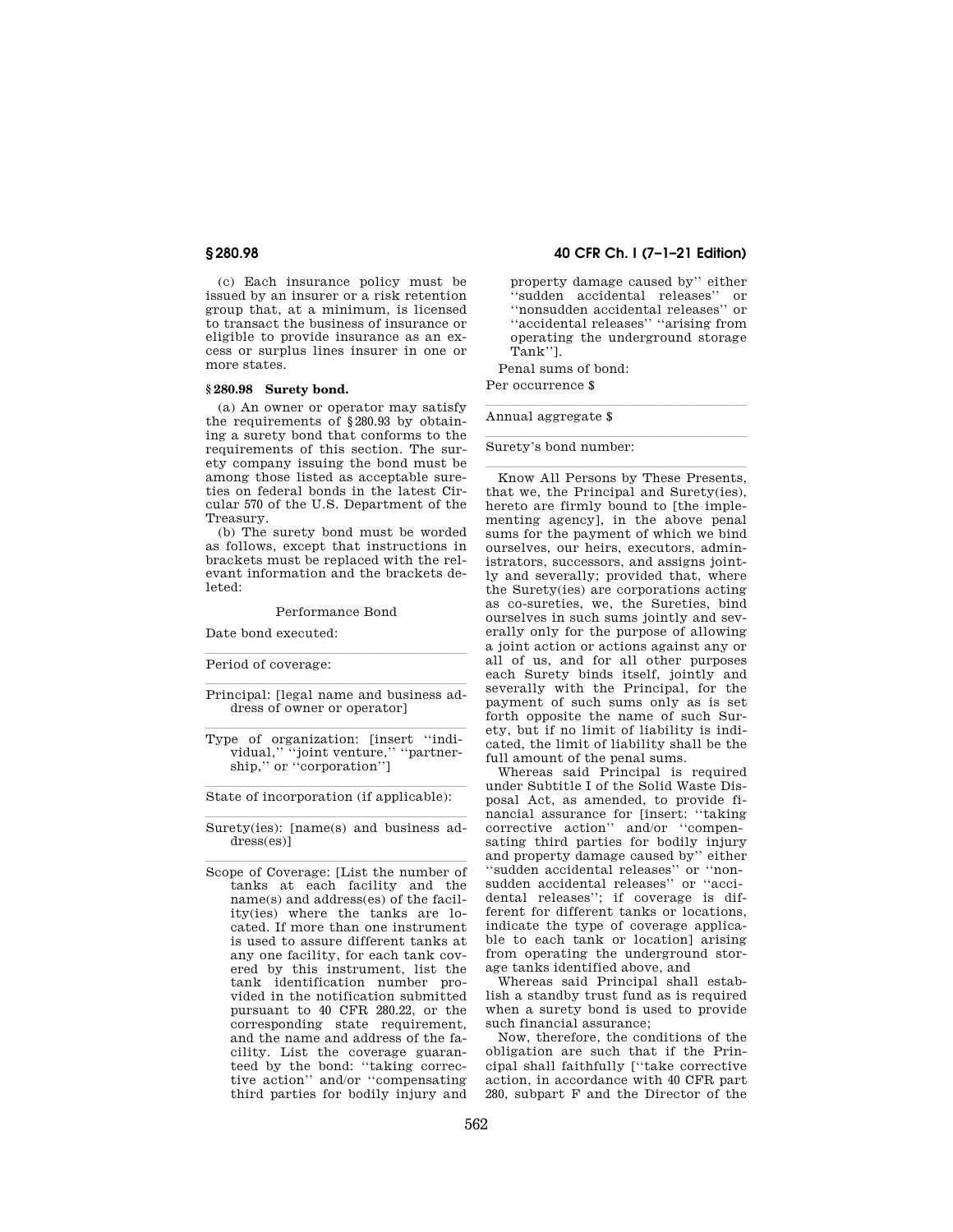(c) Each insurance policy must be issued by an insurer or a risk retention group that, at a minimum, is licensed to transact the business of insurance or eligible to provide insurance as an excess or surplus lines insurer in one or more states.

### § 280.98 Surety bond.

(a) An owner or operator may satisfy the requirements of §280.93 by obtaining a surety bond that conforms to the requirements of this section. The surety company issuing the bond must be among those listed as acceptable sureties on federal bonds in the latest Circular 570 of the U.S. Department of the Treasury.

(b) The surety bond must be worded as follows, except that instructions in brackets must be replaced with the relevant information and the brackets deleted:

Performance Bond

Date bond executed:

---

Period of coverage:

---

Principal: [legal name and business address of owner or operator]

---

Type of organization: [insert "individual," "joint venture," "partnership," or "corporation"]

---

State of incorporation (if applicable):

---

Surety(ies): [name(s) and business address(es)]

---

Scope of Coverage: [List the number of tanks at each facility and the name(s) and address(es) of the facility(ies) where the tanks are located. If more than one instrument is used to assure different tanks at any one facility, for each tank covered by this instrument, list the tank identification number provided in the notification submitted pursuant to 40 CFR 280.22, or the corresponding state requirement, and the name and address of the facility. List the coverage guaranteed by the bond: "taking corrective action" and/or "compensating third parties for bodily injury and property damage caused by" either "sudden accidental releases" or "nonsudden accidental releases" or "accidental releases" "arising from operating the underground storage Tank"].

Penal sums of bond:

Per occurrence $

---

Annual aggregate $

---

Surety's bond number:

---

Know All Persons by These Presents, that we, the Principal and Surety(ies), hereto are firmly bound to [the implementing agency], in the above penal sums for the payment of which we bind ourselves, our heirs, executors, administrators, successors, and assigns jointly and severally; provided that, where the Surety(ies) are corporations acting as co-sureties, we, the Sureties, bind ourselves in such sums jointly and severally only for the purpose of allowing a joint action or actions against any or all of us, and for all other purposes each Surety binds itself, jointly and severally with the Principal, for the payment of such sums only as is set forth opposite the name of such Surety, but if no limit of liability is indicated, the limit of liability shall be the full amount of the penal sums.

Whereas said Principal is required under Subtitle I of the Solid Waste Disposal Act, as amended, to provide financial assurance for [insert: "taking corrective action" and/or "compensating third parties for bodily injury and property damage caused by" either "sudden accidental releases" or "nonsudden accidental releases" or "accidental releases"; if coverage is different for different tanks or locations, indicate the type of coverage applicable to each tank or location] arising from operating the underground storage tanks identified above, and

Whereas said Principal shall establish a standby trust fund as is required when a surety bond is used to provide such financial assurance;

Now, therefore, the conditions of the obligation are such that if the Principal shall faithfully ["take corrective action, in accordance with 40 CFR part 280, subpart F and the Director of the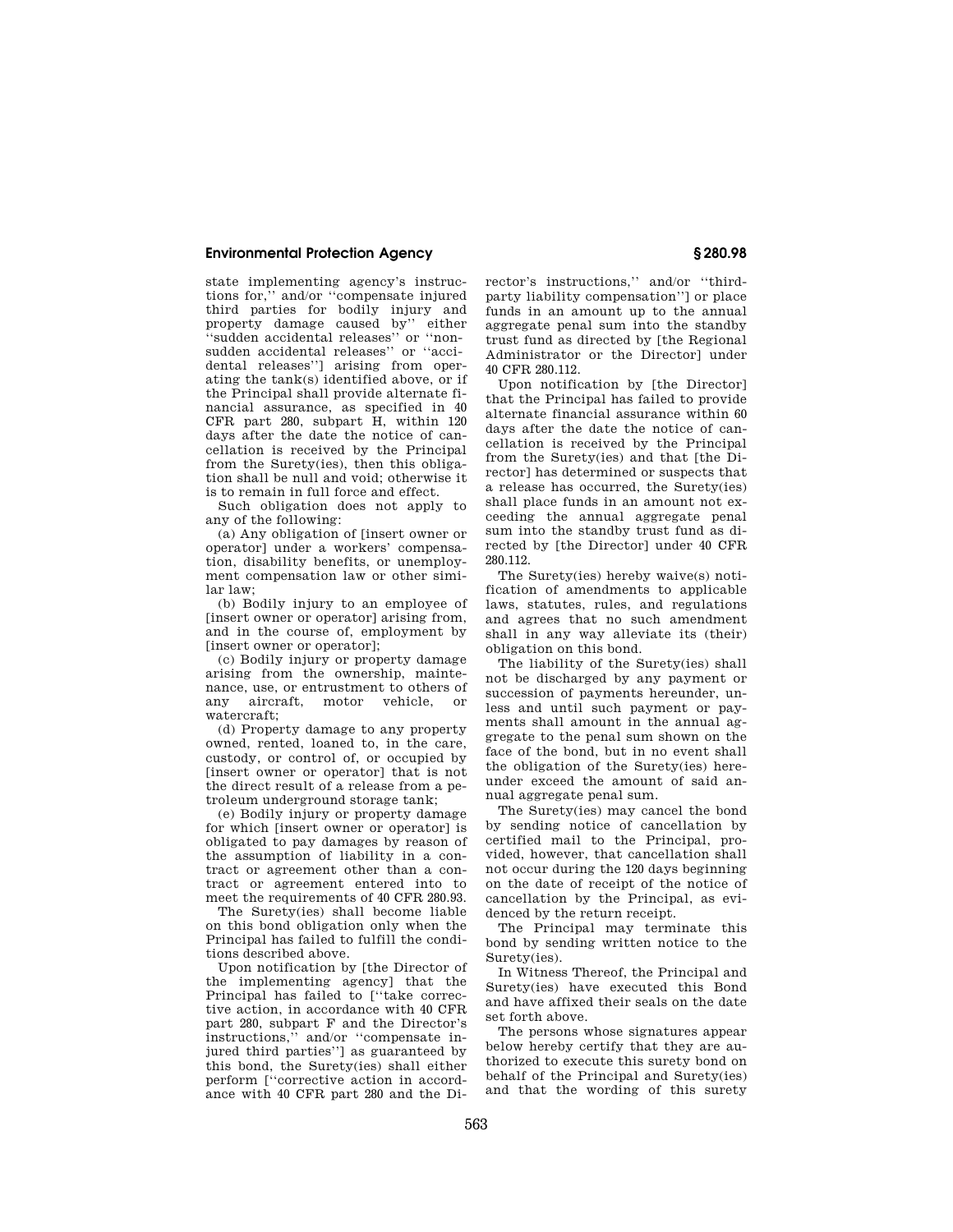state implementing agency's instructions for,'' and/or ''compensate injured third parties for bodily injury and property damage caused by'' either ''sudden accidental releases'' or ''nonsudden accidental releases'' or ''accidental releases''] arising from operating the tank(s) identified above, or if the Principal shall provide alternate financial assurance, as specified in 40 CFR part 280, subpart H, within 120 days after the date the notice of cancellation is received by the Principal from the Surety(ies), then this obligation shall be null and void; otherwise it is to remain in full force and effect.

Such obligation does not apply to any of the following:

(a) Any obligation of [insert owner or operator] under a workers' compensation, disability benefits, or unemployment compensation law or other similar law;

(b) Bodily injury to an employee of [insert owner or operator] arising from, and in the course of, employment by [insert owner or operator];

(c) Bodily injury or property damage arising from the ownership, maintenance, use, or entrustment to others of any aircraft, motor vehicle, or watercraft;

(d) Property damage to any property owned, rented, loaned to, in the care, custody, or control of, or occupied by [insert owner or operator] that is not the direct result of a release from a petroleum underground storage tank;

(e) Bodily injury or property damage for which [insert owner or operator] is obligated to pay damages by reason of the assumption of liability in a contract or agreement other than a contract or agreement entered into to meet the requirements of 40 CFR 280.93.

The Surety(ies) shall become liable on this bond obligation only when the Principal has failed to fulfill the conditions described above.

Upon notification by [the Director of the implementing agency] that the Principal has failed to [''take corrective action, in accordance with 40 CFR part 280, subpart F and the Director's instructions,'' and/or ''compensate injured third parties''] as guaranteed by this bond, the Surety(ies) shall either perform [''corrective action in accordance with 40 CFR part 280 and the Director's instructions,'' and/or ''third-party liability compensation''] or place funds in an amount up to the annual aggregate penal sum into the standby trust fund as directed by [the Regional Administrator or the Director] under 40 CFR 280.112.

Upon notification by [the Director] that the Principal has failed to provide alternate financial assurance within 60 days after the date the notice of cancellation is received by the Principal from the Surety(ies) and that [the Director] has determined or suspects that a release has occurred, the Surety(ies) shall place funds in an amount not exceeding the annual aggregate penal sum into the standby trust fund as directed by [the Director] under 40 CFR 280.112.

The Surety(ies) hereby waive(s) notification of amendments to applicable laws, statutes, rules, and regulations and agrees that no such amendment shall in any way alleviate its (their) obligation on this bond.

The liability of the Surety(ies) shall not be discharged by any payment or succession of payments hereunder, unless and until such payment or payments shall amount in the annual aggregate to the penal sum shown on the face of the bond, but in no event shall the obligation of the Surety(ies) hereunder exceed the amount of said annual aggregate penal sum.

The Surety(ies) may cancel the bond by sending notice of cancellation by certified mail to the Principal, provided, however, that cancellation shall not occur during the 120 days beginning on the date of receipt of the notice of cancellation by the Principal, as evidenced by the return receipt.

The Principal may terminate this bond by sending written notice to the Surety(ies).

In Witness Thereof, the Principal and Surety(ies) have executed this Bond and have affixed their seals on the date set forth above.

The persons whose signatures appear below hereby certify that they are authorized to execute this surety bond on behalf of the Principal and Surety(ies) and that the wording of this surety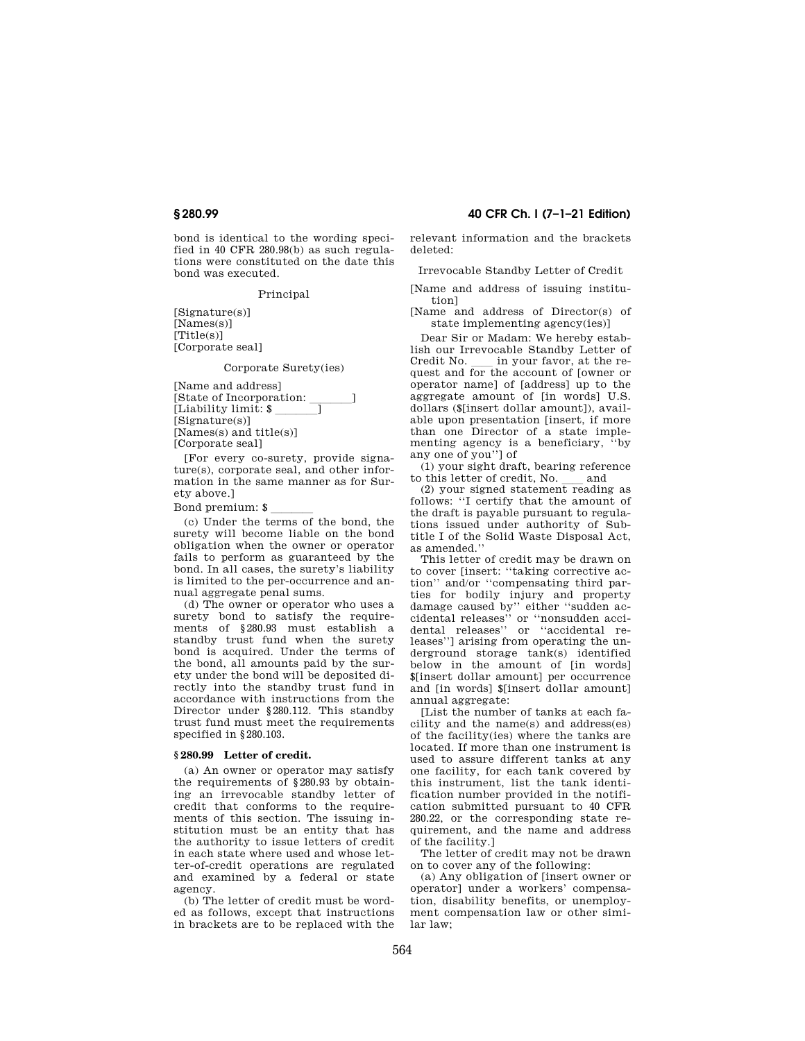bond is identical to the wording specified in 40 CFR 280.98(b) as such regulations were constituted on the date this bond was executed.

Principal

[Signature(s)]
[Names(s)]
[Title(s)]
[Corporate seal]

Corporate Surety(ies)

[Name and address]
[State of Incorporation: _______]
[Liability limit: $ _______]
[Signature(s)]
[Names(s) and title(s)]
[Corporate seal]

[For every co-surety, provide signature(s), corporate seal, and other information in the same manner as for Surety above.]

Bond premium: $ _______

(c) Under the terms of the bond, the surety will become liable on the bond obligation when the owner or operator fails to perform as guaranteed by the bond. In all cases, the surety's liability is limited to the per-occurrence and annual aggregate penal sums.

(d) The owner or operator who uses a surety bond to satisfy the requirements of §280.93 must establish a standby trust fund when the surety bond is acquired. Under the terms of the bond, all amounts paid by the surety under the bond will be deposited directly into the standby trust fund in accordance with instructions from the Director under §280.112. This standby trust fund must meet the requirements specified in §280.103.

### §280.99 Letter of credit.

(a) An owner or operator may satisfy the requirements of §280.93 by obtaining an irrevocable standby letter of credit that conforms to the requirements of this section. The issuing institution must be an entity that has the authority to issue letters of credit in each state where used and whose letter-of-credit operations are regulated and examined by a federal or state agency.

(b) The letter of credit must be worded as follows, except that instructions in brackets are to be replaced with the relevant information and the brackets deleted:

Irrevocable Standby Letter of Credit

[Name and address of issuing institution]

[Name and address of Director(s) of state implementing agency(ies)]

Dear Sir or Madam: We hereby establish our Irrevocable Standby Letter of Credit No. ___ in your favor, at the request and for the account of [owner or operator name] of [address] up to the aggregate amount of [in words] U.S. dollars ($[insert dollar amount]), available upon presentation [insert, if more than one Director of a state implementing agency is a beneficiary, "by any one of you"] of

(1) your sight draft, bearing reference to this letter of credit, No. ___ and

(2) your signed statement reading as follows: "I certify that the amount of the draft is payable pursuant to regulations issued under authority of Subtitle I of the Solid Waste Disposal Act, as amended."

This letter of credit may be drawn on to cover [insert: "taking corrective action" and/or "compensating third parties for bodily injury and property damage caused by" either "sudden accidental releases" or "nonsudden accidental releases" or "accidental releases"] arising from operating the underground storage tank(s) identified below in the amount of [in words] $[insert dollar amount] per occurrence and [in words] $[insert dollar amount] annual aggregate:

[List the number of tanks at each facility and the name(s) and address(es) of the facility(ies) where the tanks are located. If more than one instrument is used to assure different tanks at any one facility, for each tank covered by this instrument, list the tank identification number provided in the notification submitted pursuant to 40 CFR 280.22, or the corresponding state requirement, and the name and address of the facility.]

The letter of credit may not be drawn on to cover any of the following:

(a) Any obligation of [insert owner or operator] under a workers' compensation, disability benefits, or unemployment compensation law or other similar law;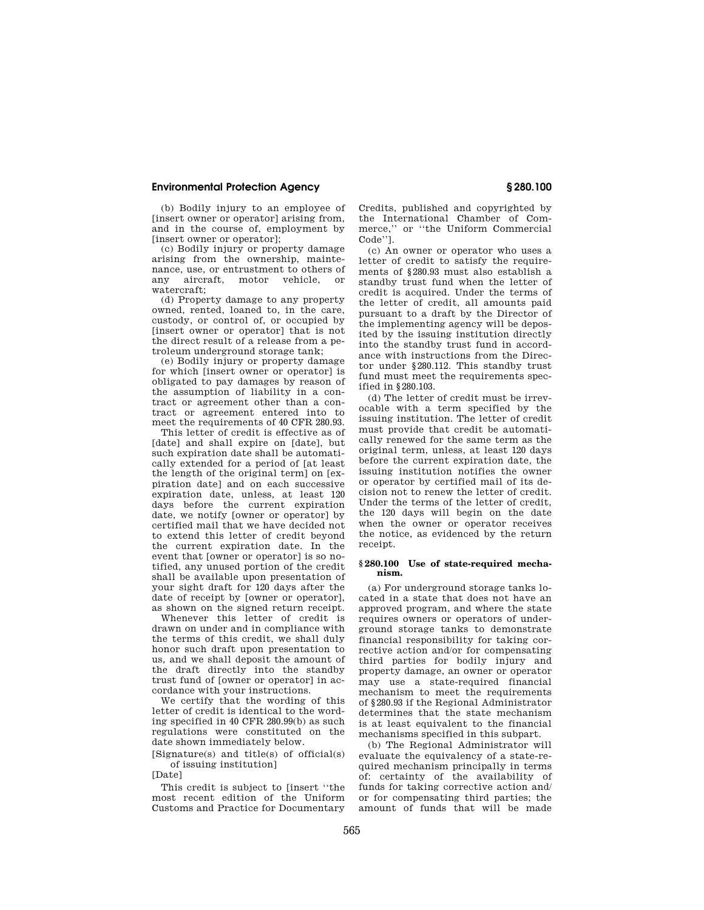(b) Bodily injury to an employee of [insert owner or operator] arising from, and in the course of, employment by [insert owner or operator];

(c) Bodily injury or property damage arising from the ownership, maintenance, use, or entrustment to others of any aircraft, motor vehicle, or watercraft;

(d) Property damage to any property owned, rented, loaned to, in the care, custody, or control of, or occupied by [insert owner or operator] that is not the direct result of a release from a petroleum underground storage tank;

(e) Bodily injury or property damage for which [insert owner or operator] is obligated to pay damages by reason of the assumption of liability in a contract or agreement other than a contract or agreement entered into to meet the requirements of 40 CFR 280.93.

This letter of credit is effective as of [date] and shall expire on [date], but such expiration date shall be automatically extended for a period of [at least the length of the original term] on [expiration date] and on each successive expiration date, unless, at least 120 days before the current expiration date, we notify [owner or operator] by certified mail that we have decided not to extend this letter of credit beyond the current expiration date. In the event that [owner or operator] is so notified, any unused portion of the credit shall be available upon presentation of your sight draft for 120 days after the date of receipt by [owner or operator], as shown on the signed return receipt.

Whenever this letter of credit is drawn on under and in compliance with the terms of this credit, we shall duly honor such draft upon presentation to us, and we shall deposit the amount of the draft directly into the standby trust fund of [owner or operator] in accordance with your instructions.

We certify that the wording of this letter of credit is identical to the wording specified in 40 CFR 280.99(b) as such regulations were constituted on the date shown immediately below.

[Signature(s) and title(s) of official(s) of issuing institution]

[Date]

This credit is subject to [insert "the most recent edition of the Uniform Customs and Practice for Documentary Credits, published and copyrighted by the International Chamber of Commerce," or "the Uniform Commercial Code"].

(c) An owner or operator who uses a letter of credit to satisfy the requirements of §280.93 must also establish a standby trust fund when the letter of credit is acquired. Under the terms of the letter of credit, all amounts paid pursuant to a draft by the Director of the implementing agency will be deposited by the issuing institution directly into the standby trust fund in accordance with instructions from the Director under §280.112. This standby trust fund must meet the requirements specified in §280.103.

(d) The letter of credit must be irrevocable with a term specified by the issuing institution. The letter of credit must provide that credit be automatically renewed for the same term as the original term, unless, at least 120 days before the current expiration date, the issuing institution notifies the owner or operator by certified mail of its decision not to renew the letter of credit. Under the terms of the letter of credit, the 120 days will begin on the date when the owner or operator receives the notice, as evidenced by the return receipt.

### §280.100 Use of state-required mechanism.

(a) For underground storage tanks located in a state that does not have an approved program, and where the state requires owners or operators of underground storage tanks to demonstrate financial responsibility for taking corrective action and/or for compensating third parties for bodily injury and property damage, an owner or operator may use a state-required financial mechanism to meet the requirements of §280.93 if the Regional Administrator determines that the state mechanism is at least equivalent to the financial mechanisms specified in this subpart.

(b) The Regional Administrator will evaluate the equivalency of a state-required mechanism principally in terms of: certainty of the availability of funds for taking corrective action and/or for compensating third parties; the amount of funds that will be made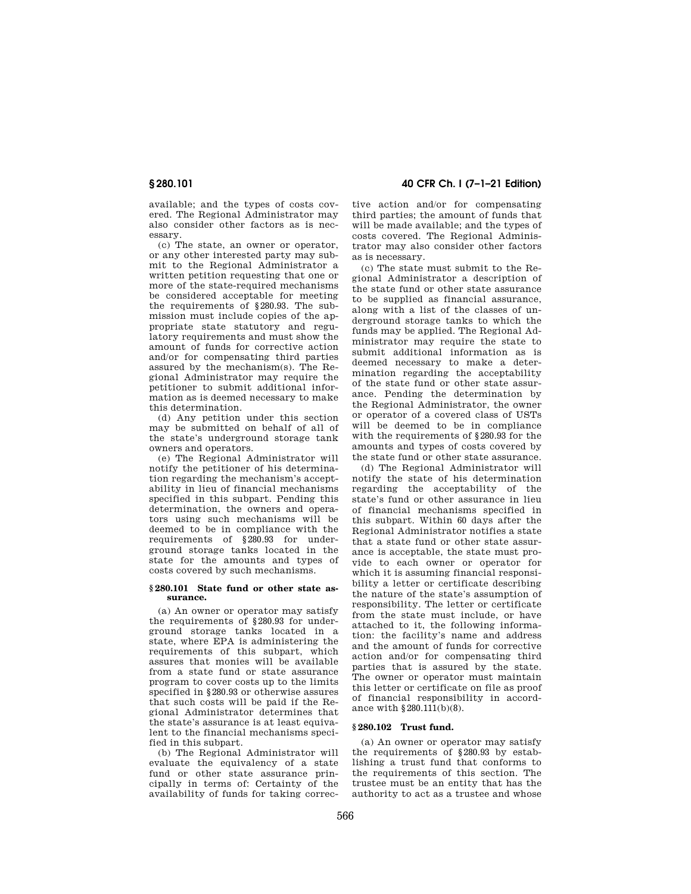available; and the types of costs covered. The Regional Administrator may also consider other factors as is necessary.

(c) The state, an owner or operator, or any other interested party may submit to the Regional Administrator a written petition requesting that one or more of the state-required mechanisms be considered acceptable for meeting the requirements of §280.93. The submission must include copies of the appropriate state statutory and regulatory requirements and must show the amount of funds for corrective action and/or for compensating third parties assured by the mechanism(s). The Regional Administrator may require the petitioner to submit additional information as is deemed necessary to make this determination.

(d) Any petition under this section may be submitted on behalf of all of the state's underground storage tank owners and operators.

(e) The Regional Administrator will notify the petitioner of his determination regarding the mechanism's acceptability in lieu of financial mechanisms specified in this subpart. Pending this determination, the owners and operators using such mechanisms will be deemed to be in compliance with the requirements of §280.93 for underground storage tanks located in the state for the amounts and types of costs covered by such mechanisms.

### §280.101 State fund or other state assurance.

(a) An owner or operator may satisfy the requirements of §280.93 for underground storage tanks located in a state, where EPA is administering the requirements of this subpart, which assures that monies will be available from a state fund or state assurance program to cover costs up to the limits specified in §280.93 or otherwise assures that such costs will be paid if the Regional Administrator determines that the state's assurance is at least equivalent to the financial mechanisms specified in this subpart.

(b) The Regional Administrator will evaluate the equivalency of a state fund or other state assurance principally in terms of: Certainty of the availability of funds for taking corrective action and/or for compensating third parties; the amount of funds that will be made available; and the types of costs covered. The Regional Administrator may also consider other factors as is necessary.

(c) The state must submit to the Regional Administrator a description of the state fund or other state assurance to be supplied as financial assurance, along with a list of the classes of underground storage tanks to which the funds may be applied. The Regional Administrator may require the state to submit additional information as is deemed necessary to make a determination regarding the acceptability of the state fund or other state assurance. Pending the determination by the Regional Administrator, the owner or operator of a covered class of USTs will be deemed to be in compliance with the requirements of §280.93 for the amounts and types of costs covered by the state fund or other state assurance.

(d) The Regional Administrator will notify the state of his determination regarding the acceptability of the state's fund or other assurance in lieu of financial mechanisms specified in this subpart. Within 60 days after the Regional Administrator notifies a state that a state fund or other state assurance is acceptable, the state must provide to each owner or operator for which it is assuming financial responsibility a letter or certificate describing the nature of the state's assumption of responsibility. The letter or certificate from the state must include, or have attached to it, the following information: the facility's name and address and the amount of funds for corrective action and/or for compensating third parties that is assured by the state. The owner or operator must maintain this letter or certificate on file as proof of financial responsibility in accordance with §280.111(b)(8).

### §280.102 Trust fund.

(a) An owner or operator may satisfy the requirements of §280.93 by establishing a trust fund that conforms to the requirements of this section. The trustee must be an entity that has the authority to act as a trustee and whose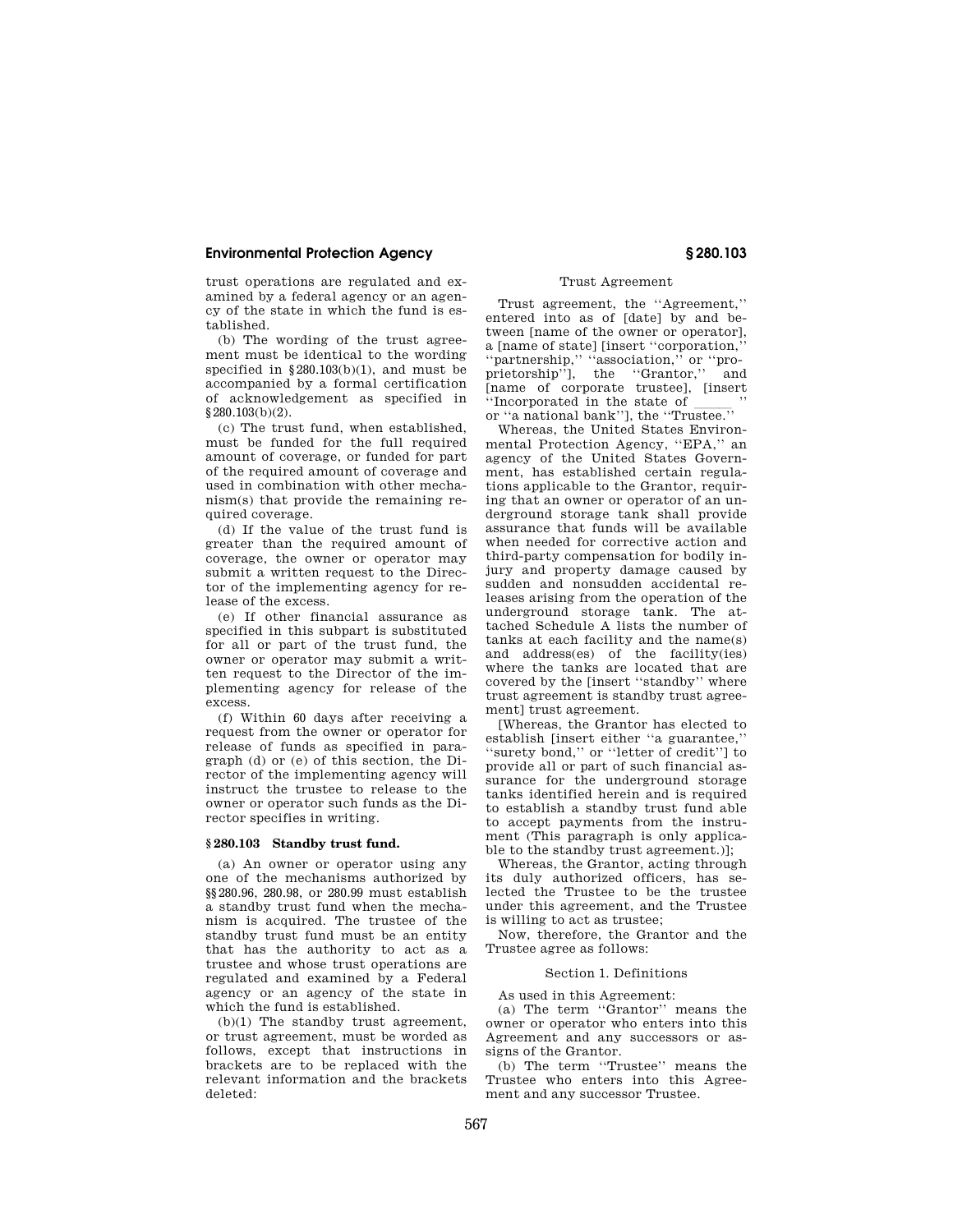trust operations are regulated and examined by a federal agency or an agency of the state in which the fund is established.

(b) The wording of the trust agreement must be identical to the wording specified in §280.103(b)(1), and must be accompanied by a formal certification of acknowledgement as specified in §280.103(b)(2).

(c) The trust fund, when established, must be funded for the full required amount of coverage, or funded for part of the required amount of coverage and used in combination with other mechanism(s) that provide the remaining required coverage.

(d) If the value of the trust fund is greater than the required amount of coverage, the owner or operator may submit a written request to the Director of the implementing agency for release of the excess.

(e) If other financial assurance as specified in this subpart is substituted for all or part of the trust fund, the owner or operator may submit a written request to the Director of the implementing agency for release of the excess.

(f) Within 60 days after receiving a request from the owner or operator for release of funds as specified in paragraph (d) or (e) of this section, the Director of the implementing agency will instruct the trustee to release to the owner or operator such funds as the Director specifies in writing.

### § 280.103 Standby trust fund.

(a) An owner or operator using any one of the mechanisms authorized by §§280.96, 280.98, or 280.99 must establish a standby trust fund when the mechanism is acquired. The trustee of the standby trust fund must be an entity that has the authority to act as a trustee and whose trust operations are regulated and examined by a Federal agency or an agency of the state in which the fund is established.

(b)(1) The standby trust agreement, or trust agreement, must be worded as follows, except that instructions in brackets are to be replaced with the relevant information and the brackets deleted:

Trust Agreement

Trust agreement, the "Agreement," entered into as of [date] by and between [name of the owner or operator], a [name of state] [insert "corporation," "partnership," "association," or "proprietorship"], the "Grantor," and [name of corporate trustee], [insert "Incorporated in the state of ____ " or "a national bank"], the "Trustee."

Whereas, the United States Environmental Protection Agency, "EPA," an agency of the United States Government, has established certain regulations applicable to the Grantor, requiring that an owner or operator of an underground storage tank shall provide assurance that funds will be available when needed for corrective action and third-party compensation for bodily injury and property damage caused by sudden and nonsudden accidental releases arising from the operation of the underground storage tank. The attached Schedule A lists the number of tanks at each facility and the name(s) and address(es) of the facility(ies) where the tanks are located that are covered by the [insert "standby" where trust agreement is standby trust agreement] trust agreement.

[Whereas, the Grantor has elected to establish [insert either "a guarantee," "surety bond," or "letter of credit"] to provide all or part of such financial assurance for the underground storage tanks identified herein and is required to establish a standby trust fund able to accept payments from the instrument (This paragraph is only applicable to the standby trust agreement.)];

Whereas, the Grantor, acting through its duly authorized officers, has selected the Trustee to be the trustee under this agreement, and the Trustee is willing to act as trustee;

Now, therefore, the Grantor and the Trustee agree as follows:

Section 1. Definitions

As used in this Agreement:

(a) The term "Grantor" means the owner or operator who enters into this Agreement and any successors or assigns of the Grantor.

(b) The term "Trustee" means the Trustee who enters into this Agreement and any successor Trustee.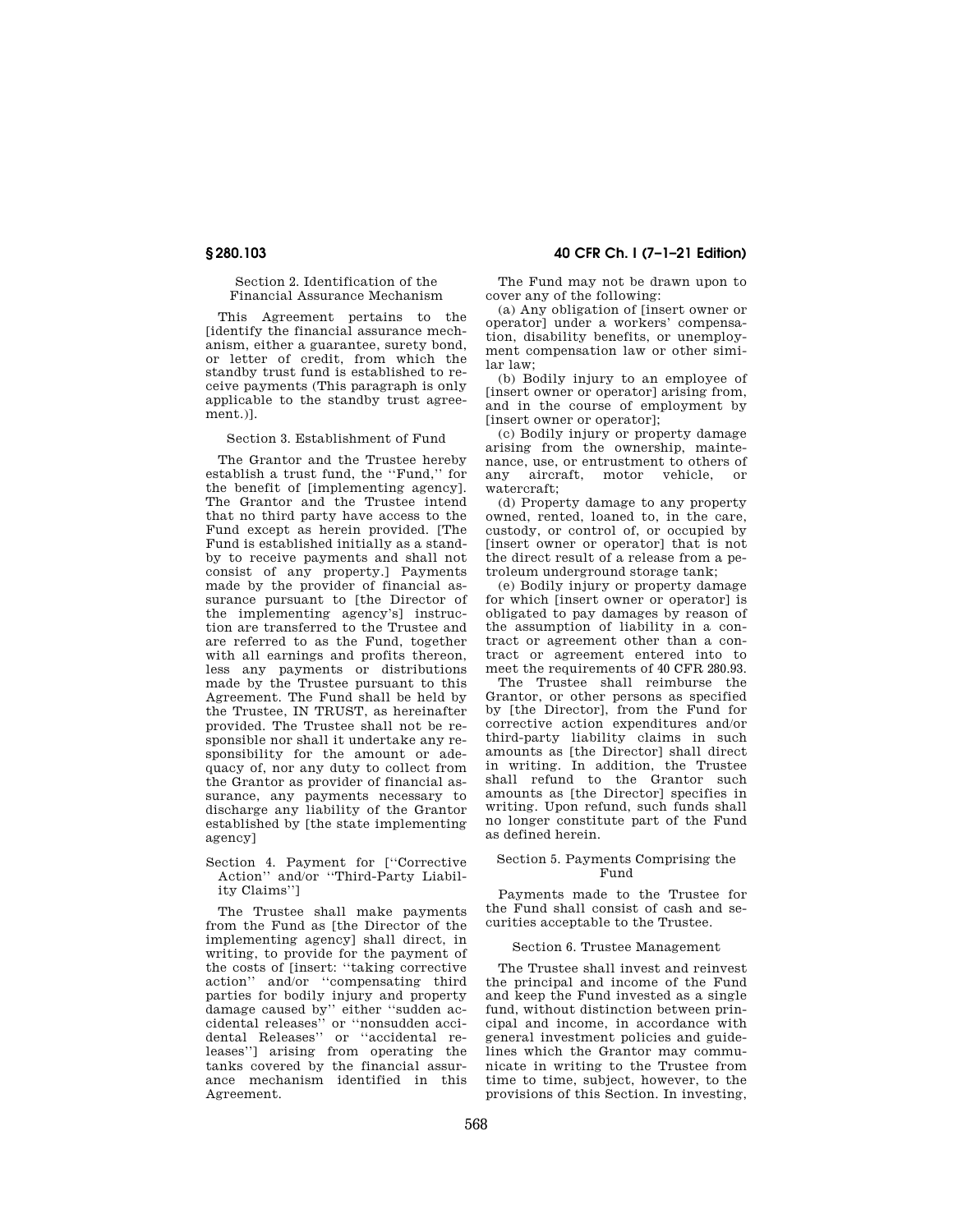Section 2. Identification of the Financial Assurance Mechanism

This Agreement pertains to the [identify the financial assurance mechanism, either a guarantee, surety bond, or letter of credit, from which the standby trust fund is established to receive payments (This paragraph is only applicable to the standby trust agreement.)].

Section 3. Establishment of Fund

The Grantor and the Trustee hereby establish a trust fund, the "Fund," for the benefit of [implementing agency]. The Grantor and the Trustee intend that no third party have access to the Fund except as herein provided. [The Fund is established initially as a standby to receive payments and shall not consist of any property.] Payments made by the provider of financial assurance pursuant to [the Director of the implementing agency's] instruction are transferred to the Trustee and are referred to as the Fund, together with all earnings and profits thereon, less any payments or distributions made by the Trustee pursuant to this Agreement. The Fund shall be held by the Trustee, IN TRUST, as hereinafter provided. The Trustee shall not be responsible nor shall it undertake any responsibility for the amount or adequacy of, nor any duty to collect from the Grantor as provider of financial assurance, any payments necessary to discharge any liability of the Grantor established by [the state implementing agency]

Section 4. Payment for ["Corrective Action" and/or "Third-Party Liability Claims"]

The Trustee shall make payments from the Fund as [the Director of the implementing agency] shall direct, in writing, to provide for the payment of the costs of [insert: "taking corrective action" and/or "compensating third parties for bodily injury and property damage caused by" either "sudden accidental releases" or "nonsudden accidental Releases" or "accidental releases"] arising from operating the tanks covered by the financial assurance mechanism identified in this Agreement.

The Fund may not be drawn upon to cover any of the following:

(a) Any obligation of [insert owner or operator] under a workers' compensation, disability benefits, or unemployment compensation law or other similar law;

(b) Bodily injury to an employee of [insert owner or operator] arising from, and in the course of employment by [insert owner or operator];

(c) Bodily injury or property damage arising from the ownership, maintenance, use, or entrustment to others of any aircraft, motor vehicle, or watercraft;

(d) Property damage to any property owned, rented, loaned to, in the care, custody, or control of, or occupied by [insert owner or operator] that is not the direct result of a release from a petroleum underground storage tank;

(e) Bodily injury or property damage for which [insert owner or operator] is obligated to pay damages by reason of the assumption of liability in a contract or agreement other than a contract or agreement entered into to meet the requirements of 40 CFR 280.93.

The Trustee shall reimburse the Grantor, or other persons as specified by [the Director], from the Fund for corrective action expenditures and/or third-party liability claims in such amounts as [the Director] shall direct in writing. In addition, the Trustee shall refund to the Grantor such amounts as [the Director] specifies in writing. Upon refund, such funds shall no longer constitute part of the Fund as defined herein.

Section 5. Payments Comprising the Fund

Payments made to the Trustee for the Fund shall consist of cash and securities acceptable to the Trustee.

Section 6. Trustee Management

The Trustee shall invest and reinvest the principal and income of the Fund and keep the Fund invested as a single fund, without distinction between principal and income, in accordance with general investment policies and guidelines which the Grantor may communicate in writing to the Trustee from time to time, subject, however, to the provisions of this Section. In investing,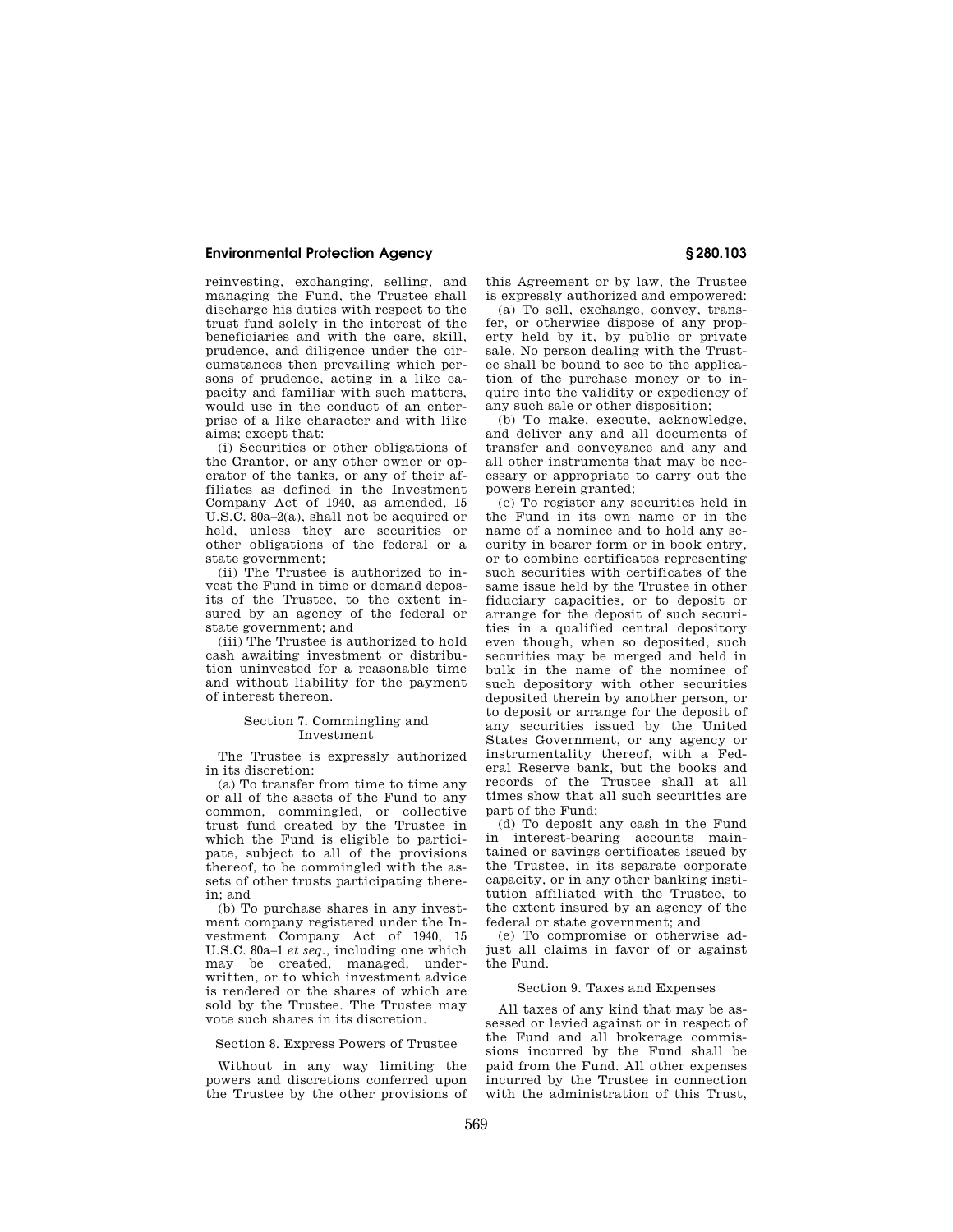reinvesting, exchanging, selling, and managing the Fund, the Trustee shall discharge his duties with respect to the trust fund solely in the interest of the beneficiaries and with the care, skill, prudence, and diligence under the circumstances then prevailing which persons of prudence, acting in a like capacity and familiar with such matters, would use in the conduct of an enterprise of a like character and with like aims; except that:

(i) Securities or other obligations of the Grantor, or any other owner or operator of the tanks, or any of their affiliates as defined in the Investment Company Act of 1940, as amended, 15 U.S.C. 80a–2(a), shall not be acquired or held, unless they are securities or other obligations of the federal or a state government;

(ii) The Trustee is authorized to invest the Fund in time or demand deposits of the Trustee, to the extent insured by an agency of the federal or state government; and

(iii) The Trustee is authorized to hold cash awaiting investment or distribution uninvested for a reasonable time and without liability for the payment of interest thereon.

Section 7. Commingling and Investment

The Trustee is expressly authorized in its discretion:

(a) To transfer from time to time any or all of the assets of the Fund to any common, commingled, or collective trust fund created by the Trustee in which the Fund is eligible to participate, subject to all of the provisions thereof, to be commingled with the assets of other trusts participating therein; and

(b) To purchase shares in any investment company registered under the Investment Company Act of 1940, 15 U.S.C. 80a–1 *et seq.*, including one which may be created, managed, underwritten, or to which investment advice is rendered or the shares of which are sold by the Trustee. The Trustee may vote such shares in its discretion.

Section 8. Express Powers of Trustee

Without in any way limiting the powers and discretions conferred upon the Trustee by the other provisions of this Agreement or by law, the Trustee is expressly authorized and empowered:

(a) To sell, exchange, convey, transfer, or otherwise dispose of any property held by it, by public or private sale. No person dealing with the Trustee shall be bound to see to the application of the purchase money or to inquire into the validity or expediency of any such sale or other disposition;

(b) To make, execute, acknowledge, and deliver any and all documents of transfer and conveyance and any and all other instruments that may be necessary or appropriate to carry out the powers herein granted;

(c) To register any securities held in the Fund in its own name or in the name of a nominee and to hold any security in bearer form or in book entry, or to combine certificates representing such securities with certificates of the same issue held by the Trustee in other fiduciary capacities, or to deposit or arrange for the deposit of such securities in a qualified central depository even though, when so deposited, such securities may be merged and held in bulk in the name of the nominee of such depository with other securities deposited therein by another person, or to deposit or arrange for the deposit of any securities issued by the United States Government, or any agency or instrumentality thereof, with a Federal Reserve bank, but the books and records of the Trustee shall at all times show that all such securities are part of the Fund;

(d) To deposit any cash in the Fund in interest-bearing accounts maintained or savings certificates issued by the Trustee, in its separate corporate capacity, or in any other banking institution affiliated with the Trustee, to the extent insured by an agency of the federal or state government; and

(e) To compromise or otherwise adjust all claims in favor of or against the Fund.

Section 9. Taxes and Expenses

All taxes of any kind that may be assessed or levied against or in respect of the Fund and all brokerage commissions incurred by the Fund shall be paid from the Fund. All other expenses incurred by the Trustee in connection with the administration of this Trust,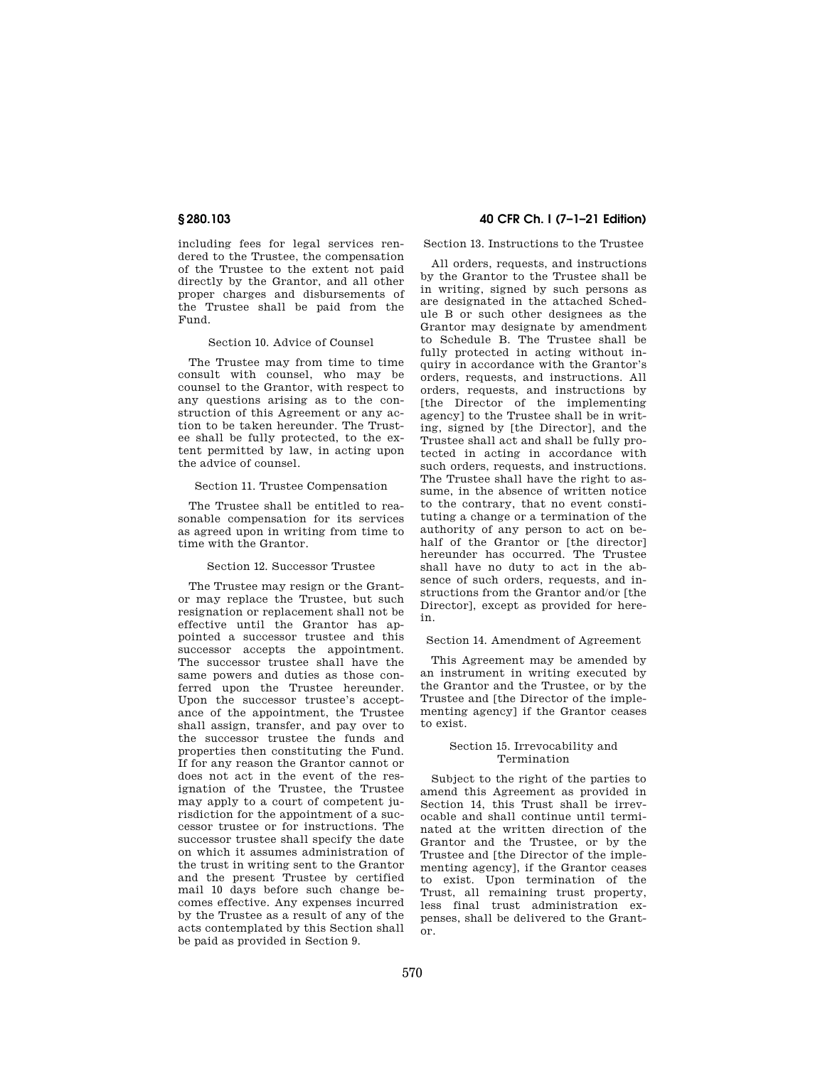including fees for legal services rendered to the Trustee, the compensation of the Trustee to the extent not paid directly by the Grantor, and all other proper charges and disbursements of the Trustee shall be paid from the Fund.

Section 10. Advice of Counsel

The Trustee may from time to time consult with counsel, who may be counsel to the Grantor, with respect to any questions arising as to the construction of this Agreement or any action to be taken hereunder. The Trustee shall be fully protected, to the extent permitted by law, in acting upon the advice of counsel.

Section 11. Trustee Compensation

The Trustee shall be entitled to reasonable compensation for its services as agreed upon in writing from time to time with the Grantor.

Section 12. Successor Trustee

The Trustee may resign or the Grantor may replace the Trustee, but such resignation or replacement shall not be effective until the Grantor has appointed a successor trustee and this successor accepts the appointment. The successor trustee shall have the same powers and duties as those conferred upon the Trustee hereunder. Upon the successor trustee's acceptance of the appointment, the Trustee shall assign, transfer, and pay over to the successor trustee the funds and properties then constituting the Fund. If for any reason the Grantor cannot or does not act in the event of the resignation of the Trustee, the Trustee may apply to a court of competent jurisdiction for the appointment of a successor trustee or for instructions. The successor trustee shall specify the date on which it assumes administration of the trust in writing sent to the Grantor and the present Trustee by certified mail 10 days before such change becomes effective. Any expenses incurred by the Trustee as a result of any of the acts contemplated by this Section shall be paid as provided in Section 9.

Section 13. Instructions to the Trustee

All orders, requests, and instructions by the Grantor to the Trustee shall be in writing, signed by such persons as are designated in the attached Schedule B or such other designees as the Grantor may designate by amendment to Schedule B. The Trustee shall be fully protected in acting without inquiry in accordance with the Grantor's orders, requests, and instructions. All orders, requests, and instructions by [the Director of the implementing agency] to the Trustee shall be in writing, signed by [the Director], and the Trustee shall act and shall be fully protected in acting in accordance with such orders, requests, and instructions. The Trustee shall have the right to assume, in the absence of written notice to the contrary, that no event constituting a change or a termination of the authority of any person to act on behalf of the Grantor or [the director] hereunder has occurred. The Trustee shall have no duty to act in the absence of such orders, requests, and instructions from the Grantor and/or [the Director], except as provided for herein.

Section 14. Amendment of Agreement

This Agreement may be amended by an instrument in writing executed by the Grantor and the Trustee, or by the Trustee and [the Director of the implementing agency] if the Grantor ceases to exist.

Section 15. Irrevocability and Termination

Subject to the right of the parties to amend this Agreement as provided in Section 14, this Trust shall be irrevocable and shall continue until terminated at the written direction of the Grantor and the Trustee, or by the Trustee and [the Director of the implementing agency], if the Grantor ceases to exist. Upon termination of the Trust, all remaining trust property, less final trust administration expenses, shall be delivered to the Grantor.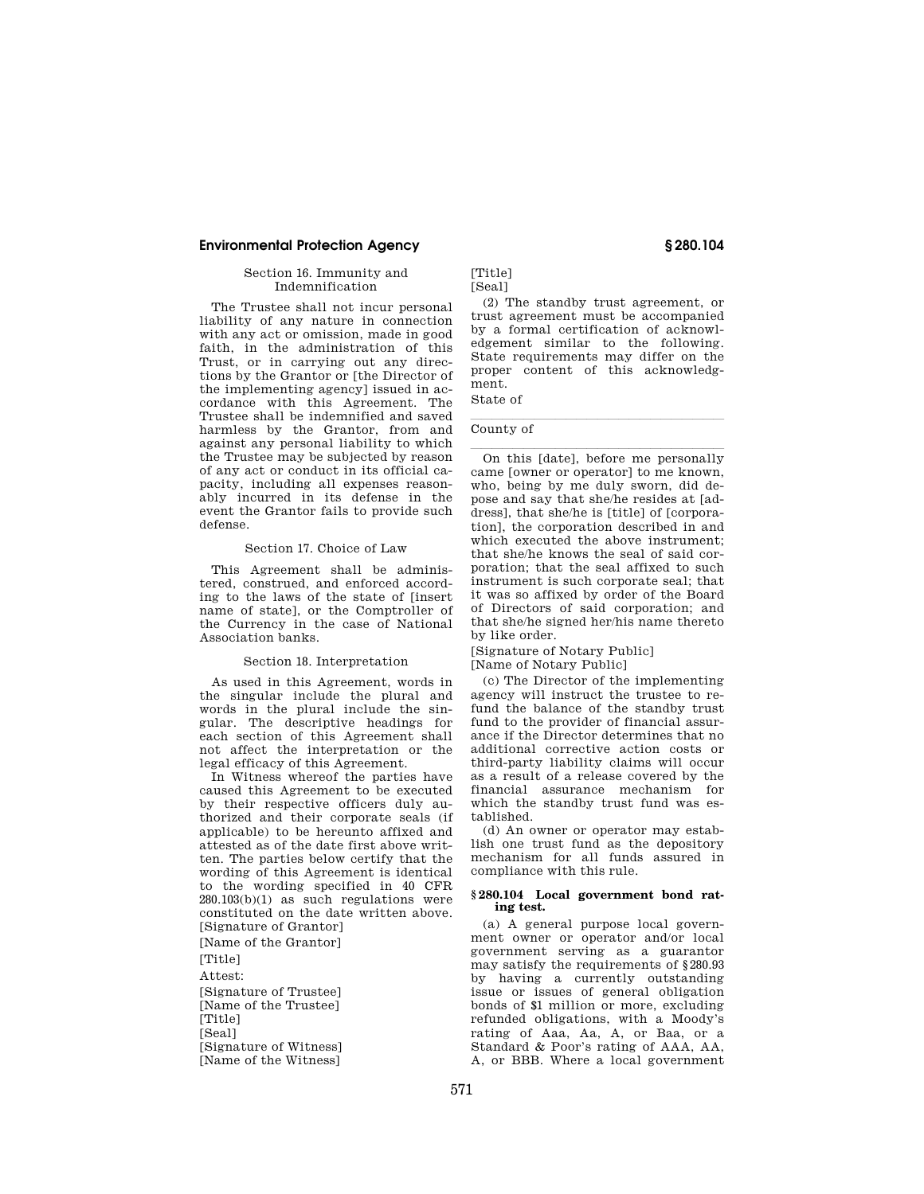Section 16. Immunity and Indemnification

The Trustee shall not incur personal liability of any nature in connection with any act or omission, made in good faith, in the administration of this Trust, or in carrying out any directions by the Grantor or [the Director of the implementing agency] issued in accordance with this Agreement. The Trustee shall be indemnified and saved harmless by the Grantor, from and against any personal liability to which the Trustee may be subjected by reason of any act or conduct in its official capacity, including all expenses reasonably incurred in its defense in the event the Grantor fails to provide such defense.

Section 17. Choice of Law

This Agreement shall be administered, construed, and enforced according to the laws of the state of [insert name of state], or the Comptroller of the Currency in the case of National Association banks.

Section 18. Interpretation

As used in this Agreement, words in the singular include the plural and words in the plural include the singular. The descriptive headings for each section of this Agreement shall not affect the interpretation or the legal efficacy of this Agreement.

In Witness whereof the parties have caused this Agreement to be executed by their respective officers duly authorized and their corporate seals (if applicable) to be hereunto affixed and attested as of the date first above written. The parties below certify that the wording of this Agreement is identical to the wording specified in 40 CFR 280.103(b)(1) as such regulations were constituted on the date written above.

[Signature of Grantor]

[Name of the Grantor]

[Title]

Attest:

[Signature of Trustee]
[Name of the Trustee]
[Title]
[Seal]
[Signature of Witness]
[Name of the Witness]
[Title]
[Seal]

(2) The standby trust agreement, or trust agreement must be accompanied by a formal certification of acknowledgement similar to the following. State requirements may differ on the proper content of this acknowledgment.

State of

County of

On this [date], before me personally came [owner or operator] to me known, who, being by me duly sworn, did depose and say that she/he resides at [address], that she/he is [title] of [corporation], the corporation described in and which executed the above instrument; that she/he knows the seal of said corporation; that the seal affixed to such instrument is such corporate seal; that it was so affixed by order of the Board of Directors of said corporation; and that she/he signed her/his name thereto by like order.

[Signature of Notary Public]
[Name of Notary Public]

(c) The Director of the implementing agency will instruct the trustee to refund the balance of the standby trust fund to the provider of financial assurance if the Director determines that no additional corrective action costs or third-party liability claims will occur as a result of a release covered by the financial assurance mechanism for which the standby trust fund was established.

(d) An owner or operator may establish one trust fund as the depository mechanism for all funds assured in compliance with this rule.

**§ 280.104 Local government bond rating test.**

(a) A general purpose local government owner or operator and/or local government serving as a guarantor may satisfy the requirements of § 280.93 by having a currently outstanding issue or issues of general obligation bonds of $1 million or more, excluding refunded obligations, with a Moody's rating of Aaa, Aa, A, or Baa, or a Standard & Poor's rating of AAA, AA, A, or BBB. Where a local government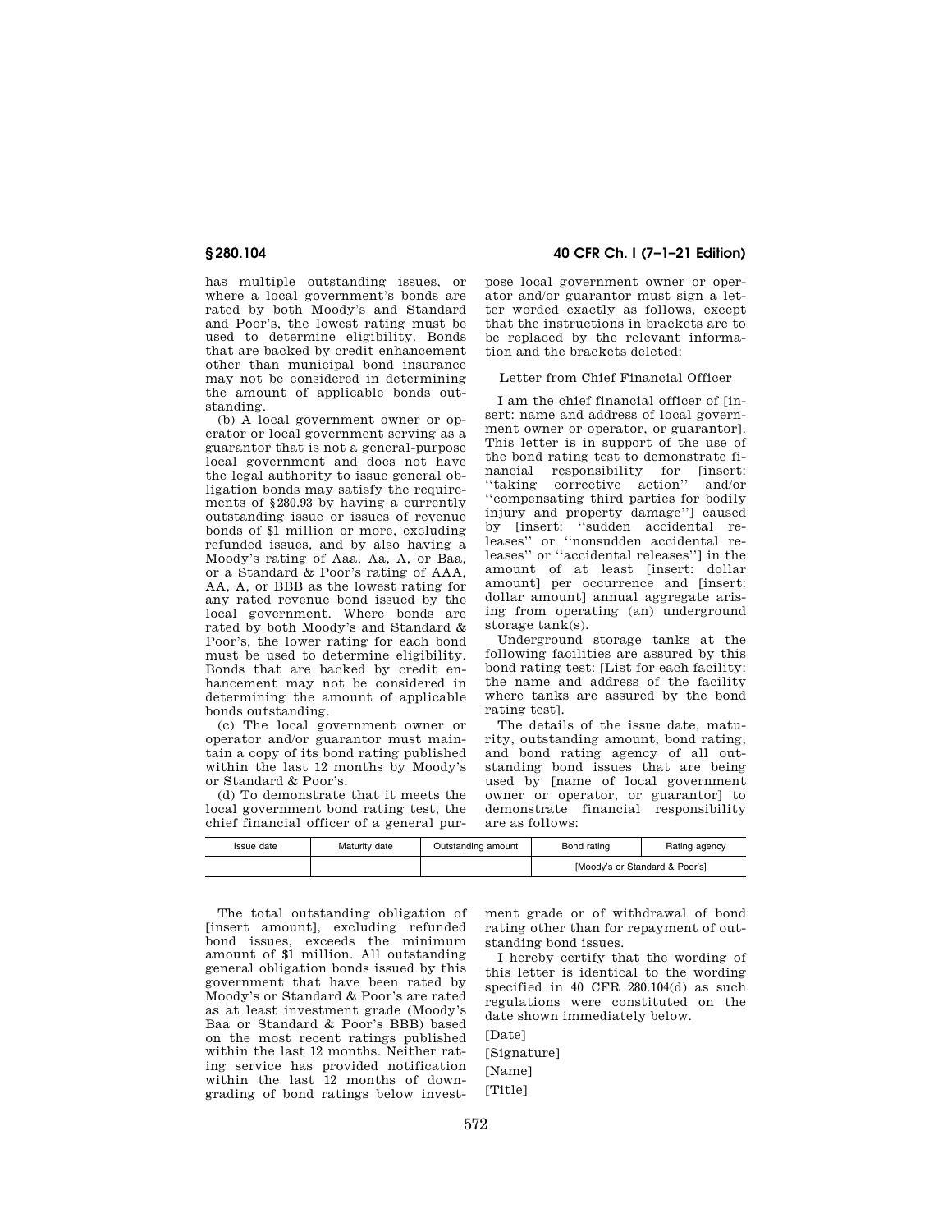has multiple outstanding issues, or where a local government's bonds are rated by both Moody's and Standard and Poor's, the lowest rating must be used to determine eligibility. Bonds that are backed by credit enhancement other than municipal bond insurance may not be considered in determining the amount of applicable bonds outstanding.

(b) A local government owner or operator or local government serving as a guarantor that is not a general-purpose local government and does not have the legal authority to issue general obligation bonds may satisfy the requirements of §280.93 by having a currently outstanding issue or issues of revenue bonds of $1 million or more, excluding refunded issues, and by also having a Moody's rating of Aaa, Aa, A, or Baa, or a Standard & Poor's rating of AAA, AA, A, or BBB as the lowest rating for any rated revenue bond issued by the local government. Where bonds are rated by both Moody's and Standard & Poor's, the lower rating for each bond must be used to determine eligibility. Bonds that are backed by credit enhancement may not be considered in determining the amount of applicable bonds outstanding.

(c) The local government owner or operator and/or guarantor must maintain a copy of its bond rating published within the last 12 months by Moody's or Standard & Poor's.

(d) To demonstrate that it meets the local government bond rating test, the chief financial officer of a general purpose local government owner or operator and/or guarantor must sign a letter worded exactly as follows, except that the instructions in brackets are to be replaced by the relevant information and the brackets deleted:

Letter from Chief Financial Officer

I am the chief financial officer of [insert: name and address of local government owner or operator, or guarantor]. This letter is in support of the use of the bond rating test to demonstrate financial responsibility for [insert: ''taking corrective action'' and/or ''compensating third parties for bodily injury and property damage''] caused by [insert: ''sudden accidental releases'' or ''nonsudden accidental releases'' or ''accidental releases''] in the amount of at least [insert: dollar amount] per occurrence and [insert: dollar amount] annual aggregate arising from operating (an) underground storage tank(s).

Underground storage tanks at the following facilities are assured by this bond rating test: [List for each facility: the name and address of the facility where tanks are assured by the bond rating test].

The details of the issue date, maturity, outstanding amount, bond rating, and bond rating agency of all outstanding bond issues that are being used by [name of local government owner or operator, or guarantor] to demonstrate financial responsibility are as follows:

| Issue date | Maturity date | Outstanding amount | Bond rating | Rating agency |
|---|---|---|---|---|
| | | | [Moody's or Standard & Poor's] | |

The total outstanding obligation of [insert amount], excluding refunded bond issues, exceeds the minimum amount of $1 million. All outstanding general obligation bonds issued by this government that have been rated by Moody's or Standard & Poor's are rated as at least investment grade (Moody's Baa or Standard & Poor's BBB) based on the most recent ratings published within the last 12 months. Neither rating service has provided notification within the last 12 months of downgrading of bond ratings below investment grade or of withdrawal of bond rating other than for repayment of outstanding bond issues.

I hereby certify that the wording of this letter is identical to the wording specified in 40 CFR 280.104(d) as such regulations were constituted on the date shown immediately below.

[Date]

[Signature]

[Name]

[Title]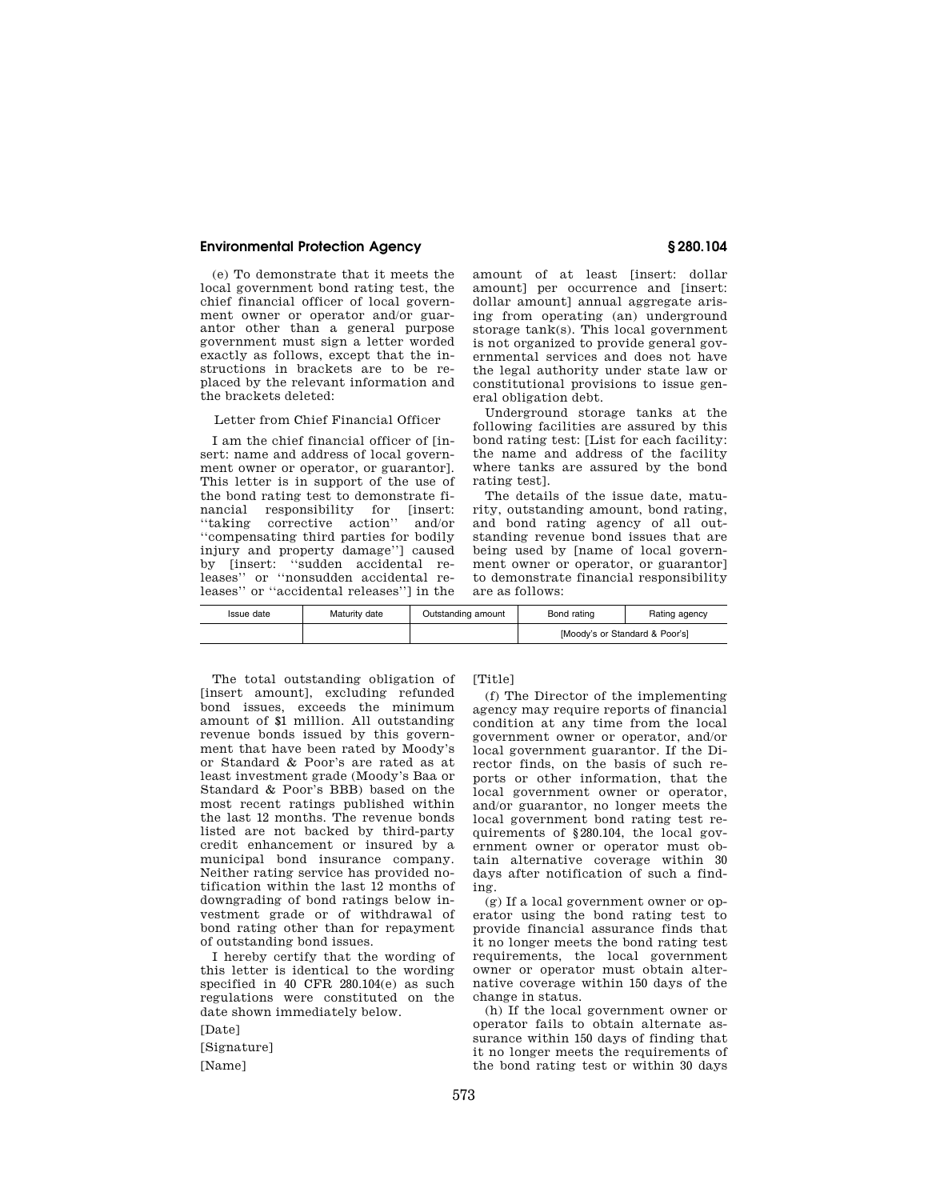(e) To demonstrate that it meets the local government bond rating test, the chief financial officer of local government owner or operator and/or guarantor other than a general purpose government must sign a letter worded exactly as follows, except that the instructions in brackets are to be replaced by the relevant information and the brackets deleted:

Letter from Chief Financial Officer

I am the chief financial officer of [insert: name and address of local government owner or operator, or guarantor]. This letter is in support of the use of the bond rating test to demonstrate financial responsibility for [insert: ''taking corrective action'' and/or ''compensating third parties for bodily injury and property damage''] caused by [insert: ''sudden accidental releases'' or ''nonsudden accidental releases'' or ''accidental releases''] in the amount of at least [insert: dollar amount] per occurrence and [insert: dollar amount] annual aggregate arising from operating (an) underground storage tank(s). This local government is not organized to provide general governmental services and does not have the legal authority under state law or constitutional provisions to issue general obligation debt.

Underground storage tanks at the following facilities are assured by this bond rating test: [List for each facility: the name and address of the facility where tanks are assured by the bond rating test].

The details of the issue date, maturity, outstanding amount, bond rating, and bond rating agency of all outstanding revenue bond issues that are being used by [name of local government owner or operator, or guarantor] to demonstrate financial responsibility are as follows:

| Issue date | Maturity date | Outstanding amount | Bond rating | Rating agency |
|---|---|---|---|---|
| | | | [Moody's or Standard & Poor's] | |

The total outstanding obligation of [insert amount], excluding refunded bond issues, exceeds the minimum amount of $1 million. All outstanding revenue bonds issued by this government that have been rated by Moody's or Standard & Poor's are rated as at least investment grade (Moody's Baa or Standard & Poor's BBB) based on the most recent ratings published within the last 12 months. The revenue bonds listed are not backed by third-party credit enhancement or insured by a municipal bond insurance company. Neither rating service has provided notification within the last 12 months of downgrading of bond ratings below investment grade or of withdrawal of bond rating other than for repayment of outstanding bond issues.

I hereby certify that the wording of this letter is identical to the wording specified in 40 CFR 280.104(e) as such regulations were constituted on the date shown immediately below.

[Date]

[Signature]

[Name]

[Title]

(f) The Director of the implementing agency may require reports of financial condition at any time from the local government owner or operator, and/or local government guarantor. If the Director finds, on the basis of such reports or other information, that the local government owner or operator, and/or guarantor, no longer meets the local government bond rating test requirements of §280.104, the local government owner or operator must obtain alternative coverage within 30 days after notification of such a finding.

(g) If a local government owner or operator using the bond rating test to provide financial assurance finds that it no longer meets the bond rating test requirements, the local government owner or operator must obtain alternative coverage within 150 days of the change in status.

(h) If the local government owner or operator fails to obtain alternate assurance within 150 days of finding that it no longer meets the requirements of the bond rating test or within 30 days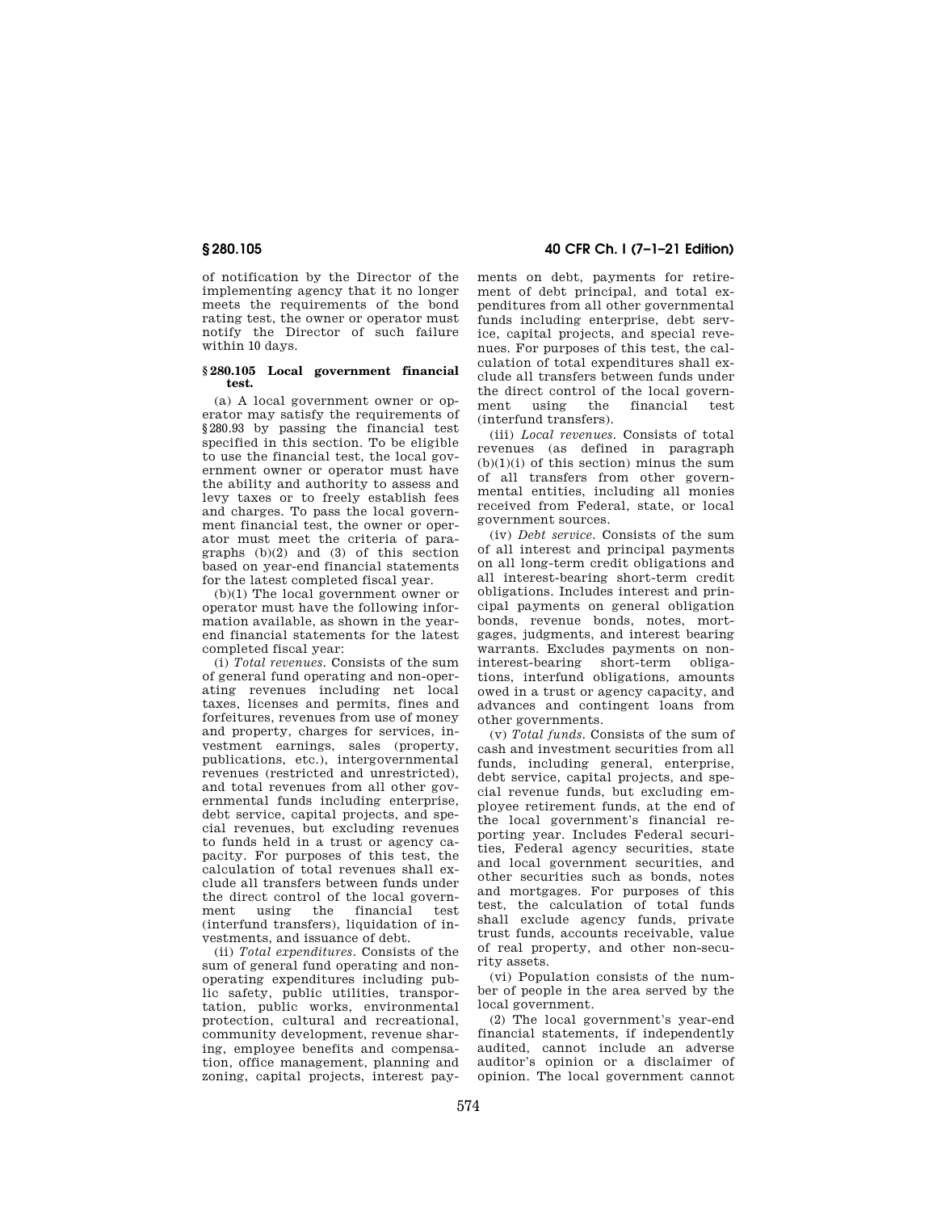of notification by the Director of the implementing agency that it no longer meets the requirements of the bond rating test, the owner or operator must notify the Director of such failure within 10 days.

### § 280.105 Local government financial test.

(a) A local government owner or operator may satisfy the requirements of § 280.93 by passing the financial test specified in this section. To be eligible to use the financial test, the local government owner or operator must have the ability and authority to assess and levy taxes or to freely establish fees and charges. To pass the local government financial test, the owner or operator must meet the criteria of paragraphs (b)(2) and (3) of this section based on year-end financial statements for the latest completed fiscal year.

(b)(1) The local government owner or operator must have the following information available, as shown in the year-end financial statements for the latest completed fiscal year:

(i) *Total revenues.* Consists of the sum of general fund operating and non-operating revenues including net local taxes, licenses and permits, fines and forfeitures, revenues from use of money and property, charges for services, investment earnings, sales (property, publications, etc.), intergovernmental revenues (restricted and unrestricted), and total revenues from all other governmental funds including enterprise, debt service, capital projects, and special revenues, but excluding revenues to funds held in a trust or agency capacity. For purposes of this test, the calculation of total revenues shall exclude all transfers between funds under the direct control of the local government using the financial test (interfund transfers), liquidation of investments, and issuance of debt.

(ii) *Total expenditures.* Consists of the sum of general fund operating and non-operating expenditures including public safety, public utilities, transportation, public works, environmental protection, cultural and recreational, community development, revenue sharing, employee benefits and compensation, office management, planning and zoning, capital projects, interest payments on debt, payments for retirement of debt principal, and total expenditures from all other governmental funds including enterprise, debt service, capital projects, and special revenues. For purposes of this test, the calculation of total expenditures shall exclude all transfers between funds under the direct control of the local government using the financial test (interfund transfers).

(iii) *Local revenues.* Consists of total revenues (as defined in paragraph (b)(1)(i) of this section) minus the sum of all transfers from other governmental entities, including all monies received from Federal, state, or local government sources.

(iv) *Debt service.* Consists of the sum of all interest and principal payments on all long-term credit obligations and all interest-bearing short-term credit obligations. Includes interest and principal payments on general obligation bonds, revenue bonds, notes, mortgages, judgments, and interest bearing warrants. Excludes payments on non-interest-bearing short-term obligations, interfund obligations, amounts owed in a trust or agency capacity, and advances and contingent loans from other governments.

(v) *Total funds.* Consists of the sum of cash and investment securities from all funds, including general, enterprise, debt service, capital projects, and special revenue funds, but excluding employee retirement funds, at the end of the local government's financial reporting year. Includes Federal securities, Federal agency securities, state and local government securities, and other securities such as bonds, notes and mortgages. For purposes of this test, the calculation of total funds shall exclude agency funds, private trust funds, accounts receivable, value of real property, and other non-security assets.

(vi) Population consists of the number of people in the area served by the local government.

(2) The local government's year-end financial statements, if independently audited, cannot include an adverse auditor's opinion or a disclaimer of opinion. The local government cannot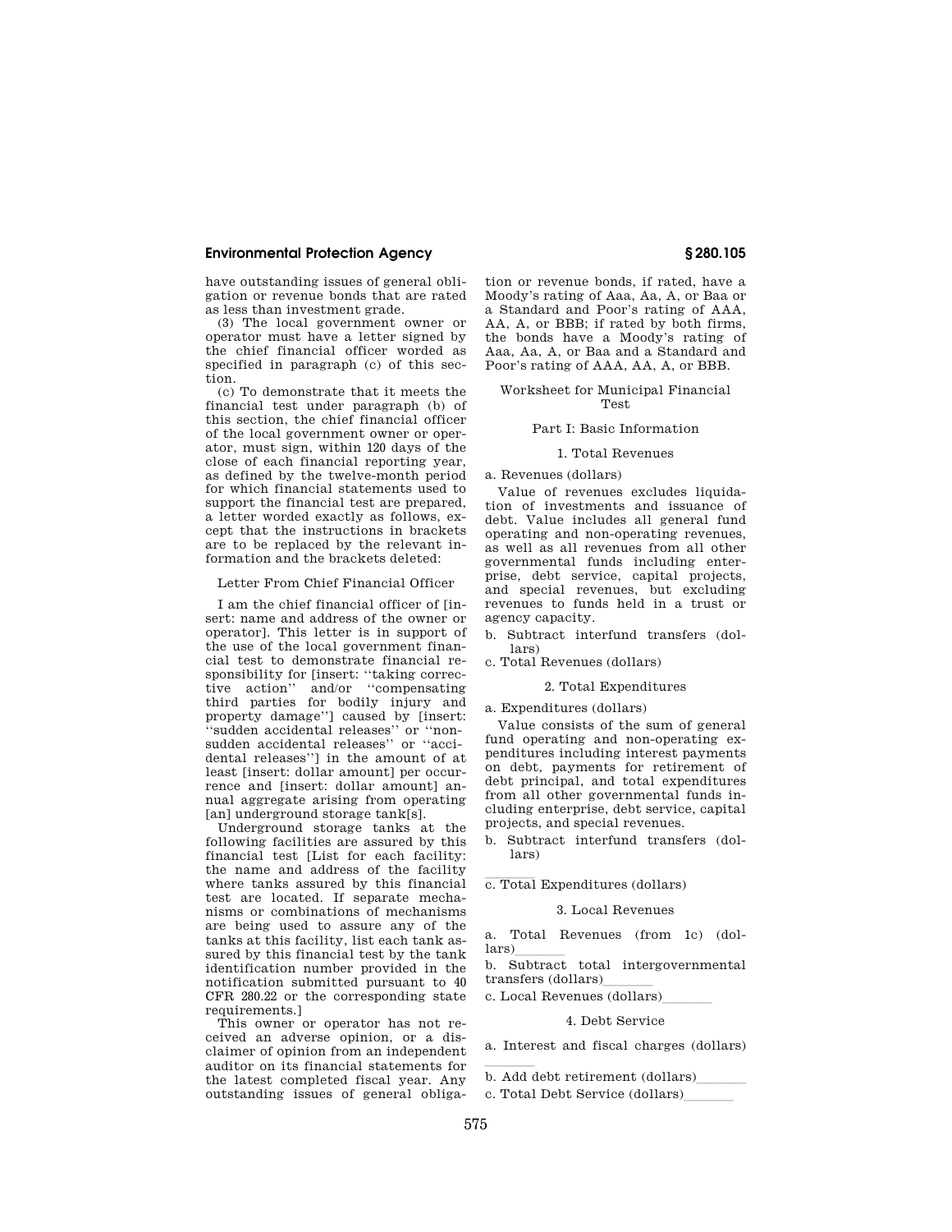have outstanding issues of general obligation or revenue bonds that are rated as less than investment grade.

(3) The local government owner or operator must have a letter signed by the chief financial officer worded as specified in paragraph (c) of this section.

(c) To demonstrate that it meets the financial test under paragraph (b) of this section, the chief financial officer of the local government owner or operator, must sign, within 120 days of the close of each financial reporting year, as defined by the twelve-month period for which financial statements used to support the financial test are prepared, a letter worded exactly as follows, except that the instructions in brackets are to be replaced by the relevant information and the brackets deleted:

Letter From Chief Financial Officer

I am the chief financial officer of [insert: name and address of the owner or operator]. This letter is in support of the use of the local government financial test to demonstrate financial responsibility for [insert: ''taking corrective action'' and/or ''compensating third parties for bodily injury and property damage''] caused by [insert: ''sudden accidental releases'' or ''nonsudden accidental releases'' or ''accidental releases''] in the amount of at least [insert: dollar amount] per occurrence and [insert: dollar amount] annual aggregate arising from operating [an] underground storage tank[s].

Underground storage tanks at the following facilities are assured by this financial test [List for each facility: the name and address of the facility where tanks assured by this financial test are located. If separate mechanisms or combinations of mechanisms are being used to assure any of the tanks at this facility, list each tank assured by this financial test by the tank identification number provided in the notification submitted pursuant to 40 CFR 280.22 or the corresponding state requirements.]

This owner or operator has not received an adverse opinion, or a disclaimer of opinion from an independent auditor on its financial statements for the latest completed fiscal year. Any outstanding issues of general obligation or revenue bonds, if rated, have a Moody's rating of Aaa, Aa, A, or Baa or a Standard and Poor's rating of AAA, AA, A, or BBB; if rated by both firms, the bonds have a Moody's rating of Aaa, Aa, A, or Baa and a Standard and Poor's rating of AAA, AA, A, or BBB.

Worksheet for Municipal Financial Test

Part I: Basic Information

1. Total Revenues

a. Revenues (dollars)

Value of revenues excludes liquidation of investments and issuance of debt. Value includes all general fund operating and non-operating revenues, as well as all revenues from all other governmental funds including enterprise, debt service, capital projects, and special revenues, but excluding revenues to funds held in a trust or agency capacity.

b. Subtract interfund transfers (dollars)

c. Total Revenues (dollars)

2. Total Expenditures

a. Expenditures (dollars)

Value consists of the sum of general fund operating and non-operating expenditures including interest payments on debt, payments for retirement of debt principal, and total expenditures from all other governmental funds including enterprise, debt service, capital projects, and special revenues.

b. Subtract interfund transfers (dollars)

______

c. Total Expenditures (dollars)

3. Local Revenues

a. Total Revenues (from 1c) (dollars)______

b. Subtract total intergovernmental transfers (dollars)______

c. Local Revenues (dollars)______

4. Debt Service

a. Interest and fiscal charges (dollars)

______

b. Add debt retirement (dollars)______

c. Total Debt Service (dollars)______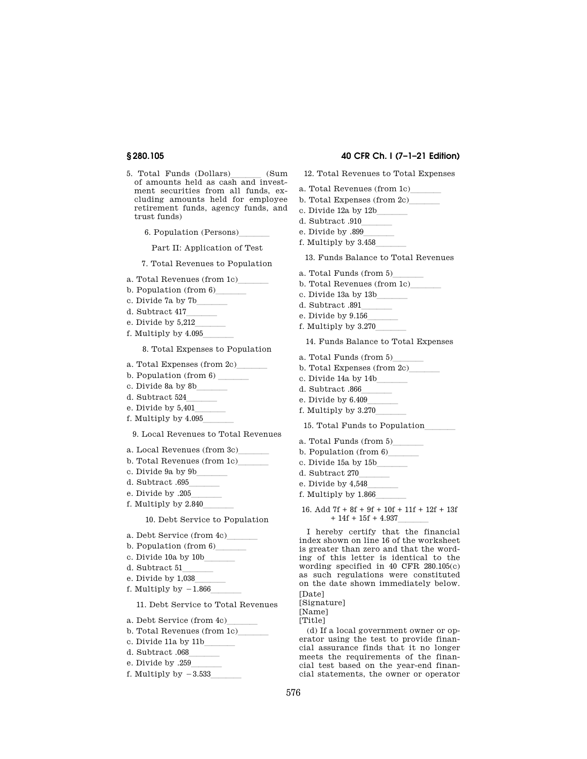5. Total Funds (Dollars)_______ (Sum of amounts held as cash and investment securities from all funds, excluding amounts held for employee retirement funds, agency funds, and trust funds)

6. Population (Persons)_______

Part II: Application of Test

7. Total Revenues to Population

a. Total Revenues (from 1c)_______
b. Population (from 6)_______
c. Divide 7a by 7b_______
d. Subtract 417_______
e. Divide by 5,212_______
f. Multiply by 4.095_______

8. Total Expenses to Population

a. Total Expenses (from 2c)_______
b. Population (from 6) _______
c. Divide 8a by 8b_______
d. Subtract 524_______
e. Divide by 5,401_______
f. Multiply by 4.095_______

9. Local Revenues to Total Revenues

a. Local Revenues (from 3c)_______
b. Total Revenues (from 1c)_______
c. Divide 9a by 9b_______
d. Subtract .695_______
e. Divide by .205_______
f. Multiply by 2.840_______

10. Debt Service to Population

a. Debt Service (from 4c)_______
b. Population (from 6)_______
c. Divide 10a by 10b_______
d. Subtract 51_______
e. Divide by 1,038_______
f. Multiply by −1.866_______

11. Debt Service to Total Revenues

a. Debt Service (from 4c)_______
b. Total Revenues (from 1c)_______
c. Divide 11a by 11b_______
d. Subtract .068_______
e. Divide by .259_______
f. Multiply by −3.533_______

12. Total Revenues to Total Expenses

a. Total Revenues (from 1c)_______
b. Total Expenses (from 2c)_______
c. Divide 12a by 12b_______
d. Subtract .910_______
e. Divide by .899_______
f. Multiply by 3.458_______

13. Funds Balance to Total Revenues

a. Total Funds (from 5)_______
b. Total Revenues (from 1c)_______
c. Divide 13a by 13b_______
d. Subtract .891_______
e. Divide by 9.156_______
f. Multiply by 3.270_______

14. Funds Balance to Total Expenses

a. Total Funds (from 5)_______
b. Total Expenses (from 2c)_______
c. Divide 14a by 14b_______
d. Subtract .866_______
e. Divide by 6.409_______
f. Multiply by 3.270_______

15. Total Funds to Population_______

a. Total Funds (from 5)_______
b. Population (from 6)_______
c. Divide 15a by 15b_______
d. Subtract 270_______
e. Divide by 4,548_______
f. Multiply by 1.866_______

16. Add 7f + 8f + 9f + 10f + 11f + 12f + 13f + 14f + 15f + 4.937_______

I hereby certify that the financial index shown on line 16 of the worksheet is greater than zero and that the wording of this letter is identical to the wording specified in 40 CFR 280.105(c) as such regulations were constituted on the date shown immediately below.

[Date]
[Signature]
[Name]
[Title]

(d) If a local government owner or operator using the test to provide financial assurance finds that it no longer meets the requirements of the financial test based on the year-end financial statements, the owner or operator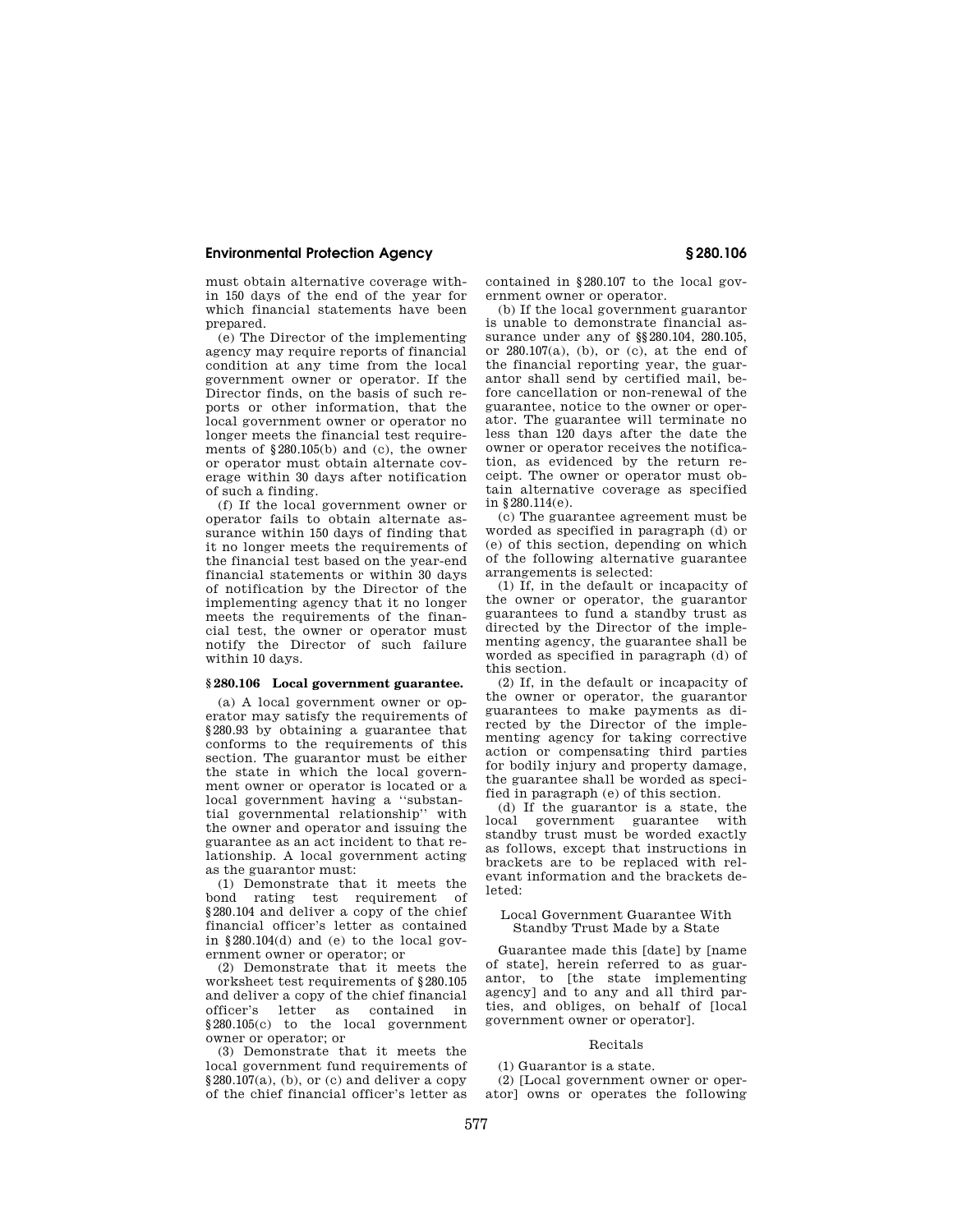must obtain alternative coverage within 150 days of the end of the year for which financial statements have been prepared.

(e) The Director of the implementing agency may require reports of financial condition at any time from the local government owner or operator. If the Director finds, on the basis of such reports or other information, that the local government owner or operator no longer meets the financial test requirements of §280.105(b) and (c), the owner or operator must obtain alternate coverage within 30 days after notification of such a finding.

(f) If the local government owner or operator fails to obtain alternate assurance within 150 days of finding that it no longer meets the requirements of the financial test based on the year-end financial statements or within 30 days of notification by the Director of the implementing agency that it no longer meets the requirements of the financial test, the owner or operator must notify the Director of such failure within 10 days.

### §280.106 Local government guarantee.

(a) A local government owner or operator may satisfy the requirements of §280.93 by obtaining a guarantee that conforms to the requirements of this section. The guarantor must be either the state in which the local government owner or operator is located or a local government having a ''substantial governmental relationship'' with the owner and operator and issuing the guarantee as an act incident to that relationship. A local government acting as the guarantor must:

(1) Demonstrate that it meets the bond rating test requirement of §280.104 and deliver a copy of the chief financial officer's letter as contained in §280.104(d) and (e) to the local government owner or operator; or

(2) Demonstrate that it meets the worksheet test requirements of §280.105 and deliver a copy of the chief financial officer's letter as contained in §280.105(c) to the local government owner or operator; or

(3) Demonstrate that it meets the local government fund requirements of §280.107(a), (b), or (c) and deliver a copy of the chief financial officer's letter as contained in §280.107 to the local government owner or operator.

(b) If the local government guarantor is unable to demonstrate financial assurance under any of §§280.104, 280.105, or 280.107(a), (b), or (c), at the end of the financial reporting year, the guarantor shall send by certified mail, before cancellation or non-renewal of the guarantee, notice to the owner or operator. The guarantee will terminate no less than 120 days after the date the owner or operator receives the notification, as evidenced by the return receipt. The owner or operator must obtain alternative coverage as specified in §280.114(e).

(c) The guarantee agreement must be worded as specified in paragraph (d) or (e) of this section, depending on which of the following alternative guarantee arrangements is selected:

(1) If, in the default or incapacity of the owner or operator, the guarantor guarantees to fund a standby trust as directed by the Director of the implementing agency, the guarantee shall be worded as specified in paragraph (d) of this section.

(2) If, in the default or incapacity of the owner or operator, the guarantor guarantees to make payments as directed by the Director of the implementing agency for taking corrective action or compensating third parties for bodily injury and property damage, the guarantee shall be worded as specified in paragraph (e) of this section.

(d) If the guarantor is a state, the local government guarantee with standby trust must be worded exactly as follows, except that instructions in brackets are to be replaced with relevant information and the brackets deleted:

Local Government Guarantee With Standby Trust Made by a State

Guarantee made this [date] by [name of state], herein referred to as guarantor, to [the state implementing agency] and to any and all third parties, and obliges, on behalf of [local government owner or operator].

Recitals

(1) Guarantor is a state.

(2) [Local government owner or operator] owns or operates the following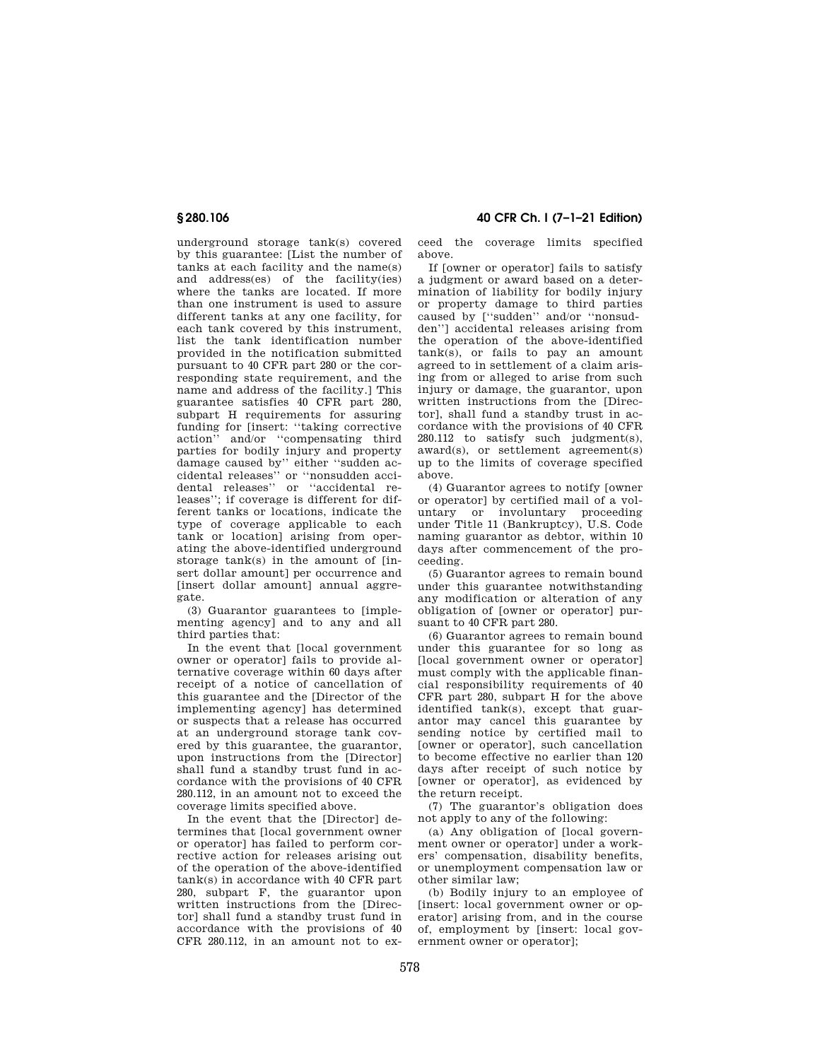underground storage tank(s) covered by this guarantee: [List the number of tanks at each facility and the name(s) and address(es) of the facility(ies) where the tanks are located. If more than one instrument is used to assure different tanks at any one facility, for each tank covered by this instrument, list the tank identification number provided in the notification submitted pursuant to 40 CFR part 280 or the corresponding state requirement, and the name and address of the facility.] This guarantee satisfies 40 CFR part 280, subpart H requirements for assuring funding for [insert: ''taking corrective action'' and/or ''compensating third parties for bodily injury and property damage caused by'' either ''sudden accidental releases'' or ''nonsudden accidental releases'' or ''accidental releases''; if coverage is different for different tanks or locations, indicate the type of coverage applicable to each tank or location] arising from operating the above-identified underground storage tank(s) in the amount of [insert dollar amount] per occurrence and [insert dollar amount] annual aggregate.

(3) Guarantor guarantees to [implementing agency] and to any and all third parties that:

In the event that [local government owner or operator] fails to provide alternative coverage within 60 days after receipt of a notice of cancellation of this guarantee and the [Director of the implementing agency] has determined or suspects that a release has occurred at an underground storage tank covered by this guarantee, the guarantor, upon instructions from the [Director] shall fund a standby trust fund in accordance with the provisions of 40 CFR 280.112, in an amount not to exceed the coverage limits specified above.

In the event that the [Director] determines that [local government owner or operator] has failed to perform corrective action for releases arising out of the operation of the above-identified tank(s) in accordance with 40 CFR part 280, subpart F, the guarantor upon written instructions from the [Director] shall fund a standby trust fund in accordance with the provisions of 40 CFR 280.112, in an amount not to exceed the coverage limits specified above.

If [owner or operator] fails to satisfy a judgment or award based on a determination of liability for bodily injury or property damage to third parties caused by [''sudden'' and/or ''nonsudden''] accidental releases arising from the operation of the above-identified tank(s), or fails to pay an amount agreed to in settlement of a claim arising from or alleged to arise from such injury or damage, the guarantor, upon written instructions from the [Director], shall fund a standby trust in accordance with the provisions of 40 CFR 280.112 to satisfy such judgment(s), award(s), or settlement agreement(s) up to the limits of coverage specified above.

(4) Guarantor agrees to notify [owner or operator] by certified mail of a voluntary or involuntary proceeding under Title 11 (Bankruptcy), U.S. Code naming guarantor as debtor, within 10 days after commencement of the proceeding.

(5) Guarantor agrees to remain bound under this guarantee notwithstanding any modification or alteration of any obligation of [owner or operator] pursuant to 40 CFR part 280.

(6) Guarantor agrees to remain bound under this guarantee for so long as [local government owner or operator] must comply with the applicable financial responsibility requirements of 40 CFR part 280, subpart H for the above identified tank(s), except that guarantor may cancel this guarantee by sending notice by certified mail to [owner or operator], such cancellation to become effective no earlier than 120 days after receipt of such notice by [owner or operator], as evidenced by the return receipt.

(7) The guarantor's obligation does not apply to any of the following:

(a) Any obligation of [local government owner or operator] under a workers' compensation, disability benefits, or unemployment compensation law or other similar law;

(b) Bodily injury to an employee of [insert: local government owner or operator] arising from, and in the course of, employment by [insert: local government owner or operator];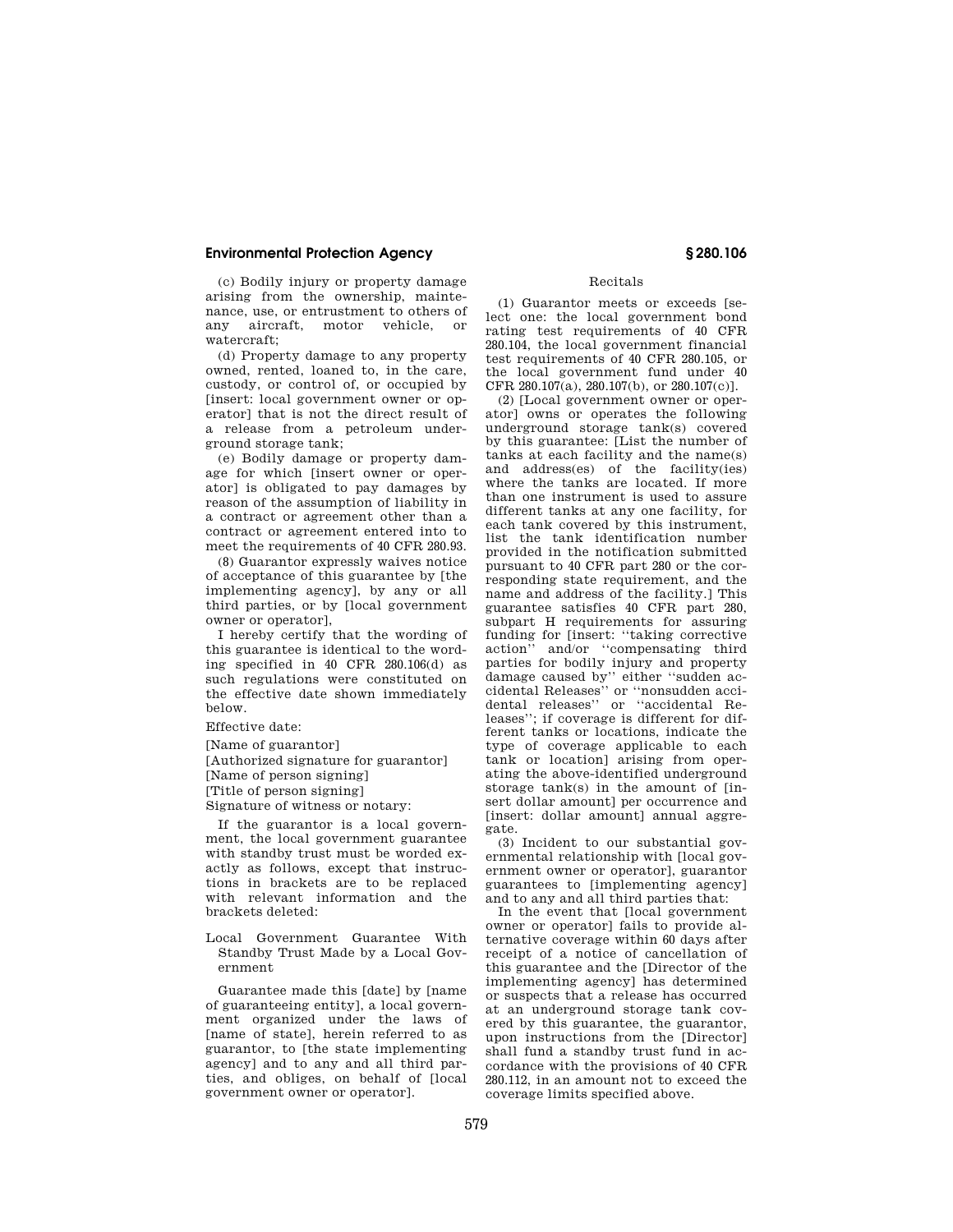(c) Bodily injury or property damage arising from the ownership, maintenance, use, or entrustment to others of any aircraft, motor vehicle, or watercraft;

(d) Property damage to any property owned, rented, loaned to, in the care, custody, or control of, or occupied by [insert: local government owner or operator] that is not the direct result of a release from a petroleum underground storage tank;

(e) Bodily damage or property damage for which [insert owner or operator] is obligated to pay damages by reason of the assumption of liability in a contract or agreement other than a contract or agreement entered into to meet the requirements of 40 CFR 280.93.

(8) Guarantor expressly waives notice of acceptance of this guarantee by [the implementing agency], by any or all third parties, or by [local government owner or operator],

I hereby certify that the wording of this guarantee is identical to the wording specified in 40 CFR 280.106(d) as such regulations were constituted on the effective date shown immediately below.

Effective date:

[Name of guarantor]

[Authorized signature for guarantor]

[Name of person signing]

[Title of person signing]

Signature of witness or notary:

If the guarantor is a local government, the local government guarantee with standby trust must be worded exactly as follows, except that instructions in brackets are to be replaced with relevant information and the brackets deleted:

## Local Government Guarantee With Standby Trust Made by a Local Government

Guarantee made this [date] by [name of guaranteeing entity], a local government organized under the laws of [name of state], herein referred to as guarantor, to [the state implementing agency] and to any and all third parties, and obliges, on behalf of [local government owner or operator].

### Recitals

(1) Guarantor meets or exceeds [select one: the local government bond rating test requirements of 40 CFR 280.104, the local government financial test requirements of 40 CFR 280.105, or the local government fund under 40 CFR 280.107(a), 280.107(b), or 280.107(c)].

(2) [Local government owner or operator] owns or operates the following underground storage tank(s) covered by this guarantee: [List the number of tanks at each facility and the name(s) and address(es) of the facility(ies) where the tanks are located. If more than one instrument is used to assure different tanks at any one facility, for each tank covered by this instrument, list the tank identification number provided in the notification submitted pursuant to 40 CFR part 280 or the corresponding state requirement, and the name and address of the facility.] This guarantee satisfies 40 CFR part 280, subpart H requirements for assuring funding for [insert: "taking corrective action" and/or "compensating third parties for bodily injury and property damage caused by" either "sudden accidental Releases" or "nonsudden accidental releases" or "accidental Releases"; if coverage is different for different tanks or locations, indicate the type of coverage applicable to each tank or location] arising from operating the above-identified underground storage tank(s) in the amount of [insert dollar amount] per occurrence and [insert: dollar amount] annual aggregate.

(3) Incident to our substantial governmental relationship with [local government owner or operator], guarantor guarantees to [implementing agency] and to any and all third parties that:

In the event that [local government owner or operator] fails to provide alternative coverage within 60 days after receipt of a notice of cancellation of this guarantee and the [Director of the implementing agency] has determined or suspects that a release has occurred at an underground storage tank covered by this guarantee, the guarantor, upon instructions from the [Director] shall fund a standby trust fund in accordance with the provisions of 40 CFR 280.112, in an amount not to exceed the coverage limits specified above.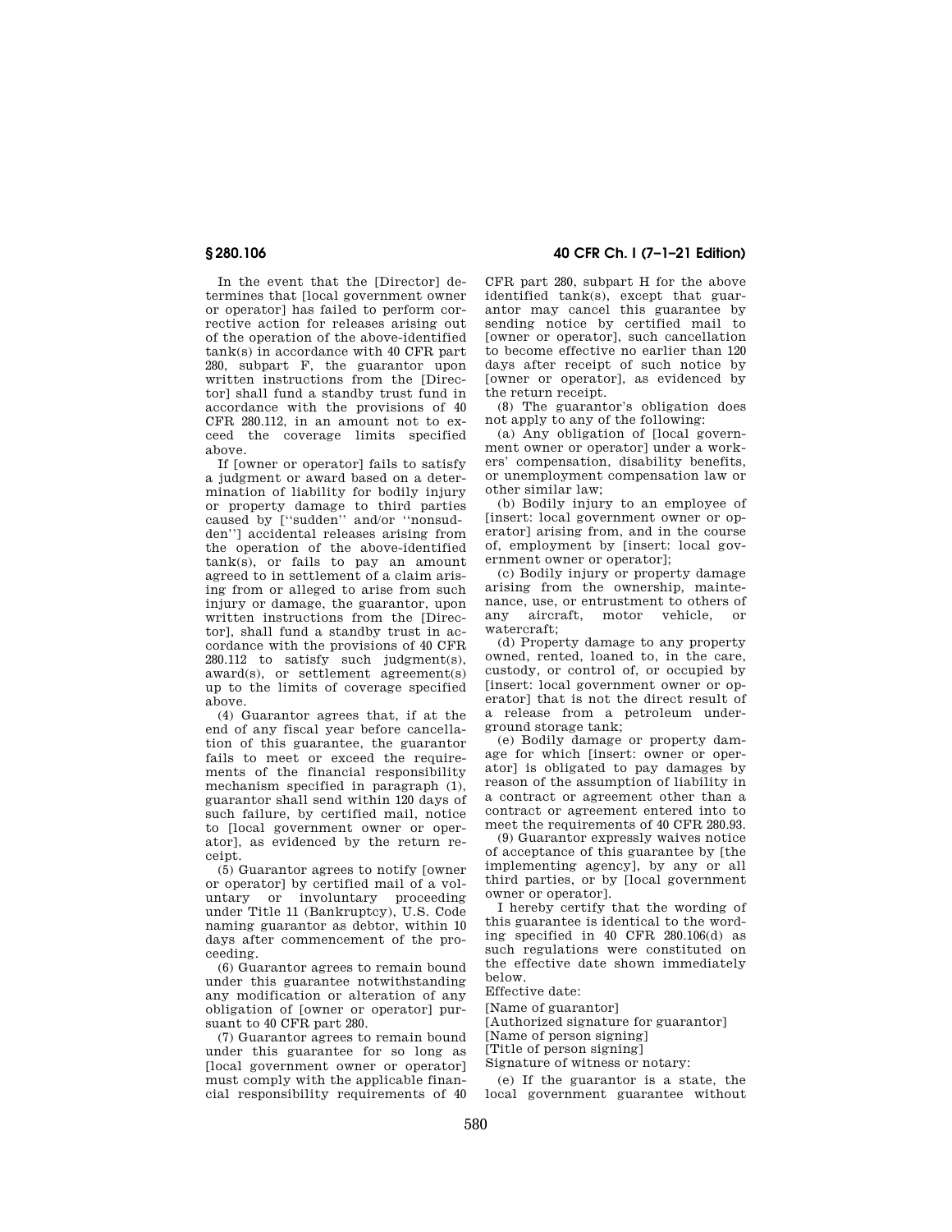In the event that the [Director] determines that [local government owner or operator] has failed to perform corrective action for releases arising out of the operation of the above-identified tank(s) in accordance with 40 CFR part 280, subpart F, the guarantor upon written instructions from the [Director] shall fund a standby trust fund in accordance with the provisions of 40 CFR 280.112, in an amount not to exceed the coverage limits specified above.

If [owner or operator] fails to satisfy a judgment or award based on a determination of liability for bodily injury or property damage to third parties caused by [''sudden'' and/or ''nonsudden''] accidental releases arising from the operation of the above-identified tank(s), or fails to pay an amount agreed to in settlement of a claim arising from or alleged to arise from such injury or damage, the guarantor, upon written instructions from the [Director], shall fund a standby trust in accordance with the provisions of 40 CFR 280.112 to satisfy such judgment(s), award(s), or settlement agreement(s) up to the limits of coverage specified above.

(4) Guarantor agrees that, if at the end of any fiscal year before cancellation of this guarantee, the guarantor fails to meet or exceed the requirements of the financial responsibility mechanism specified in paragraph (1), guarantor shall send within 120 days of such failure, by certified mail, notice to [local government owner or operator], as evidenced by the return receipt.

(5) Guarantor agrees to notify [owner or operator] by certified mail of a voluntary or involuntary proceeding under Title 11 (Bankruptcy), U.S. Code naming guarantor as debtor, within 10 days after commencement of the proceeding.

(6) Guarantor agrees to remain bound under this guarantee notwithstanding any modification or alteration of any obligation of [owner or operator] pursuant to 40 CFR part 280.

(7) Guarantor agrees to remain bound under this guarantee for so long as [local government owner or operator] must comply with the applicable financial responsibility requirements of 40 CFR part 280, subpart H for the above identified tank(s), except that guarantor may cancel this guarantee by sending notice by certified mail to [owner or operator], such cancellation to become effective no earlier than 120 days after receipt of such notice by [owner or operator], as evidenced by the return receipt.

(8) The guarantor's obligation does not apply to any of the following:

(a) Any obligation of [local government owner or operator] under a workers' compensation, disability benefits, or unemployment compensation law or other similar law;

(b) Bodily injury to an employee of [insert: local government owner or operator] arising from, and in the course of, employment by [insert: local government owner or operator];

(c) Bodily injury or property damage arising from the ownership, maintenance, use, or entrustment to others of any aircraft, motor vehicle, or watercraft;

(d) Property damage to any property owned, rented, loaned to, in the care, custody, or control of, or occupied by [insert: local government owner or operator] that is not the direct result of a release from a petroleum underground storage tank;

(e) Bodily damage or property damage for which [insert: owner or operator] is obligated to pay damages by reason of the assumption of liability in a contract or agreement other than a contract or agreement entered into to meet the requirements of 40 CFR 280.93.

(9) Guarantor expressly waives notice of acceptance of this guarantee by [the implementing agency], by any or all third parties, or by [local government owner or operator].

I hereby certify that the wording of this guarantee is identical to the wording specified in 40 CFR 280.106(d) as such regulations were constituted on the effective date shown immediately below.

Effective date:

[Name of guarantor]

[Authorized signature for guarantor]

[Name of person signing]

[Title of person signing]

Signature of witness or notary:

(e) If the guarantor is a state, the local government guarantee without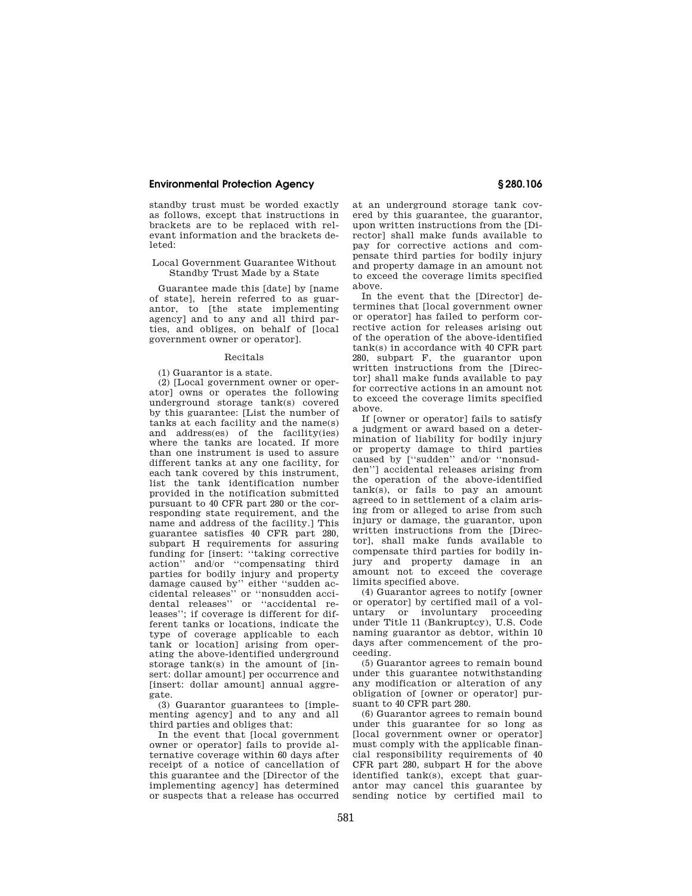standby trust must be worded exactly as follows, except that instructions in brackets are to be replaced with relevant information and the brackets deleted:

Local Government Guarantee Without Standby Trust Made by a State

Guarantee made this [date] by [name of state], herein referred to as guarantor, to [the state implementing agency] and to any and all third parties, and obliges, on behalf of [local government owner or operator].

Recitals

(1) Guarantor is a state.

(2) [Local government owner or operator] owns or operates the following underground storage tank(s) covered by this guarantee: [List the number of tanks at each facility and the name(s) and address(es) of the facility(ies) where the tanks are located. If more than one instrument is used to assure different tanks at any one facility, for each tank covered by this instrument, list the tank identification number provided in the notification submitted pursuant to 40 CFR part 280 or the corresponding state requirement, and the name and address of the facility.] This guarantee satisfies 40 CFR part 280, subpart H requirements for assuring funding for [insert: "taking corrective action" and/or "compensating third parties for bodily injury and property damage caused by" either "sudden accidental releases" or "nonsudden accidental releases" or "accidental releases"; if coverage is different for different tanks or locations, indicate the type of coverage applicable to each tank or location] arising from operating the above-identified underground storage tank(s) in the amount of [insert: dollar amount] per occurrence and [insert: dollar amount] annual aggregate.

(3) Guarantor guarantees to [implementing agency] and to any and all third parties and obliges that:

In the event that [local government owner or operator] fails to provide alternative coverage within 60 days after receipt of a notice of cancellation of this guarantee and the [Director of the implementing agency] has determined or suspects that a release has occurred at an underground storage tank covered by this guarantee, the guarantor, upon written instructions from the [Director] shall make funds available to pay for corrective actions and compensate third parties for bodily injury and property damage in an amount not to exceed the coverage limits specified above.

In the event that the [Director] determines that [local government owner or operator] has failed to perform corrective action for releases arising out of the operation of the above-identified tank(s) in accordance with 40 CFR part 280, subpart F, the guarantor upon written instructions from the [Director] shall make funds available to pay for corrective actions in an amount not to exceed the coverage limits specified above.

If [owner or operator] fails to satisfy a judgment or award based on a determination of liability for bodily injury or property damage to third parties caused by ["sudden" and/or "nonsudden"] accidental releases arising from the operation of the above-identified tank(s), or fails to pay an amount agreed to in settlement of a claim arising from or alleged to arise from such injury or damage, the guarantor, upon written instructions from the [Director], shall make funds available to compensate third parties for bodily injury and property damage in an amount not to exceed the coverage limits specified above.

(4) Guarantor agrees to notify [owner or operator] by certified mail of a voluntary or involuntary proceeding under Title 11 (Bankruptcy), U.S. Code naming guarantor as debtor, within 10 days after commencement of the proceeding.

(5) Guarantor agrees to remain bound under this guarantee notwithstanding any modification or alteration of any obligation of [owner or operator] pursuant to 40 CFR part 280.

(6) Guarantor agrees to remain bound under this guarantee for so long as [local government owner or operator] must comply with the applicable financial responsibility requirements of 40 CFR part 280, subpart H for the above identified tank(s), except that guarantor may cancel this guarantee by sending notice by certified mail to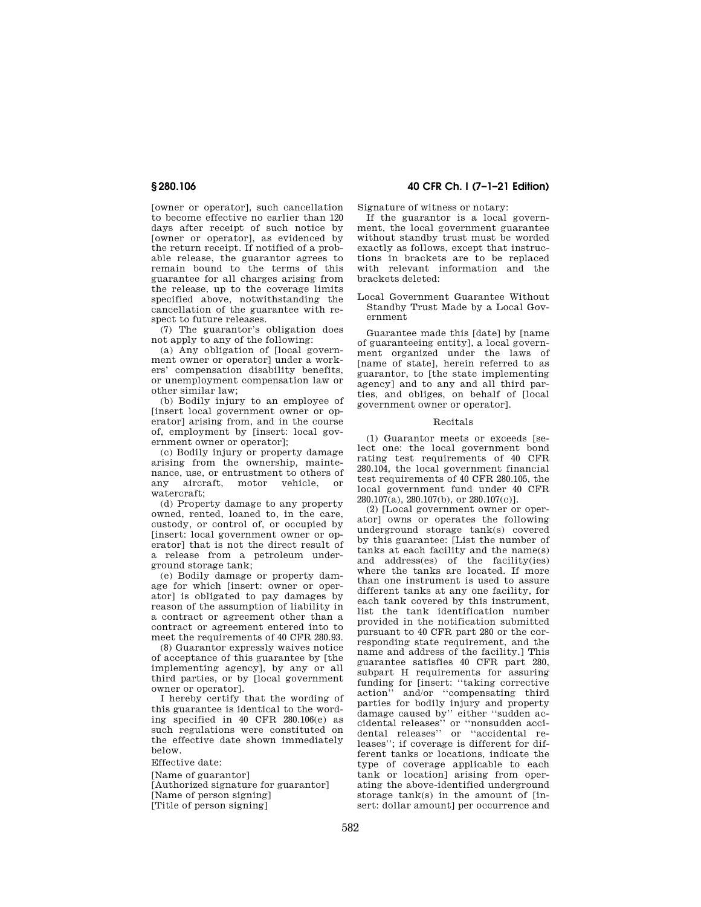[owner or operator], such cancellation to become effective no earlier than 120 days after receipt of such notice by [owner or operator], as evidenced by the return receipt. If notified of a probable release, the guarantor agrees to remain bound to the terms of this guarantee for all charges arising from the release, up to the coverage limits specified above, notwithstanding the cancellation of the guarantee with respect to future releases.

(7) The guarantor's obligation does not apply to any of the following:

(a) Any obligation of [local government owner or operator] under a workers' compensation disability benefits, or unemployment compensation law or other similar law;

(b) Bodily injury to an employee of [insert local government owner or operator] arising from, and in the course of, employment by [insert: local government owner or operator];

(c) Bodily injury or property damage arising from the ownership, maintenance, use, or entrustment to others of any aircraft, motor vehicle, or watercraft;

(d) Property damage to any property owned, rented, loaned to, in the care, custody, or control of, or occupied by [insert: local government owner or operator] that is not the direct result of a release from a petroleum underground storage tank;

(e) Bodily damage or property damage for which [insert: owner or operator] is obligated to pay damages by reason of the assumption of liability in a contract or agreement other than a contract or agreement entered into to meet the requirements of 40 CFR 280.93.

(8) Guarantor expressly waives notice of acceptance of this guarantee by [the implementing agency], by any or all third parties, or by [local government owner or operator].

I hereby certify that the wording of this guarantee is identical to the wording specified in 40 CFR 280.106(e) as such regulations were constituted on the effective date shown immediately below.

Effective date:

[Name of guarantor]
[Authorized signature for guarantor]
[Name of person signing]
[Title of person signing]

Signature of witness or notary:

If the guarantor is a local government, the local government guarantee without standby trust must be worded exactly as follows, except that instructions in brackets are to be replaced with relevant information and the brackets deleted:

Local Government Guarantee Without Standby Trust Made by a Local Government

Guarantee made this [date] by [name of guaranteeing entity], a local government organized under the laws of [name of state], herein referred to as guarantor, to [the state implementing agency] and to any and all third parties, and obliges, on behalf of [local government owner or operator].

Recitals

(1) Guarantor meets or exceeds [select one: the local government bond rating test requirements of 40 CFR 280.104, the local government financial test requirements of 40 CFR 280.105, the local government fund under 40 CFR 280.107(a), 280.107(b), or 280.107(c)].

(2) [Local government owner or operator] owns or operates the following underground storage tank(s) covered by this guarantee: [List the number of tanks at each facility and the name(s) and address(es) of the facility(ies) where the tanks are located. If more than one instrument is used to assure different tanks at any one facility, for each tank covered by this instrument, list the tank identification number provided in the notification submitted pursuant to 40 CFR part 280 or the corresponding state requirement, and the name and address of the facility.] This guarantee satisfies 40 CFR part 280, subpart H requirements for assuring funding for [insert: ''taking corrective action'' and/or ''compensating third parties for bodily injury and property damage caused by'' either ''sudden accidental releases'' or ''nonsudden accidental releases'' or ''accidental releases''; if coverage is different for different tanks or locations, indicate the type of coverage applicable to each tank or location] arising from operating the above-identified underground storage tank(s) in the amount of [insert: dollar amount] per occurrence and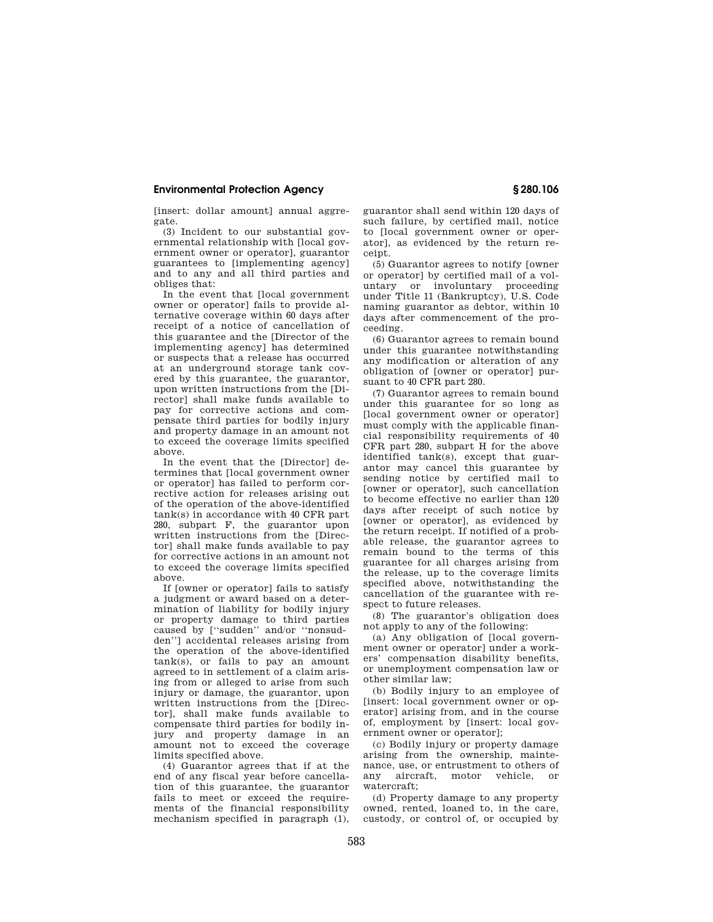[insert: dollar amount] annual aggregate.

(3) Incident to our substantial governmental relationship with [local government owner or operator], guarantor guarantees to [implementing agency] and to any and all third parties and obliges that:

In the event that [local government owner or operator] fails to provide alternative coverage within 60 days after receipt of a notice of cancellation of this guarantee and the [Director of the implementing agency] has determined or suspects that a release has occurred at an underground storage tank covered by this guarantee, the guarantor, upon written instructions from the [Director] shall make funds available to pay for corrective actions and compensate third parties for bodily injury and property damage in an amount not to exceed the coverage limits specified above.

In the event that the [Director] determines that [local government owner or operator] has failed to perform corrective action for releases arising out of the operation of the above-identified tank(s) in accordance with 40 CFR part 280, subpart F, the guarantor upon written instructions from the [Director] shall make funds available to pay for corrective actions in an amount not to exceed the coverage limits specified above.

If [owner or operator] fails to satisfy a judgment or award based on a determination of liability for bodily injury or property damage to third parties caused by [''sudden'' and/or ''nonsudden''] accidental releases arising from the operation of the above-identified tank(s), or fails to pay an amount agreed to in settlement of a claim arising from or alleged to arise from such injury or damage, the guarantor, upon written instructions from the [Director], shall make funds available to compensate third parties for bodily injury and property damage in an amount not to exceed the coverage limits specified above.

(4) Guarantor agrees that if at the end of any fiscal year before cancellation of this guarantee, the guarantor fails to meet or exceed the requirements of the financial responsibility mechanism specified in paragraph (1), guarantor shall send within 120 days of such failure, by certified mail, notice to [local government owner or operator], as evidenced by the return receipt.

(5) Guarantor agrees to notify [owner or operator] by certified mail of a voluntary or involuntary proceeding under Title 11 (Bankruptcy), U.S. Code naming guarantor as debtor, within 10 days after commencement of the proceeding.

(6) Guarantor agrees to remain bound under this guarantee notwithstanding any modification or alteration of any obligation of [owner or operator] pursuant to 40 CFR part 280.

(7) Guarantor agrees to remain bound under this guarantee for so long as [local government owner or operator] must comply with the applicable financial responsibility requirements of 40 CFR part 280, subpart H for the above identified tank(s), except that guarantor may cancel this guarantee by sending notice by certified mail to [owner or operator], such cancellation to become effective no earlier than 120 days after receipt of such notice by [owner or operator], as evidenced by the return receipt. If notified of a probable release, the guarantor agrees to remain bound to the terms of this guarantee for all charges arising from the release, up to the coverage limits specified above, notwithstanding the cancellation of the guarantee with respect to future releases.

(8) The guarantor's obligation does not apply to any of the following:

(a) Any obligation of [local government owner or operator] under a workers' compensation disability benefits, or unemployment compensation law or other similar law;

(b) Bodily injury to an employee of [insert: local government owner or operator] arising from, and in the course of, employment by [insert: local government owner or operator];

(c) Bodily injury or property damage arising from the ownership, maintenance, use, or entrustment to others of any aircraft, motor vehicle, or watercraft;

(d) Property damage to any property owned, rented, loaned to, in the care, custody, or control of, or occupied by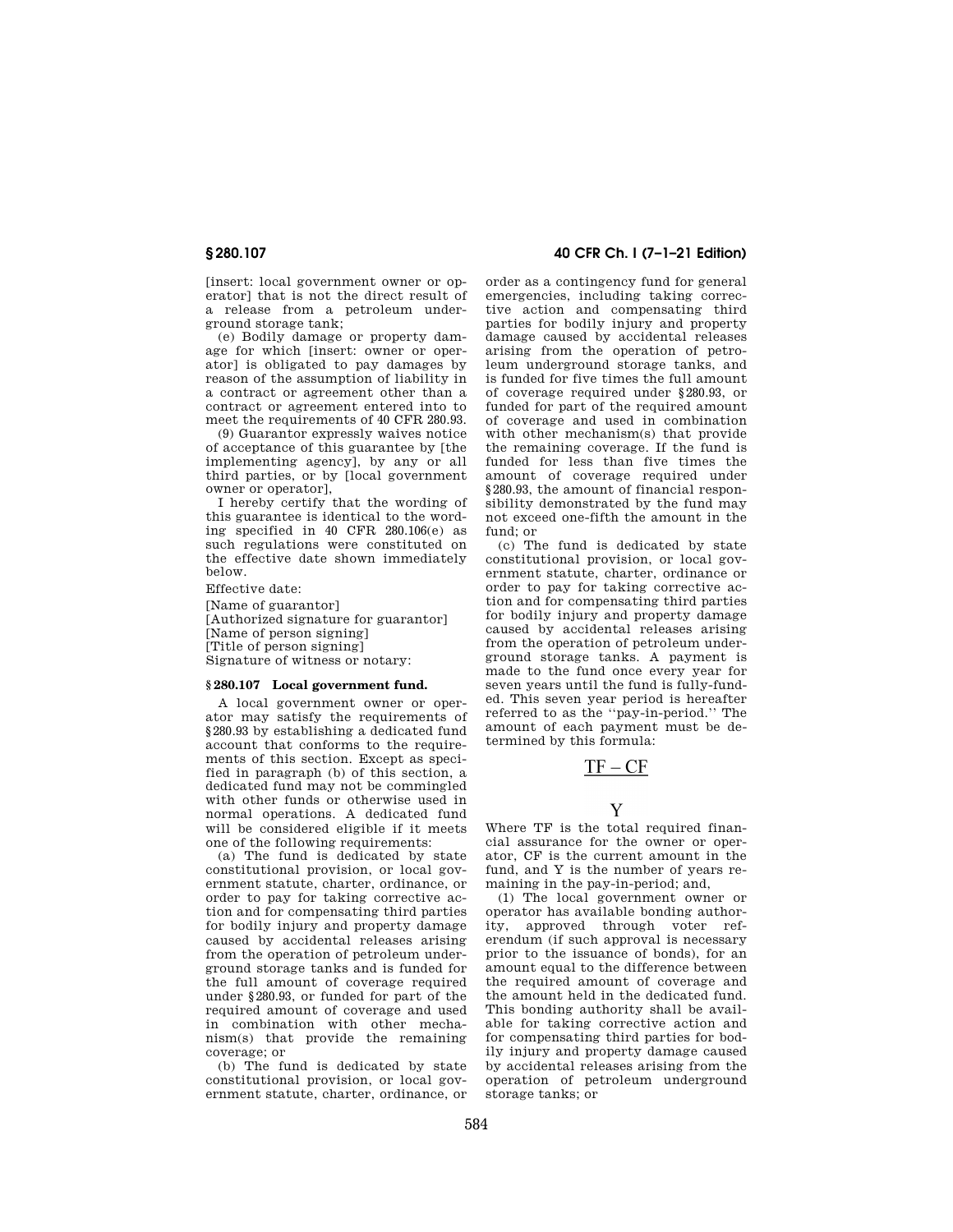[insert: local government owner or operator] that is not the direct result of a release from a petroleum underground storage tank;

(e) Bodily damage or property damage for which [insert: owner or operator] is obligated to pay damages by reason of the assumption of liability in a contract or agreement other than a contract or agreement entered into to meet the requirements of 40 CFR 280.93.

(9) Guarantor expressly waives notice of acceptance of this guarantee by [the implementing agency], by any or all third parties, or by [local government owner or operator],

I hereby certify that the wording of this guarantee is identical to the wording specified in 40 CFR 280.106(e) as such regulations were constituted on the effective date shown immediately below.

Effective date:

[Name of guarantor]
[Authorized signature for guarantor]
[Name of person signing]
[Title of person signing]
Signature of witness or notary:

### § 280.107 Local government fund.

A local government owner or operator may satisfy the requirements of §280.93 by establishing a dedicated fund account that conforms to the requirements of this section. Except as specified in paragraph (b) of this section, a dedicated fund may not be commingled with other funds or otherwise used in normal operations. A dedicated fund will be considered eligible if it meets one of the following requirements:

(a) The fund is dedicated by state constitutional provision, or local government statute, charter, ordinance, or order to pay for taking corrective action and for compensating third parties for bodily injury and property damage caused by accidental releases arising from the operation of petroleum underground storage tanks and is funded for the full amount of coverage required under §280.93, or funded for part of the required amount of coverage and used in combination with other mechanism(s) that provide the remaining coverage; or

(b) The fund is dedicated by state constitutional provision, or local government statute, charter, ordinance, or order as a contingency fund for general emergencies, including taking corrective action and compensating third parties for bodily injury and property damage caused by accidental releases arising from the operation of petroleum underground storage tanks, and is funded for five times the full amount of coverage required under §280.93, or funded for part of the required amount of coverage and used in combination with other mechanism(s) that provide the remaining coverage. If the fund is funded for less than five times the amount of coverage required under §280.93, the amount of financial responsibility demonstrated by the fund may not exceed one-fifth the amount in the fund; or

(c) The fund is dedicated by state constitutional provision, or local government statute, charter, ordinance or order to pay for taking corrective action and for compensating third parties for bodily injury and property damage caused by accidental releases arising from the operation of petroleum underground storage tanks. A payment is made to the fund once every year for seven years until the fund is fully-funded. This seven year period is hereafter referred to as the "pay-in-period." The amount of each payment must be determined by this formula:

$$\frac{TF - CF}{Y}$$

Where TF is the total required financial assurance for the owner or operator, CF is the current amount in the fund, and Y is the number of years remaining in the pay-in-period; and,

(1) The local government owner or operator has available bonding authority, approved through voter referendum (if such approval is necessary prior to the issuance of bonds), for an amount equal to the difference between the required amount of coverage and the amount held in the dedicated fund. This bonding authority shall be available for taking corrective action and for compensating third parties for bodily injury and property damage caused by accidental releases arising from the operation of petroleum underground storage tanks; or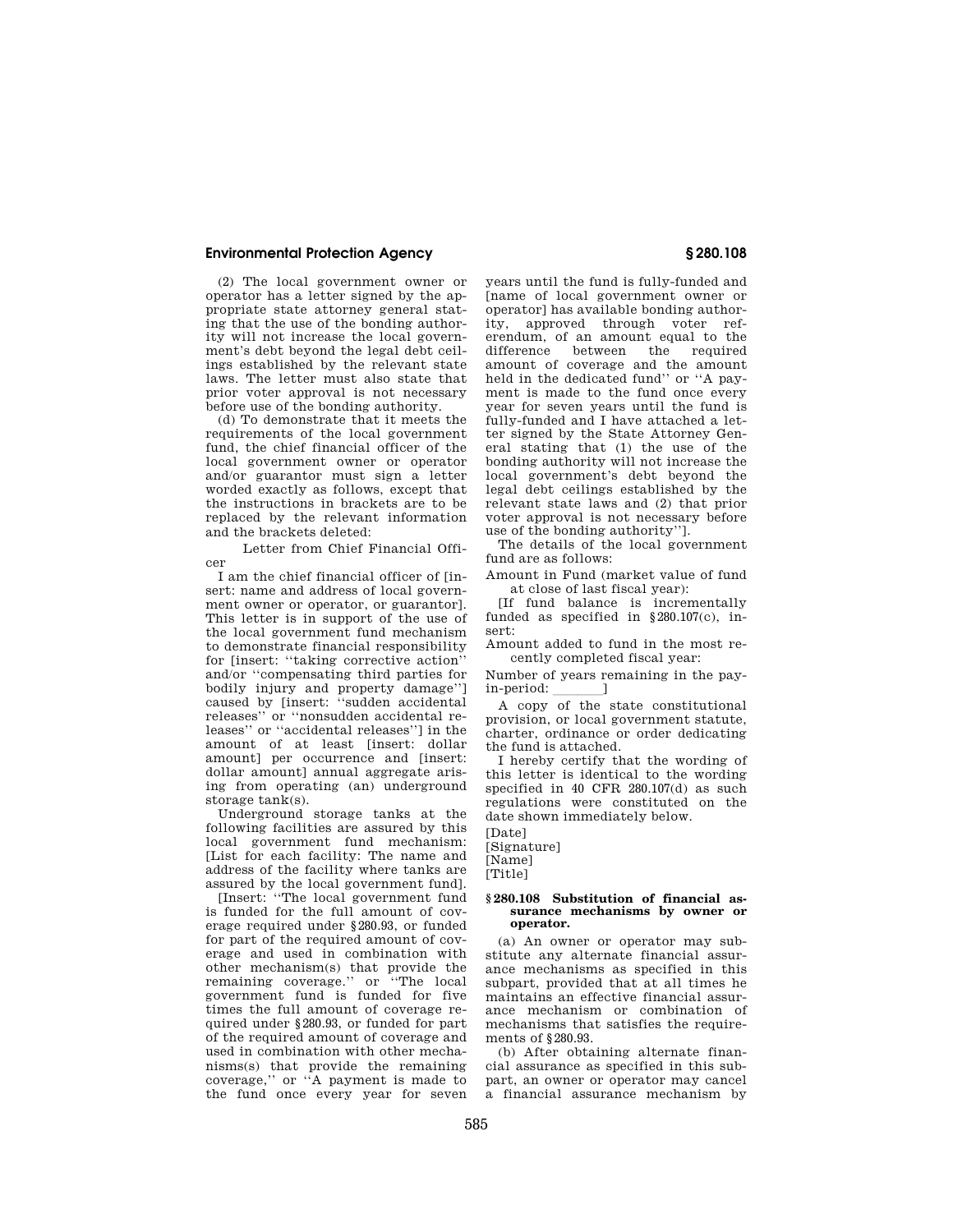(2) The local government owner or operator has a letter signed by the appropriate state attorney general stating that the use of the bonding authority will not increase the local government's debt beyond the legal debt ceilings established by the relevant state laws. The letter must also state that prior voter approval is not necessary before use of the bonding authority.

(d) To demonstrate that it meets the requirements of the local government fund, the chief financial officer of the local government owner or operator and/or guarantor must sign a letter worded exactly as follows, except that the instructions in brackets are to be replaced by the relevant information and the brackets deleted:

Letter from Chief Financial Officer

I am the chief financial officer of [insert: name and address of local government owner or operator, or guarantor]. This letter is in support of the use of the local government fund mechanism to demonstrate financial responsibility for [insert: ''taking corrective action'' and/or ''compensating third parties for bodily injury and property damage''] caused by [insert: ''sudden accidental releases'' or ''nonsudden accidental releases'' or ''accidental releases''] in the amount of at least [insert: dollar amount] per occurrence and [insert: dollar amount] annual aggregate arising from operating (an) underground storage tank(s).

Underground storage tanks at the following facilities are assured by this local government fund mechanism: [List for each facility: The name and address of the facility where tanks are assured by the local government fund].

[Insert: ''The local government fund is funded for the full amount of coverage required under §280.93, or funded for part of the required amount of coverage and used in combination with other mechanism(s) that provide the remaining coverage.'' or ''The local government fund is funded for five times the full amount of coverage required under §280.93, or funded for part of the required amount of coverage and used in combination with other mechanisms(s) that provide the remaining coverage,'' or ''A payment is made to the fund once every year for seven years until the fund is fully-funded and [name of local government owner or operator] has available bonding authority, approved through voter referendum, of an amount equal to the difference between the required amount of coverage and the amount held in the dedicated fund'' or ''A payment is made to the fund once every year for seven years until the fund is fully-funded and I have attached a letter signed by the State Attorney General stating that (1) the use of the bonding authority will not increase the local government's debt beyond the legal debt ceilings established by the relevant state laws and (2) that prior voter approval is not necessary before use of the bonding authority''].

The details of the local government fund are as follows:

Amount in Fund (market value of fund at close of last fiscal year):

[If fund balance is incrementally funded as specified in §280.107(c), insert:

Amount added to fund in the most recently completed fiscal year:

Number of years remaining in the pay-in-period: \_\_\_\_\_\_\_]

A copy of the state constitutional provision, or local government statute, charter, ordinance or order dedicating the fund is attached.

I hereby certify that the wording of this letter is identical to the wording specified in 40 CFR 280.107(d) as such regulations were constituted on the date shown immediately below.

[Date]
[Signature]
[Name]
[Title]

### §280.108 Substitution of financial assurance mechanisms by owner or operator.

(a) An owner or operator may substitute any alternate financial assurance mechanisms as specified in this subpart, provided that at all times he maintains an effective financial assurance mechanism or combination of mechanisms that satisfies the requirements of §280.93.

(b) After obtaining alternate financial assurance as specified in this subpart, an owner or operator may cancel a financial assurance mechanism by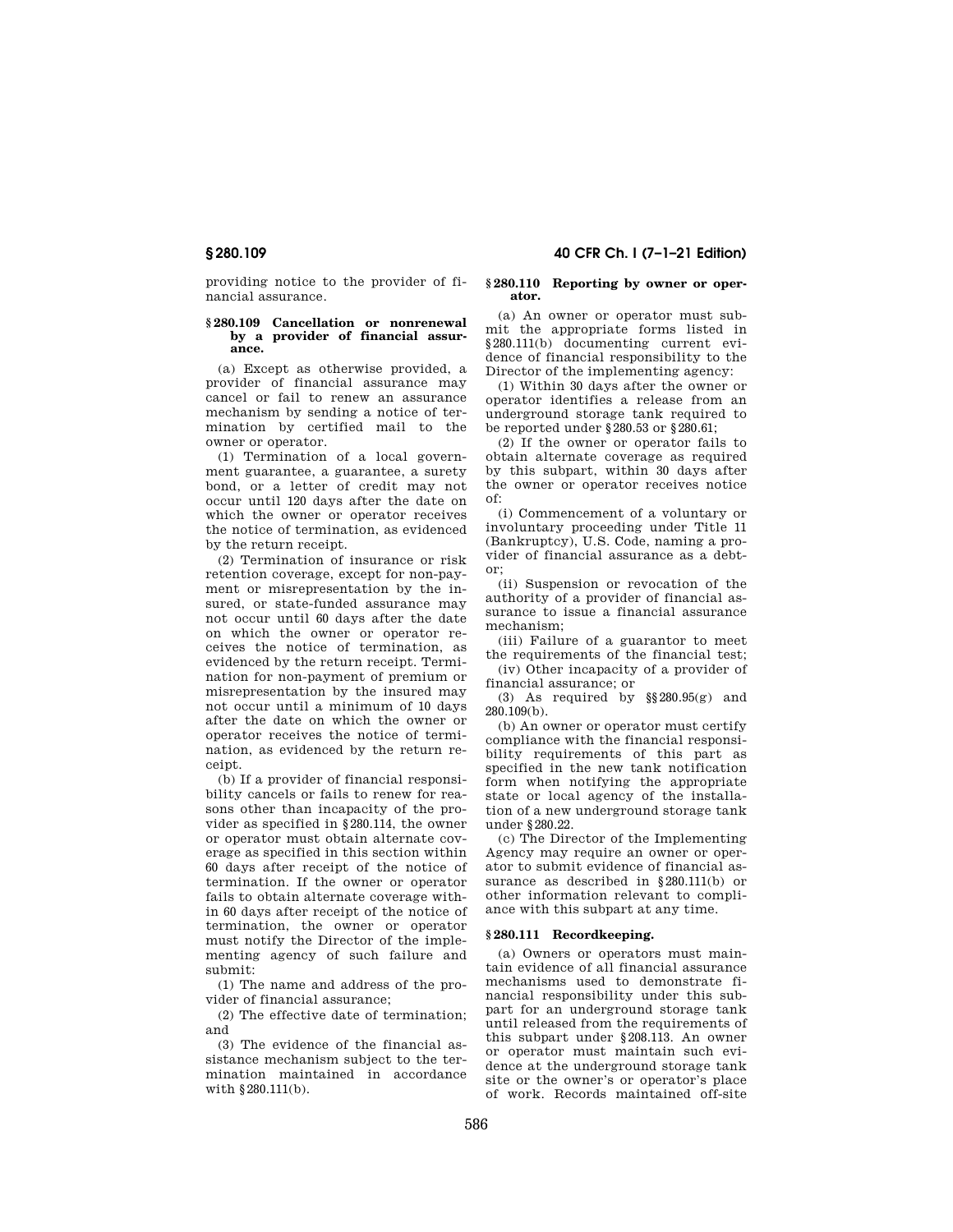providing notice to the provider of financial assurance.

### § 280.109 Cancellation or nonrenewal by a provider of financial assurance.

(a) Except as otherwise provided, a provider of financial assurance may cancel or fail to renew an assurance mechanism by sending a notice of termination by certified mail to the owner or operator.

(1) Termination of a local government guarantee, a guarantee, a surety bond, or a letter of credit may not occur until 120 days after the date on which the owner or operator receives the notice of termination, as evidenced by the return receipt.

(2) Termination of insurance or risk retention coverage, except for non-payment or misrepresentation by the insured, or state-funded assurance may not occur until 60 days after the date on which the owner or operator receives the notice of termination, as evidenced by the return receipt. Termination for non-payment of premium or misrepresentation by the insured may not occur until a minimum of 10 days after the date on which the owner or operator receives the notice of termination, as evidenced by the return receipt.

(b) If a provider of financial responsibility cancels or fails to renew for reasons other than incapacity of the provider as specified in §280.114, the owner or operator must obtain alternate coverage as specified in this section within 60 days after receipt of the notice of termination. If the owner or operator fails to obtain alternate coverage within 60 days after receipt of the notice of termination, the owner or operator must notify the Director of the implementing agency of such failure and submit:

(1) The name and address of the provider of financial assurance;

(2) The effective date of termination; and

(3) The evidence of the financial assistance mechanism subject to the termination maintained in accordance with §280.111(b).

### § 280.110 Reporting by owner or operator.

(a) An owner or operator must submit the appropriate forms listed in §280.111(b) documenting current evidence of financial responsibility to the Director of the implementing agency:

(1) Within 30 days after the owner or operator identifies a release from an underground storage tank required to be reported under §280.53 or §280.61;

(2) If the owner or operator fails to obtain alternate coverage as required by this subpart, within 30 days after the owner or operator receives notice of:

(i) Commencement of a voluntary or involuntary proceeding under Title 11 (Bankruptcy), U.S. Code, naming a provider of financial assurance as a debtor;

(ii) Suspension or revocation of the authority of a provider of financial assurance to issue a financial assurance mechanism;

(iii) Failure of a guarantor to meet the requirements of the financial test;

(iv) Other incapacity of a provider of financial assurance; or

(3) As required by §§280.95(g) and 280.109(b).

(b) An owner or operator must certify compliance with the financial responsibility requirements of this part as specified in the new tank notification form when notifying the appropriate state or local agency of the installation of a new underground storage tank under §280.22.

(c) The Director of the Implementing Agency may require an owner or operator to submit evidence of financial assurance as described in §280.111(b) or other information relevant to compliance with this subpart at any time.

### § 280.111 Recordkeeping.

(a) Owners or operators must maintain evidence of all financial assurance mechanisms used to demonstrate financial responsibility under this subpart for an underground storage tank until released from the requirements of this subpart under §208.113. An owner or operator must maintain such evidence at the underground storage tank site or the owner's or operator's place of work. Records maintained off-site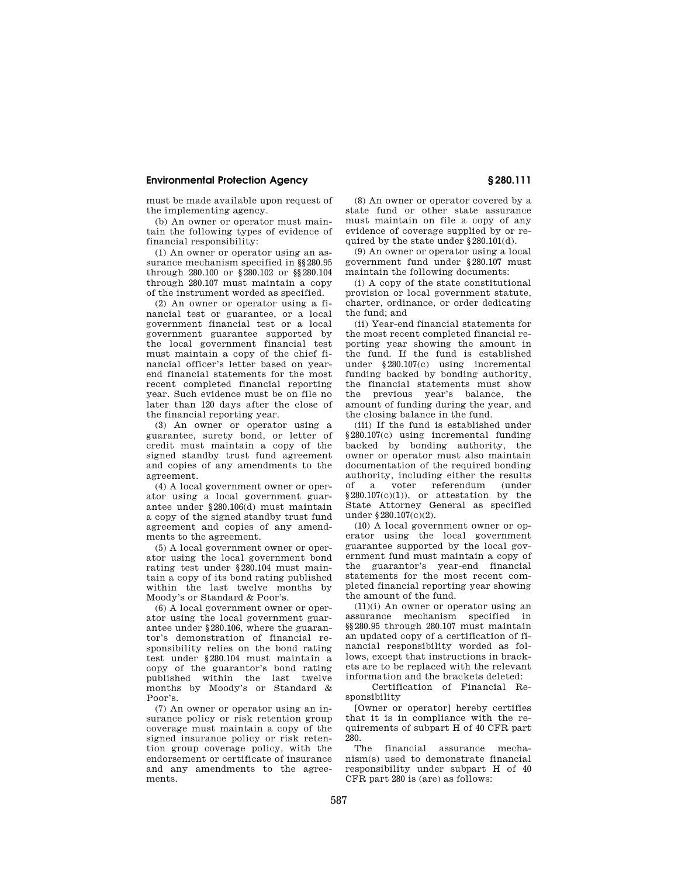must be made available upon request of the implementing agency.

(b) An owner or operator must maintain the following types of evidence of financial responsibility:

(1) An owner or operator using an assurance mechanism specified in §§280.95 through 280.100 or §280.102 or §§280.104 through 280.107 must maintain a copy of the instrument worded as specified.

(2) An owner or operator using a financial test or guarantee, or a local government financial test or a local government guarantee supported by the local government financial test must maintain a copy of the chief financial officer's letter based on year-end financial statements for the most recent completed financial reporting year. Such evidence must be on file no later than 120 days after the close of the financial reporting year.

(3) An owner or operator using a guarantee, surety bond, or letter of credit must maintain a copy of the signed standby trust fund agreement and copies of any amendments to the agreement.

(4) A local government owner or operator using a local government guarantee under §280.106(d) must maintain a copy of the signed standby trust fund agreement and copies of any amendments to the agreement.

(5) A local government owner or operator using the local government bond rating test under §280.104 must maintain a copy of its bond rating published within the last twelve months by Moody's or Standard & Poor's.

(6) A local government owner or operator using the local government guarantee under §280.106, where the guarantor's demonstration of financial responsibility relies on the bond rating test under §280.104 must maintain a copy of the guarantor's bond rating published within the last twelve months by Moody's or Standard & Poor's.

(7) An owner or operator using an insurance policy or risk retention group coverage must maintain a copy of the signed insurance policy or risk retention group coverage policy, with the endorsement or certificate of insurance and any amendments to the agreements.

(8) An owner or operator covered by a state fund or other state assurance must maintain on file a copy of any evidence of coverage supplied by or required by the state under §280.101(d).

(9) An owner or operator using a local government fund under §280.107 must maintain the following documents:

(i) A copy of the state constitutional provision or local government statute, charter, ordinance, or order dedicating the fund; and

(ii) Year-end financial statements for the most recent completed financial reporting year showing the amount in the fund. If the fund is established under §280.107(c) using incremental funding backed by bonding authority, the financial statements must show the previous year's balance, the amount of funding during the year, and the closing balance in the fund.

(iii) If the fund is established under §280.107(c) using incremental funding backed by bonding authority, the owner or operator must also maintain documentation of the required bonding authority, including either the results of a voter referendum (under §280.107(c)(1)), or attestation by the State Attorney General as specified under §280.107(c)(2).

(10) A local government owner or operator using the local government guarantee supported by the local government fund must maintain a copy of the guarantor's year-end financial statements for the most recent completed financial reporting year showing the amount of the fund.

(11)(i) An owner or operator using an assurance mechanism specified in §§280.95 through 280.107 must maintain an updated copy of a certification of financial responsibility worded as follows, except that instructions in brackets are to be replaced with the relevant information and the brackets deleted:

Certification of Financial Responsibility

[Owner or operator] hereby certifies that it is in compliance with the requirements of subpart H of 40 CFR part 280.

The financial assurance mechanism(s) used to demonstrate financial responsibility under subpart H of 40 CFR part 280 is (are) as follows: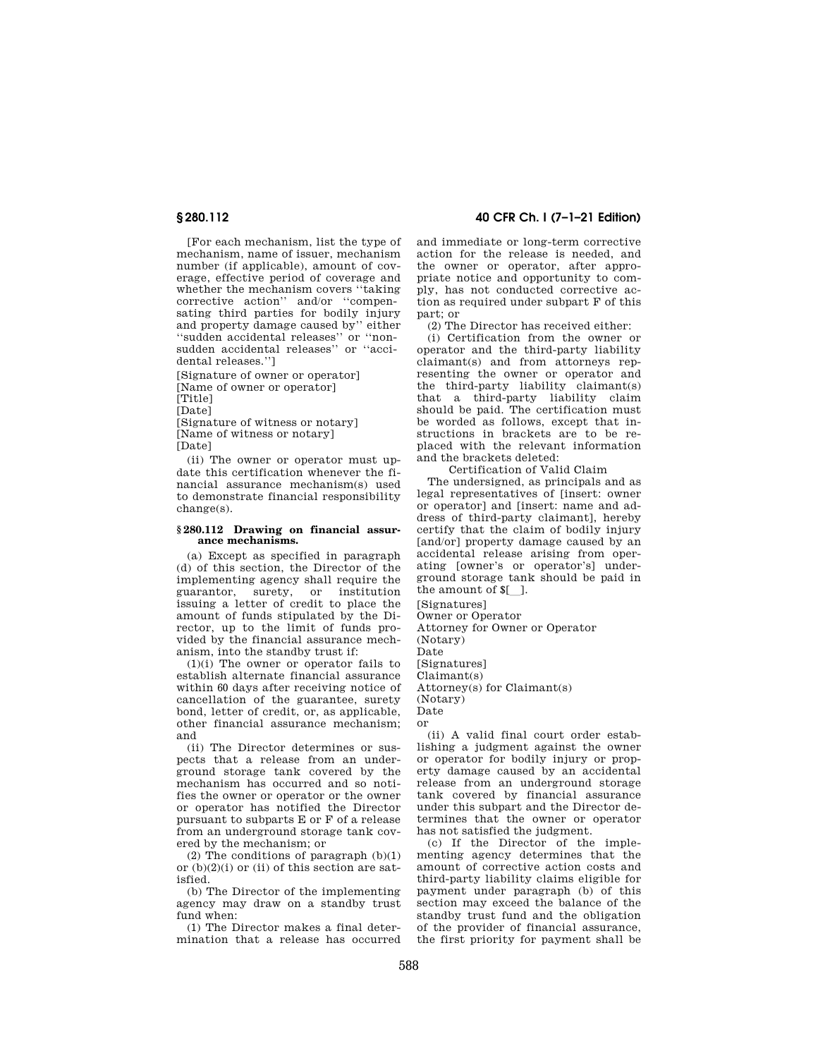[For each mechanism, list the type of mechanism, name of issuer, mechanism number (if applicable), amount of coverage, effective period of coverage and whether the mechanism covers ''taking corrective action'' and/or ''compensating third parties for bodily injury and property damage caused by'' either ''sudden accidental releases'' or ''nonsudden accidental releases'' or ''accidental releases.'']

[Signature of owner or operator]
[Name of owner or operator]
[Title]
[Date]
[Signature of witness or notary]
[Name of witness or notary]
[Date]

(ii) The owner or operator must update this certification whenever the financial assurance mechanism(s) used to demonstrate financial responsibility change(s).

### § 280.112 Drawing on financial assurance mechanisms.

(a) Except as specified in paragraph (d) of this section, the Director of the implementing agency shall require the guarantor, surety, or institution issuing a letter of credit to place the amount of funds stipulated by the Director, up to the limit of funds provided by the financial assurance mechanism, into the standby trust if:

(1)(i) The owner or operator fails to establish alternate financial assurance within 60 days after receiving notice of cancellation of the guarantee, surety bond, letter of credit, or, as applicable, other financial assurance mechanism; and

(ii) The Director determines or suspects that a release from an underground storage tank covered by the mechanism has occurred and so notifies the owner or operator or the owner or operator has notified the Director pursuant to subparts E or F of a release from an underground storage tank covered by the mechanism; or

(2) The conditions of paragraph (b)(1) or (b)(2)(i) or (ii) of this section are satisfied.

(b) The Director of the implementing agency may draw on a standby trust fund when:

(1) The Director makes a final determination that a release has occurred and immediate or long-term corrective action for the release is needed, and the owner or operator, after appropriate notice and opportunity to comply, has not conducted corrective action as required under subpart F of this part; or

(2) The Director has received either:

(i) Certification from the owner or operator and the third-party liability claimant(s) and from attorneys representing the owner or operator and the third-party liability claimant(s) that a third-party liability claim should be paid. The certification must be worded as follows, except that instructions in brackets are to be replaced with the relevant information and the brackets deleted:

Certification of Valid Claim

The undersigned, as principals and as legal representatives of [insert: owner or operator] and [insert: name and address of third-party claimant], hereby certify that the claim of bodily injury [and/or] property damage caused by an accidental release arising from operating [owner's or operator's] underground storage tank should be paid in the amount of $[\_\_].

[Signatures]
Owner or Operator
Attorney for Owner or Operator
(Notary)
Date
[Signatures]
Claimant(s)
Attorney(s) for Claimant(s)
(Notary)
Date

or

(ii) A valid final court order establishing a judgment against the owner or operator for bodily injury or property damage caused by an accidental release from an underground storage tank covered by financial assurance under this subpart and the Director determines that the owner or operator has not satisfied the judgment.

(c) If the Director of the implementing agency determines that the amount of corrective action costs and third-party liability claims eligible for payment under paragraph (b) of this section may exceed the balance of the standby trust fund and the obligation of the provider of financial assurance, the first priority for payment shall be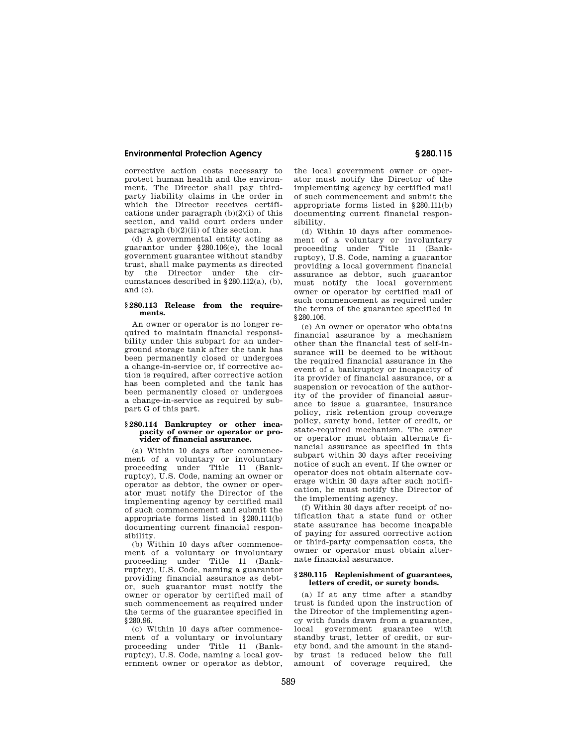corrective action costs necessary to protect human health and the environment. The Director shall pay third-party liability claims in the order in which the Director receives certifications under paragraph (b)(2)(i) of this section, and valid court orders under paragraph (b)(2)(ii) of this section.

(d) A governmental entity acting as guarantor under §280.106(e), the local government guarantee without standby trust, shall make payments as directed by the Director under the circumstances described in §280.112(a), (b), and (c).

### §280.113 Release from the requirements.

An owner or operator is no longer required to maintain financial responsibility under this subpart for an underground storage tank after the tank has been permanently closed or undergoes a change-in-service or, if corrective action is required, after corrective action has been completed and the tank has been permanently closed or undergoes a change-in-service as required by subpart G of this part.

### §280.114 Bankruptcy or other incapacity of owner or operator or provider of financial assurance.

(a) Within 10 days after commencement of a voluntary or involuntary proceeding under Title 11 (Bankruptcy), U.S. Code, naming an owner or operator as debtor, the owner or operator must notify the Director of the implementing agency by certified mail of such commencement and submit the appropriate forms listed in §280.111(b) documenting current financial responsibility.

(b) Within 10 days after commencement of a voluntary or involuntary proceeding under Title 11 (Bankruptcy), U.S. Code, naming a guarantor providing financial assurance as debtor, such guarantor must notify the owner or operator by certified mail of such commencement as required under the terms of the guarantee specified in §280.96.

(c) Within 10 days after commencement of a voluntary or involuntary proceeding under Title 11 (Bankruptcy), U.S. Code, naming a local government owner or operator as debtor, the local government owner or operator must notify the Director of the implementing agency by certified mail of such commencement and submit the appropriate forms listed in §280.111(b) documenting current financial responsibility.

(d) Within 10 days after commencement of a voluntary or involuntary proceeding under Title 11 (Bankruptcy), U.S. Code, naming a guarantor providing a local government financial assurance as debtor, such guarantor must notify the local government owner or operator by certified mail of such commencement as required under the terms of the guarantee specified in §280.106.

(e) An owner or operator who obtains financial assurance by a mechanism other than the financial test of self-insurance will be deemed to be without the required financial assurance in the event of a bankruptcy or incapacity of its provider of financial assurance, or a suspension or revocation of the authority of the provider of financial assurance to issue a guarantee, insurance policy, risk retention group coverage policy, surety bond, letter of credit, or state-required mechanism. The owner or operator must obtain alternate financial assurance as specified in this subpart within 30 days after receiving notice of such an event. If the owner or operator does not obtain alternate coverage within 30 days after such notification, he must notify the Director of the implementing agency.

(f) Within 30 days after receipt of notification that a state fund or other state assurance has become incapable of paying for assured corrective action or third-party compensation costs, the owner or operator must obtain alternate financial assurance.

### §280.115 Replenishment of guarantees, letters of credit, or surety bonds.

(a) If at any time after a standby trust is funded upon the instruction of the Director of the implementing agency with funds drawn from a guarantee, local government guarantee with standby trust, letter of credit, or surety bond, and the amount in the standby trust is reduced below the full amount of coverage required, the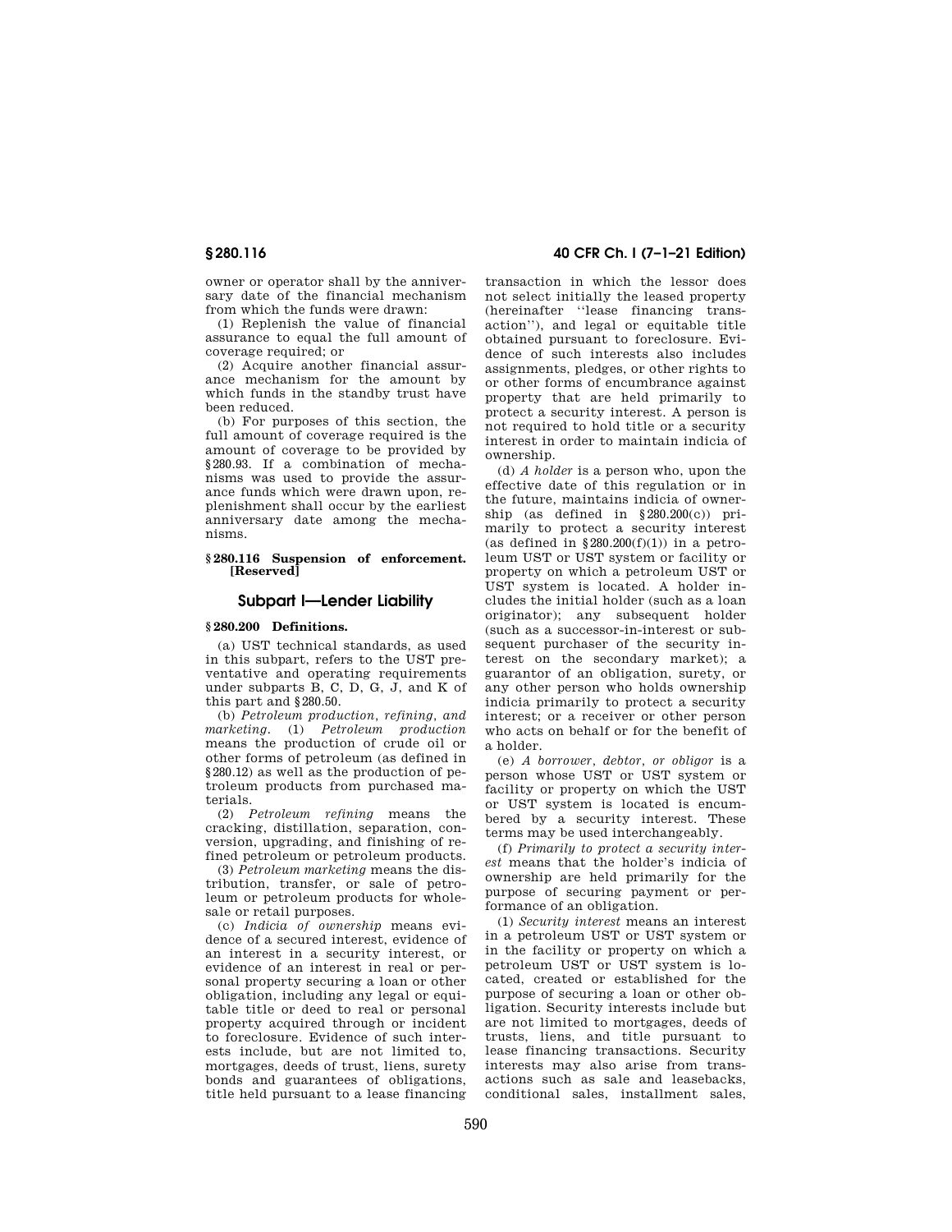owner or operator shall by the anniversary date of the financial mechanism from which the funds were drawn:

(1) Replenish the value of financial assurance to equal the full amount of coverage required; or

(2) Acquire another financial assurance mechanism for the amount by which funds in the standby trust have been reduced.

(b) For purposes of this section, the full amount of coverage required is the amount of coverage to be provided by §280.93. If a combination of mechanisms was used to provide the assurance funds which were drawn upon, replenishment shall occur by the earliest anniversary date among the mechanisms.

### §280.116 Suspension of enforcement. [Reserved]

## Subpart I—Lender Liability

### §280.200 Definitions.

(a) UST technical standards, as used in this subpart, refers to the UST preventative and operating requirements under subparts B, C, D, G, J, and K of this part and §280.50.

(b) *Petroleum production, refining, and marketing.* (1) *Petroleum production* means the production of crude oil or other forms of petroleum (as defined in §280.12) as well as the production of petroleum products from purchased materials.

(2) *Petroleum refining* means the cracking, distillation, separation, conversion, upgrading, and finishing of refined petroleum or petroleum products.

(3) *Petroleum marketing* means the distribution, transfer, or sale of petroleum or petroleum products for wholesale or retail purposes.

(c) *Indicia of ownership* means evidence of a secured interest, evidence of an interest in a security interest, or evidence of an interest in real or personal property securing a loan or other obligation, including any legal or equitable title or deed to real or personal property acquired through or incident to foreclosure. Evidence of such interests include, but are not limited to, mortgages, deeds of trust, liens, surety bonds and guarantees of obligations, title held pursuant to a lease financing transaction in which the lessor does not select initially the leased property (hereinafter ''lease financing transaction''), and legal or equitable title obtained pursuant to foreclosure. Evidence of such interests also includes assignments, pledges, or other rights to or other forms of encumbrance against property that are held primarily to protect a security interest. A person is not required to hold title or a security interest in order to maintain indicia of ownership.

(d) *A holder* is a person who, upon the effective date of this regulation or in the future, maintains indicia of ownership (as defined in §280.200(c)) primarily to protect a security interest (as defined in §280.200(f)(1)) in a petroleum UST or UST system or facility or property on which a petroleum UST or UST system is located. A holder includes the initial holder (such as a loan originator); any subsequent holder (such as a successor-in-interest or subsequent purchaser of the security interest on the secondary market); a guarantor of an obligation, surety, or any other person who holds ownership indicia primarily to protect a security interest; or a receiver or other person who acts on behalf or for the benefit of a holder.

(e) *A borrower, debtor, or obligor* is a person whose UST or UST system or facility or property on which the UST or UST system is located is encumbered by a security interest. These terms may be used interchangeably.

(f) *Primarily to protect a security interest* means that the holder's indicia of ownership are held primarily for the purpose of securing payment or performance of an obligation.

(1) *Security interest* means an interest in a petroleum UST or UST system or in the facility or property on which a petroleum UST or UST system is located, created or established for the purpose of securing a loan or other obligation. Security interests include but are not limited to mortgages, deeds of trusts, liens, and title pursuant to lease financing transactions. Security interests may also arise from transactions such as sale and leasebacks, conditional sales, installment sales,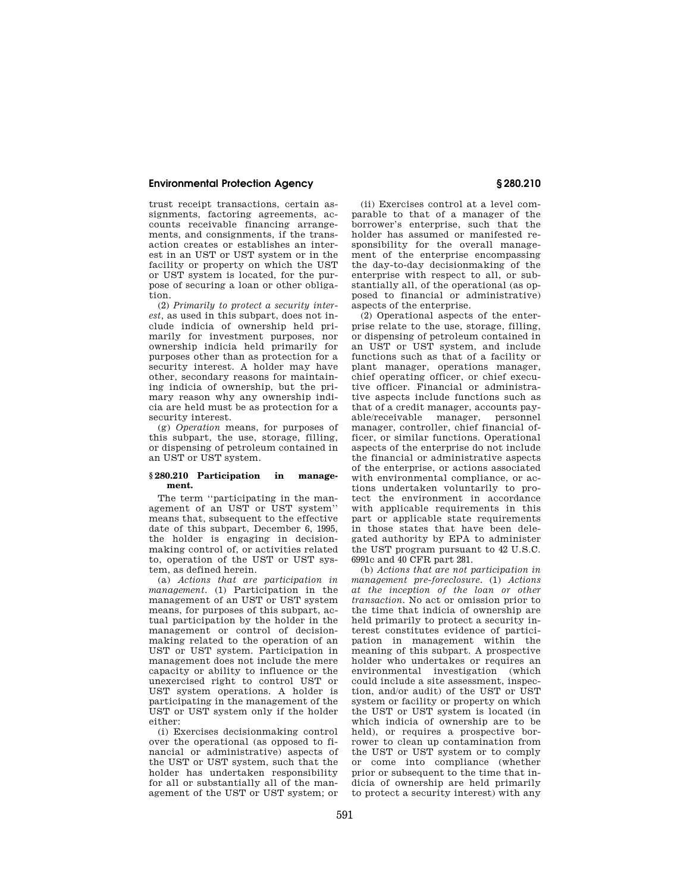trust receipt transactions, certain assignments, factoring agreements, accounts receivable financing arrangements, and consignments, if the transaction creates or establishes an interest in an UST or UST system or in the facility or property on which the UST or UST system is located, for the purpose of securing a loan or other obligation.

(2) *Primarily to protect a security interest*, as used in this subpart, does not include indicia of ownership held primarily for investment purposes, nor ownership indicia held primarily for purposes other than as protection for a security interest. A holder may have other, secondary reasons for maintaining indicia of ownership, but the primary reason why any ownership indicia are held must be as protection for a security interest.

(g) *Operation* means, for purposes of this subpart, the use, storage, filling, or dispensing of petroleum contained in an UST or UST system.

### § 280.210 Participation in management.

The term "participating in the management of an UST or UST system" means that, subsequent to the effective date of this subpart, December 6, 1995, the holder is engaging in decisionmaking control of, or activities related to, operation of the UST or UST system, as defined herein.

(a) *Actions that are participation in management.* (1) Participation in the management of an UST or UST system means, for purposes of this subpart, actual participation by the holder in the management or control of decisionmaking related to the operation of an UST or UST system. Participation in management does not include the mere capacity or ability to influence or the unexercised right to control UST or UST system operations. A holder is participating in the management of the UST or UST system only if the holder either:

(i) Exercises decisionmaking control over the operational (as opposed to financial or administrative) aspects of the UST or UST system, such that the holder has undertaken responsibility for all or substantially all of the management of the UST or UST system; or

(ii) Exercises control at a level comparable to that of a manager of the borrower's enterprise, such that the holder has assumed or manifested responsibility for the overall management of the enterprise encompassing the day-to-day decisionmaking of the enterprise with respect to all, or substantially all, of the operational (as opposed to financial or administrative) aspects of the enterprise.

(2) Operational aspects of the enterprise relate to the use, storage, filling, or dispensing of petroleum contained in an UST or UST system, and include functions such as that of a facility or plant manager, operations manager, chief operating officer, or chief executive officer. Financial or administrative aspects include functions such as that of a credit manager, accounts payable/receivable manager, personnel manager, controller, chief financial officer, or similar functions. Operational aspects of the enterprise do not include the financial or administrative aspects of the enterprise, or actions associated with environmental compliance, or actions undertaken voluntarily to protect the environment in accordance with applicable requirements in this part or applicable state requirements in those states that have been delegated authority by EPA to administer the UST program pursuant to 42 U.S.C. 6991c and 40 CFR part 281.

(b) *Actions that are not participation in management pre-foreclosure.* (1) *Actions at the inception of the loan or other transaction.* No act or omission prior to the time that indicia of ownership are held primarily to protect a security interest constitutes evidence of participation in management within the meaning of this subpart. A prospective holder who undertakes or requires an environmental investigation (which could include a site assessment, inspection, and/or audit) of the UST or UST system or facility or property on which the UST or UST system is located (in which indicia of ownership are to be held), or requires a prospective borrower to clean up contamination from the UST or UST system or to comply or come into compliance (whether prior or subsequent to the time that indicia of ownership are held primarily to protect a security interest) with any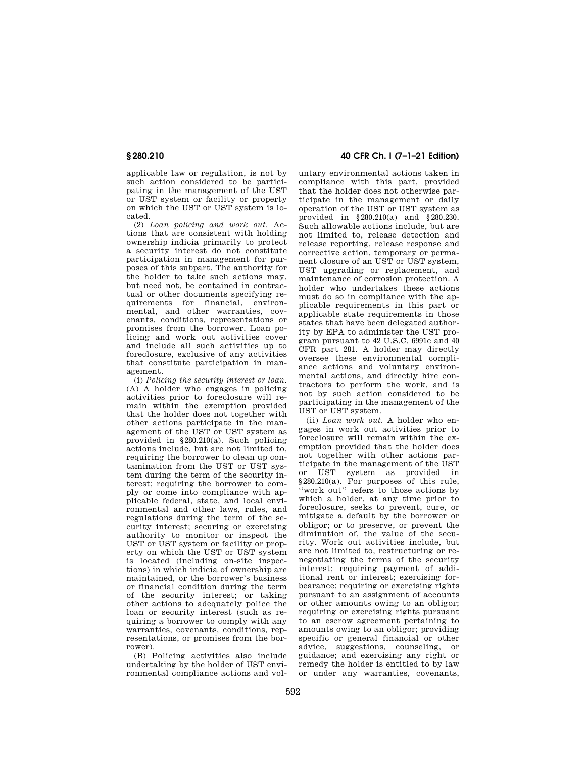applicable law or regulation, is not by such action considered to be participating in the management of the UST or UST system or facility or property on which the UST or UST system is located.

(2) *Loan policing and work out.* Actions that are consistent with holding ownership indicia primarily to protect a security interest do not constitute participation in management for purposes of this subpart. The authority for the holder to take such actions may, but need not, be contained in contractual or other documents specifying requirements for financial, environmental, and other warranties, covenants, conditions, representations or promises from the borrower. Loan policing and work out activities cover and include all such activities up to foreclosure, exclusive of any activities that constitute participation in management.

(i) *Policing the security interest or loan.* (A) A holder who engages in policing activities prior to foreclosure will remain within the exemption provided that the holder does not together with other actions participate in the management of the UST or UST system as provided in §280.210(a). Such policing actions include, but are not limited to, requiring the borrower to clean up contamination from the UST or UST system during the term of the security interest; requiring the borrower to comply or come into compliance with applicable federal, state, and local environmental and other laws, rules, and regulations during the term of the security interest; securing or exercising authority to monitor or inspect the UST or UST system or facility or property on which the UST or UST system is located (including on-site inspections) in which indicia of ownership are maintained, or the borrower's business or financial condition during the term of the security interest; or taking other actions to adequately police the loan or security interest (such as requiring a borrower to comply with any warranties, covenants, conditions, representations, or promises from the borrower).

(B) Policing activities also include undertaking by the holder of UST environmental compliance actions and voluntary environmental actions taken in compliance with this part, provided that the holder does not otherwise participate in the management or daily operation of the UST or UST system as provided in §280.210(a) and §280.230. Such allowable actions include, but are not limited to, release detection and release reporting, release response and corrective action, temporary or permanent closure of an UST or UST system, UST upgrading or replacement, and maintenance of corrosion protection. A holder who undertakes these actions must do so in compliance with the applicable requirements in this part or applicable state requirements in those states that have been delegated authority by EPA to administer the UST program pursuant to 42 U.S.C. 6991c and 40 CFR part 281. A holder may directly oversee these environmental compliance actions and voluntary environmental actions, and directly hire contractors to perform the work, and is not by such action considered to be participating in the management of the UST or UST system.

(ii) *Loan work out.* A holder who engages in work out activities prior to foreclosure will remain within the exemption provided that the holder does not together with other actions participate in the management of the UST or UST system as provided in §280.210(a). For purposes of this rule, ''work out'' refers to those actions by which a holder, at any time prior to foreclosure, seeks to prevent, cure, or mitigate a default by the borrower or obligor; or to preserve, or prevent the diminution of, the value of the security. Work out activities include, but are not limited to, restructuring or renegotiating the terms of the security interest; requiring payment of additional rent or interest; exercising forbearance; requiring or exercising rights pursuant to an assignment of accounts or other amounts owing to an obligor; requiring or exercising rights pursuant to an escrow agreement pertaining to amounts owing to an obligor; providing specific or general financial or other advice, suggestions, counseling, or guidance; and exercising any right or remedy the holder is entitled to by law or under any warranties, covenants,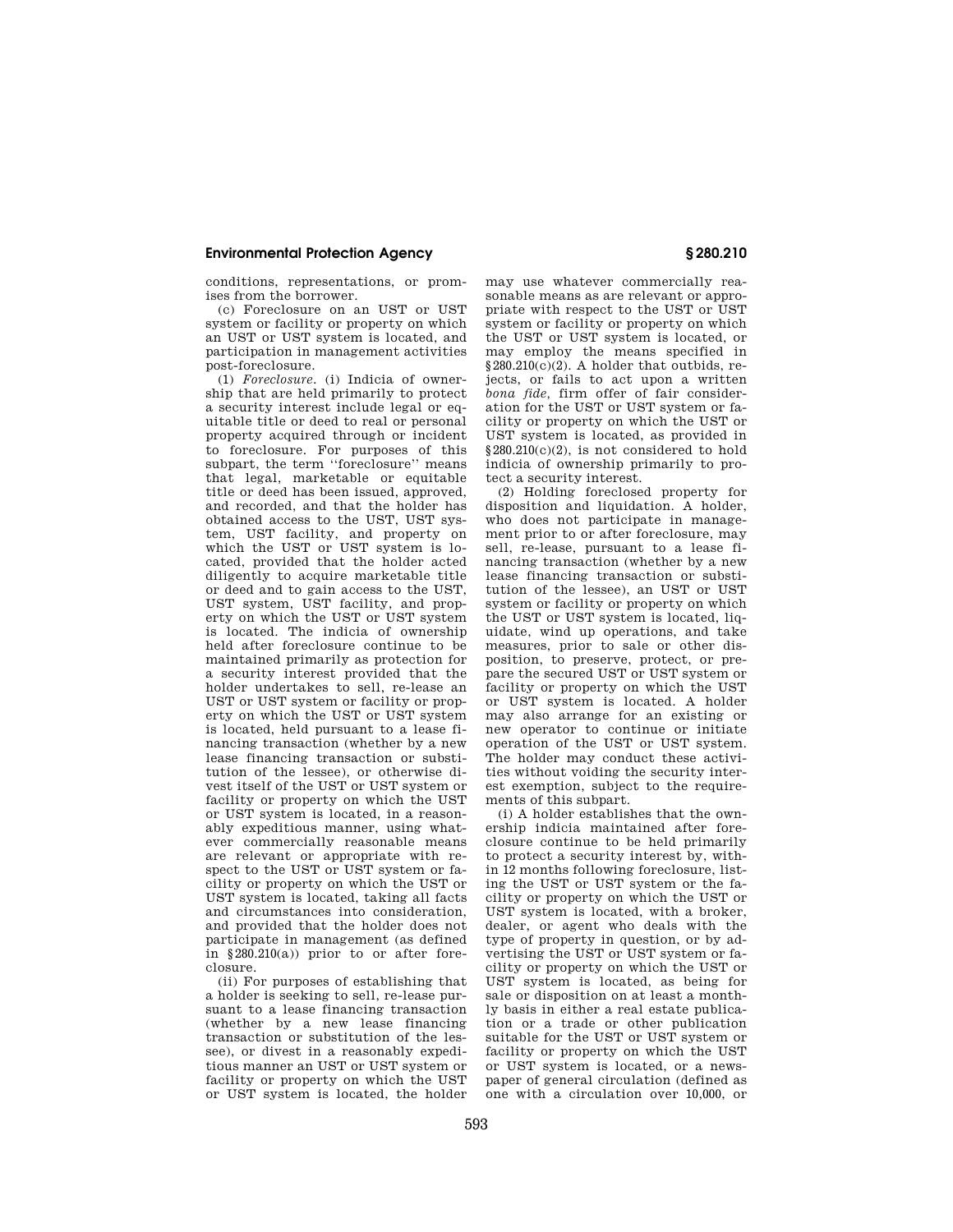conditions, representations, or promises from the borrower.

(c) Foreclosure on an UST or UST system or facility or property on which an UST or UST system is located, and participation in management activities post-foreclosure.

(1) *Foreclosure.* (i) Indicia of ownership that are held primarily to protect a security interest include legal or equitable title or deed to real or personal property acquired through or incident to foreclosure. For purposes of this subpart, the term ''foreclosure'' means that legal, marketable or equitable title or deed has been issued, approved, and recorded, and that the holder has obtained access to the UST, UST system, UST facility, and property on which the UST or UST system is located, provided that the holder acted diligently to acquire marketable title or deed and to gain access to the UST, UST system, UST facility, and property on which the UST or UST system is located. The indicia of ownership held after foreclosure continue to be maintained primarily as protection for a security interest provided that the holder undertakes to sell, re-lease an UST or UST system or facility or property on which the UST or UST system is located, held pursuant to a lease financing transaction (whether by a new lease financing transaction or substitution of the lessee), or otherwise divest itself of the UST or UST system or facility or property on which the UST or UST system is located, in a reasonably expeditious manner, using whatever commercially reasonable means are relevant or appropriate with respect to the UST or UST system or facility or property on which the UST or UST system is located, taking all facts and circumstances into consideration, and provided that the holder does not participate in management (as defined in §280.210(a)) prior to or after foreclosure.

(ii) For purposes of establishing that a holder is seeking to sell, re-lease pursuant to a lease financing transaction (whether by a new lease financing transaction or substitution of the lessee), or divest in a reasonably expeditious manner an UST or UST system or facility or property on which the UST or UST system is located, the holder may use whatever commercially reasonable means as are relevant or appropriate with respect to the UST or UST system or facility or property on which the UST or UST system is located, or may employ the means specified in §280.210(c)(2). A holder that outbids, rejects, or fails to act upon a written *bona fide*, firm offer of fair consideration for the UST or UST system or facility or property on which the UST or UST system is located, as provided in §280.210(c)(2), is not considered to hold indicia of ownership primarily to protect a security interest.

(2) Holding foreclosed property for disposition and liquidation. A holder, who does not participate in management prior to or after foreclosure, may sell, re-lease, pursuant to a lease financing transaction (whether by a new lease financing transaction or substitution of the lessee), an UST or UST system or facility or property on which the UST or UST system is located, liquidate, wind up operations, and take measures, prior to sale or other disposition, to preserve, protect, or prepare the secured UST or UST system or facility or property on which the UST or UST system is located. A holder may also arrange for an existing or new operator to continue or initiate operation of the UST or UST system. The holder may conduct these activities without voiding the security interest exemption, subject to the requirements of this subpart.

(i) A holder establishes that the ownership indicia maintained after foreclosure continue to be held primarily to protect a security interest by, within 12 months following foreclosure, listing the UST or UST system or the facility or property on which the UST or UST system is located, with a broker, dealer, or agent who deals with the type of property in question, or by advertising the UST or UST system or facility or property on which the UST or UST system is located, as being for sale or disposition on at least a monthly basis in either a real estate publication or a trade or other publication suitable for the UST or UST system or facility or property on which the UST or UST system is located, or a newspaper of general circulation (defined as one with a circulation over 10,000, or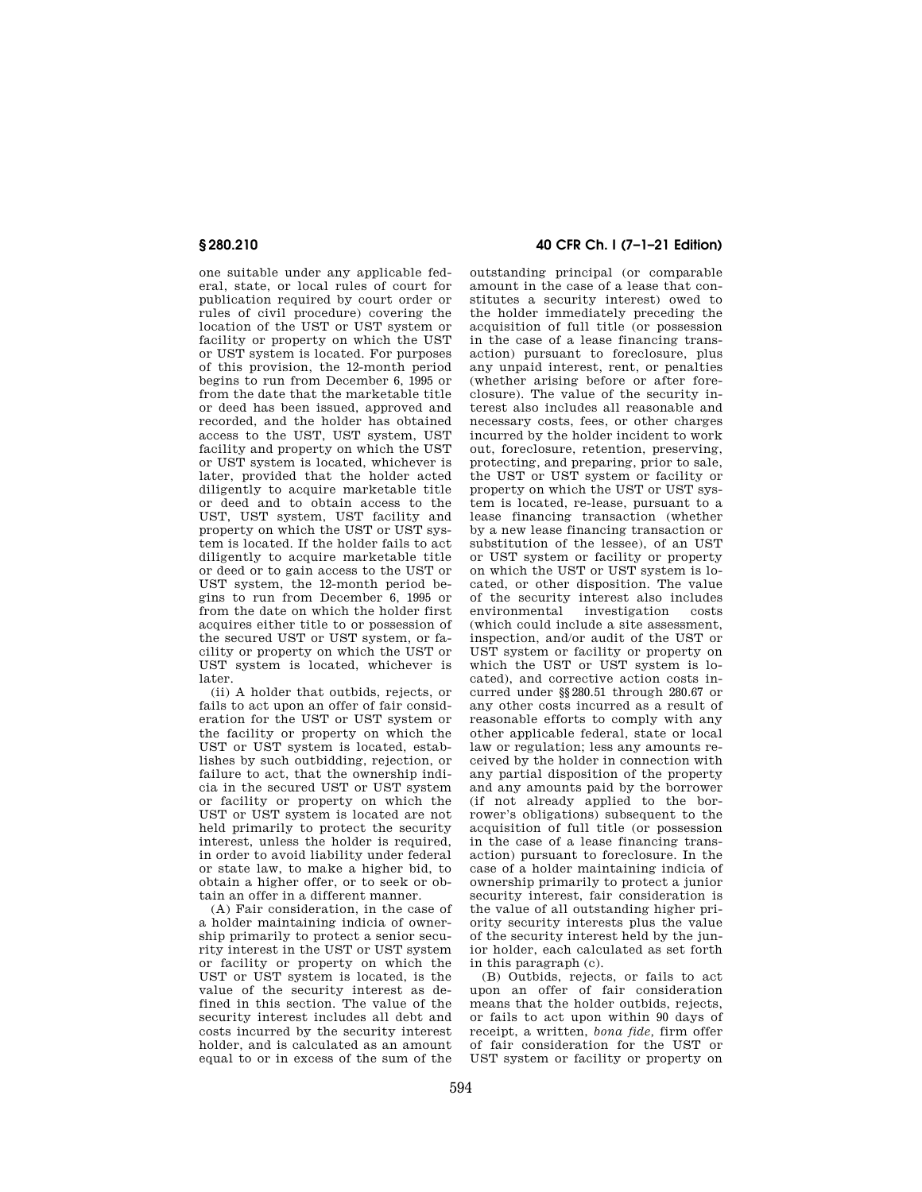one suitable under any applicable federal, state, or local rules of court for publication required by court order or rules of civil procedure) covering the location of the UST or UST system or facility or property on which the UST or UST system is located. For purposes of this provision, the 12-month period begins to run from December 6, 1995 or from the date that the marketable title or deed has been issued, approved and recorded, and the holder has obtained access to the UST, UST system, UST facility and property on which the UST or UST system is located, whichever is later, provided that the holder acted diligently to acquire marketable title or deed and to obtain access to the UST, UST system, UST facility and property on which the UST or UST system is located. If the holder fails to act diligently to acquire marketable title or deed or to gain access to the UST or UST system, the 12-month period begins to run from December 6, 1995 or from the date on which the holder first acquires either title to or possession of the secured UST or UST system, or facility or property on which the UST or UST system is located, whichever is later.

(ii) A holder that outbids, rejects, or fails to act upon an offer of fair consideration for the UST or UST system or the facility or property on which the UST or UST system is located, establishes by such outbidding, rejection, or failure to act, that the ownership indicia in the secured UST or UST system or facility or property on which the UST or UST system is located are not held primarily to protect the security interest, unless the holder is required, in order to avoid liability under federal or state law, to make a higher bid, to obtain a higher offer, or to seek or obtain an offer in a different manner.

(A) Fair consideration, in the case of a holder maintaining indicia of ownership primarily to protect a senior security interest in the UST or UST system or facility or property on which the UST or UST system is located, is the value of the security interest as defined in this section. The value of the security interest includes all debt and costs incurred by the security interest holder, and is calculated as an amount equal to or in excess of the sum of the outstanding principal (or comparable amount in the case of a lease that constitutes a security interest) owed to the holder immediately preceding the acquisition of full title (or possession in the case of a lease financing transaction) pursuant to foreclosure, plus any unpaid interest, rent, or penalties (whether arising before or after foreclosure). The value of the security interest also includes all reasonable and necessary costs, fees, or other charges incurred by the holder incident to work out, foreclosure, retention, preserving, protecting, and preparing, prior to sale, the UST or UST system or facility or property on which the UST or UST system is located, re-lease, pursuant to a lease financing transaction (whether by a new lease financing transaction or substitution of the lessee), of an UST or UST system or facility or property on which the UST or UST system is located, or other disposition. The value of the security interest also includes environmental investigation costs (which could include a site assessment, inspection, and/or audit of the UST or UST system or facility or property on which the UST or UST system is located), and corrective action costs incurred under §§280.51 through 280.67 or any other costs incurred as a result of reasonable efforts to comply with any other applicable federal, state or local law or regulation; less any amounts received by the holder in connection with any partial disposition of the property and any amounts paid by the borrower (if not already applied to the borrower's obligations) subsequent to the acquisition of full title (or possession in the case of a lease financing transaction) pursuant to foreclosure. In the case of a holder maintaining indicia of ownership primarily to protect a junior security interest, fair consideration is the value of all outstanding higher priority security interests plus the value of the security interest held by the junior holder, each calculated as set forth in this paragraph (c).

(B) Outbids, rejects, or fails to act upon an offer of fair consideration means that the holder outbids, rejects, or fails to act upon within 90 days of receipt, a written, *bona fide*, firm offer of fair consideration for the UST or UST system or facility or property on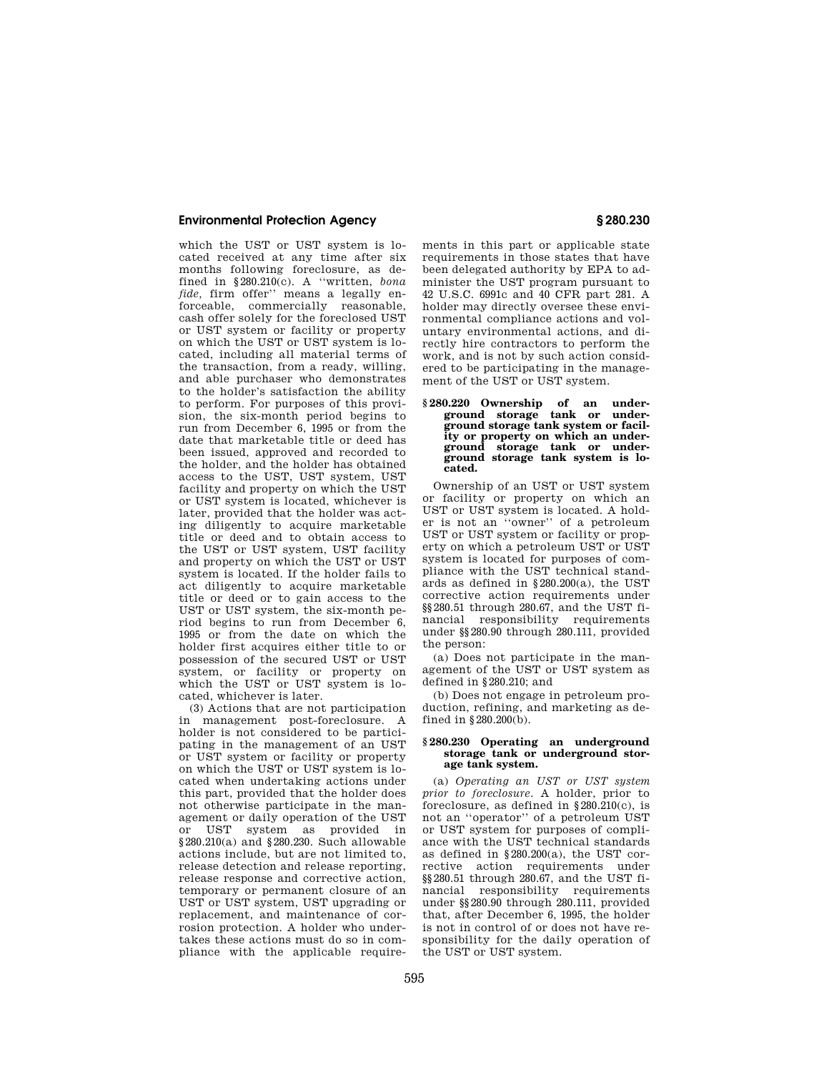which the UST or UST system is located received at any time after six months following foreclosure, as defined in §280.210(c). A ''written, *bona fide*, firm offer'' means a legally enforceable, commercially reasonable, cash offer solely for the foreclosed UST or UST system or facility or property on which the UST or UST system is located, including all material terms of the transaction, from a ready, willing, and able purchaser who demonstrates to the holder's satisfaction the ability to perform. For purposes of this provision, the six-month period begins to run from December 6, 1995 or from the date that marketable title or deed has been issued, approved and recorded to the holder, and the holder has obtained access to the UST, UST system, UST facility and property on which the UST or UST system is located, whichever is later, provided that the holder was acting diligently to acquire marketable title or deed and to obtain access to the UST or UST system, UST facility and property on which the UST or UST system is located. If the holder fails to act diligently to acquire marketable title or deed or to gain access to the UST or UST system, the six-month period begins to run from December 6, 1995 or from the date on which the holder first acquires either title to or possession of the secured UST or UST system, or facility or property on which the UST or UST system is located, whichever is later.

(3) Actions that are not participation in management post-foreclosure. A holder is not considered to be participating in the management of an UST or UST system or facility or property on which the UST or UST system is located when undertaking actions under this part, provided that the holder does not otherwise participate in the management or daily operation of the UST or UST system as provided in §280.210(a) and §280.230. Such allowable actions include, but are not limited to, release detection and release reporting, release response and corrective action, temporary or permanent closure of an UST or UST system, UST upgrading or replacement, and maintenance of corrosion protection. A holder who undertakes these actions must do so in compliance with the applicable requirements in this part or applicable state requirements in those states that have been delegated authority by EPA to administer the UST program pursuant to 42 U.S.C. 6991c and 40 CFR part 281. A holder may directly oversee these environmental compliance actions and voluntary environmental actions, and directly hire contractors to perform the work, and is not by such action considered to be participating in the management of the UST or UST system.

### §280.220 Ownership of an underground storage tank or underground storage tank system or facility or property on which an underground storage tank or underground storage tank system is located.

Ownership of an UST or UST system or facility or property on which an UST or UST system is located. A holder is not an ''owner'' of a petroleum UST or UST system or facility or property on which a petroleum UST or UST system is located for purposes of compliance with the UST technical standards as defined in §280.200(a), the UST corrective action requirements under §§280.51 through 280.67, and the UST financial responsibility requirements under §§280.90 through 280.111, provided the person:

(a) Does not participate in the management of the UST or UST system as defined in §280.210; and

(b) Does not engage in petroleum production, refining, and marketing as defined in §280.200(b).

### §280.230 Operating an underground storage tank or underground storage tank system.

(a) *Operating an UST or UST system prior to foreclosure*. A holder, prior to foreclosure, as defined in §280.210(c), is not an ''operator'' of a petroleum UST or UST system for purposes of compliance with the UST technical standards as defined in §280.200(a), the UST corrective action requirements under §§280.51 through 280.67, and the UST financial responsibility requirements under §§280.90 through 280.111, provided that, after December 6, 1995, the holder is not in control of or does not have responsibility for the daily operation of the UST or UST system.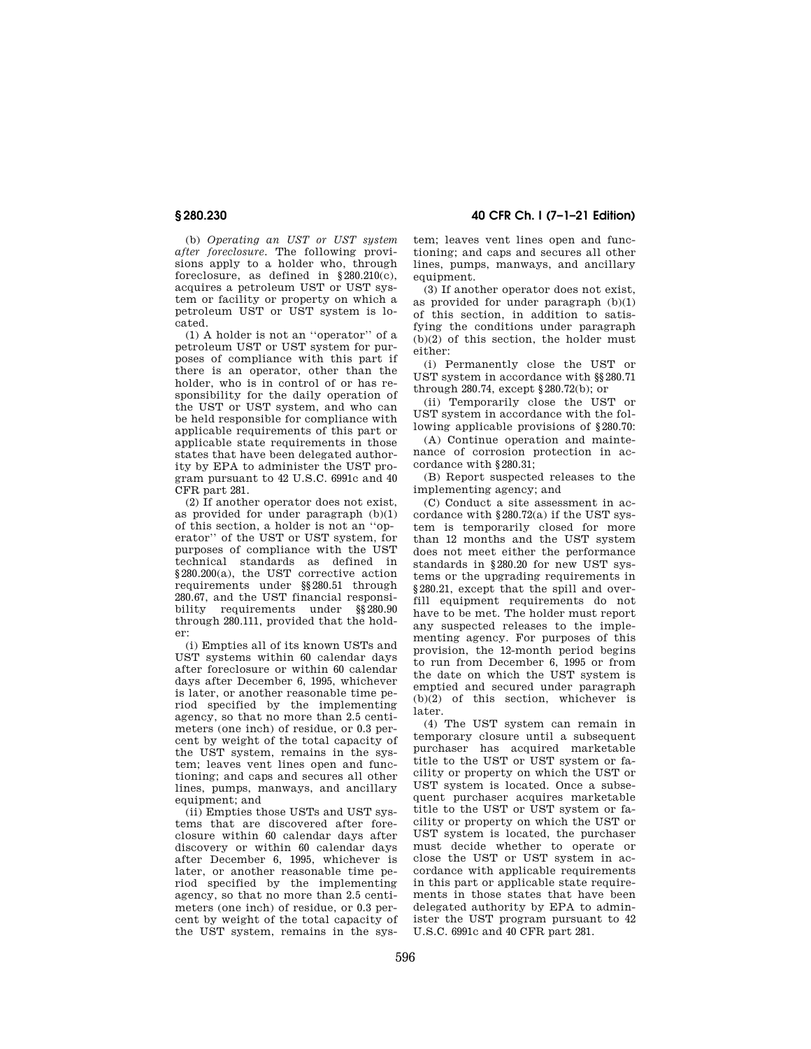(b) *Operating an UST or UST system after foreclosure.* The following provisions apply to a holder who, through foreclosure, as defined in §280.210(c), acquires a petroleum UST or UST system or facility or property on which a petroleum UST or UST system is located.

(1) A holder is not an ''operator'' of a petroleum UST or UST system for purposes of compliance with this part if there is an operator, other than the holder, who is in control of or has responsibility for the daily operation of the UST or UST system, and who can be held responsible for compliance with applicable requirements of this part or applicable state requirements in those states that have been delegated authority by EPA to administer the UST program pursuant to 42 U.S.C. 6991c and 40 CFR part 281.

(2) If another operator does not exist, as provided for under paragraph (b)(1) of this section, a holder is not an ''operator'' of the UST or UST system, for purposes of compliance with the UST technical standards as defined in §280.200(a), the UST corrective action requirements under §§280.51 through 280.67, and the UST financial responsibility requirements under §§280.90 through 280.111, provided that the holder:

(i) Empties all of its known USTs and UST systems within 60 calendar days after foreclosure or within 60 calendar days after December 6, 1995, whichever is later, or another reasonable time period specified by the implementing agency, so that no more than 2.5 centimeters (one inch) of residue, or 0.3 percent by weight of the total capacity of the UST system, remains in the system; leaves vent lines open and functioning; and caps and secures all other lines, pumps, manways, and ancillary equipment; and

(ii) Empties those USTs and UST systems that are discovered after foreclosure within 60 calendar days after discovery or within 60 calendar days after December 6, 1995, whichever is later, or another reasonable time period specified by the implementing agency, so that no more than 2.5 centimeters (one inch) of residue, or 0.3 percent by weight of the total capacity of the UST system, remains in the system; leaves vent lines open and functioning; and caps and secures all other lines, pumps, manways, and ancillary equipment.

(3) If another operator does not exist, as provided for under paragraph (b)(1) of this section, in addition to satisfying the conditions under paragraph (b)(2) of this section, the holder must either:

(i) Permanently close the UST or UST system in accordance with §§280.71 through 280.74, except §280.72(b); or

(ii) Temporarily close the UST or UST system in accordance with the following applicable provisions of §280.70:

(A) Continue operation and maintenance of corrosion protection in accordance with §280.31;

(B) Report suspected releases to the implementing agency; and

(C) Conduct a site assessment in accordance with §280.72(a) if the UST system is temporarily closed for more than 12 months and the UST system does not meet either the performance standards in §280.20 for new UST systems or the upgrading requirements in §280.21, except that the spill and overfill equipment requirements do not have to be met. The holder must report any suspected releases to the implementing agency. For purposes of this provision, the 12-month period begins to run from December 6, 1995 or from the date on which the UST system is emptied and secured under paragraph (b)(2) of this section, whichever is later.

(4) The UST system can remain in temporary closure until a subsequent purchaser has acquired marketable title to the UST or UST system or facility or property on which the UST or UST system is located. Once a subsequent purchaser acquires marketable title to the UST or UST system or facility or property on which the UST or UST system is located, the purchaser must decide whether to operate or close the UST or UST system in accordance with applicable requirements in this part or applicable state requirements in those states that have been delegated authority by EPA to administer the UST program pursuant to 42 U.S.C. 6991c and 40 CFR part 281.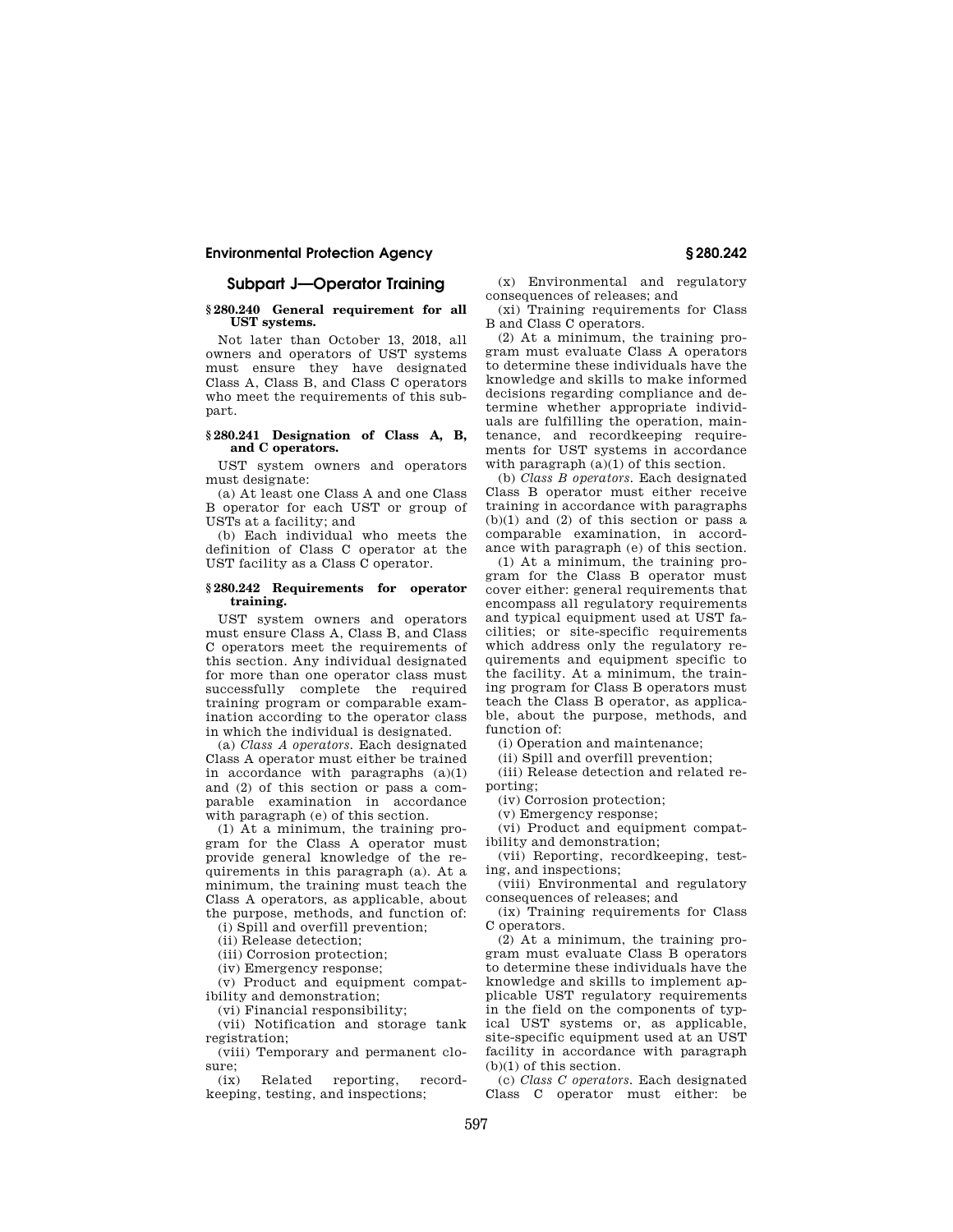## Subpart J—Operator Training

### § 280.240 General requirement for all UST systems.

Not later than October 13, 2018, all owners and operators of UST systems must ensure they have designated Class A, Class B, and Class C operators who meet the requirements of this subpart.

### § 280.241 Designation of Class A, B, and C operators.

UST system owners and operators must designate:

(a) At least one Class A and one Class B operator for each UST or group of USTs at a facility; and

(b) Each individual who meets the definition of Class C operator at the UST facility as a Class C operator.

### § 280.242 Requirements for operator training.

UST system owners and operators must ensure Class A, Class B, and Class C operators meet the requirements of this section. Any individual designated for more than one operator class must successfully complete the required training program or comparable examination according to the operator class in which the individual is designated.

(a) *Class A operators.* Each designated Class A operator must either be trained in accordance with paragraphs (a)(1) and (2) of this section or pass a comparable examination in accordance with paragraph (e) of this section.

(1) At a minimum, the training program for the Class A operator must provide general knowledge of the requirements in this paragraph (a). At a minimum, the training must teach the Class A operators, as applicable, about the purpose, methods, and function of:

(i) Spill and overfill prevention;

(ii) Release detection;

(iii) Corrosion protection;

(iv) Emergency response;

(v) Product and equipment compatibility and demonstration;

(vi) Financial responsibility;

(vii) Notification and storage tank registration;

(viii) Temporary and permanent closure;

(ix) Related reporting, recordkeeping, testing, and inspections;

(x) Environmental and regulatory consequences of releases; and

(xi) Training requirements for Class B and Class C operators.

(2) At a minimum, the training program must evaluate Class A operators to determine these individuals have the knowledge and skills to make informed decisions regarding compliance and determine whether appropriate individuals are fulfilling the operation, maintenance, and recordkeeping requirements for UST systems in accordance with paragraph (a)(1) of this section.

(b) *Class B operators.* Each designated Class B operator must either receive training in accordance with paragraphs (b)(1) and (2) of this section or pass a comparable examination, in accordance with paragraph (e) of this section.

(1) At a minimum, the training program for the Class B operator must cover either: general requirements that encompass all regulatory requirements and typical equipment used at UST facilities; or site-specific requirements which address only the regulatory requirements and equipment specific to the facility. At a minimum, the training program for Class B operators must teach the Class B operator, as applicable, about the purpose, methods, and function of:

(i) Operation and maintenance;

(ii) Spill and overfill prevention;

(iii) Release detection and related reporting;

(iv) Corrosion protection;

(v) Emergency response;

(vi) Product and equipment compatibility and demonstration;

(vii) Reporting, recordkeeping, testing, and inspections;

(viii) Environmental and regulatory consequences of releases; and

(ix) Training requirements for Class C operators.

(2) At a minimum, the training program must evaluate Class B operators to determine these individuals have the knowledge and skills to implement applicable UST regulatory requirements in the field on the components of typical UST systems or, as applicable, site-specific equipment used at an UST facility in accordance with paragraph (b)(1) of this section.

(c) *Class C operators.* Each designated Class C operator must either: be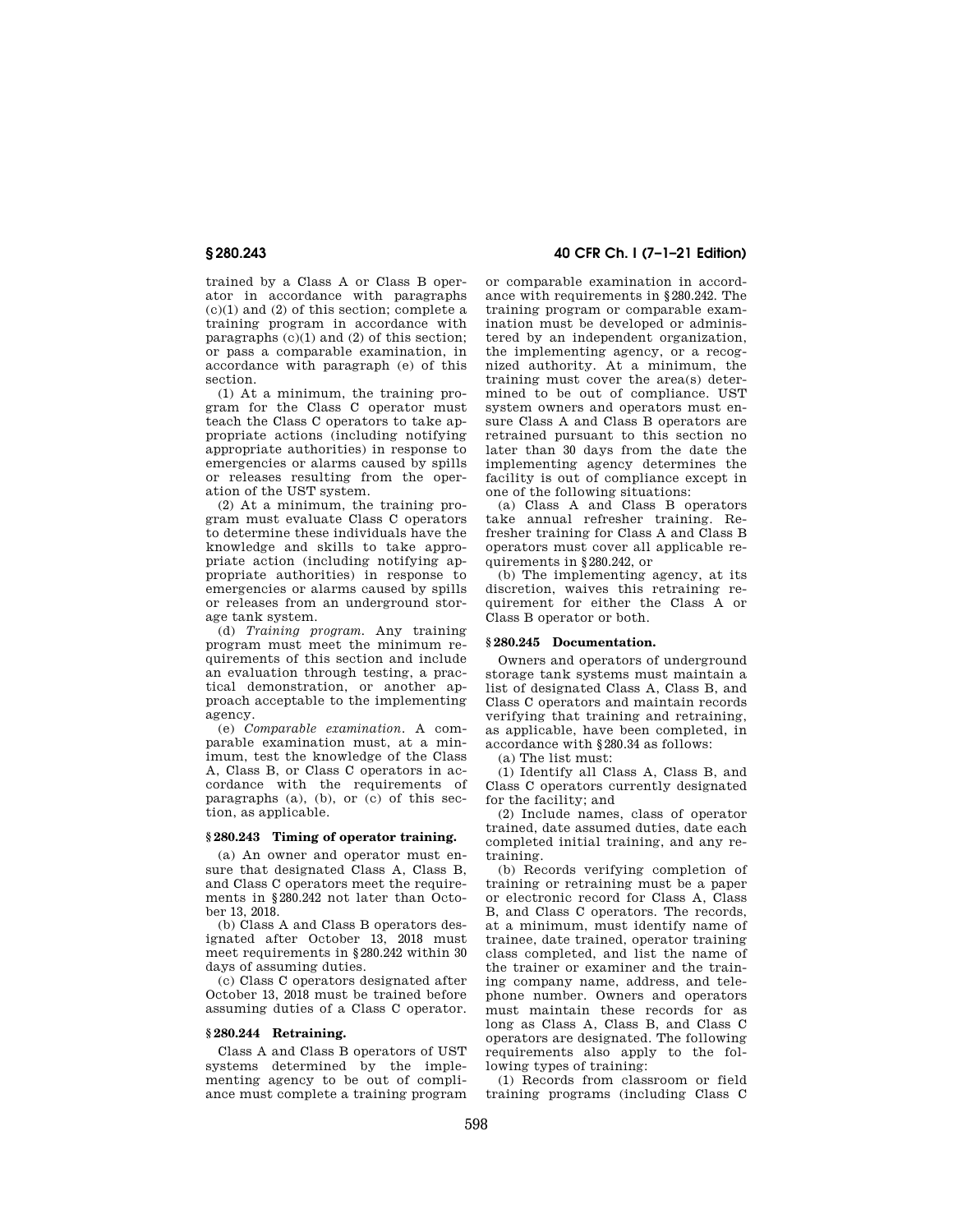trained by a Class A or Class B operator in accordance with paragraphs (c)(1) and (2) of this section; complete a training program in accordance with paragraphs (c)(1) and (2) of this section; or pass a comparable examination, in accordance with paragraph (e) of this section.

(1) At a minimum, the training program for the Class C operator must teach the Class C operators to take appropriate actions (including notifying appropriate authorities) in response to emergencies or alarms caused by spills or releases resulting from the operation of the UST system.

(2) At a minimum, the training program must evaluate Class C operators to determine these individuals have the knowledge and skills to take appropriate action (including notifying appropriate authorities) in response to emergencies or alarms caused by spills or releases from an underground storage tank system.

(d) *Training program.* Any training program must meet the minimum requirements of this section and include an evaluation through testing, a practical demonstration, or another approach acceptable to the implementing agency.

(e) *Comparable examination.* A comparable examination must, at a minimum, test the knowledge of the Class A, Class B, or Class C operators in accordance with the requirements of paragraphs (a), (b), or (c) of this section, as applicable.

### § 280.243 Timing of operator training.

(a) An owner and operator must ensure that designated Class A, Class B, and Class C operators meet the requirements in § 280.242 not later than October 13, 2018.

(b) Class A and Class B operators designated after October 13, 2018 must meet requirements in § 280.242 within 30 days of assuming duties.

(c) Class C operators designated after October 13, 2018 must be trained before assuming duties of a Class C operator.

### § 280.244 Retraining.

Class A and Class B operators of UST systems determined by the implementing agency to be out of compliance must complete a training program or comparable examination in accordance with requirements in § 280.242. The training program or comparable examination must be developed or administered by an independent organization, the implementing agency, or a recognized authority. At a minimum, the training must cover the area(s) determined to be out of compliance. UST system owners and operators must ensure Class A and Class B operators are retrained pursuant to this section no later than 30 days from the date the implementing agency determines the facility is out of compliance except in one of the following situations:

(a) Class A and Class B operators take annual refresher training. Refresher training for Class A and Class B operators must cover all applicable requirements in § 280.242, or

(b) The implementing agency, at its discretion, waives this retraining requirement for either the Class A or Class B operator or both.

### § 280.245 Documentation.

Owners and operators of underground storage tank systems must maintain a list of designated Class A, Class B, and Class C operators and maintain records verifying that training and retraining, as applicable, have been completed, in accordance with § 280.34 as follows:

(a) The list must:

(1) Identify all Class A, Class B, and Class C operators currently designated for the facility; and

(2) Include names, class of operator trained, date assumed duties, date each completed initial training, and any retraining.

(b) Records verifying completion of training or retraining must be a paper or electronic record for Class A, Class B, and Class C operators. The records, at a minimum, must identify name of trainee, date trained, operator training class completed, and list the name of the trainer or examiner and the training company name, address, and telephone number. Owners and operators must maintain these records for as long as Class A, Class B, and Class C operators are designated. The following requirements also apply to the following types of training:

(1) Records from classroom or field training programs (including Class C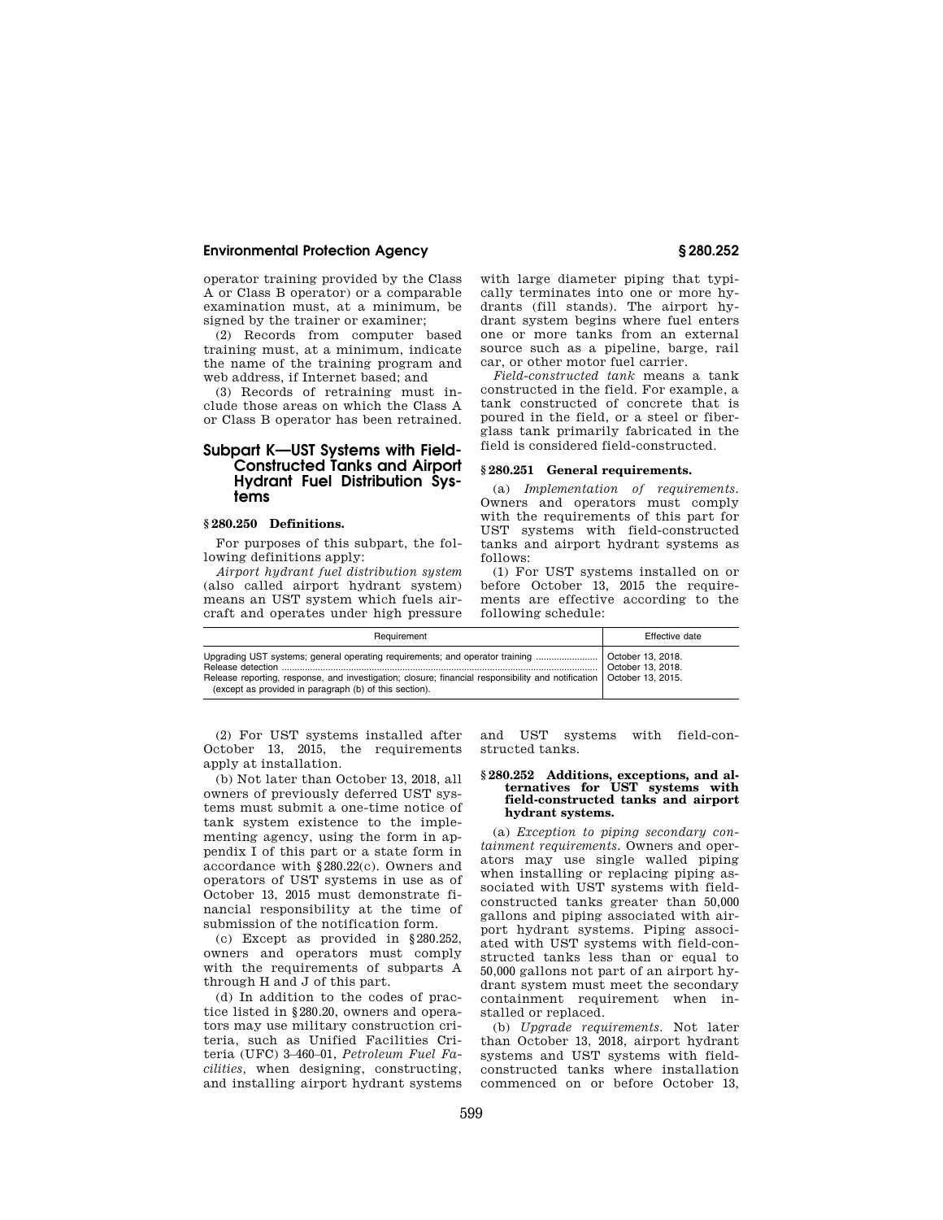operator training provided by the Class A or Class B operator) or a comparable examination must, at a minimum, be signed by the trainer or examiner;

(2) Records from computer based training must, at a minimum, indicate the name of the training program and web address, if Internet based; and

(3) Records of retraining must include those areas on which the Class A or Class B operator has been retrained.

## Subpart K—UST Systems with Field-Constructed Tanks and Airport Hydrant Fuel Distribution Systems

### § 280.250 Definitions.

For purposes of this subpart, the following definitions apply:

*Airport hydrant fuel distribution system* (also called airport hydrant system) means an UST system which fuels aircraft and operates under high pressure with large diameter piping that typically terminates into one or more hydrants (fill stands). The airport hydrant system begins where fuel enters one or more tanks from an external source such as a pipeline, barge, rail car, or other motor fuel carrier.

*Field-constructed tank* means a tank constructed in the field. For example, a tank constructed of concrete that is poured in the field, or a steel or fiberglass tank primarily fabricated in the field is considered field-constructed.

### § 280.251 General requirements.

(a) *Implementation of requirements.* Owners and operators must comply with the requirements of this part for UST systems with field-constructed tanks and airport hydrant systems as follows:

(1) For UST systems installed on or before October 13, 2015 the requirements are effective according to the following schedule:

| Requirement | Effective date |
|---|---|
| Upgrading UST systems; general operating requirements; and operator training | October 13, 2018. |
| Release detection | October 13, 2018. |
| Release reporting, response, and investigation; closure; financial responsibility and notification (except as provided in paragraph (b) of this section). | October 13, 2015. |

(2) For UST systems installed after October 13, 2015, the requirements apply at installation.

(b) Not later than October 13, 2018, all owners of previously deferred UST systems must submit a one-time notice of tank system existence to the implementing agency, using the form in appendix I of this part or a state form in accordance with §280.22(c). Owners and operators of UST systems in use as of October 13, 2015 must demonstrate financial responsibility at the time of submission of the notification form.

(c) Except as provided in §280.252, owners and operators must comply with the requirements of subparts A through H and J of this part.

(d) In addition to the codes of practice listed in §280.20, owners and operators may use military construction criteria, such as Unified Facilities Criteria (UFC) 3–460–01, *Petroleum Fuel Facilities*, when designing, constructing, and installing airport hydrant systems and UST systems with field-constructed tanks.

### § 280.252 Additions, exceptions, and alternatives for UST systems with field-constructed tanks and airport hydrant systems.

(a) *Exception to piping secondary containment requirements.* Owners and operators may use single walled piping when installing or replacing piping associated with UST systems with field-constructed tanks greater than 50,000 gallons and piping associated with airport hydrant systems. Piping associated with UST systems with field-constructed tanks less than or equal to 50,000 gallons not part of an airport hydrant system must meet the secondary containment requirement when installed or replaced.

(b) *Upgrade requirements.* Not later than October 13, 2018, airport hydrant systems and UST systems with field-constructed tanks where installation commenced on or before October 13,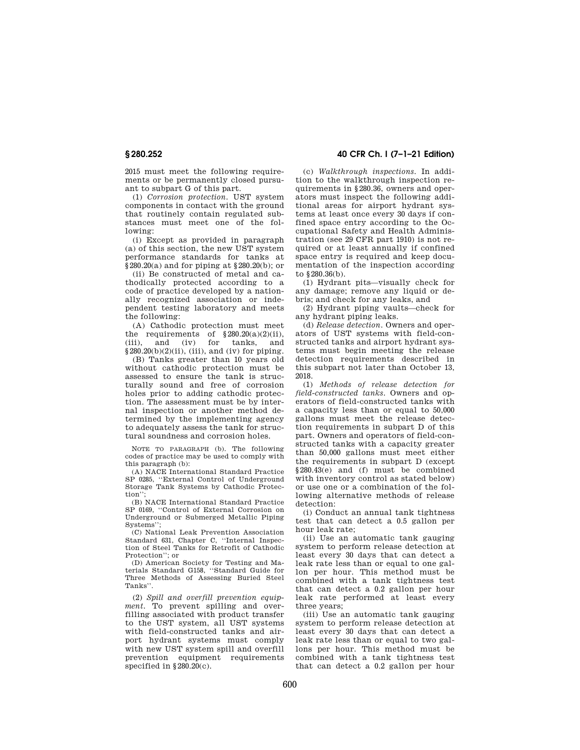2015 must meet the following requirements or be permanently closed pursuant to subpart G of this part.

(1) *Corrosion protection.* UST system components in contact with the ground that routinely contain regulated substances must meet one of the following:

(i) Except as provided in paragraph (a) of this section, the new UST system performance standards for tanks at §280.20(a) and for piping at §280.20(b); or

(ii) Be constructed of metal and cathodically protected according to a code of practice developed by a nationally recognized association or independent testing laboratory and meets the following:

(A) Cathodic protection must meet the requirements of §280.20(a)(2)(ii), (iii), and (iv) for tanks, and §280.20(b)(2)(ii), (iii), and (iv) for piping.

(B) Tanks greater than 10 years old without cathodic protection must be assessed to ensure the tank is structurally sound and free of corrosion holes prior to adding cathodic protection. The assessment must be by internal inspection or another method determined by the implementing agency to adequately assess the tank for structural soundness and corrosion holes.

NOTE TO PARAGRAPH (b). The following codes of practice may be used to comply with this paragraph (b):

(A) NACE International Standard Practice SP 0285, "External Control of Underground Storage Tank Systems by Cathodic Protection";

(B) NACE International Standard Practice SP 0169, "Control of External Corrosion on Underground or Submerged Metallic Piping Systems";

(C) National Leak Prevention Association Standard 631, Chapter C, "Internal Inspection of Steel Tanks for Retrofit of Cathodic Protection"; or

(D) American Society for Testing and Materials Standard G158, "Standard Guide for Three Methods of Assessing Buried Steel Tanks".

(2) *Spill and overfill prevention equipment.* To prevent spilling and overfilling associated with product transfer to the UST system, all UST systems with field-constructed tanks and airport hydrant systems must comply with new UST system spill and overfill prevention equipment requirements specified in §280.20(c).

(c) *Walkthrough inspections.* In addition to the walkthrough inspection requirements in §280.36, owners and operators must inspect the following additional areas for airport hydrant systems at least once every 30 days if confined space entry according to the Occupational Safety and Health Administration (see 29 CFR part 1910) is not required or at least annually if confined space entry is required and keep documentation of the inspection according to §280.36(b).

(1) Hydrant pits—visually check for any damage; remove any liquid or debris; and check for any leaks, and

(2) Hydrant piping vaults—check for any hydrant piping leaks.

(d) *Release detection.* Owners and operators of UST systems with field-constructed tanks and airport hydrant systems must begin meeting the release detection requirements described in this subpart not later than October 13, 2018.

(1) *Methods of release detection for field-constructed tanks.* Owners and operators of field-constructed tanks with a capacity less than or equal to 50,000 gallons must meet the release detection requirements in subpart D of this part. Owners and operators of field-constructed tanks with a capacity greater than 50,000 gallons must meet either the requirements in subpart D (except §280.43(e) and (f) must be combined with inventory control as stated below) or use one or a combination of the following alternative methods of release detection:

(i) Conduct an annual tank tightness test that can detect a 0.5 gallon per hour leak rate;

(ii) Use an automatic tank gauging system to perform release detection at least every 30 days that can detect a leak rate less than or equal to one gallon per hour. This method must be combined with a tank tightness test that can detect a 0.2 gallon per hour leak rate performed at least every three years;

(iii) Use an automatic tank gauging system to perform release detection at least every 30 days that can detect a leak rate less than or equal to two gallons per hour. This method must be combined with a tank tightness test that can detect a 0.2 gallon per hour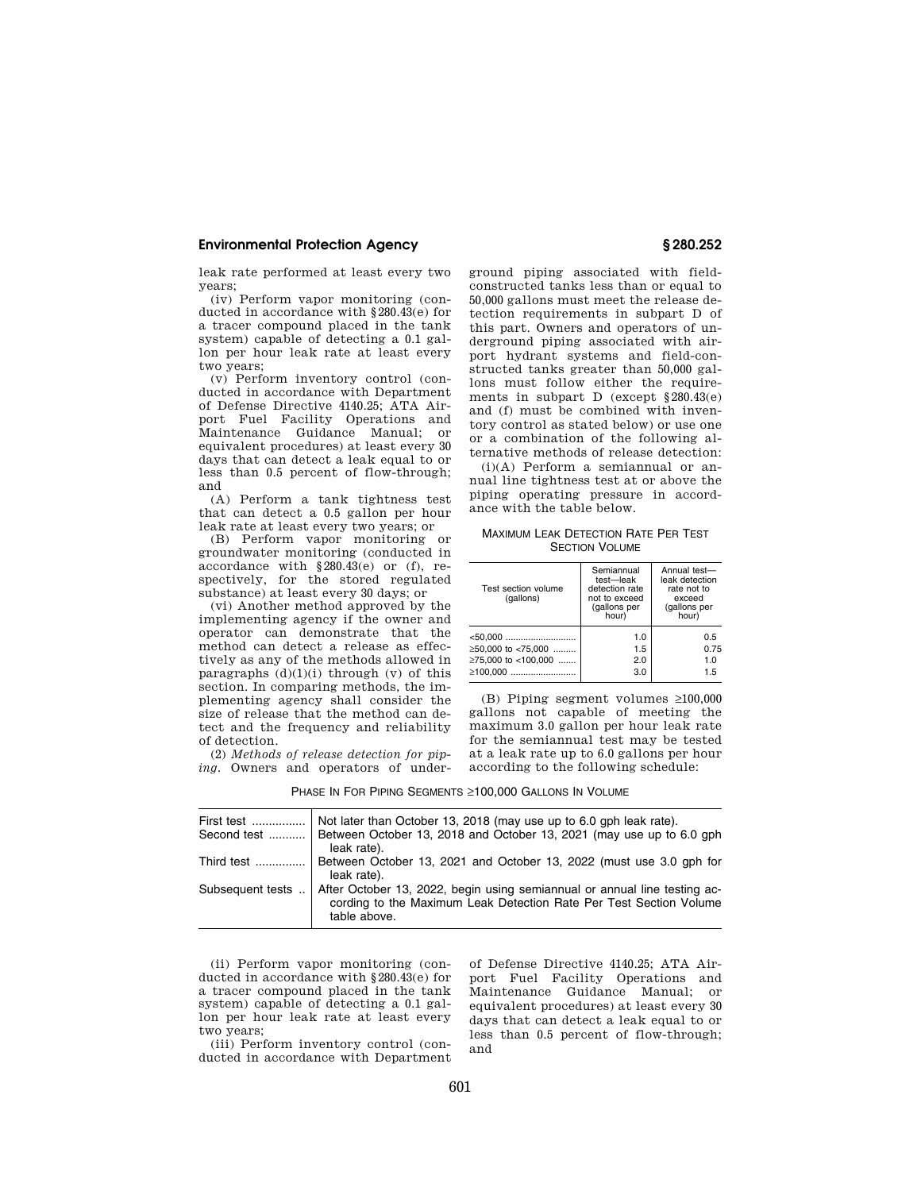leak rate performed at least every two years;

(iv) Perform vapor monitoring (conducted in accordance with §280.43(e) for a tracer compound placed in the tank system) capable of detecting a 0.1 gallon per hour leak rate at least every two years;

(v) Perform inventory control (conducted in accordance with Department of Defense Directive 4140.25; ATA Airport Fuel Facility Operations and Maintenance Guidance Manual; or equivalent procedures) at least every 30 days that can detect a leak equal to or less than 0.5 percent of flow-through; and

(A) Perform a tank tightness test that can detect a 0.5 gallon per hour leak rate at least every two years; or

(B) Perform vapor monitoring or groundwater monitoring (conducted in accordance with §280.43(e) or (f), respectively, for the stored regulated substance) at least every 30 days; or

(vi) Another method approved by the implementing agency if the owner and operator can demonstrate that the method can detect a release as effectively as any of the methods allowed in paragraphs (d)(1)(i) through (v) of this section. In comparing methods, the implementing agency shall consider the size of release that the method can detect and the frequency and reliability of detection.

(2) *Methods of release detection for piping*. Owners and operators of underground piping associated with field-constructed tanks less than or equal to 50,000 gallons must meet the release detection requirements in subpart D of this part. Owners and operators of underground piping associated with airport hydrant systems and field-constructed tanks greater than 50,000 gallons must follow either the requirements in subpart D (except §280.43(e) and (f) must be combined with inventory control as stated below) or use one or a combination of the following alternative methods of release detection:

(i)(A) Perform a semiannual or annual line tightness test at or above the piping operating pressure in accordance with the table below.

MAXIMUM LEAK DETECTION RATE PER TEST SECTION VOLUME

| Test section volume (gallons) | Semiannual test—leak detection rate not to exceed (gallons per hour) | Annual test—leak detection rate not to exceed (gallons per hour) |
|---|---|---|
| <50,000 | 1.0 | 0.5 |
| ≥50,000 to <75,000 | 1.5 | 0.75 |
| ≥75,000 to <100,000 | 2.0 | 1.0 |
| ≥100,000 | 3.0 | 1.5 |

(B) Piping segment volumes ≥100,000 gallons not capable of meeting the maximum 3.0 gallon per hour leak rate for the semiannual test may be tested at a leak rate up to 6.0 gallons per hour according to the following schedule:

PHASE IN FOR PIPING SEGMENTS ≥100,000 GALLONS IN VOLUME

| | |
|---|---|
| First test | Not later than October 13, 2018 (may use up to 6.0 gph leak rate). |
| Second test | Between October 13, 2018 and October 13, 2021 (may use up to 6.0 gph leak rate). |
| Third test | Between October 13, 2021 and October 13, 2022 (must use 3.0 gph for leak rate). |
| Subsequent tests | After October 13, 2022, begin using semiannual or annual line testing according to the Maximum Leak Detection Rate Per Test Section Volume table above. |

(ii) Perform vapor monitoring (conducted in accordance with §280.43(e) for a tracer compound placed in the tank system) capable of detecting a 0.1 gallon per hour leak rate at least every two years;

(iii) Perform inventory control (conducted in accordance with Department of Defense Directive 4140.25; ATA Airport Fuel Facility Operations and Maintenance Guidance Manual; or equivalent procedures) at least every 30 days that can detect a leak equal to or less than 0.5 percent of flow-through; and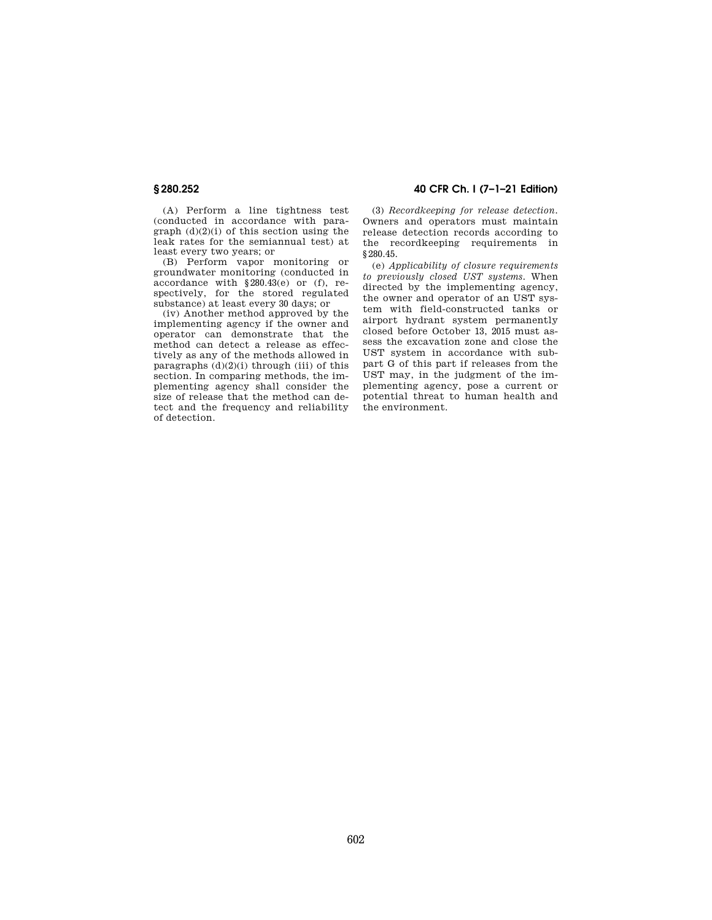(A) Perform a line tightness test (conducted in accordance with paragraph (d)(2)(i) of this section using the leak rates for the semiannual test) at least every two years; or

(B) Perform vapor monitoring or groundwater monitoring (conducted in accordance with §280.43(e) or (f), respectively, for the stored regulated substance) at least every 30 days; or

(iv) Another method approved by the implementing agency if the owner and operator can demonstrate that the method can detect a release as effectively as any of the methods allowed in paragraphs (d)(2)(i) through (iii) of this section. In comparing methods, the implementing agency shall consider the size of release that the method can detect and the frequency and reliability of detection.

(3) *Recordkeeping for release detection.* Owners and operators must maintain release detection records according to the recordkeeping requirements in §280.45.

(e) *Applicability of closure requirements to previously closed UST systems.* When directed by the implementing agency, the owner and operator of an UST system with field-constructed tanks or airport hydrant system permanently closed before October 13, 2015 must assess the excavation zone and close the UST system in accordance with subpart G of this part if releases from the UST may, in the judgment of the implementing agency, pose a current or potential threat to human health and the environment.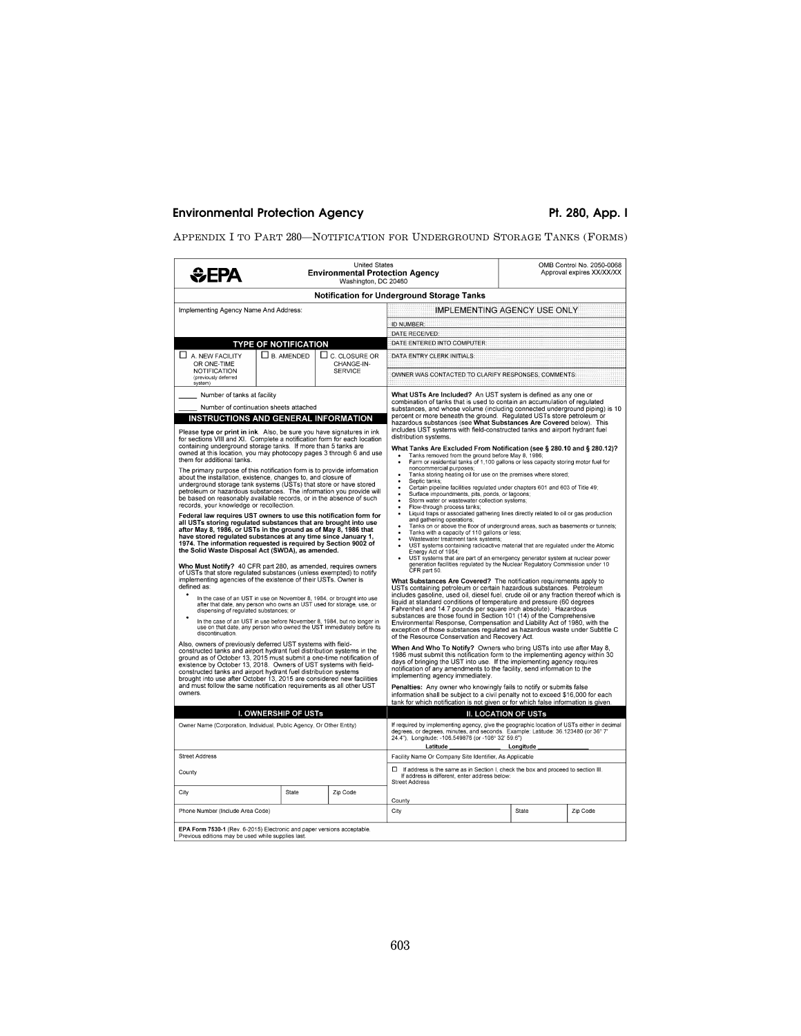## APPENDIX I TO PART 280—NOTIFICATION FOR UNDERGROUND STORAGE TANKS (FORMS)

**EPA** | United States **Environmental Protection Agency** Washington, DC 20460 | OMB Control No. 2050-0068 Approval expires XX/XX/XX

### Notification for Underground Storage Tanks

Implementing Agency Name And Address:

| IMPLEMENTING AGENCY USE ONLY |
|---|
| ID NUMBER: |
| DATE RECEIVED: |
| DATE ENTERED INTO COMPUTER: |
| DATA ENTRY CLERK INITIALS: |
| OWNER WAS CONTACTED TO CLARIFY RESPONSES, COMMENTS: |

**TYPE OF NOTIFICATION**

| ☐ A. NEW FACILITY OR ONE-TIME NOTIFICATION (previously deferred system) | ☐ B. AMENDED | ☐ C. CLOSURE OR CHANGE-IN-SERVICE |
|---|---|---|

_____ Number of tanks at facility

_____ Number of continuation sheets attached

**INSTRUCTIONS AND GENERAL INFORMATION**

Please **type or print in ink**. Also, be sure you have signatures in ink for sections VIII and XI. Complete a notification form for each location containing underground storage tanks. If more than 5 tanks are owned at this location, you may photocopy pages 3 through 6 and use them for additional tanks.

The primary purpose of this notification form is to provide information about the installation, existence, changes to, and closure of underground storage tank systems (USTs) that store or have stored petroleum or hazardous substances. The information you provide will be based on reasonably available records, or in the absence of such records, your knowledge or recollection.

**Federal law requires UST owners to use this notification form for all USTs storing regulated substances that are brought into use after May 8, 1986, or USTs in the ground as of May 8, 1986 that have stored regulated substances at any time since January 1, 1974. The information requested is required by Section 9002 of the Solid Waste Disposal Act (SWDA), as amended.**

**Who Must Notify?** 40 CFR part 280, as amended, requires owners of USTs that store regulated substances (unless exempted) to notify implementing agencies of the existence of their USTs. Owner is defined as:

- In the case of an UST in use on November 8, 1984, or brought into use after that date, any person who owns an UST used for storage, use, or dispensing of regulated substances; or
- In the case of an UST in use before November 8, 1984, but no longer in use on that date, any person who owned the UST immediately before its discontinuation.

Also, owners of previously deferred UST systems with field-constructed tanks and airport hydrant fuel distribution systems in the ground as of October 13, 2015 must submit a one-time notification of existence by October 13, 2018. Owners of UST systems with field-constructed tanks and airport hydrant fuel distribution systems brought into use after October 13, 2015 are considered new facilities and must follow the same notification requirements as all other UST owners.

**What USTs Are Included?** An UST system is defined as any one or combination of tanks that is used to contain an accumulation of regulated substances, and whose volume (including connected underground piping) is 10 percent or more beneath the ground. Regulated USTs store petroleum or hazardous substances (see **What Substances Are Covered** below). This includes UST systems with field-constructed tanks and airport hydrant fuel distribution systems.

**What Tanks Are Excluded From Notification (see § 280.10 and § 280.12)?**

- Tanks removed from the ground before May 8, 1986;
- Farm or residential tanks of 1,100 gallons or less capacity storing motor fuel for noncommercial purposes;
- Tanks storing heating oil for use on the premises where stored;
- Septic tanks;
- Certain pipeline facilities regulated under chapters 601 and 603 of Title 49;
- Surface impoundments, pits, ponds, or lagoons;
- Storm water or wastewater collection systems;
- Flow-through process tanks;
- Liquid traps or associated gathering lines directly related to oil or gas production and gathering operations;
- Tanks on or above the floor of underground areas, such as basements or tunnels;
- Tanks with a capacity of 110 gallons or less;
- Wastewater treatment tank systems;
- UST systems containing radioactive material that are regulated under the Atomic Energy Act of 1954;
- UST systems that are part of an emergency generator system at nuclear power generation facilities regulated by the Nuclear Regulatory Commission under 10 CFR part 50.

**What Substances Are Covered?** The notification requirements apply to USTs containing petroleum or certain hazardous substances. Petroleum includes gasoline, used oil, diesel fuel, crude oil or any fraction thereof which is liquid at standard conditions of temperature and pressure (60 degrees Fahrenheit and 14.7 pounds per square inch absolute). Hazardous substances are those found in Section 101 (14) of the Comprehensive Environmental Response, Compensation and Liability Act of 1980, with the exception of those substances regulated as hazardous waste under Subtitle C of the Resource Conservation and Recovery Act.

**When And Who To Notify?** Owners who bring USTs into use after May 8, 1986 must submit this notification form to the implementing agency within 30 days of bringing the UST into use. If the implementing agency requires notification of any amendments to the facility, send information to the implementing agency immediately.

**Penalties:** Any owner who knowingly fails to notify or submits false information shall be subject to a civil penalty not to exceed $16,000 for each tank for which notification is not given or for which false information is given.

**I. OWNERSHIP OF USTs**

| Owner Name (Corporation, Individual, Public Agency, Or Other Entity) | | |
|---|---|---|
| Street Address | | |
| County | | |
| City | State | Zip Code |
| Phone Number (Include Area Code) | | |

**II. LOCATION OF USTs**

If required by implementing agency, give the geographic location of USTs either in decimal degrees, or degrees, minutes, and seconds. Example: Latitude: 36.123480 (or 36° 7' 24.4"). Longitude: -106.549876 (or -106° 32' 59.6")

Latitude _______________ Longitude _______________

| Facility Name Or Company Site Identifier, As Applicable | | |
|---|---|---|
| ☐ If address is the same as in Section I, check the box and proceed to section III. If address is different, enter address below: Street Address | | |
| County | | |
| City | State | Zip Code |

**EPA Form 7530-1** (Rev. 6-2015) Electronic and paper versions acceptable. Previous editions may be used while supplies last.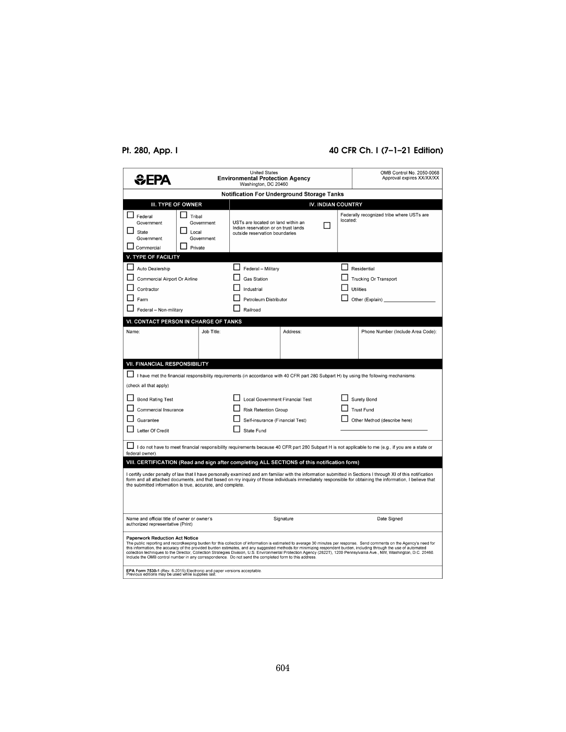United States
**Environmental Protection Agency**
Washington, DC 20460

OMB Control No. 2050-0068
Approval expires XX/XX/XX

## Notification For Underground Storage Tanks

### III. TYPE OF OWNER

- ☐ Federal Government
- ☐ Tribal Government
- ☐ State Government
- ☐ Local Government
- ☐ Commercial
- ☐ Private

### IV. INDIAN COUNTRY

USTs are located on land within an Indian reservation or on trust lands outside reservation boundaries ☐

Federally recognized tribe where USTs are located:

### V. TYPE OF FACILITY

- ☐ Auto Dealership
- ☐ Commercial Airport Or Airline
- ☐ Contractor
- ☐ Farm
- ☐ Federal – Non-military
- ☐ Federal – Military
- ☐ Gas Station
- ☐ Industrial
- ☐ Petroleum Distributor
- ☐ Railroad
- ☐ Residential
- ☐ Trucking Or Transport
- ☐ Utilities
- ☐ Other (Explain) ____________________

### VI. CONTACT PERSON IN CHARGE OF TANKS

| Name: | Job Title: | Address: | Phone Number (Include Area Code): |
|---|---|---|---|
| | | | |

### VII. FINANCIAL RESPONSIBILITY

☐ I have met the financial responsibility requirements (in accordance with 40 CFR part 280 Subpart H) by using the following mechanisms:

(check all that apply)

- ☐ Bond Rating Test
- ☐ Commercial Insurance
- ☐ Guarantee
- ☐ Letter Of Credit
- ☐ Local Government Financial Test
- ☐ Risk Retention Group
- ☐ Self-insurance (Financial Test)
- ☐ State Fund
- ☐ Surety Bond
- ☐ Trust Fund
- ☐ Other Method (describe here) ____________________

☐ I do not have to meet financial responsibility requirements because 40 CFR part 280 Subpart H is not applicable to me (e.g., if you are a state or federal owner).

### VIII. CERTIFICATION (Read and sign after completing ALL SECTIONS of this notification form)

I certify under penalty of law that I have personally examined and am familiar with the information submitted in Sections I through XI of this notification form and all attached documents, and that based on my inquiry of those individuals immediately responsible for obtaining the information, I believe that the submitted information is true, accurate, and complete.

| Name and official title of owner or owner's authorized representative (Print) | Signature | Date Signed |
|---|---|---|
| | | |

**Paperwork Reduction Act Notice**
The public reporting and recordkeeping burden for this collection of information is estimated to average 30 minutes per response. Send comments on the Agency's need for this information, the accuracy of the provided burden estimates, and any suggested methods for minimizing respondent burden, including through the use of automated collection techniques to the Director, Collection Strategies Division, U.S. Environmental Protection Agency (2822T), 1200 Pennsylvania Ave., NW, Washington, D.C. 20460. Include the OMB control number in any correspondence. Do not send the completed form to this address.

**EPA Form 7530-1** (Rev. 6-2015) Electronic and paper versions acceptable.
Previous editions may be used while supplies last.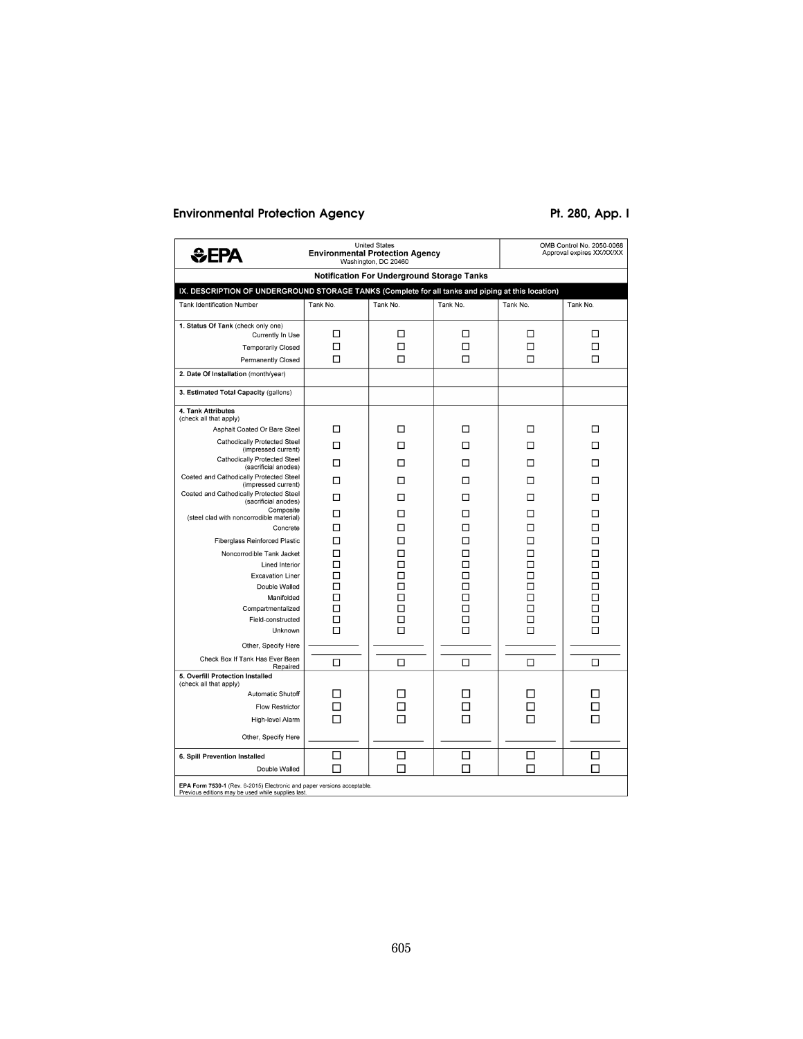| EPA | United States **Environmental Protection Agency** Washington, DC 20460 | | | OMB Control No. 2050-0068 Approval expires XX/XX/XX |
|---|---|---|---|---|
| **Notification For Underground Storage Tanks** | | | | |

**IX. DESCRIPTION OF UNDERGROUND STORAGE TANKS (Complete for all tanks and piping at this location)**

| Tank Identification Number | Tank No. | Tank No. | Tank No. | Tank No. | Tank No. |
|---|---|---|---|---|---|
| **1. Status Of Tank** (check only one) | | | | | |
| Currently In Use | ☐ | ☐ | ☐ | ☐ | ☐ |
| Temporarily Closed | ☐ | ☐ | ☐ | ☐ | ☐ |
| Permanently Closed | ☐ | ☐ | ☐ | ☐ | ☐ |
| **2. Date Of Installation** (month/year) | | | | | |
| **3. Estimated Total Capacity** (gallons) | | | | | |
| **4. Tank Attributes** (check all that apply) | | | | | |
| Asphalt Coated Or Bare Steel | ☐ | ☐ | ☐ | ☐ | ☐ |
| Cathodically Protected Steel (impressed current) | ☐ | ☐ | ☐ | ☐ | ☐ |
| Cathodically Protected Steel (sacrificial anodes) | ☐ | ☐ | ☐ | ☐ | ☐ |
| Coated and Cathodically Protected Steel (impressed current) | ☐ | ☐ | ☐ | ☐ | ☐ |
| Coated and Cathodically Protected Steel (sacrificial anodes) | ☐ | ☐ | ☐ | ☐ | ☐ |
| Composite (steel clad with noncorrodible material) | ☐ | ☐ | ☐ | ☐ | ☐ |
| Concrete | ☐ | ☐ | ☐ | ☐ | ☐ |
| Fiberglass Reinforced Plastic | ☐ | ☐ | ☐ | ☐ | ☐ |
| Noncorrodible Tank Jacket | ☐ | ☐ | ☐ | ☐ | ☐ |
| Lined Interior | ☐ | ☐ | ☐ | ☐ | ☐ |
| Excavation Liner | ☐ | ☐ | ☐ | ☐ | ☐ |
| Double Walled | ☐ | ☐ | ☐ | ☐ | ☐ |
| Manifolded | ☐ | ☐ | ☐ | ☐ | ☐ |
| Compartmentalized | ☐ | ☐ | ☐ | ☐ | ☐ |
| Field-constructed | ☐ | ☐ | ☐ | ☐ | ☐ |
| Unknown | ☐ | ☐ | ☐ | ☐ | ☐ |
| Other, Specify Here | ________ | ________ | ________ | ________ | ________ |
| Check Box If Tank Has Ever Been Repaired | ☐ | ☐ | ☐ | ☐ | ☐ |
| **5. Overfill Protection Installed** (check all that apply) | | | | | |
| Automatic Shutoff | ☐ | ☐ | ☐ | ☐ | ☐ |
| Flow Restrictor | ☐ | ☐ | ☐ | ☐ | ☐ |
| High-level Alarm | ☐ | ☐ | ☐ | ☐ | ☐ |
| Other, Specify Here | ________ | ________ | ________ | ________ | ________ |
| **6. Spill Prevention Installed** | ☐ | ☐ | ☐ | ☐ | ☐ |
| Double Walled | ☐ | ☐ | ☐ | ☐ | ☐ |

**EPA Form 7530-1** (Rev. 6-2015) Electronic and paper versions acceptable.
Previous editions may be used while supplies last.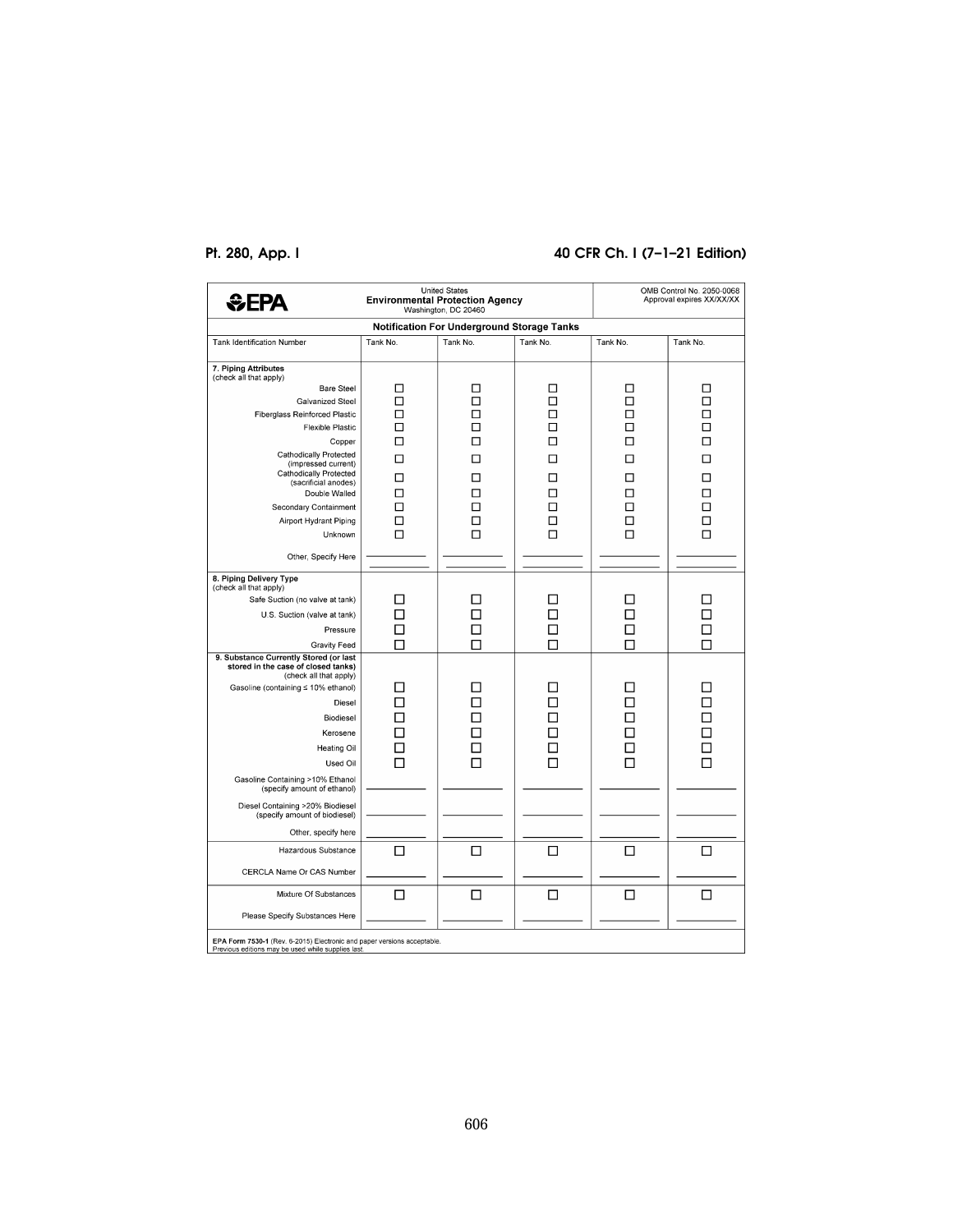| EPA | United States Environmental Protection Agency Washington, DC 20460 | | | OMB Control No. 2050-0068 Approval expires XX/XX/XX |
|---|---|---|---|---|
| | **Notification For Underground Storage Tanks** | | | |

| Tank Identification Number | Tank No. | Tank No. | Tank No. | Tank No. | Tank No. |
|---|---|---|---|---|---|
| **7. Piping Attributes** (check all that apply) | | | | | |
| Bare Steel | ☐ | ☐ | ☐ | ☐ | ☐ |
| Galvanized Steel | ☐ | ☐ | ☐ | ☐ | ☐ |
| Fiberglass Reinforced Plastic | ☐ | ☐ | ☐ | ☐ | ☐ |
| Flexible Plastic | ☐ | ☐ | ☐ | ☐ | ☐ |
| Copper | ☐ | ☐ | ☐ | ☐ | ☐ |
| Cathodically Protected (impressed current) | ☐ | ☐ | ☐ | ☐ | ☐ |
| Cathodically Protected (sacrificial anodes) | ☐ | ☐ | ☐ | ☐ | ☐ |
| Double Walled | ☐ | ☐ | ☐ | ☐ | ☐ |
| Secondary Containment | ☐ | ☐ | ☐ | ☐ | ☐ |
| Airport Hydrant Piping | ☐ | ☐ | ☐ | ☐ | ☐ |
| Unknown | ☐ | ☐ | ☐ | ☐ | ☐ |
| Other, Specify Here | ______ | ______ | ______ | ______ | ______ |
| **8. Piping Delivery Type** (check all that apply) | | | | | |
| Safe Suction (no valve at tank) | ☐ | ☐ | ☐ | ☐ | ☐ |
| U.S. Suction (valve at tank) | ☐ | ☐ | ☐ | ☐ | ☐ |
| Pressure | ☐ | ☐ | ☐ | ☐ | ☐ |
| Gravity Feed | ☐ | ☐ | ☐ | ☐ | ☐ |
| **9. Substance Currently Stored (or last stored in the case of closed tanks)** (check all that apply) | | | | | |
| Gasoline (containing ≤ 10% ethanol) | ☐ | ☐ | ☐ | ☐ | ☐ |
| Diesel | ☐ | ☐ | ☐ | ☐ | ☐ |
| Biodiesel | ☐ | ☐ | ☐ | ☐ | ☐ |
| Kerosene | ☐ | ☐ | ☐ | ☐ | ☐ |
| Heating Oil | ☐ | ☐ | ☐ | ☐ | ☐ |
| Used Oil | ☐ | ☐ | ☐ | ☐ | ☐ |
| Gasoline Containing >10% Ethanol (specify amount of ethanol) | ______ | ______ | ______ | ______ | ______ |
| Diesel Containing >20% Biodiesel (specify amount of biodiesel) | ______ | ______ | ______ | ______ | ______ |
| Other, specify here | ______ | ______ | ______ | ______ | ______ |
| Hazardous Substance | ☐ | ☐ | ☐ | ☐ | ☐ |
| CERCLA Name Or CAS Number | ______ | ______ | ______ | ______ | ______ |
| Mixture Of Substances | ☐ | ☐ | ☐ | ☐ | ☐ |
| Please Specify Substances Here | ______ | ______ | ______ | ______ | ______ |

**EPA Form 7530-1** (Rev. 6-2015) Electronic and paper versions acceptable.
Previous editions may be used while supplies last.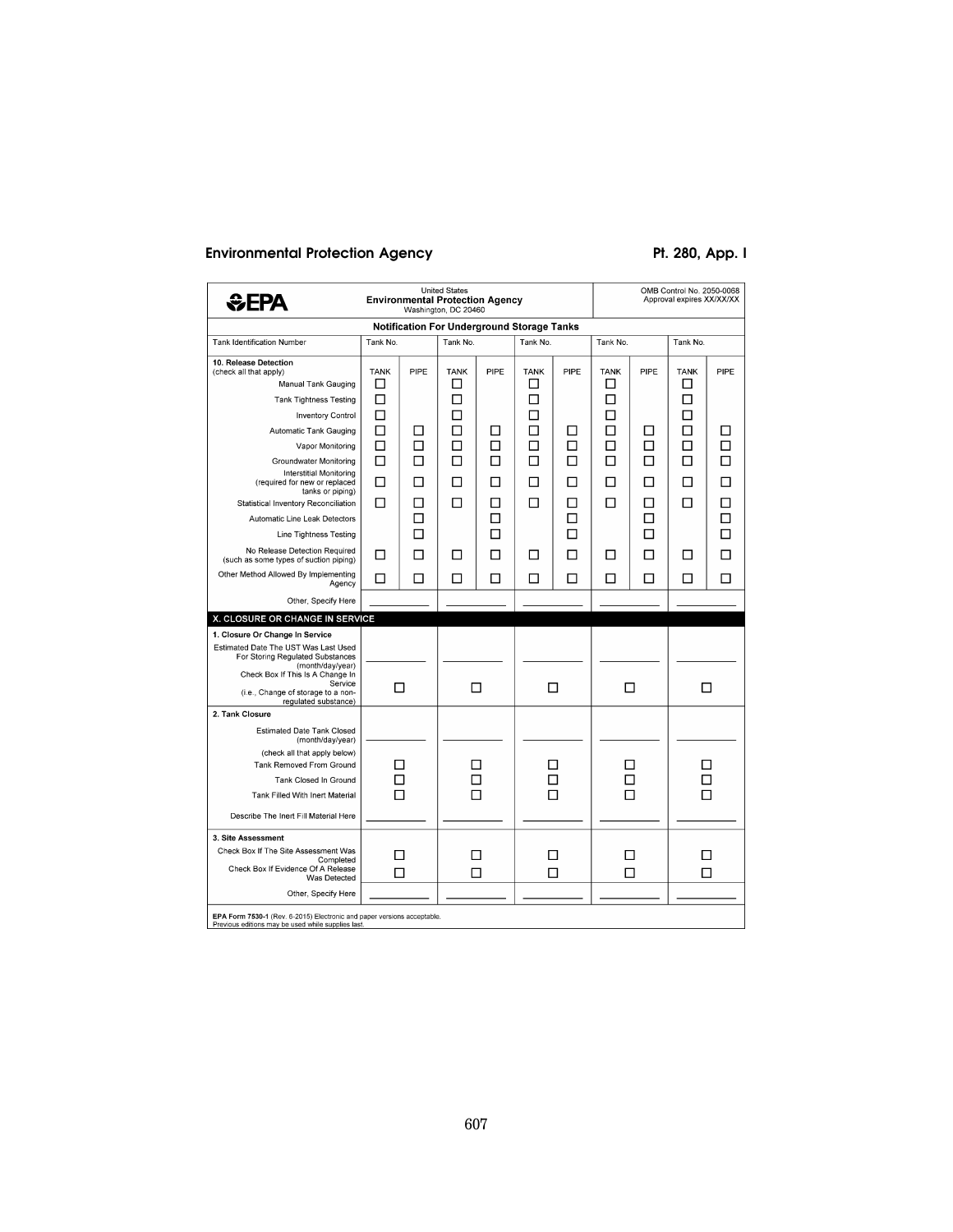| EPA | United States Environmental Protection Agency Washington, DC 20460 | | | | | | | | | | OMB Control No. 2050-0068 Approval expires XX/XX/XX |
|---|---|---|---|---|---|---|---|---|---|---|---|

**Notification For Underground Storage Tanks**

| Tank Identification Number | Tank No. | | Tank No. | | Tank No. | | Tank No. | | Tank No. | |
|---|---|---|---|---|---|---|---|---|---|---|
| **10. Release Detection** (check all that apply) | TANK | PIPE | TANK | PIPE | TANK | PIPE | TANK | PIPE | TANK | PIPE |
| Manual Tank Gauging | ☐ | | ☐ | | ☐ | | ☐ | | ☐ | |
| Tank Tightness Testing | ☐ | | ☐ | | ☐ | | ☐ | | ☐ | |
| Inventory Control | ☐ | | ☐ | | ☐ | | ☐ | | ☐ | |
| Automatic Tank Gauging | ☐ | ☐ | ☐ | ☐ | ☐ | ☐ | ☐ | ☐ | ☐ | ☐ |
| Vapor Monitoring | ☐ | ☐ | ☐ | ☐ | ☐ | ☐ | ☐ | ☐ | ☐ | ☐ |
| Groundwater Monitoring | ☐ | ☐ | ☐ | ☐ | ☐ | ☐ | ☐ | ☐ | ☐ | ☐ |
| Interstitial Monitoring (required for new or replaced tanks or piping) | ☐ | ☐ | ☐ | ☐ | ☐ | ☐ | ☐ | ☐ | ☐ | ☐ |
| Statistical Inventory Reconciliation | ☐ | ☐ | ☐ | ☐ | ☐ | ☐ | ☐ | ☐ | ☐ | ☐ |
| Automatic Line Leak Detectors | | ☐ | | ☐ | | ☐ | | ☐ | | ☐ |
| Line Tightness Testing | | ☐ | | ☐ | | ☐ | | ☐ | | ☐ |
| No Release Detection Required (such as some types of suction piping) | ☐ | ☐ | ☐ | ☐ | ☐ | ☐ | ☐ | ☐ | ☐ | ☐ |
| Other Method Allowed By Implementing Agency | ☐ | ☐ | ☐ | ☐ | ☐ | ☐ | ☐ | ☐ | ☐ | ☐ |
| Other, Specify Here | ________ | | ________ | | ________ | | ________ | | ________ | |

**X. CLOSURE OR CHANGE IN SERVICE**

| **1. Closure Or Change In Service** | | | | | |
|---|---|---|---|---|---|
| Estimated Date The UST Was Last Used For Storing Regulated Substances (month/day/year) | ________ | ________ | ________ | ________ | ________ |
| Check Box If This Is A Change In Service (i.e., Change of storage to a non-regulated substance) | ☐ | ☐ | ☐ | ☐ | ☐ |
| **2. Tank Closure** | | | | | |
| Estimated Date Tank Closed (month/day/year) | ________ | ________ | ________ | ________ | ________ |
| (check all that apply below) | | | | | |
| Tank Removed From Ground | ☐ | ☐ | ☐ | ☐ | ☐ |
| Tank Closed In Ground | ☐ | ☐ | ☐ | ☐ | ☐ |
| Tank Filled With Inert Material | ☐ | ☐ | ☐ | ☐ | ☐ |
| Describe The Inert Fill Material Here | ________ | ________ | ________ | ________ | ________ |
| **3. Site Assessment** | | | | | |
| Check Box If The Site Assessment Was Completed | ☐ | ☐ | ☐ | ☐ | ☐ |
| Check Box If Evidence Of A Release Was Detected | ☐ | ☐ | ☐ | ☐ | ☐ |
| Other, Specify Here | ________ | ________ | ________ | ________ | ________ |

**EPA Form 7530-1** (Rev. 6-2015) Electronic and paper versions acceptable.
Previous editions may be used while supplies last.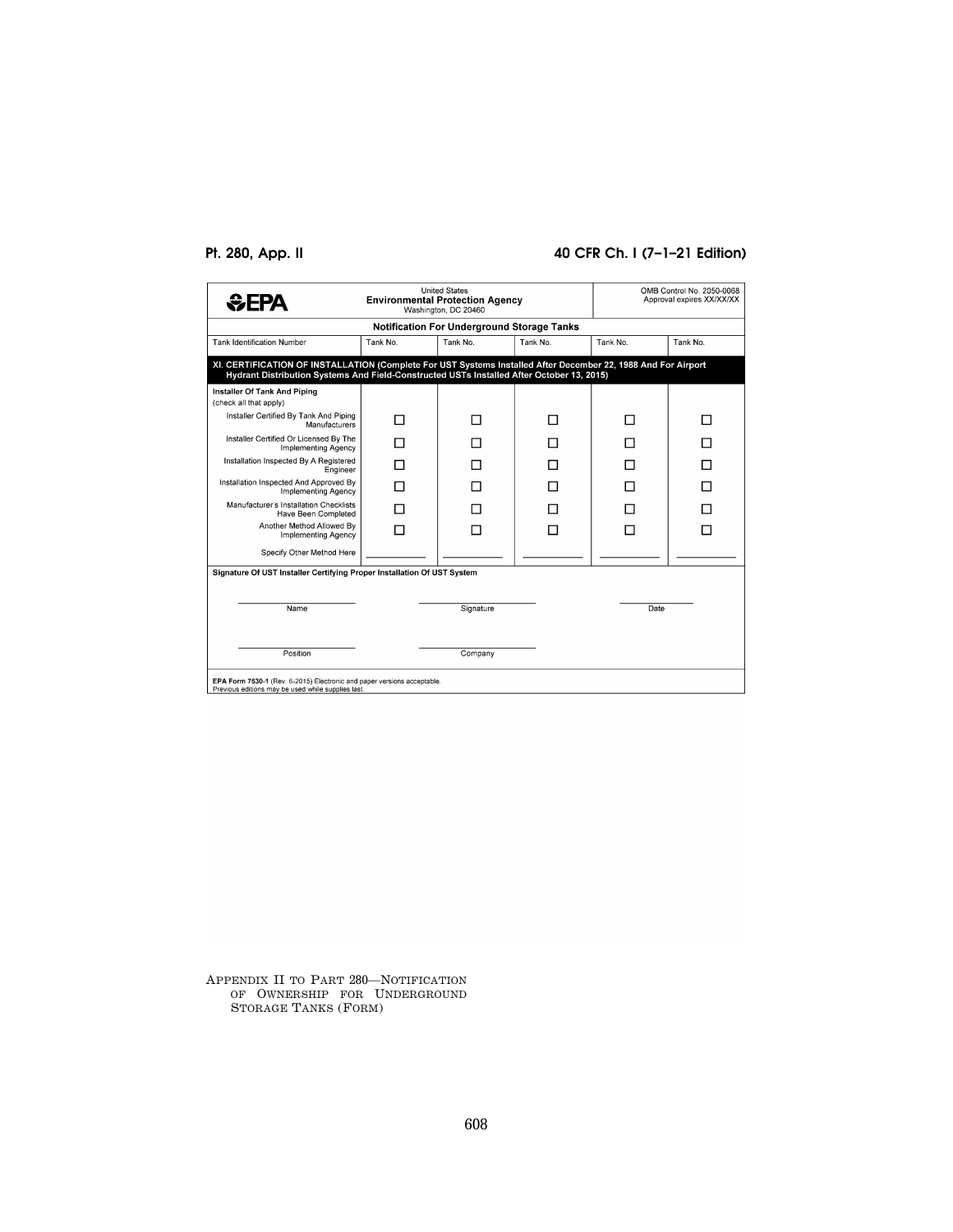| **EPA** | United States **Environmental Protection Agency** Washington, DC 20460 | | | OMB Control No. 2050-0068 Approval expires XX/XX/XX | |
|---|---|---|---|---|---|
| **Notification For Underground Storage Tanks** | | | | | |
| Tank Identification Number | Tank No. | Tank No. | Tank No. | Tank No. | Tank No. |
| **XI. CERTIFICATION OF INSTALLATION (Complete For UST Systems Installed After December 22, 1988 And For Airport Hydrant Distribution Systems And Field-Constructed USTs Installed After October 13, 2015)** | | | | | |
| **Installer Of Tank And Piping** (check all that apply) | | | | | |
| Installer Certified By Tank And Piping Manufacturers | ☐ | ☐ | ☐ | ☐ | ☐ |
| Installer Certified Or Licensed By The Implementing Agency | ☐ | ☐ | ☐ | ☐ | ☐ |
| Installation Inspected By A Registered Engineer | ☐ | ☐ | ☐ | ☐ | ☐ |
| Installation Inspected And Approved By Implementing Agency | ☐ | ☐ | ☐ | ☐ | ☐ |
| Manufacturer's Installation Checklists Have Been Completed | ☐ | ☐ | ☐ | ☐ | ☐ |
| Another Method Allowed By Implementing Agency | ☐ | ☐ | ☐ | ☐ | ☐ |
| Specify Other Method Here | \_\_\_\_\_\_\_\_ | \_\_\_\_\_\_\_\_ | \_\_\_\_\_\_\_\_ | \_\_\_\_\_\_\_\_ | \_\_\_\_\_\_\_\_ |

**Signature Of UST Installer Certifying Proper Installation Of UST System**

| Name | Signature | Date |
|---|---|---|
| | | |

| Position | Company |
|---|---|
| | |

**EPA Form 7530-1** (Rev. 6-2015) Electronic and paper versions acceptable.
Previous editions may be used while supplies last.

APPENDIX II TO PART 280—NOTIFICATION OF OWNERSHIP FOR UNDERGROUND STORAGE TANKS (FORM)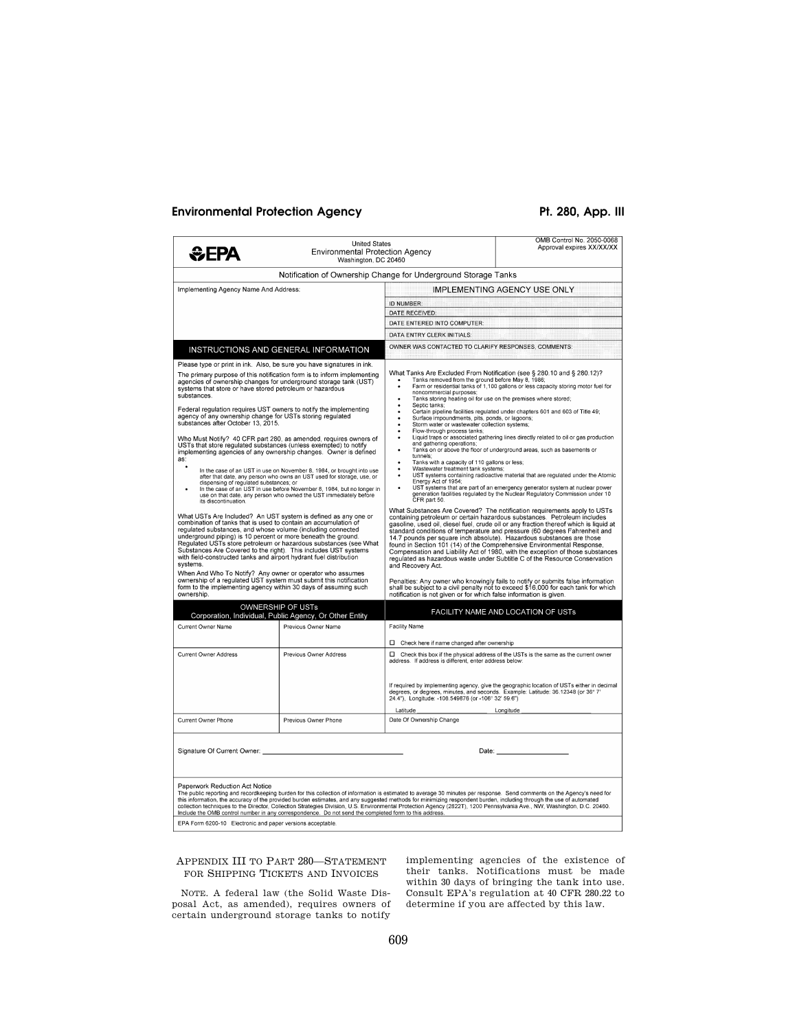EPA

United States
Environmental Protection Agency
Washington, DC 20460

OMB Control No. 2050-0068
Approval expires XX/XX/XX

## Notification of Ownership Change for Underground Storage Tanks

| Implementing Agency Name And Address: | IMPLEMENTING AGENCY USE ONLY |
|---|---|
| | ID NUMBER: |
| | DATE RECEIVED: |
| | DATE ENTERED INTO COMPUTER: |
| | DATA ENTRY CLERK INITIALS: |
| | OWNER WAS CONTACTED TO CLARIFY RESPONSES, COMMENTS: |

### INSTRUCTIONS AND GENERAL INFORMATION

Please type or print in ink. Also, be sure you have signatures in ink.

The primary purpose of this notification form is to inform implementing agencies of ownership changes for underground storage tank (UST) systems that store or have stored petroleum or hazardous substances.

Federal regulation requires UST owners to notify the implementing agency of any ownership change for USTs storing regulated substances after October 13, 2015.

Who Must Notify? 40 CFR part 280, as amended, requires owners of USTs that store regulated substances (unless exempted) to notify implementing agencies of any ownership changes. Owner is defined as:

- In the case of an UST in use on November 8, 1984, or brought into use after that date, any person who owns an UST used for storage, use, or dispensing of regulated substances; or
- In the case of an UST in use before November 8, 1984, but no longer in use on that date, any person who owned the UST immediately before its discontinuation.

What USTs Are Included? An UST system is defined as any one or combination of tanks that is used to contain an accumulation of regulated substances, and whose volume (including connected underground piping) is 10 percent or more beneath the ground. Regulated USTs store petroleum or hazardous substances (see What Substances Are Covered to the right). This includes UST systems with field-constructed tanks and airport hydrant fuel distribution systems.

When And Who To Notify? Any owner or operator who assumes ownership of a regulated UST system must submit this notification form to the implementing agency within 30 days of assuming such ownership.

What Tanks Are Excluded From Notification (see § 280.10 and § 280.12)?

- Tanks removed from the ground before May 8, 1986;
- Farm or residential tanks of 1,100 gallons or less capacity storing motor fuel for noncommercial purposes;
- Tanks storing heating oil for use on the premises where stored;
- Septic tanks;
- Certain pipeline facilities regulated under chapters 601 and 603 of Title 49;
- Surface impoundments, pits, ponds, or lagoons;
- Storm water or wastewater collection systems;
- Flow-through process tanks;
- Liquid traps or associated gathering lines directly related to oil or gas production and gathering operations;
- Tanks on or above the floor of underground areas, such as basements or tunnels;
- Tanks with a capacity of 110 gallons or less;
- Wastewater treatment tank systems;
- UST systems containing radioactive material that are regulated under the Atomic Energy Act of 1954;
- UST systems that are part of an emergency generator system at nuclear power generation facilities regulated by the Nuclear Regulatory Commission under 10 CFR part 50.

What Substances Are Covered? The notification requirements apply to USTs containing petroleum or certain hazardous substances. Petroleum includes gasoline, used oil, diesel fuel, crude oil or any fraction thereof which is liquid at standard conditions of temperature and pressure (60 degrees Fahrenheit and 14.7 pounds per square inch absolute). Hazardous substances are those found in Section 101 (14) of the Comprehensive Environmental Response, Compensation and Liability Act of 1980, with the exception of those substances regulated as hazardous waste under Subtitle C of the Resource Conservation and Recovery Act.

Penalties: Any owner who knowingly fails to notify or submits false information shall be subject to a civil penalty not to exceed $16,000 for each tank for which notification is not given or for which false information is given.

| OWNERSHIP OF USTs<br>Corporation, Individual, Public Agency, Or Other Entity | | FACILITY NAME AND LOCATION OF USTs |
|---|---|---|
| Current Owner Name | Previous Owner Name | Facility Name<br>☐ Check here if name changed after ownership |
| Current Owner Address | Previous Owner Address | ☐ Check this box if the physical address of the USTs is the same as the current owner address. If address is different, enter address below:<br>If required by implementing agency, give the geographic location of USTs either in decimal degrees, or degrees, minutes, and seconds. Example: Latitude: 36.12348 (or 36° 7' 24.4"), Longitude: -106.549876 (or -106° 32' 59.6")<br>Latitude \_\_\_\_\_\_ Longitude \_\_\_\_\_\_ |
| Current Owner Phone | Previous Owner Phone | Date Of Ownership Change |

Signature Of Current Owner: \_\_\_\_\_\_\_\_\_\_\_\_\_\_\_\_ Date: \_\_\_\_\_\_\_\_\_\_

Paperwork Reduction Act Notice
The public reporting and recordkeeping burden for this collection of information is estimated to average 30 minutes per response. Send comments on the Agency's need for this information, the accuracy of the provided burden estimates, and any suggested methods for minimizing respondent burden, including through the use of automated collection techniques to the Director, Collection Strategies Division, U.S. Environmental Protection Agency (2822T), 1200 Pennsylvania Ave., NW, Washington, D.C. 20460. Include the OMB control number in any correspondence. Do not send the completed form to this address.

EPA Form 6200-10 Electronic and paper versions acceptable.

## Appendix III to Part 280—Statement for Shipping Tickets and Invoices

NOTE. A federal law (the Solid Waste Disposal Act, as amended), requires owners of certain underground storage tanks to notify implementing agencies of the existence of their tanks. Notifications must be made within 30 days of bringing the tank into use. Consult EPA's regulation at 40 CFR 280.22 to determine if you are affected by this law.